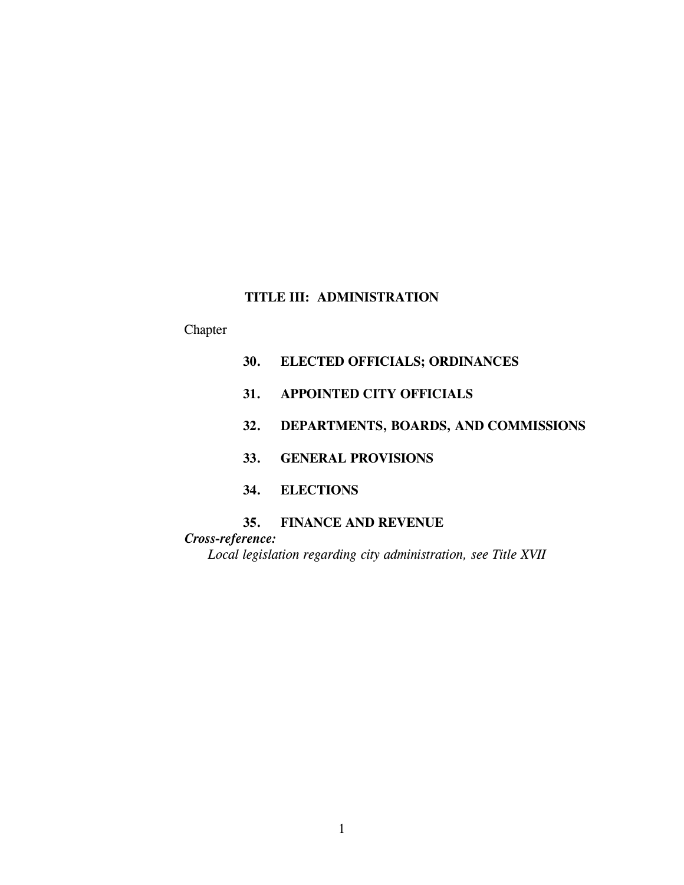# TITLE III: ADMINISTRATION

Chapter

**30. ELECTED OFFICIALS; ORDINANCES**

**31. APPOINTED CITY OFFICIALS**

**32. DEPARTMENTS, BOARDS, AND COMMISSIONS**

**33. GENERAL PROVISIONS**

**34. ELECTIONS**

**35. FINANCE AND REVENUE**

***Cross-reference:***

*Local legislation regarding city administration, see Title XVII*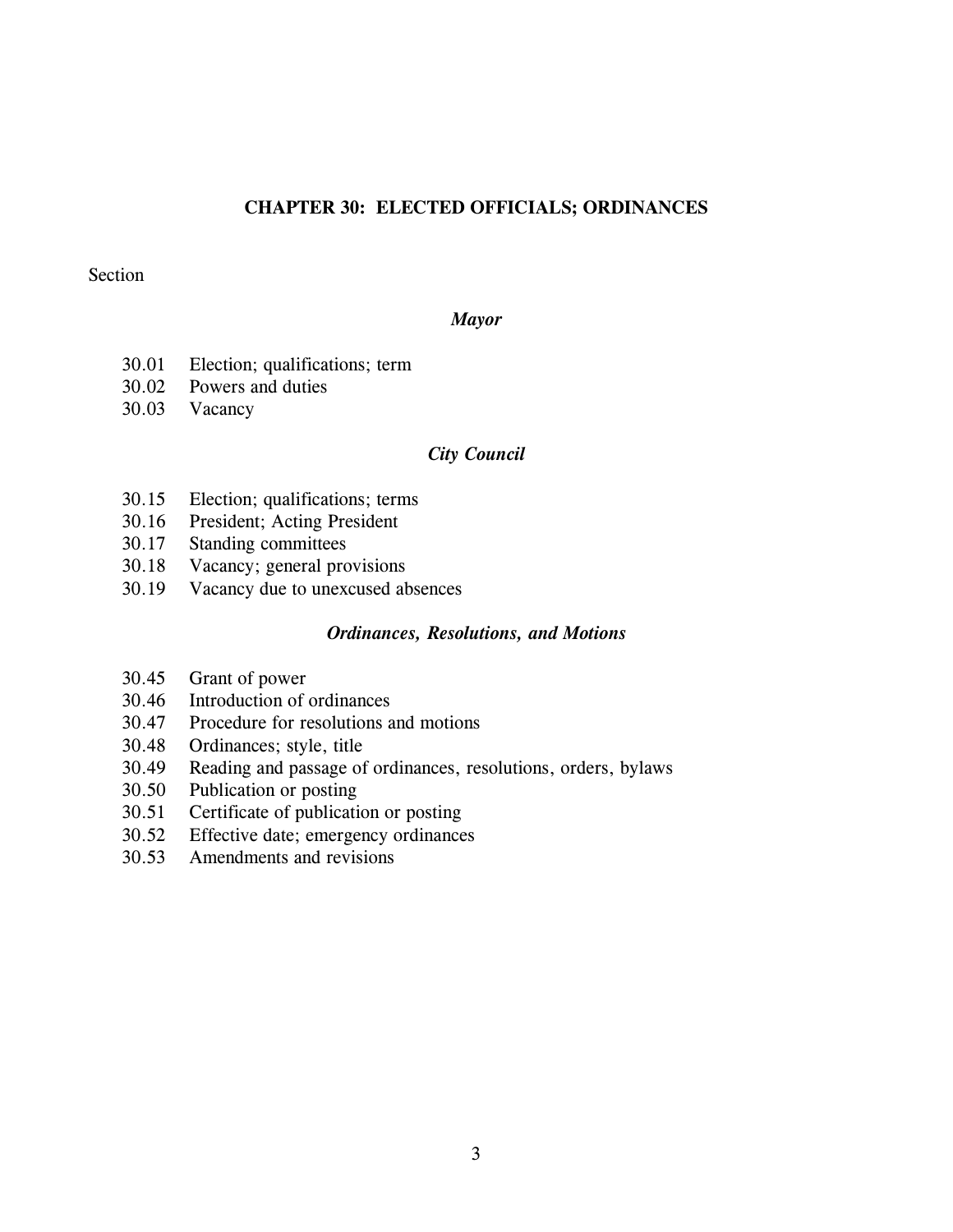# CHAPTER 30: ELECTED OFFICIALS; ORDINANCES

Section

### *Mayor*

30.01 Election; qualifications; term
30.02 Powers and duties
30.03 Vacancy

### *City Council*

30.15 Election; qualifications; terms
30.16 President; Acting President
30.17 Standing committees
30.18 Vacancy; general provisions
30.19 Vacancy due to unexcused absences

### *Ordinances, Resolutions, and Motions*

30.45 Grant of power
30.46 Introduction of ordinances
30.47 Procedure for resolutions and motions
30.48 Ordinances; style, title
30.49 Reading and passage of ordinances, resolutions, orders, bylaws
30.50 Publication or posting
30.51 Certificate of publication or posting
30.52 Effective date; emergency ordinances
30.53 Amendments and revisions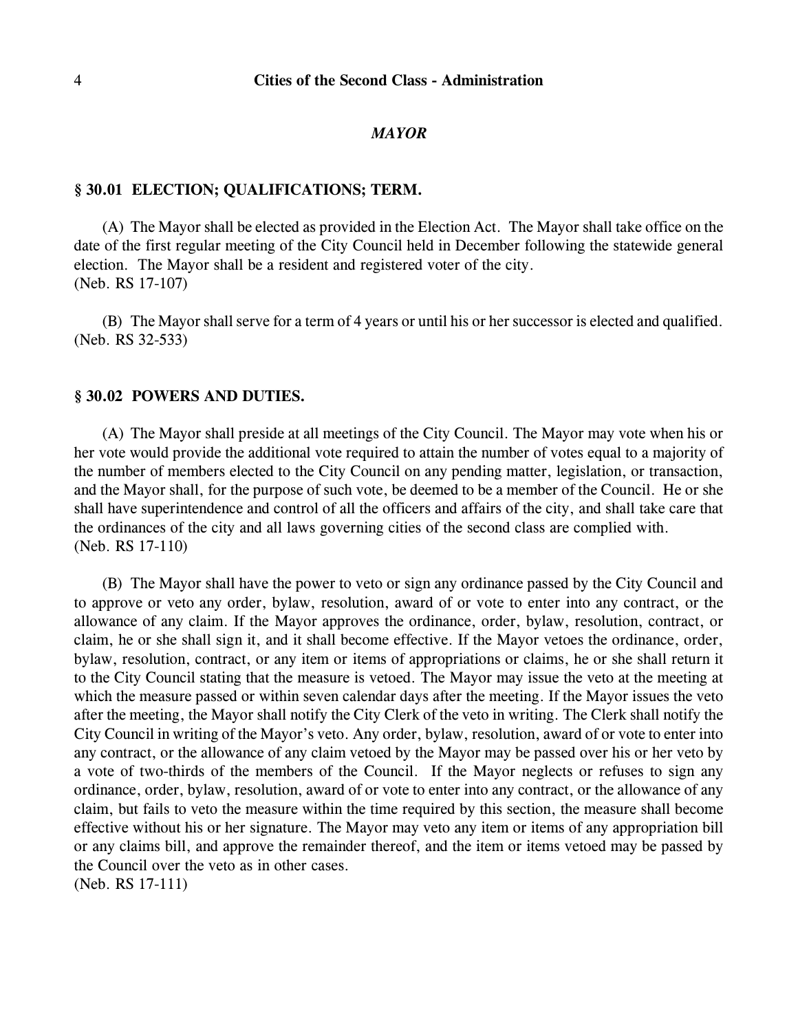## *MAYOR*

### § 30.01 ELECTION; QUALIFICATIONS; TERM.

(A) The Mayor shall be elected as provided in the Election Act. The Mayor shall take office on the date of the first regular meeting of the City Council held in December following the statewide general election. The Mayor shall be a resident and registered voter of the city.
(Neb. RS 17-107)

(B) The Mayor shall serve for a term of 4 years or until his or her successor is elected and qualified.
(Neb. RS 32-533)

### § 30.02 POWERS AND DUTIES.

(A) The Mayor shall preside at all meetings of the City Council. The Mayor may vote when his or her vote would provide the additional vote required to attain the number of votes equal to a majority of the number of members elected to the City Council on any pending matter, legislation, or transaction, and the Mayor shall, for the purpose of such vote, be deemed to be a member of the Council. He or she shall have superintendence and control of all the officers and affairs of the city, and shall take care that the ordinances of the city and all laws governing cities of the second class are complied with.
(Neb. RS 17-110)

(B) The Mayor shall have the power to veto or sign any ordinance passed by the City Council and to approve or veto any order, bylaw, resolution, award of or vote to enter into any contract, or the allowance of any claim. If the Mayor approves the ordinance, order, bylaw, resolution, contract, or claim, he or she shall sign it, and it shall become effective. If the Mayor vetoes the ordinance, order, bylaw, resolution, contract, or any item or items of appropriations or claims, he or she shall return it to the City Council stating that the measure is vetoed. The Mayor may issue the veto at the meeting at which the measure passed or within seven calendar days after the meeting. If the Mayor issues the veto after the meeting, the Mayor shall notify the City Clerk of the veto in writing. The Clerk shall notify the City Council in writing of the Mayor's veto. Any order, bylaw, resolution, award of or vote to enter into any contract, or the allowance of any claim vetoed by the Mayor may be passed over his or her veto by a vote of two-thirds of the members of the Council. If the Mayor neglects or refuses to sign any ordinance, order, bylaw, resolution, award of or vote to enter into any contract, or the allowance of any claim, but fails to veto the measure within the time required by this section, the measure shall become effective without his or her signature. The Mayor may veto any item or items of any appropriation bill or any claims bill, and approve the remainder thereof, and the item or items vetoed may be passed by the Council over the veto as in other cases.
(Neb. RS 17-111)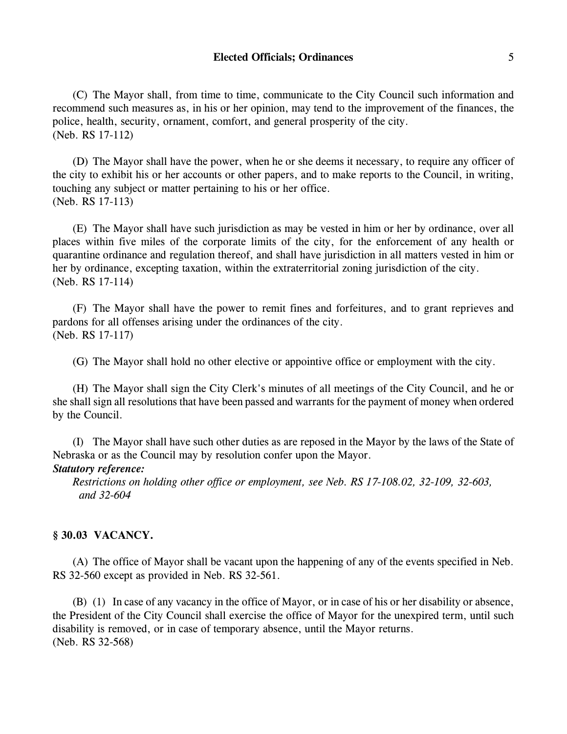(C) The Mayor shall, from time to time, communicate to the City Council such information and recommend such measures as, in his or her opinion, may tend to the improvement of the finances, the police, health, security, ornament, comfort, and general prosperity of the city.
(Neb. RS 17-112)

(D) The Mayor shall have the power, when he or she deems it necessary, to require any officer of the city to exhibit his or her accounts or other papers, and to make reports to the Council, in writing, touching any subject or matter pertaining to his or her office.
(Neb. RS 17-113)

(E) The Mayor shall have such jurisdiction as may be vested in him or her by ordinance, over all places within five miles of the corporate limits of the city, for the enforcement of any health or quarantine ordinance and regulation thereof, and shall have jurisdiction in all matters vested in him or her by ordinance, excepting taxation, within the extraterritorial zoning jurisdiction of the city.
(Neb. RS 17-114)

(F) The Mayor shall have the power to remit fines and forfeitures, and to grant reprieves and pardons for all offenses arising under the ordinances of the city.
(Neb. RS 17-117)

(G) The Mayor shall hold no other elective or appointive office or employment with the city.

(H) The Mayor shall sign the City Clerk's minutes of all meetings of the City Council, and he or she shall sign all resolutions that have been passed and warrants for the payment of money when ordered by the Council.

(I) The Mayor shall have such other duties as are reposed in the Mayor by the laws of the State of Nebraska or as the Council may by resolution confer upon the Mayor.

***Statutory reference:***

*Restrictions on holding other office or employment, see Neb. RS 17-108.02, 32-109, 32-603, and 32-604*

### § 30.03 VACANCY.

(A) The office of Mayor shall be vacant upon the happening of any of the events specified in Neb. RS 32-560 except as provided in Neb. RS 32-561.

(B) (1) In case of any vacancy in the office of Mayor, or in case of his or her disability or absence, the President of the City Council shall exercise the office of Mayor for the unexpired term, until such disability is removed, or in case of temporary absence, until the Mayor returns.
(Neb. RS 32-568)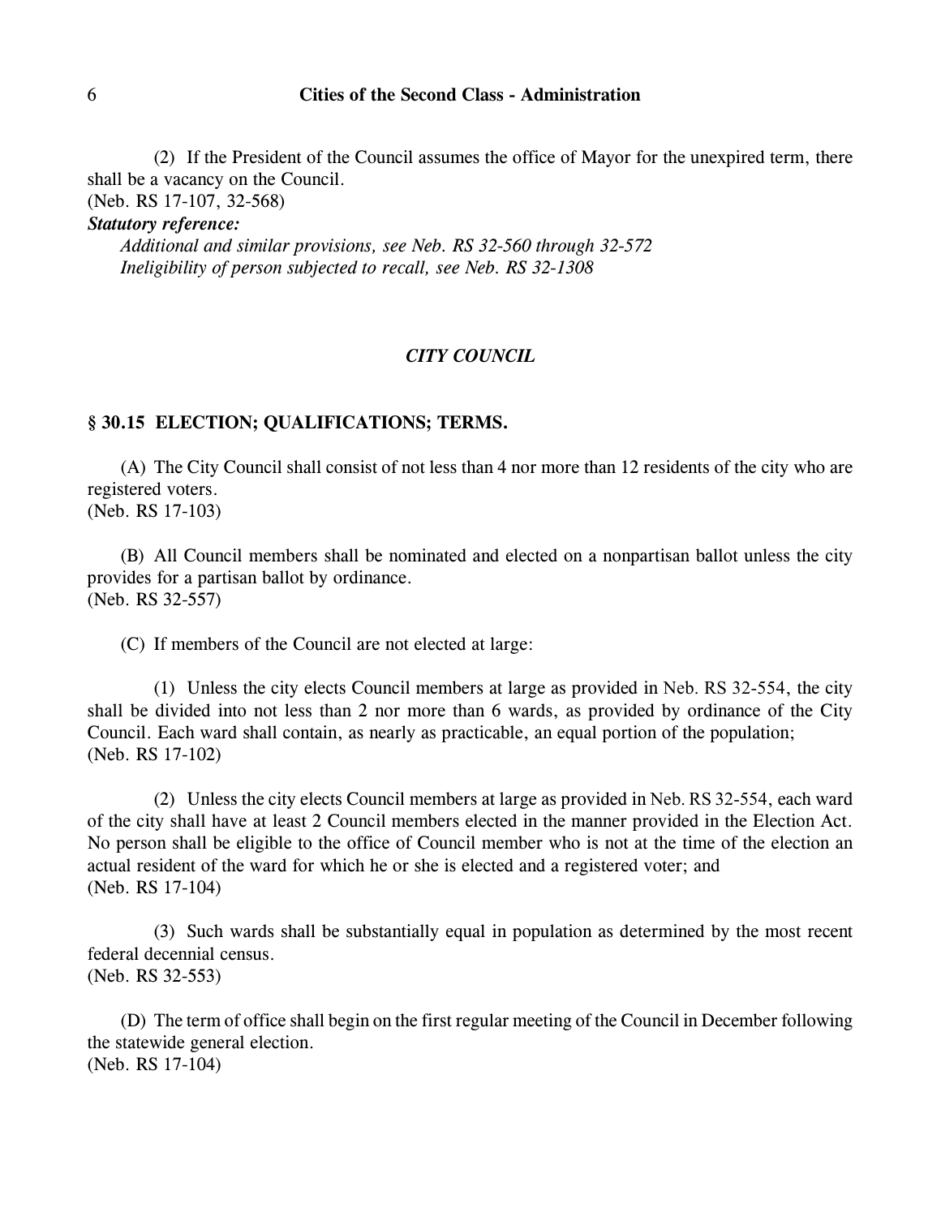(2) If the President of the Council assumes the office of Mayor for the unexpired term, there shall be a vacancy on the Council.
(Neb. RS 17-107, 32-568)

***Statutory reference:***

*Additional and similar provisions, see Neb. RS 32-560 through 32-572*
*Ineligibility of person subjected to recall, see Neb. RS 32-1308*

## *CITY COUNCIL*

### § 30.15 ELECTION; QUALIFICATIONS; TERMS.

(A) The City Council shall consist of not less than 4 nor more than 12 residents of the city who are registered voters.
(Neb. RS 17-103)

(B) All Council members shall be nominated and elected on a nonpartisan ballot unless the city provides for a partisan ballot by ordinance.
(Neb. RS 32-557)

(C) If members of the Council are not elected at large:

(1) Unless the city elects Council members at large as provided in Neb. RS 32-554, the city shall be divided into not less than 2 nor more than 6 wards, as provided by ordinance of the City Council. Each ward shall contain, as nearly as practicable, an equal portion of the population;
(Neb. RS 17-102)

(2) Unless the city elects Council members at large as provided in Neb. RS 32-554, each ward of the city shall have at least 2 Council members elected in the manner provided in the Election Act. No person shall be eligible to the office of Council member who is not at the time of the election an actual resident of the ward for which he or she is elected and a registered voter; and
(Neb. RS 17-104)

(3) Such wards shall be substantially equal in population as determined by the most recent federal decennial census.
(Neb. RS 32-553)

(D) The term of office shall begin on the first regular meeting of the Council in December following the statewide general election.
(Neb. RS 17-104)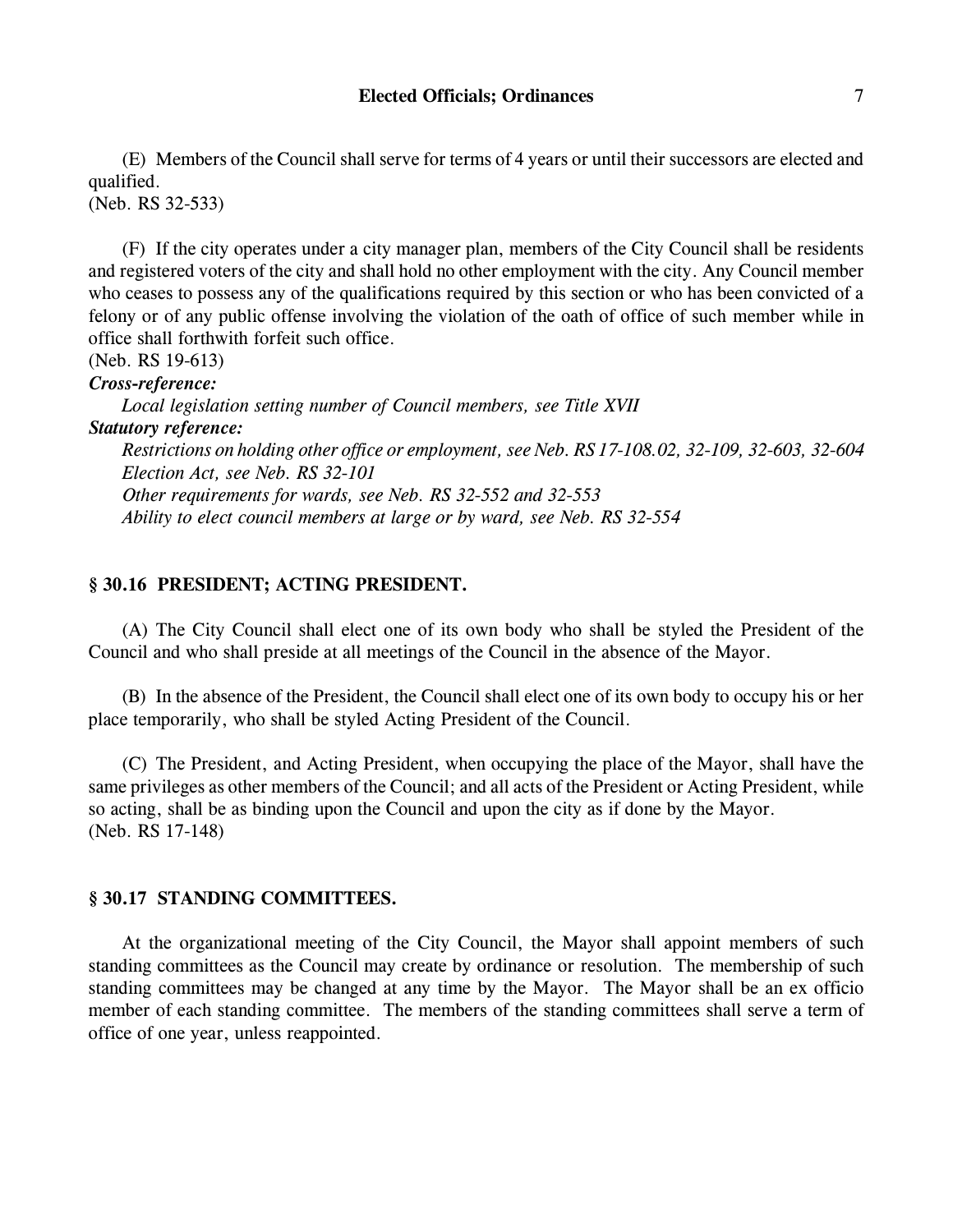(E) Members of the Council shall serve for terms of 4 years or until their successors are elected and qualified.
(Neb. RS 32-533)

(F) If the city operates under a city manager plan, members of the City Council shall be residents and registered voters of the city and shall hold no other employment with the city. Any Council member who ceases to possess any of the qualifications required by this section or who has been convicted of a felony or of any public offense involving the violation of the oath of office of such member while in office shall forthwith forfeit such office.
(Neb. RS 19-613)

***Cross-reference:***

*Local legislation setting number of Council members, see Title XVII*

***Statutory reference:***

*Restrictions on holding other office or employment, see Neb. RS 17-108.02, 32-109, 32-603, 32-604*

*Election Act, see Neb. RS 32-101*

*Other requirements for wards, see Neb. RS 32-552 and 32-553*

*Ability to elect council members at large or by ward, see Neb. RS 32-554*

## § 30.16 PRESIDENT; ACTING PRESIDENT.

(A) The City Council shall elect one of its own body who shall be styled the President of the Council and who shall preside at all meetings of the Council in the absence of the Mayor.

(B) In the absence of the President, the Council shall elect one of its own body to occupy his or her place temporarily, who shall be styled Acting President of the Council.

(C) The President, and Acting President, when occupying the place of the Mayor, shall have the same privileges as other members of the Council; and all acts of the President or Acting President, while so acting, shall be as binding upon the Council and upon the city as if done by the Mayor.
(Neb. RS 17-148)

## § 30.17 STANDING COMMITTEES.

At the organizational meeting of the City Council, the Mayor shall appoint members of such standing committees as the Council may create by ordinance or resolution. The membership of such standing committees may be changed at any time by the Mayor. The Mayor shall be an ex officio member of each standing committee. The members of the standing committees shall serve a term of office of one year, unless reappointed.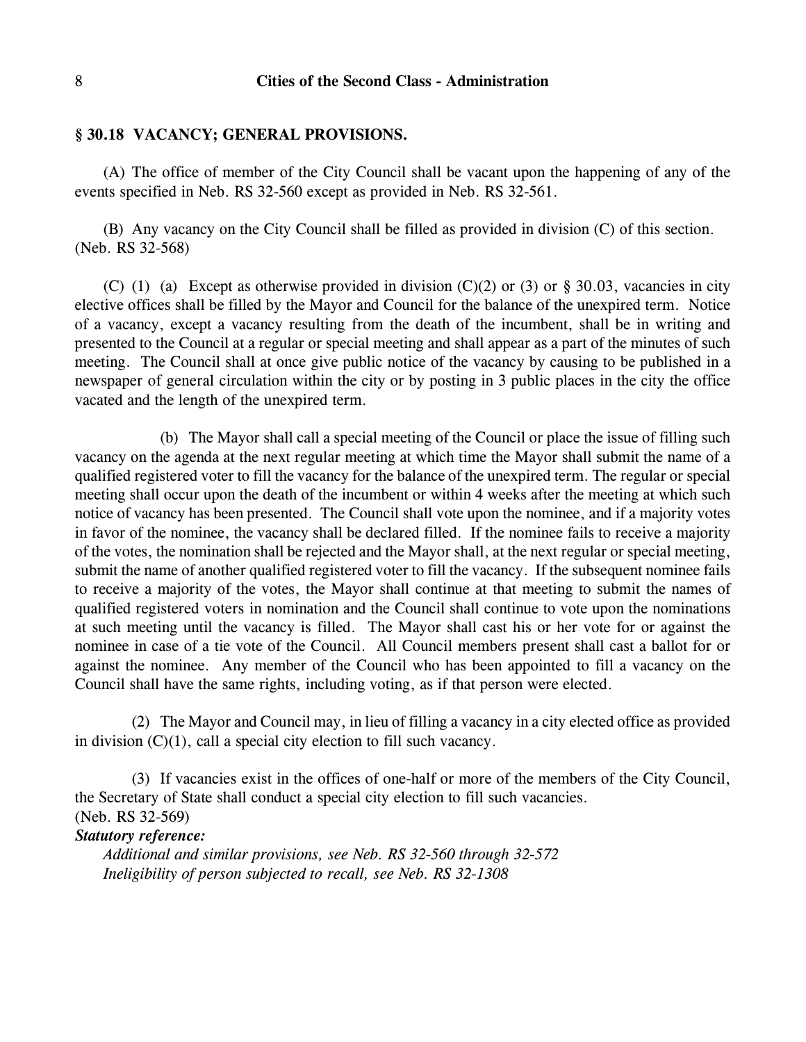## § 30.18 VACANCY; GENERAL PROVISIONS.

(A) The office of member of the City Council shall be vacant upon the happening of any of the events specified in Neb. RS 32-560 except as provided in Neb. RS 32-561.

(B) Any vacancy on the City Council shall be filled as provided in division (C) of this section. (Neb. RS 32-568)

(C) (1) (a) Except as otherwise provided in division (C)(2) or (3) or § 30.03, vacancies in city elective offices shall be filled by the Mayor and Council for the balance of the unexpired term. Notice of a vacancy, except a vacancy resulting from the death of the incumbent, shall be in writing and presented to the Council at a regular or special meeting and shall appear as a part of the minutes of such meeting. The Council shall at once give public notice of the vacancy by causing to be published in a newspaper of general circulation within the city or by posting in 3 public places in the city the office vacated and the length of the unexpired term.

(b) The Mayor shall call a special meeting of the Council or place the issue of filling such vacancy on the agenda at the next regular meeting at which time the Mayor shall submit the name of a qualified registered voter to fill the vacancy for the balance of the unexpired term. The regular or special meeting shall occur upon the death of the incumbent or within 4 weeks after the meeting at which such notice of vacancy has been presented. The Council shall vote upon the nominee, and if a majority votes in favor of the nominee, the vacancy shall be declared filled. If the nominee fails to receive a majority of the votes, the nomination shall be rejected and the Mayor shall, at the next regular or special meeting, submit the name of another qualified registered voter to fill the vacancy. If the subsequent nominee fails to receive a majority of the votes, the Mayor shall continue at that meeting to submit the names of qualified registered voters in nomination and the Council shall continue to vote upon the nominations at such meeting until the vacancy is filled. The Mayor shall cast his or her vote for or against the nominee in case of a tie vote of the Council. All Council members present shall cast a ballot for or against the nominee. Any member of the Council who has been appointed to fill a vacancy on the Council shall have the same rights, including voting, as if that person were elected.

(2) The Mayor and Council may, in lieu of filling a vacancy in a city elected office as provided in division (C)(1), call a special city election to fill such vacancy.

(3) If vacancies exist in the offices of one-half or more of the members of the City Council, the Secretary of State shall conduct a special city election to fill such vacancies.
(Neb. RS 32-569)

***Statutory reference:***

*Additional and similar provisions, see Neb. RS 32-560 through 32-572*

*Ineligibility of person subjected to recall, see Neb. RS 32-1308*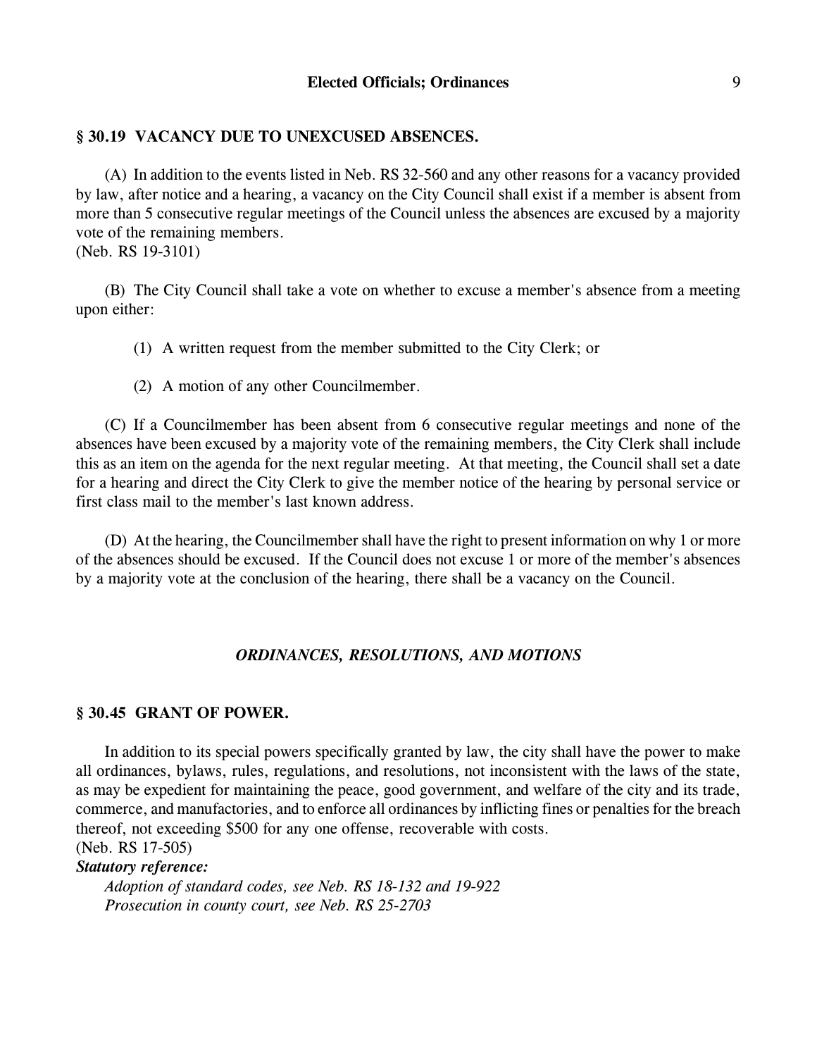## § 30.19 VACANCY DUE TO UNEXCUSED ABSENCES.

(A) In addition to the events listed in Neb. RS 32-560 and any other reasons for a vacancy provided by law, after notice and a hearing, a vacancy on the City Council shall exist if a member is absent from more than 5 consecutive regular meetings of the Council unless the absences are excused by a majority vote of the remaining members.
(Neb. RS 19-3101)

(B) The City Council shall take a vote on whether to excuse a member's absence from a meeting upon either:

(1) A written request from the member submitted to the City Clerk; or

(2) A motion of any other Councilmember.

(C) If a Councilmember has been absent from 6 consecutive regular meetings and none of the absences have been excused by a majority vote of the remaining members, the City Clerk shall include this as an item on the agenda for the next regular meeting. At that meeting, the Council shall set a date for a hearing and direct the City Clerk to give the member notice of the hearing by personal service or first class mail to the member's last known address.

(D) At the hearing, the Councilmember shall have the right to present information on why 1 or more of the absences should be excused. If the Council does not excuse 1 or more of the member's absences by a majority vote at the conclusion of the hearing, there shall be a vacancy on the Council.

### *ORDINANCES, RESOLUTIONS, AND MOTIONS*

## § 30.45 GRANT OF POWER.

In addition to its special powers specifically granted by law, the city shall have the power to make all ordinances, bylaws, rules, regulations, and resolutions, not inconsistent with the laws of the state, as may be expedient for maintaining the peace, good government, and welfare of the city and its trade, commerce, and manufactories, and to enforce all ordinances by inflicting fines or penalties for the breach thereof, not exceeding $500 for any one offense, recoverable with costs.
(Neb. RS 17-505)

***Statutory reference:***

*Adoption of standard codes, see Neb. RS 18-132 and 19-922*
*Prosecution in county court, see Neb. RS 25-2703*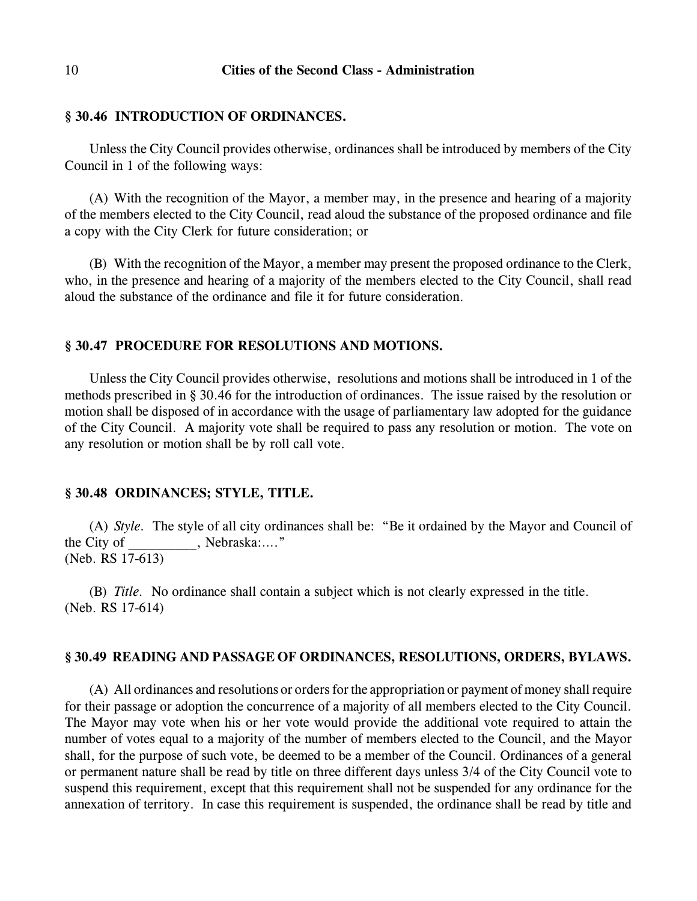### § 30.46 INTRODUCTION OF ORDINANCES.

Unless the City Council provides otherwise, ordinances shall be introduced by members of the City Council in 1 of the following ways:

(A) With the recognition of the Mayor, a member may, in the presence and hearing of a majority of the members elected to the City Council, read aloud the substance of the proposed ordinance and file a copy with the City Clerk for future consideration; or

(B) With the recognition of the Mayor, a member may present the proposed ordinance to the Clerk, who, in the presence and hearing of a majority of the members elected to the City Council, shall read aloud the substance of the ordinance and file it for future consideration.

### § 30.47 PROCEDURE FOR RESOLUTIONS AND MOTIONS.

Unless the City Council provides otherwise, resolutions and motions shall be introduced in 1 of the methods prescribed in § 30.46 for the introduction of ordinances. The issue raised by the resolution or motion shall be disposed of in accordance with the usage of parliamentary law adopted for the guidance of the City Council. A majority vote shall be required to pass any resolution or motion. The vote on any resolution or motion shall be by roll call vote.

### § 30.48 ORDINANCES; STYLE, TITLE.

(A) *Style*. The style of all city ordinances shall be: "Be it ordained by the Mayor and Council of the City of __________, Nebraska:...."
(Neb. RS 17-613)

(B) *Title*. No ordinance shall contain a subject which is not clearly expressed in the title.
(Neb. RS 17-614)

### § 30.49 READING AND PASSAGE OF ORDINANCES, RESOLUTIONS, ORDERS, BYLAWS.

(A) All ordinances and resolutions or orders for the appropriation or payment of money shall require for their passage or adoption the concurrence of a majority of all members elected to the City Council. The Mayor may vote when his or her vote would provide the additional vote required to attain the number of votes equal to a majority of the number of members elected to the Council, and the Mayor shall, for the purpose of such vote, be deemed to be a member of the Council. Ordinances of a general or permanent nature shall be read by title on three different days unless 3/4 of the City Council vote to suspend this requirement, except that this requirement shall not be suspended for any ordinance for the annexation of territory. In case this requirement is suspended, the ordinance shall be read by title and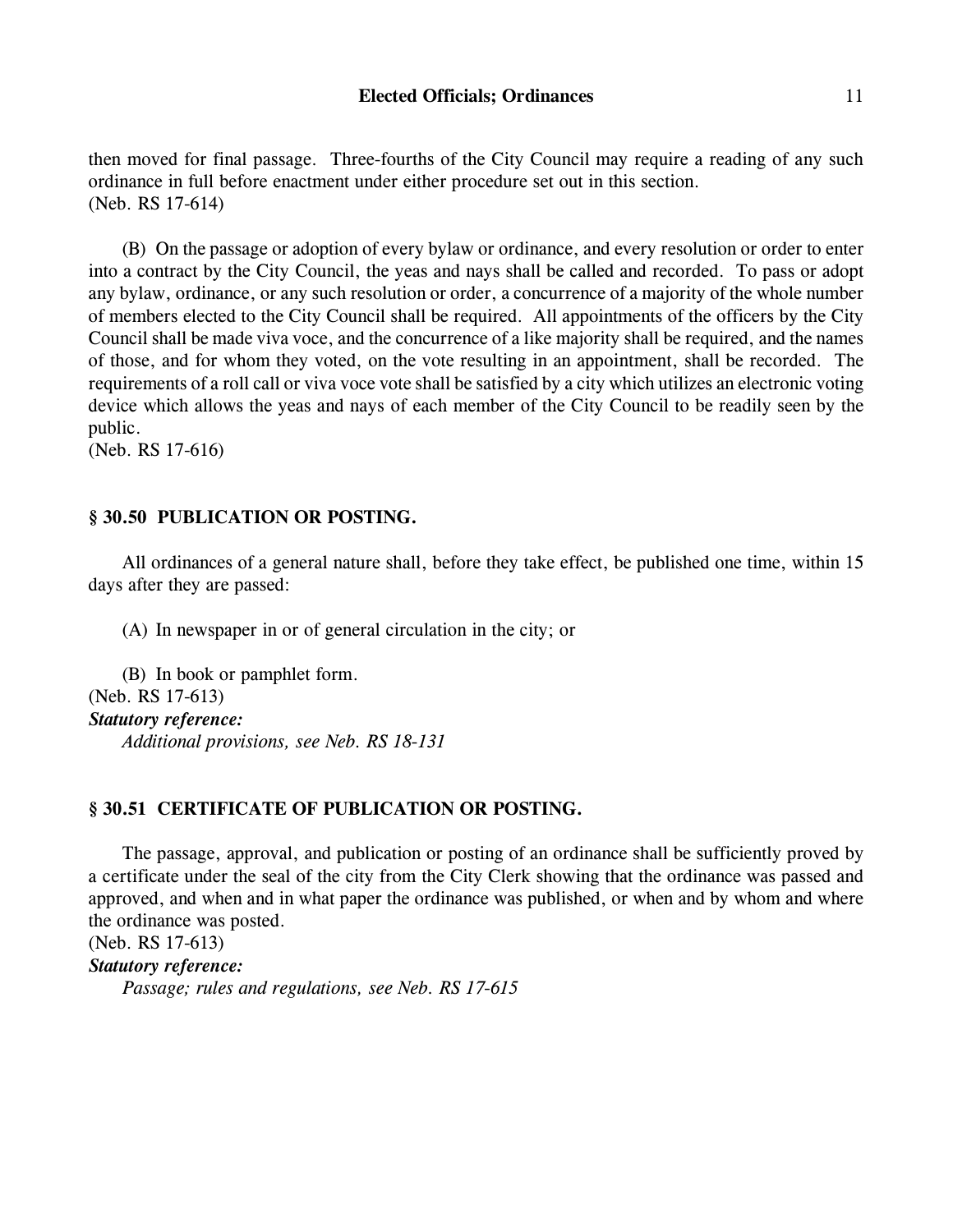then moved for final passage. Three-fourths of the City Council may require a reading of any such ordinance in full before enactment under either procedure set out in this section.
(Neb. RS 17-614)

(B) On the passage or adoption of every bylaw or ordinance, and every resolution or order to enter into a contract by the City Council, the yeas and nays shall be called and recorded. To pass or adopt any bylaw, ordinance, or any such resolution or order, a concurrence of a majority of the whole number of members elected to the City Council shall be required. All appointments of the officers by the City Council shall be made viva voce, and the concurrence of a like majority shall be required, and the names of those, and for whom they voted, on the vote resulting in an appointment, shall be recorded. The requirements of a roll call or viva voce vote shall be satisfied by a city which utilizes an electronic voting device which allows the yeas and nays of each member of the City Council to be readily seen by the public.
(Neb. RS 17-616)

## § 30.50 PUBLICATION OR POSTING.

All ordinances of a general nature shall, before they take effect, be published one time, within 15 days after they are passed:

(A) In newspaper in or of general circulation in the city; or

(B) In book or pamphlet form.
(Neb. RS 17-613)
***Statutory reference:***
*Additional provisions, see Neb. RS 18-131*

## § 30.51 CERTIFICATE OF PUBLICATION OR POSTING.

The passage, approval, and publication or posting of an ordinance shall be sufficiently proved by a certificate under the seal of the city from the City Clerk showing that the ordinance was passed and approved, and when and in what paper the ordinance was published, or when and by whom and where the ordinance was posted.
(Neb. RS 17-613)
***Statutory reference:***
*Passage; rules and regulations, see Neb. RS 17-615*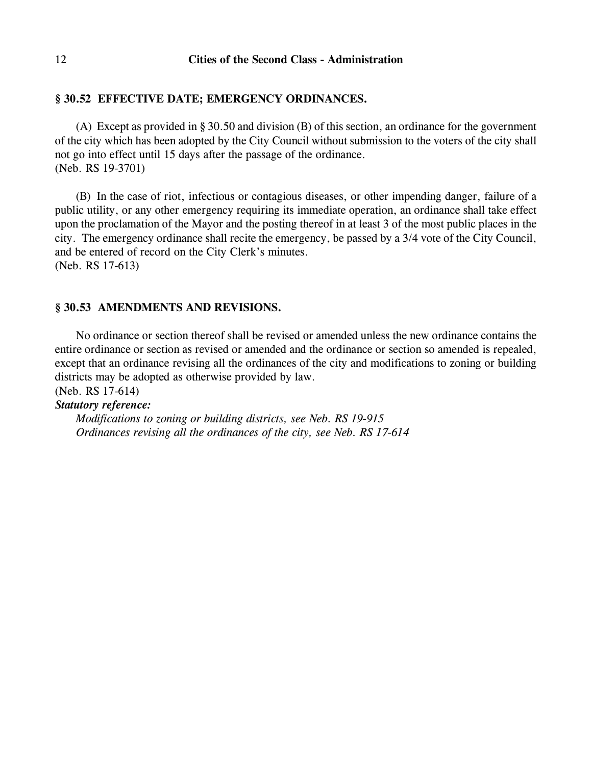### § 30.52 EFFECTIVE DATE; EMERGENCY ORDINANCES.

(A) Except as provided in § 30.50 and division (B) of this section, an ordinance for the government of the city which has been adopted by the City Council without submission to the voters of the city shall not go into effect until 15 days after the passage of the ordinance.
(Neb. RS 19-3701)

(B) In the case of riot, infectious or contagious diseases, or other impending danger, failure of a public utility, or any other emergency requiring its immediate operation, an ordinance shall take effect upon the proclamation of the Mayor and the posting thereof in at least 3 of the most public places in the city. The emergency ordinance shall recite the emergency, be passed by a 3/4 vote of the City Council, and be entered of record on the City Clerk's minutes.
(Neb. RS 17-613)

### § 30.53 AMENDMENTS AND REVISIONS.

No ordinance or section thereof shall be revised or amended unless the new ordinance contains the entire ordinance or section as revised or amended and the ordinance or section so amended is repealed, except that an ordinance revising all the ordinances of the city and modifications to zoning or building districts may be adopted as otherwise provided by law.
(Neb. RS 17-614)

***Statutory reference:***

*Modifications to zoning or building districts, see Neb. RS 19-915*

*Ordinances revising all the ordinances of the city, see Neb. RS 17-614*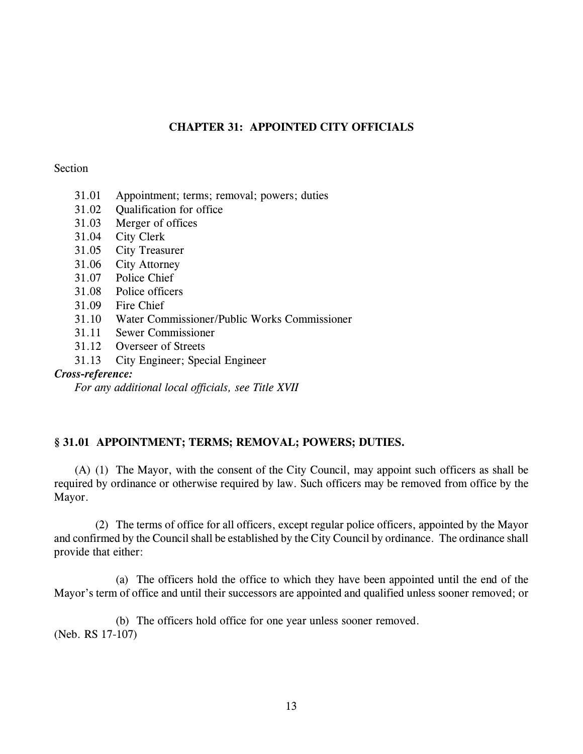## CHAPTER 31: APPOINTED CITY OFFICIALS

Section

- 31.01 Appointment; terms; removal; powers; duties
- 31.02 Qualification for office
- 31.03 Merger of offices
- 31.04 City Clerk
- 31.05 City Treasurer
- 31.06 City Attorney
- 31.07 Police Chief
- 31.08 Police officers
- 31.09 Fire Chief
- 31.10 Water Commissioner/Public Works Commissioner
- 31.11 Sewer Commissioner
- 31.12 Overseer of Streets
- 31.13 City Engineer; Special Engineer

***Cross-reference:***

*For any additional local officials, see Title XVII*

### § 31.01 APPOINTMENT; TERMS; REMOVAL; POWERS; DUTIES.

(A) (1) The Mayor, with the consent of the City Council, may appoint such officers as shall be required by ordinance or otherwise required by law. Such officers may be removed from office by the Mayor.

(2) The terms of office for all officers, except regular police officers, appointed by the Mayor and confirmed by the Council shall be established by the City Council by ordinance. The ordinance shall provide that either:

(a) The officers hold the office to which they have been appointed until the end of the Mayor's term of office and until their successors are appointed and qualified unless sooner removed; or

(b) The officers hold office for one year unless sooner removed.

(Neb. RS 17-107)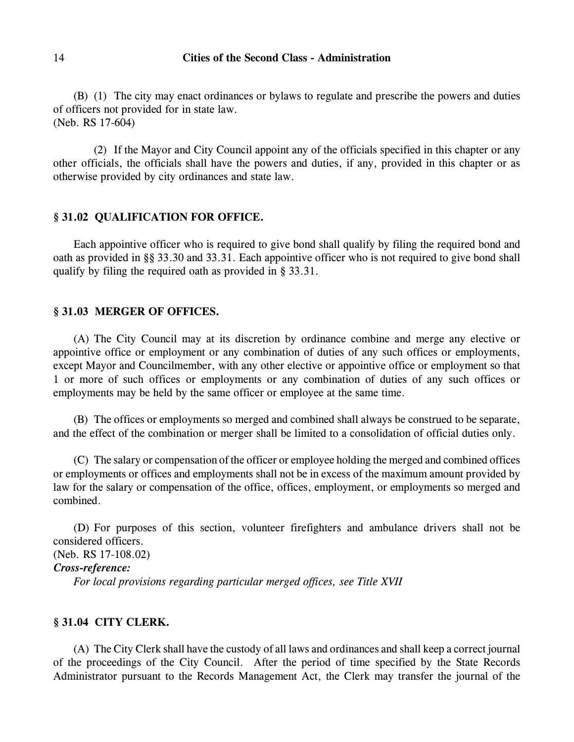(B) (1) The city may enact ordinances or bylaws to regulate and prescribe the powers and duties of officers not provided for in state law.
(Neb. RS 17-604)

(2) If the Mayor and City Council appoint any of the officials specified in this chapter or any other officials, the officials shall have the powers and duties, if any, provided in this chapter or as otherwise provided by city ordinances and state law.

## § 31.02 QUALIFICATION FOR OFFICE.

Each appointive officer who is required to give bond shall qualify by filing the required bond and oath as provided in §§ 33.30 and 33.31. Each appointive officer who is not required to give bond shall qualify by filing the required oath as provided in § 33.31.

## § 31.03 MERGER OF OFFICES.

(A) The City Council may at its discretion by ordinance combine and merge any elective or appointive office or employment or any combination of duties of any such offices or employments, except Mayor and Councilmember, with any other elective or appointive office or employment so that 1 or more of such offices or employments or any combination of duties of any such offices or employments may be held by the same officer or employee at the same time.

(B) The offices or employments so merged and combined shall always be construed to be separate, and the effect of the combination or merger shall be limited to a consolidation of official duties only.

(C) The salary or compensation of the officer or employee holding the merged and combined offices or employments or offices and employments shall not be in excess of the maximum amount provided by law for the salary or compensation of the office, offices, employment, or employments so merged and combined.

(D) For purposes of this section, volunteer firefighters and ambulance drivers shall not be considered officers.
(Neb. RS 17-108.02)

***Cross-reference:***

*For local provisions regarding particular merged offices, see Title XVII*

## § 31.04 CITY CLERK.

(A) The City Clerk shall have the custody of all laws and ordinances and shall keep a correct journal of the proceedings of the City Council. After the period of time specified by the State Records Administrator pursuant to the Records Management Act, the Clerk may transfer the journal of the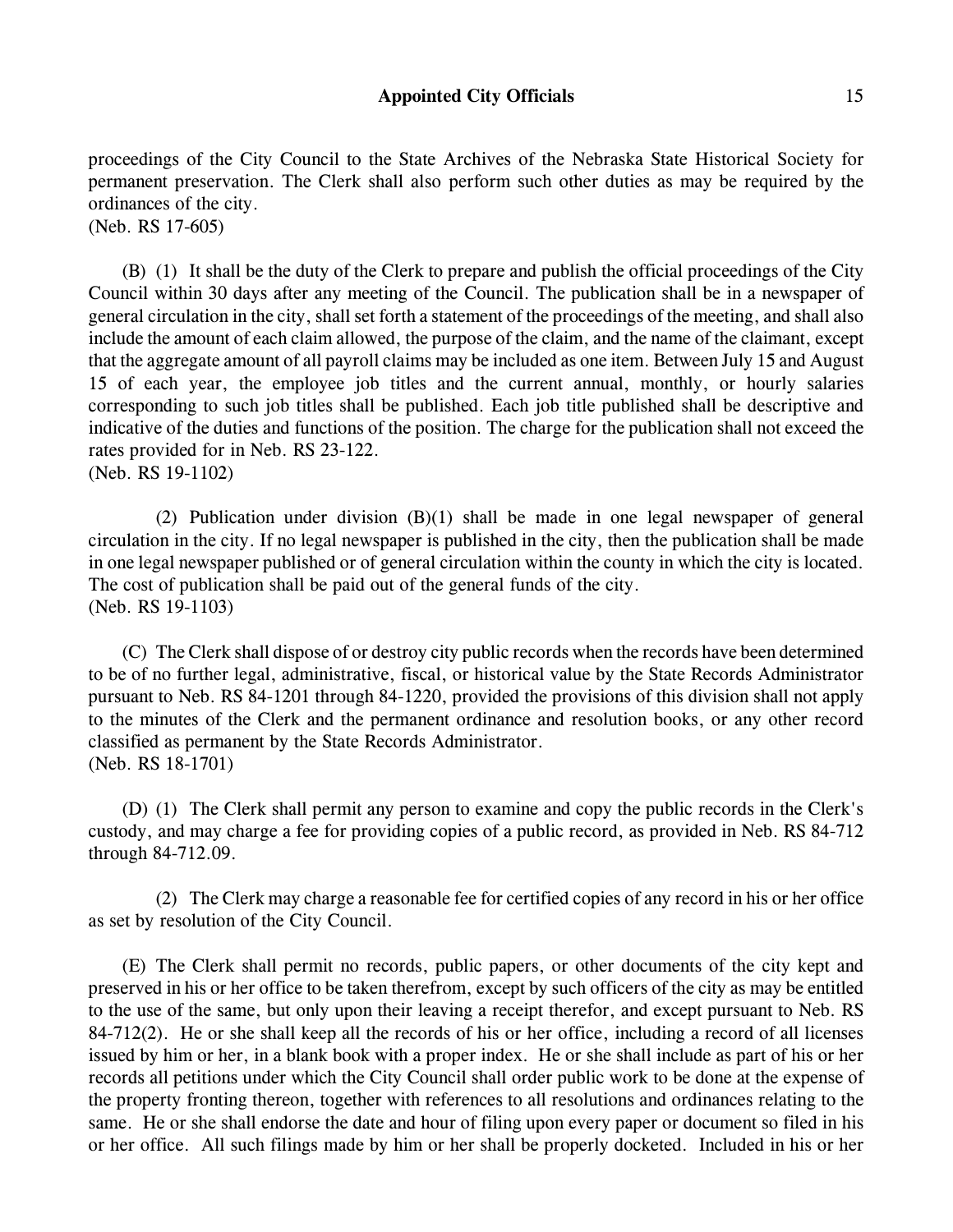proceedings of the City Council to the State Archives of the Nebraska State Historical Society for permanent preservation. The Clerk shall also perform such other duties as may be required by the ordinances of the city.
(Neb. RS 17-605)

(B) (1) It shall be the duty of the Clerk to prepare and publish the official proceedings of the City Council within 30 days after any meeting of the Council. The publication shall be in a newspaper of general circulation in the city, shall set forth a statement of the proceedings of the meeting, and shall also include the amount of each claim allowed, the purpose of the claim, and the name of the claimant, except that the aggregate amount of all payroll claims may be included as one item. Between July 15 and August 15 of each year, the employee job titles and the current annual, monthly, or hourly salaries corresponding to such job titles shall be published. Each job title published shall be descriptive and indicative of the duties and functions of the position. The charge for the publication shall not exceed the rates provided for in Neb. RS 23-122.
(Neb. RS 19-1102)

(2) Publication under division (B)(1) shall be made in one legal newspaper of general circulation in the city. If no legal newspaper is published in the city, then the publication shall be made in one legal newspaper published or of general circulation within the county in which the city is located. The cost of publication shall be paid out of the general funds of the city.
(Neb. RS 19-1103)

(C) The Clerk shall dispose of or destroy city public records when the records have been determined to be of no further legal, administrative, fiscal, or historical value by the State Records Administrator pursuant to Neb. RS 84-1201 through 84-1220, provided the provisions of this division shall not apply to the minutes of the Clerk and the permanent ordinance and resolution books, or any other record classified as permanent by the State Records Administrator.
(Neb. RS 18-1701)

(D) (1) The Clerk shall permit any person to examine and copy the public records in the Clerk's custody, and may charge a fee for providing copies of a public record, as provided in Neb. RS 84-712 through 84-712.09.

(2) The Clerk may charge a reasonable fee for certified copies of any record in his or her office as set by resolution of the City Council.

(E) The Clerk shall permit no records, public papers, or other documents of the city kept and preserved in his or her office to be taken therefrom, except by such officers of the city as may be entitled to the use of the same, but only upon their leaving a receipt therefor, and except pursuant to Neb. RS 84-712(2). He or she shall keep all the records of his or her office, including a record of all licenses issued by him or her, in a blank book with a proper index. He or she shall include as part of his or her records all petitions under which the City Council shall order public work to be done at the expense of the property fronting thereon, together with references to all resolutions and ordinances relating to the same. He or she shall endorse the date and hour of filing upon every paper or document so filed in his or her office. All such filings made by him or her shall be properly docketed. Included in his or her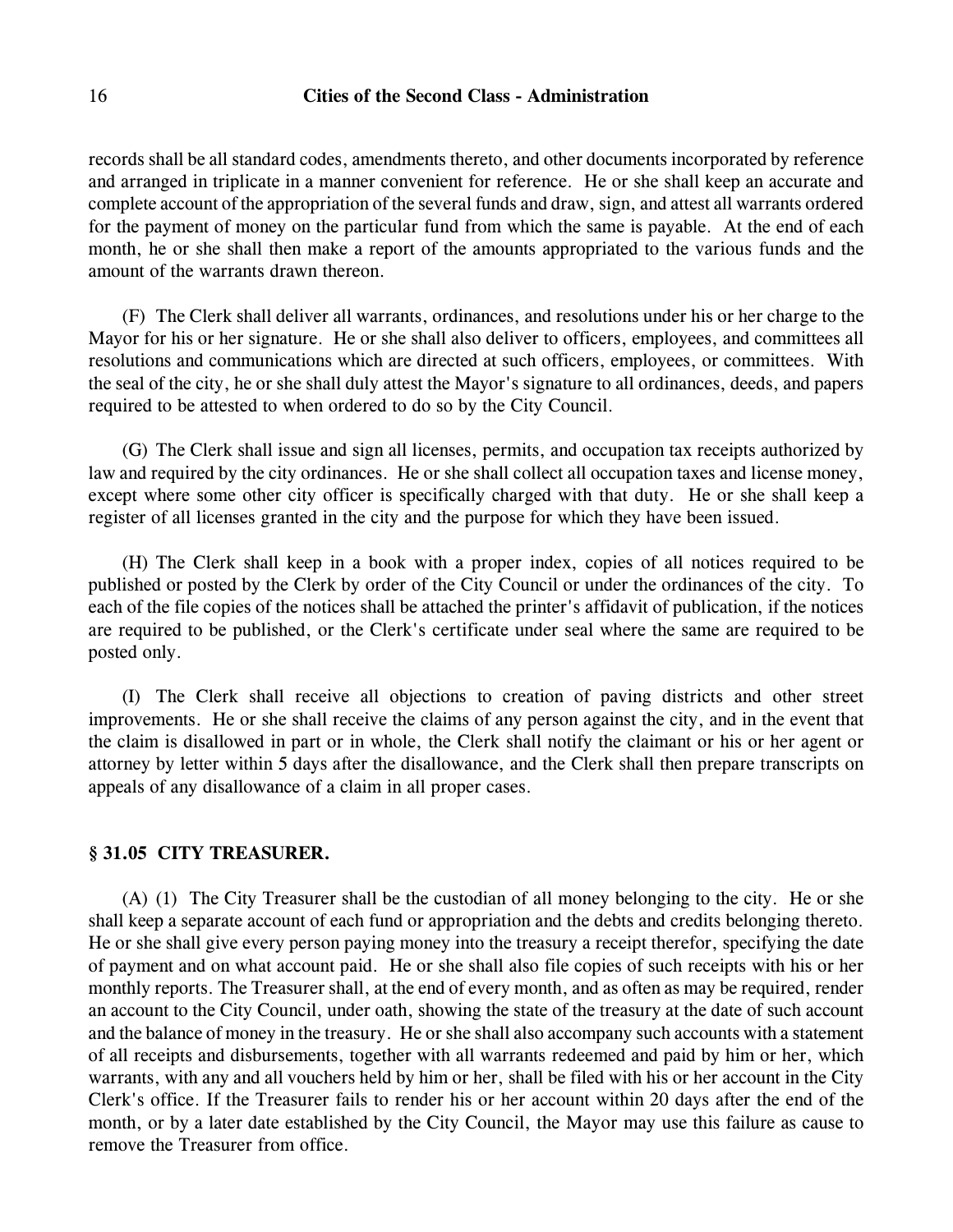records shall be all standard codes, amendments thereto, and other documents incorporated by reference and arranged in triplicate in a manner convenient for reference. He or she shall keep an accurate and complete account of the appropriation of the several funds and draw, sign, and attest all warrants ordered for the payment of money on the particular fund from which the same is payable. At the end of each month, he or she shall then make a report of the amounts appropriated to the various funds and the amount of the warrants drawn thereon.

(F) The Clerk shall deliver all warrants, ordinances, and resolutions under his or her charge to the Mayor for his or her signature. He or she shall also deliver to officers, employees, and committees all resolutions and communications which are directed at such officers, employees, or committees. With the seal of the city, he or she shall duly attest the Mayor's signature to all ordinances, deeds, and papers required to be attested to when ordered to do so by the City Council.

(G) The Clerk shall issue and sign all licenses, permits, and occupation tax receipts authorized by law and required by the city ordinances. He or she shall collect all occupation taxes and license money, except where some other city officer is specifically charged with that duty. He or she shall keep a register of all licenses granted in the city and the purpose for which they have been issued.

(H) The Clerk shall keep in a book with a proper index, copies of all notices required to be published or posted by the Clerk by order of the City Council or under the ordinances of the city. To each of the file copies of the notices shall be attached the printer's affidavit of publication, if the notices are required to be published, or the Clerk's certificate under seal where the same are required to be posted only.

(I) The Clerk shall receive all objections to creation of paving districts and other street improvements. He or she shall receive the claims of any person against the city, and in the event that the claim is disallowed in part or in whole, the Clerk shall notify the claimant or his or her agent or attorney by letter within 5 days after the disallowance, and the Clerk shall then prepare transcripts on appeals of any disallowance of a claim in all proper cases.

### § 31.05 CITY TREASURER.

(A) (1) The City Treasurer shall be the custodian of all money belonging to the city. He or she shall keep a separate account of each fund or appropriation and the debts and credits belonging thereto. He or she shall give every person paying money into the treasury a receipt therefor, specifying the date of payment and on what account paid. He or she shall also file copies of such receipts with his or her monthly reports. The Treasurer shall, at the end of every month, and as often as may be required, render an account to the City Council, under oath, showing the state of the treasury at the date of such account and the balance of money in the treasury. He or she shall also accompany such accounts with a statement of all receipts and disbursements, together with all warrants redeemed and paid by him or her, which warrants, with any and all vouchers held by him or her, shall be filed with his or her account in the City Clerk's office. If the Treasurer fails to render his or her account within 20 days after the end of the month, or by a later date established by the City Council, the Mayor may use this failure as cause to remove the Treasurer from office.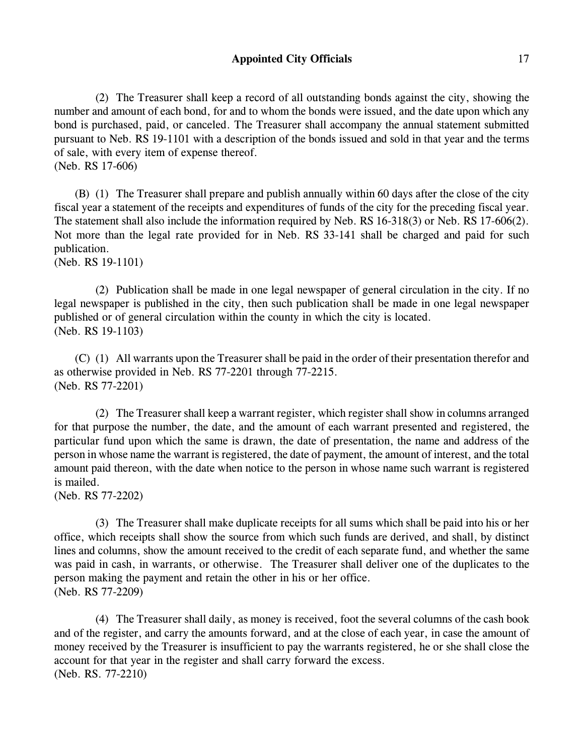(2) The Treasurer shall keep a record of all outstanding bonds against the city, showing the number and amount of each bond, for and to whom the bonds were issued, and the date upon which any bond is purchased, paid, or canceled. The Treasurer shall accompany the annual statement submitted pursuant to Neb. RS 19-1101 with a description of the bonds issued and sold in that year and the terms of sale, with every item of expense thereof.
(Neb. RS 17-606)

(B) (1) The Treasurer shall prepare and publish annually within 60 days after the close of the city fiscal year a statement of the receipts and expenditures of funds of the city for the preceding fiscal year. The statement shall also include the information required by Neb. RS 16-318(3) or Neb. RS 17-606(2). Not more than the legal rate provided for in Neb. RS 33-141 shall be charged and paid for such publication.
(Neb. RS 19-1101)

(2) Publication shall be made in one legal newspaper of general circulation in the city. If no legal newspaper is published in the city, then such publication shall be made in one legal newspaper published or of general circulation within the county in which the city is located.
(Neb. RS 19-1103)

(C) (1) All warrants upon the Treasurer shall be paid in the order of their presentation therefor and as otherwise provided in Neb. RS 77-2201 through 77-2215.
(Neb. RS 77-2201)

(2) The Treasurer shall keep a warrant register, which register shall show in columns arranged for that purpose the number, the date, and the amount of each warrant presented and registered, the particular fund upon which the same is drawn, the date of presentation, the name and address of the person in whose name the warrant is registered, the date of payment, the amount of interest, and the total amount paid thereon, with the date when notice to the person in whose name such warrant is registered is mailed.
(Neb. RS 77-2202)

(3) The Treasurer shall make duplicate receipts for all sums which shall be paid into his or her office, which receipts shall show the source from which such funds are derived, and shall, by distinct lines and columns, show the amount received to the credit of each separate fund, and whether the same was paid in cash, in warrants, or otherwise. The Treasurer shall deliver one of the duplicates to the person making the payment and retain the other in his or her office.
(Neb. RS 77-2209)

(4) The Treasurer shall daily, as money is received, foot the several columns of the cash book and of the register, and carry the amounts forward, and at the close of each year, in case the amount of money received by the Treasurer is insufficient to pay the warrants registered, he or she shall close the account for that year in the register and shall carry forward the excess.
(Neb. RS. 77-2210)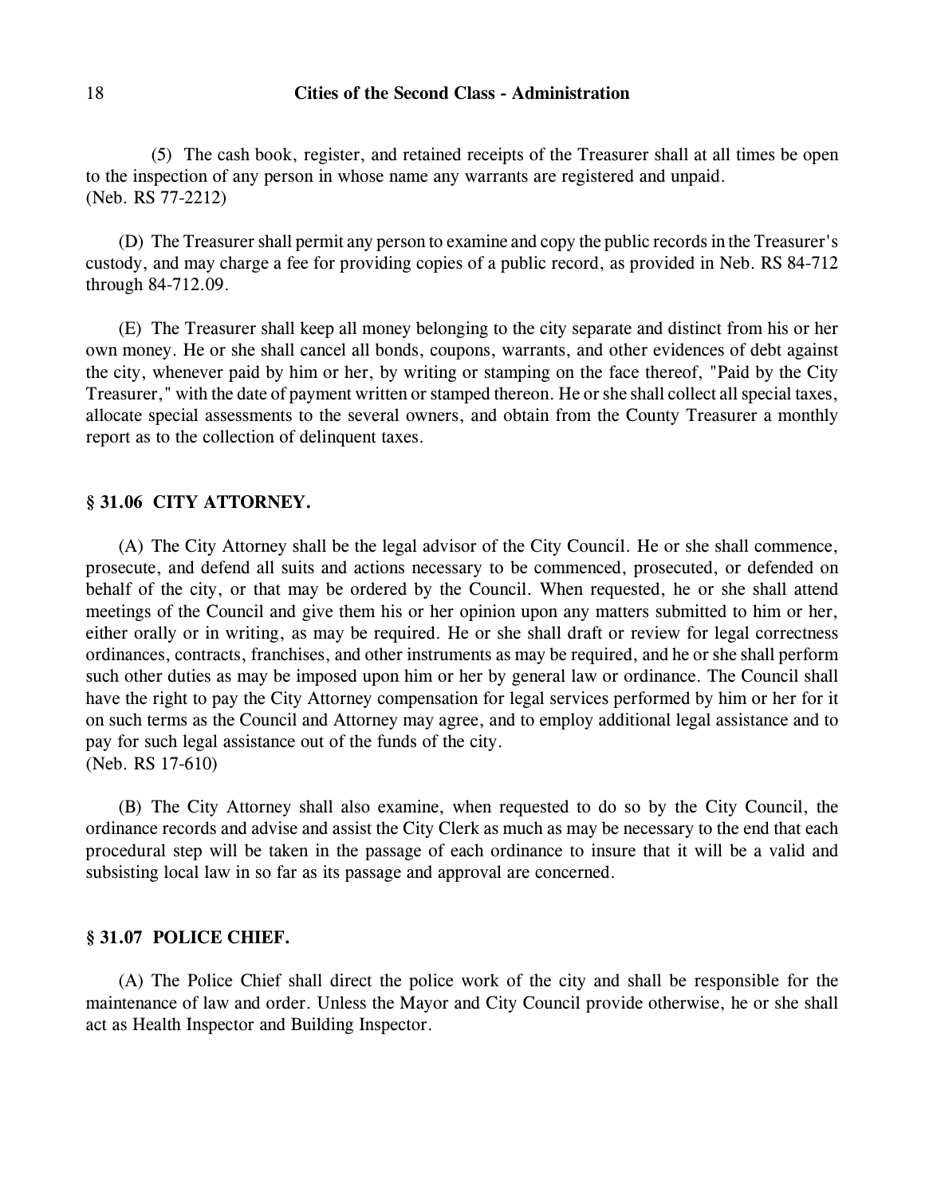(5) The cash book, register, and retained receipts of the Treasurer shall at all times be open to the inspection of any person in whose name any warrants are registered and unpaid.
(Neb. RS 77-2212)

(D) The Treasurer shall permit any person to examine and copy the public records in the Treasurer's custody, and may charge a fee for providing copies of a public record, as provided in Neb. RS 84-712 through 84-712.09.

(E) The Treasurer shall keep all money belonging to the city separate and distinct from his or her own money. He or she shall cancel all bonds, coupons, warrants, and other evidences of debt against the city, whenever paid by him or her, by writing or stamping on the face thereof, "Paid by the City Treasurer," with the date of payment written or stamped thereon. He or she shall collect all special taxes, allocate special assessments to the several owners, and obtain from the County Treasurer a monthly report as to the collection of delinquent taxes.

## § 31.06 CITY ATTORNEY.

(A) The City Attorney shall be the legal advisor of the City Council. He or she shall commence, prosecute, and defend all suits and actions necessary to be commenced, prosecuted, or defended on behalf of the city, or that may be ordered by the Council. When requested, he or she shall attend meetings of the Council and give them his or her opinion upon any matters submitted to him or her, either orally or in writing, as may be required. He or she shall draft or review for legal correctness ordinances, contracts, franchises, and other instruments as may be required, and he or she shall perform such other duties as may be imposed upon him or her by general law or ordinance. The Council shall have the right to pay the City Attorney compensation for legal services performed by him or her for it on such terms as the Council and Attorney may agree, and to employ additional legal assistance and to pay for such legal assistance out of the funds of the city.
(Neb. RS 17-610)

(B) The City Attorney shall also examine, when requested to do so by the City Council, the ordinance records and advise and assist the City Clerk as much as may be necessary to the end that each procedural step will be taken in the passage of each ordinance to insure that it will be a valid and subsisting local law in so far as its passage and approval are concerned.

## § 31.07 POLICE CHIEF.

(A) The Police Chief shall direct the police work of the city and shall be responsible for the maintenance of law and order. Unless the Mayor and City Council provide otherwise, he or she shall act as Health Inspector and Building Inspector.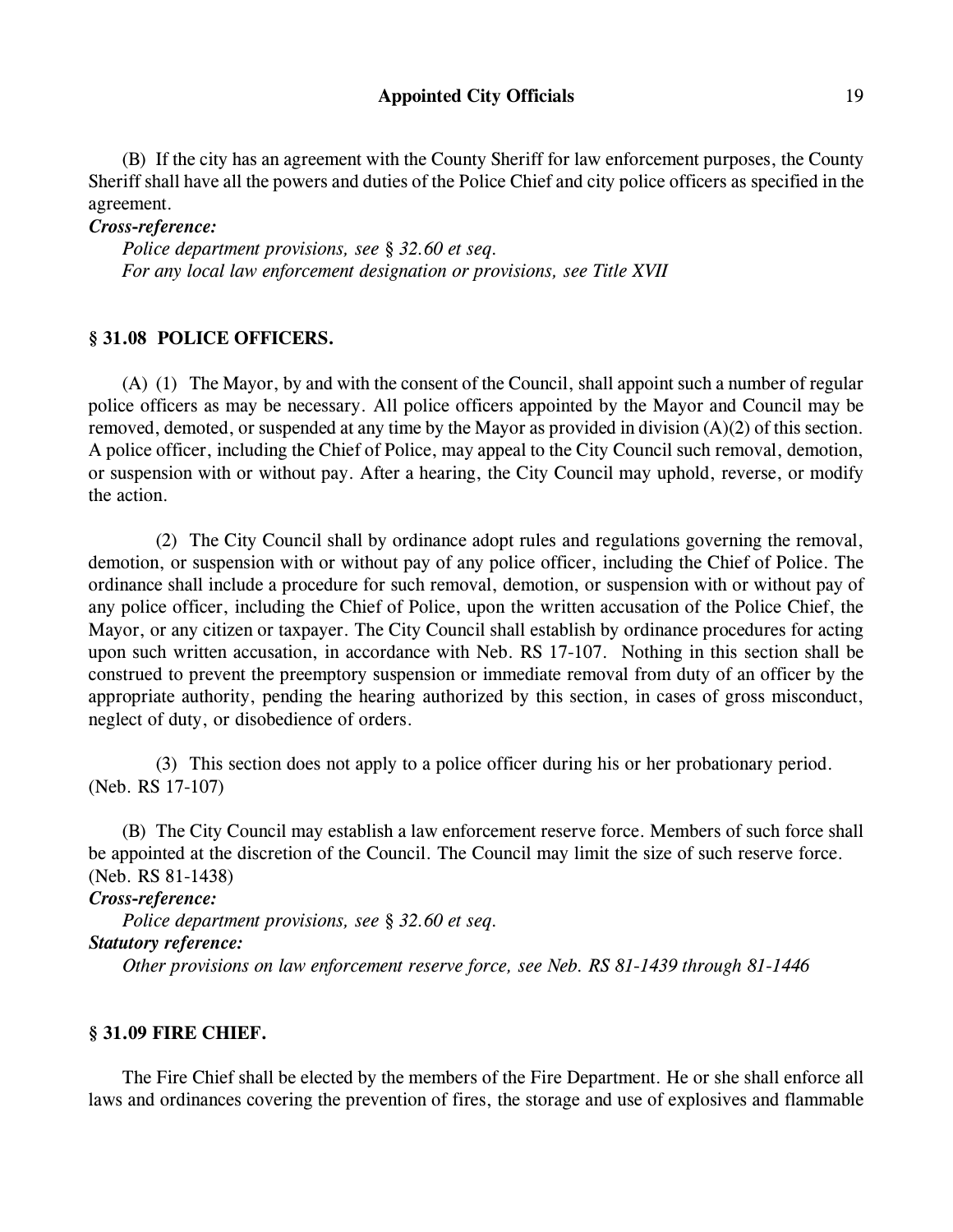(B) If the city has an agreement with the County Sheriff for law enforcement purposes, the County Sheriff shall have all the powers and duties of the Police Chief and city police officers as specified in the agreement.

***Cross-reference:***

*Police department provisions, see § 32.60 et seq.*

*For any local law enforcement designation or provisions, see Title XVII*

### § 31.08 POLICE OFFICERS.

(A) (1) The Mayor, by and with the consent of the Council, shall appoint such a number of regular police officers as may be necessary. All police officers appointed by the Mayor and Council may be removed, demoted, or suspended at any time by the Mayor as provided in division (A)(2) of this section. A police officer, including the Chief of Police, may appeal to the City Council such removal, demotion, or suspension with or without pay. After a hearing, the City Council may uphold, reverse, or modify the action.

(2) The City Council shall by ordinance adopt rules and regulations governing the removal, demotion, or suspension with or without pay of any police officer, including the Chief of Police. The ordinance shall include a procedure for such removal, demotion, or suspension with or without pay of any police officer, including the Chief of Police, upon the written accusation of the Police Chief, the Mayor, or any citizen or taxpayer. The City Council shall establish by ordinance procedures for acting upon such written accusation, in accordance with Neb. RS 17-107. Nothing in this section shall be construed to prevent the preemptory suspension or immediate removal from duty of an officer by the appropriate authority, pending the hearing authorized by this section, in cases of gross misconduct, neglect of duty, or disobedience of orders.

(3) This section does not apply to a police officer during his or her probationary period.
(Neb. RS 17-107)

(B) The City Council may establish a law enforcement reserve force. Members of such force shall be appointed at the discretion of the Council. The Council may limit the size of such reserve force.
(Neb. RS 81-1438)

***Cross-reference:***

*Police department provisions, see § 32.60 et seq.*

***Statutory reference:***

*Other provisions on law enforcement reserve force, see Neb. RS 81-1439 through 81-1446*

### § 31.09 FIRE CHIEF.

The Fire Chief shall be elected by the members of the Fire Department. He or she shall enforce all laws and ordinances covering the prevention of fires, the storage and use of explosives and flammable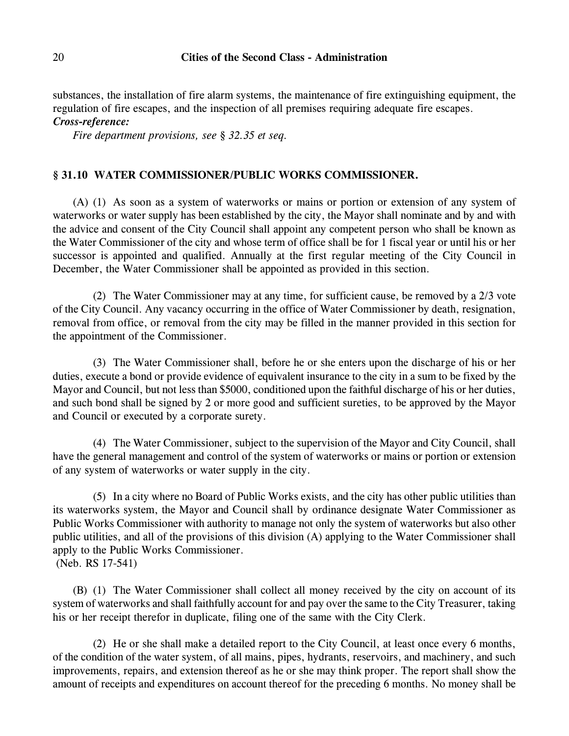substances, the installation of fire alarm systems, the maintenance of fire extinguishing equipment, the regulation of fire escapes, and the inspection of all premises requiring adequate fire escapes.

***Cross-reference:***

*Fire department provisions, see § 32.35 et seq.*

## § 31.10 WATER COMMISSIONER/PUBLIC WORKS COMMISSIONER.

(A) (1) As soon as a system of waterworks or mains or portion or extension of any system of waterworks or water supply has been established by the city, the Mayor shall nominate and by and with the advice and consent of the City Council shall appoint any competent person who shall be known as the Water Commissioner of the city and whose term of office shall be for 1 fiscal year or until his or her successor is appointed and qualified. Annually at the first regular meeting of the City Council in December, the Water Commissioner shall be appointed as provided in this section.

(2) The Water Commissioner may at any time, for sufficient cause, be removed by a 2/3 vote of the City Council. Any vacancy occurring in the office of Water Commissioner by death, resignation, removal from office, or removal from the city may be filled in the manner provided in this section for the appointment of the Commissioner.

(3) The Water Commissioner shall, before he or she enters upon the discharge of his or her duties, execute a bond or provide evidence of equivalent insurance to the city in a sum to be fixed by the Mayor and Council, but not less than $5000, conditioned upon the faithful discharge of his or her duties, and such bond shall be signed by 2 or more good and sufficient sureties, to be approved by the Mayor and Council or executed by a corporate surety.

(4) The Water Commissioner, subject to the supervision of the Mayor and City Council, shall have the general management and control of the system of waterworks or mains or portion or extension of any system of waterworks or water supply in the city.

(5) In a city where no Board of Public Works exists, and the city has other public utilities than its waterworks system, the Mayor and Council shall by ordinance designate Water Commissioner as Public Works Commissioner with authority to manage not only the system of waterworks but also other public utilities, and all of the provisions of this division (A) applying to the Water Commissioner shall apply to the Public Works Commissioner.
(Neb. RS 17-541)

(B) (1) The Water Commissioner shall collect all money received by the city on account of its system of waterworks and shall faithfully account for and pay over the same to the City Treasurer, taking his or her receipt therefor in duplicate, filing one of the same with the City Clerk.

(2) He or she shall make a detailed report to the City Council, at least once every 6 months, of the condition of the water system, of all mains, pipes, hydrants, reservoirs, and machinery, and such improvements, repairs, and extension thereof as he or she may think proper. The report shall show the amount of receipts and expenditures on account thereof for the preceding 6 months. No money shall be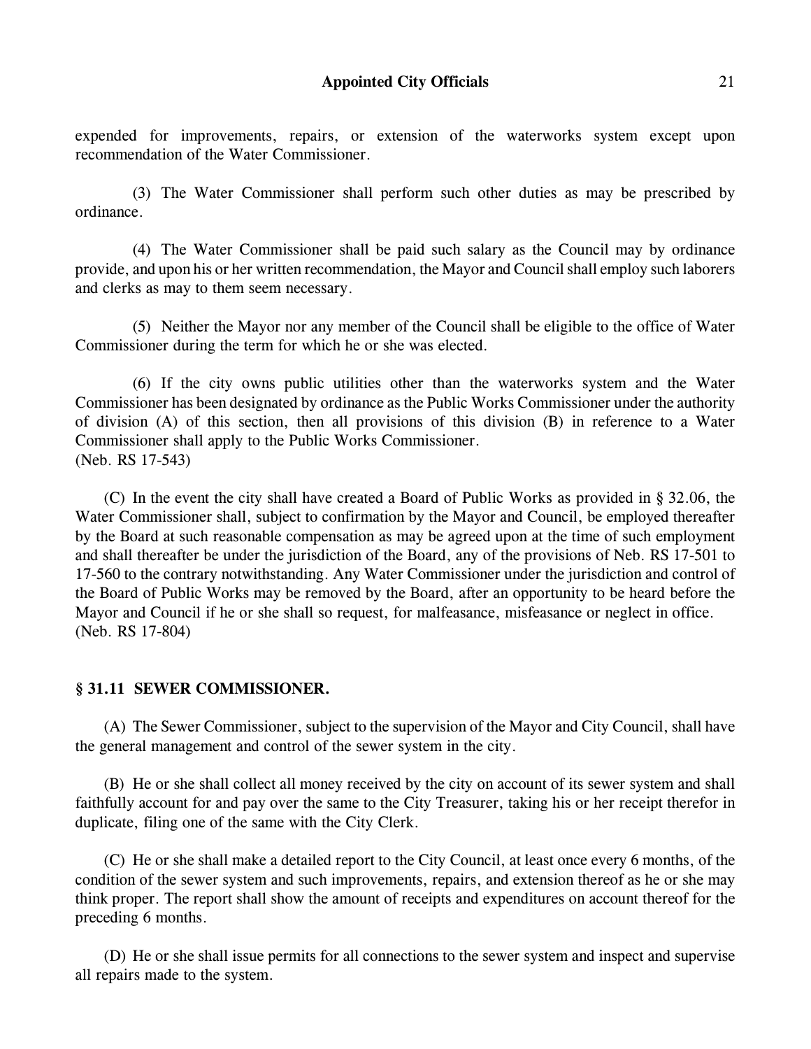expended for improvements, repairs, or extension of the waterworks system except upon recommendation of the Water Commissioner.

(3) The Water Commissioner shall perform such other duties as may be prescribed by ordinance.

(4) The Water Commissioner shall be paid such salary as the Council may by ordinance provide, and upon his or her written recommendation, the Mayor and Council shall employ such laborers and clerks as may to them seem necessary.

(5) Neither the Mayor nor any member of the Council shall be eligible to the office of Water Commissioner during the term for which he or she was elected.

(6) If the city owns public utilities other than the waterworks system and the Water Commissioner has been designated by ordinance as the Public Works Commissioner under the authority of division (A) of this section, then all provisions of this division (B) in reference to a Water Commissioner shall apply to the Public Works Commissioner.
(Neb. RS 17-543)

(C) In the event the city shall have created a Board of Public Works as provided in § 32.06, the Water Commissioner shall, subject to confirmation by the Mayor and Council, be employed thereafter by the Board at such reasonable compensation as may be agreed upon at the time of such employment and shall thereafter be under the jurisdiction of the Board, any of the provisions of Neb. RS 17-501 to 17-560 to the contrary notwithstanding. Any Water Commissioner under the jurisdiction and control of the Board of Public Works may be removed by the Board, after an opportunity to be heard before the Mayor and Council if he or she shall so request, for malfeasance, misfeasance or neglect in office.
(Neb. RS 17-804)

### § 31.11 SEWER COMMISSIONER.

(A) The Sewer Commissioner, subject to the supervision of the Mayor and City Council, shall have the general management and control of the sewer system in the city.

(B) He or she shall collect all money received by the city on account of its sewer system and shall faithfully account for and pay over the same to the City Treasurer, taking his or her receipt therefor in duplicate, filing one of the same with the City Clerk.

(C) He or she shall make a detailed report to the City Council, at least once every 6 months, of the condition of the sewer system and such improvements, repairs, and extension thereof as he or she may think proper. The report shall show the amount of receipts and expenditures on account thereof for the preceding 6 months.

(D) He or she shall issue permits for all connections to the sewer system and inspect and supervise all repairs made to the system.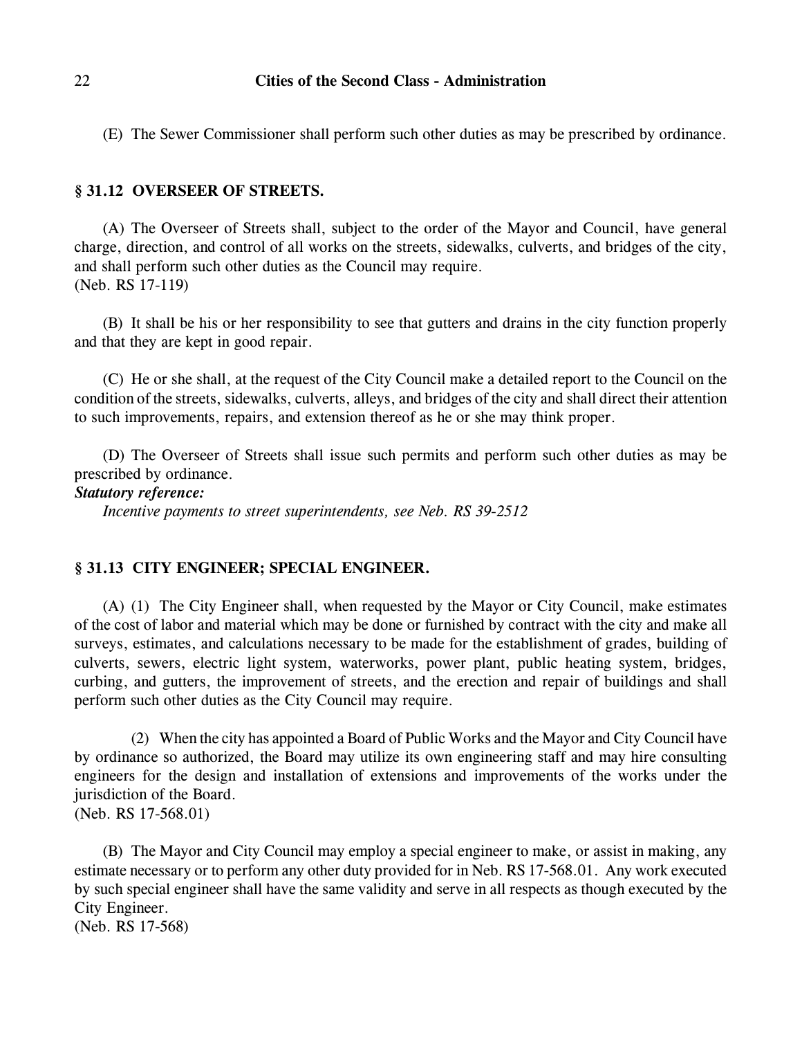(E) The Sewer Commissioner shall perform such other duties as may be prescribed by ordinance.

## § 31.12 OVERSEER OF STREETS.

(A) The Overseer of Streets shall, subject to the order of the Mayor and Council, have general charge, direction, and control of all works on the streets, sidewalks, culverts, and bridges of the city, and shall perform such other duties as the Council may require.
(Neb. RS 17-119)

(B) It shall be his or her responsibility to see that gutters and drains in the city function properly and that they are kept in good repair.

(C) He or she shall, at the request of the City Council make a detailed report to the Council on the condition of the streets, sidewalks, culverts, alleys, and bridges of the city and shall direct their attention to such improvements, repairs, and extension thereof as he or she may think proper.

(D) The Overseer of Streets shall issue such permits and perform such other duties as may be prescribed by ordinance.

***Statutory reference:***

*Incentive payments to street superintendents, see Neb. RS 39-2512*

## § 31.13 CITY ENGINEER; SPECIAL ENGINEER.

(A) (1) The City Engineer shall, when requested by the Mayor or City Council, make estimates of the cost of labor and material which may be done or furnished by contract with the city and make all surveys, estimates, and calculations necessary to be made for the establishment of grades, building of culverts, sewers, electric light system, waterworks, power plant, public heating system, bridges, curbing, and gutters, the improvement of streets, and the erection and repair of buildings and shall perform such other duties as the City Council may require.

(2) When the city has appointed a Board of Public Works and the Mayor and City Council have by ordinance so authorized, the Board may utilize its own engineering staff and may hire consulting engineers for the design and installation of extensions and improvements of the works under the jurisdiction of the Board.
(Neb. RS 17-568.01)

(B) The Mayor and City Council may employ a special engineer to make, or assist in making, any estimate necessary or to perform any other duty provided for in Neb. RS 17-568.01. Any work executed by such special engineer shall have the same validity and serve in all respects as though executed by the City Engineer.
(Neb. RS 17-568)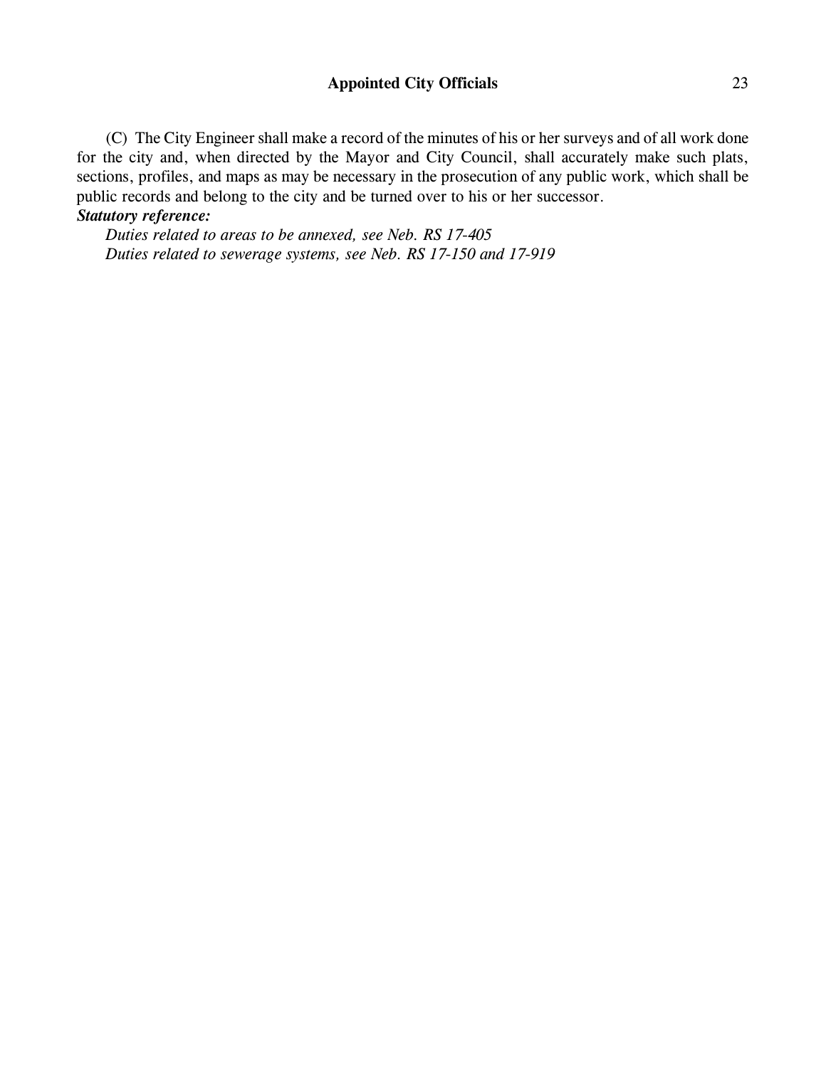(C) The City Engineer shall make a record of the minutes of his or her surveys and of all work done for the city and, when directed by the Mayor and City Council, shall accurately make such plats, sections, profiles, and maps as may be necessary in the prosecution of any public work, which shall be public records and belong to the city and be turned over to his or her successor.

***Statutory reference:***

*Duties related to areas to be annexed, see Neb. RS 17-405*

*Duties related to sewerage systems, see Neb. RS 17-150 and 17-919*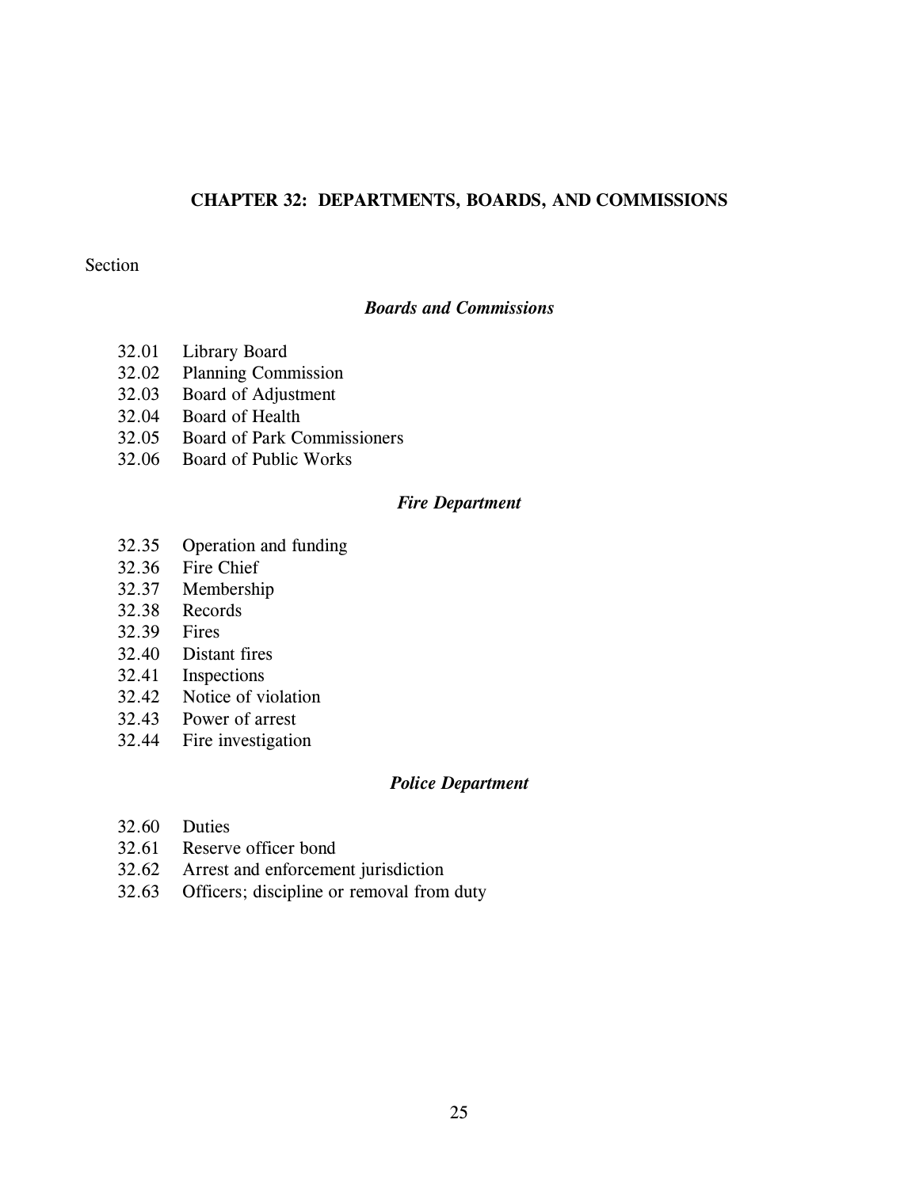# CHAPTER 32: DEPARTMENTS, BOARDS, AND COMMISSIONS

Section

### *Boards and Commissions*

32.01 Library Board
32.02 Planning Commission
32.03 Board of Adjustment
32.04 Board of Health
32.05 Board of Park Commissioners
32.06 Board of Public Works

### *Fire Department*

32.35 Operation and funding
32.36 Fire Chief
32.37 Membership
32.38 Records
32.39 Fires
32.40 Distant fires
32.41 Inspections
32.42 Notice of violation
32.43 Power of arrest
32.44 Fire investigation

### *Police Department*

32.60 Duties
32.61 Reserve officer bond
32.62 Arrest and enforcement jurisdiction
32.63 Officers; discipline or removal from duty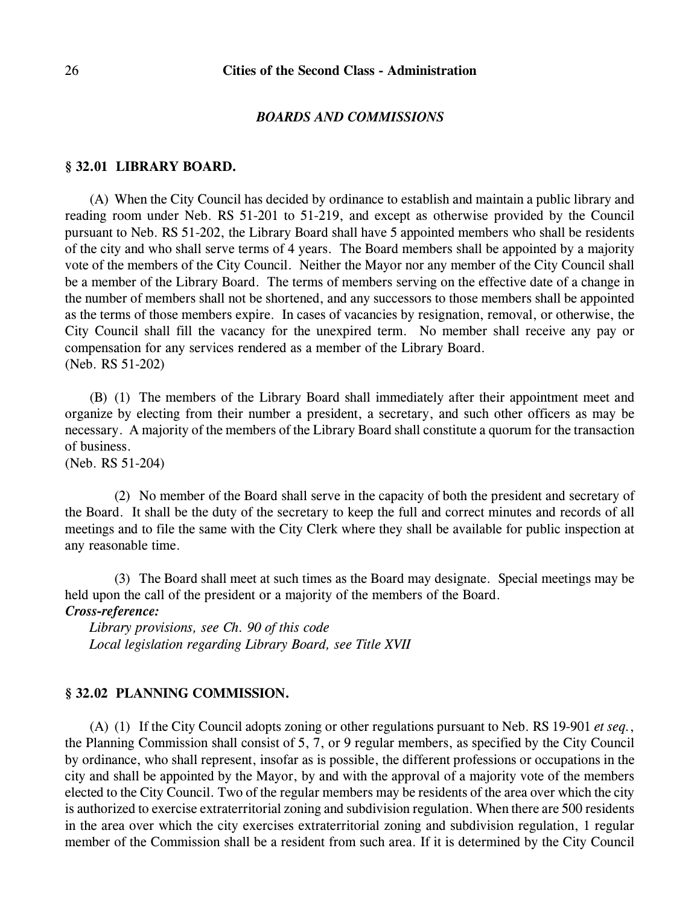## *BOARDS AND COMMISSIONS*

### § 32.01 LIBRARY BOARD.

(A) When the City Council has decided by ordinance to establish and maintain a public library and reading room under Neb. RS 51-201 to 51-219, and except as otherwise provided by the Council pursuant to Neb. RS 51-202, the Library Board shall have 5 appointed members who shall be residents of the city and who shall serve terms of 4 years. The Board members shall be appointed by a majority vote of the members of the City Council. Neither the Mayor nor any member of the City Council shall be a member of the Library Board. The terms of members serving on the effective date of a change in the number of members shall not be shortened, and any successors to those members shall be appointed as the terms of those members expire. In cases of vacancies by resignation, removal, or otherwise, the City Council shall fill the vacancy for the unexpired term. No member shall receive any pay or compensation for any services rendered as a member of the Library Board.
(Neb. RS 51-202)

(B) (1) The members of the Library Board shall immediately after their appointment meet and organize by electing from their number a president, a secretary, and such other officers as may be necessary. A majority of the members of the Library Board shall constitute a quorum for the transaction of business.
(Neb. RS 51-204)

(2) No member of the Board shall serve in the capacity of both the president and secretary of the Board. It shall be the duty of the secretary to keep the full and correct minutes and records of all meetings and to file the same with the City Clerk where they shall be available for public inspection at any reasonable time.

(3) The Board shall meet at such times as the Board may designate. Special meetings may be held upon the call of the president or a majority of the members of the Board.

***Cross-reference:***

*Library provisions, see Ch. 90 of this code*

*Local legislation regarding Library Board, see Title XVII*

### § 32.02 PLANNING COMMISSION.

(A) (1) If the City Council adopts zoning or other regulations pursuant to Neb. RS 19-901 *et seq.*, the Planning Commission shall consist of 5, 7, or 9 regular members, as specified by the City Council by ordinance, who shall represent, insofar as is possible, the different professions or occupations in the city and shall be appointed by the Mayor, by and with the approval of a majority vote of the members elected to the City Council. Two of the regular members may be residents of the area over which the city is authorized to exercise extraterritorial zoning and subdivision regulation. When there are 500 residents in the area over which the city exercises extraterritorial zoning and subdivision regulation, 1 regular member of the Commission shall be a resident from such area. If it is determined by the City Council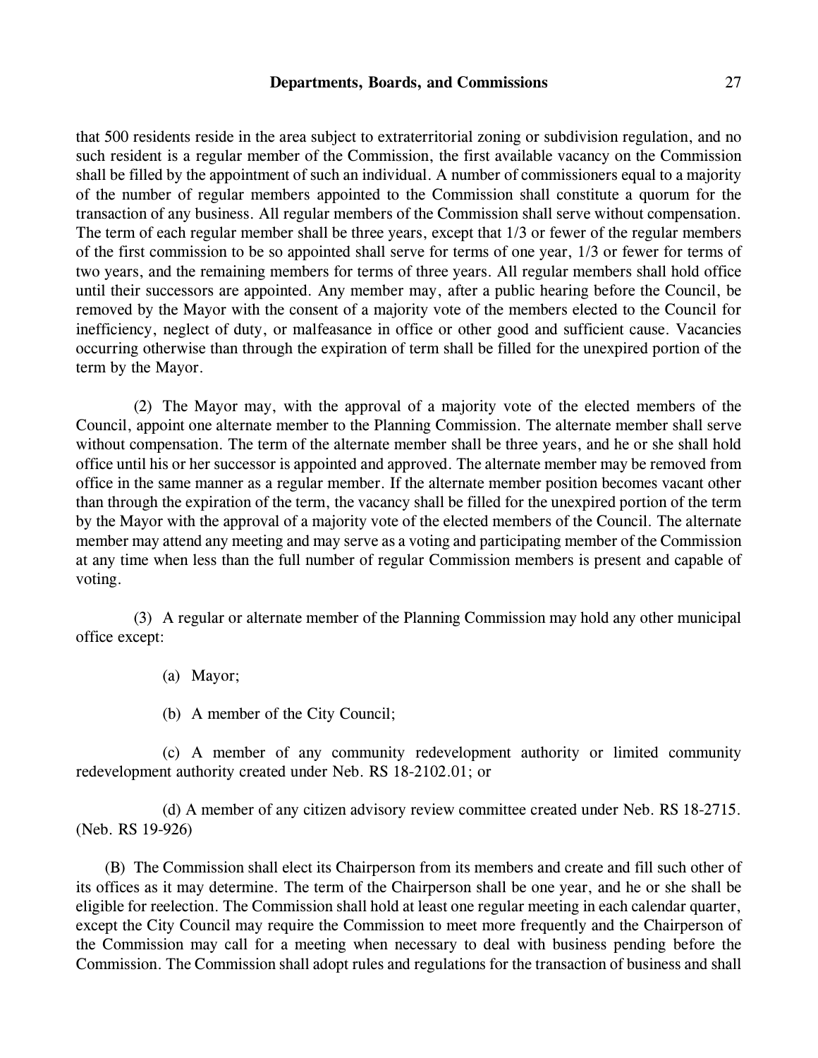that 500 residents reside in the area subject to extraterritorial zoning or subdivision regulation, and no such resident is a regular member of the Commission, the first available vacancy on the Commission shall be filled by the appointment of such an individual. A number of commissioners equal to a majority of the number of regular members appointed to the Commission shall constitute a quorum for the transaction of any business. All regular members of the Commission shall serve without compensation. The term of each regular member shall be three years, except that 1/3 or fewer of the regular members of the first commission to be so appointed shall serve for terms of one year, 1/3 or fewer for terms of two years, and the remaining members for terms of three years. All regular members shall hold office until their successors are appointed. Any member may, after a public hearing before the Council, be removed by the Mayor with the consent of a majority vote of the members elected to the Council for inefficiency, neglect of duty, or malfeasance in office or other good and sufficient cause. Vacancies occurring otherwise than through the expiration of term shall be filled for the unexpired portion of the term by the Mayor.

(2) The Mayor may, with the approval of a majority vote of the elected members of the Council, appoint one alternate member to the Planning Commission. The alternate member shall serve without compensation. The term of the alternate member shall be three years, and he or she shall hold office until his or her successor is appointed and approved. The alternate member may be removed from office in the same manner as a regular member. If the alternate member position becomes vacant other than through the expiration of the term, the vacancy shall be filled for the unexpired portion of the term by the Mayor with the approval of a majority vote of the elected members of the Council. The alternate member may attend any meeting and may serve as a voting and participating member of the Commission at any time when less than the full number of regular Commission members is present and capable of voting.

(3) A regular or alternate member of the Planning Commission may hold any other municipal office except:

(a) Mayor;

(b) A member of the City Council;

(c) A member of any community redevelopment authority or limited community redevelopment authority created under Neb. RS 18-2102.01; or

(d) A member of any citizen advisory review committee created under Neb. RS 18-2715. (Neb. RS 19-926)

(B) The Commission shall elect its Chairperson from its members and create and fill such other of its offices as it may determine. The term of the Chairperson shall be one year, and he or she shall be eligible for reelection. The Commission shall hold at least one regular meeting in each calendar quarter, except the City Council may require the Commission to meet more frequently and the Chairperson of the Commission may call for a meeting when necessary to deal with business pending before the Commission. The Commission shall adopt rules and regulations for the transaction of business and shall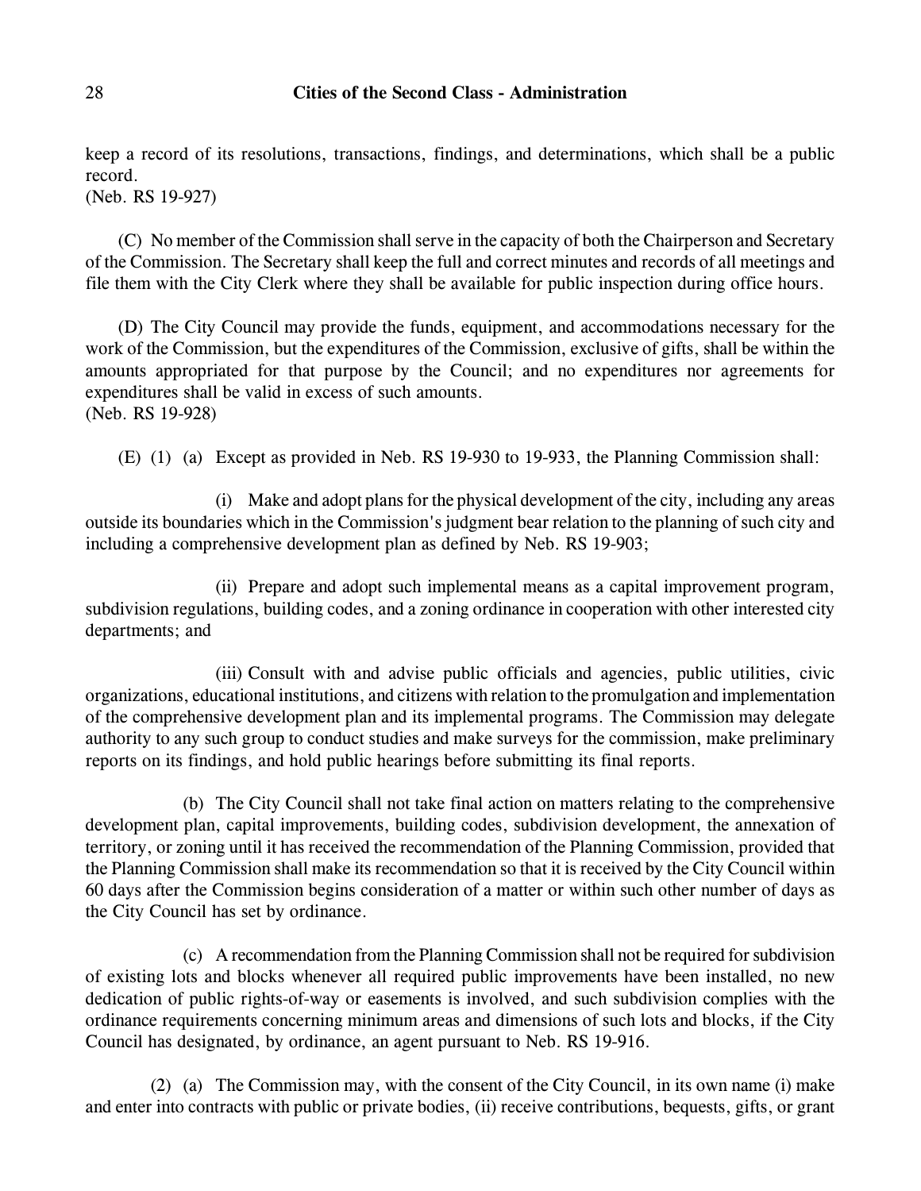keep a record of its resolutions, transactions, findings, and determinations, which shall be a public record.
(Neb. RS 19-927)

(C) No member of the Commission shall serve in the capacity of both the Chairperson and Secretary of the Commission. The Secretary shall keep the full and correct minutes and records of all meetings and file them with the City Clerk where they shall be available for public inspection during office hours.

(D) The City Council may provide the funds, equipment, and accommodations necessary for the work of the Commission, but the expenditures of the Commission, exclusive of gifts, shall be within the amounts appropriated for that purpose by the Council; and no expenditures nor agreements for expenditures shall be valid in excess of such amounts.
(Neb. RS 19-928)

(E) (1) (a) Except as provided in Neb. RS 19-930 to 19-933, the Planning Commission shall:

(i) Make and adopt plans for the physical development of the city, including any areas outside its boundaries which in the Commission's judgment bear relation to the planning of such city and including a comprehensive development plan as defined by Neb. RS 19-903;

(ii) Prepare and adopt such implemental means as a capital improvement program, subdivision regulations, building codes, and a zoning ordinance in cooperation with other interested city departments; and

(iii) Consult with and advise public officials and agencies, public utilities, civic organizations, educational institutions, and citizens with relation to the promulgation and implementation of the comprehensive development plan and its implemental programs. The Commission may delegate authority to any such group to conduct studies and make surveys for the commission, make preliminary reports on its findings, and hold public hearings before submitting its final reports.

(b) The City Council shall not take final action on matters relating to the comprehensive development plan, capital improvements, building codes, subdivision development, the annexation of territory, or zoning until it has received the recommendation of the Planning Commission, provided that the Planning Commission shall make its recommendation so that it is received by the City Council within 60 days after the Commission begins consideration of a matter or within such other number of days as the City Council has set by ordinance.

(c) A recommendation from the Planning Commission shall not be required for subdivision of existing lots and blocks whenever all required public improvements have been installed, no new dedication of public rights-of-way or easements is involved, and such subdivision complies with the ordinance requirements concerning minimum areas and dimensions of such lots and blocks, if the City Council has designated, by ordinance, an agent pursuant to Neb. RS 19-916.

(2) (a) The Commission may, with the consent of the City Council, in its own name (i) make and enter into contracts with public or private bodies, (ii) receive contributions, bequests, gifts, or grant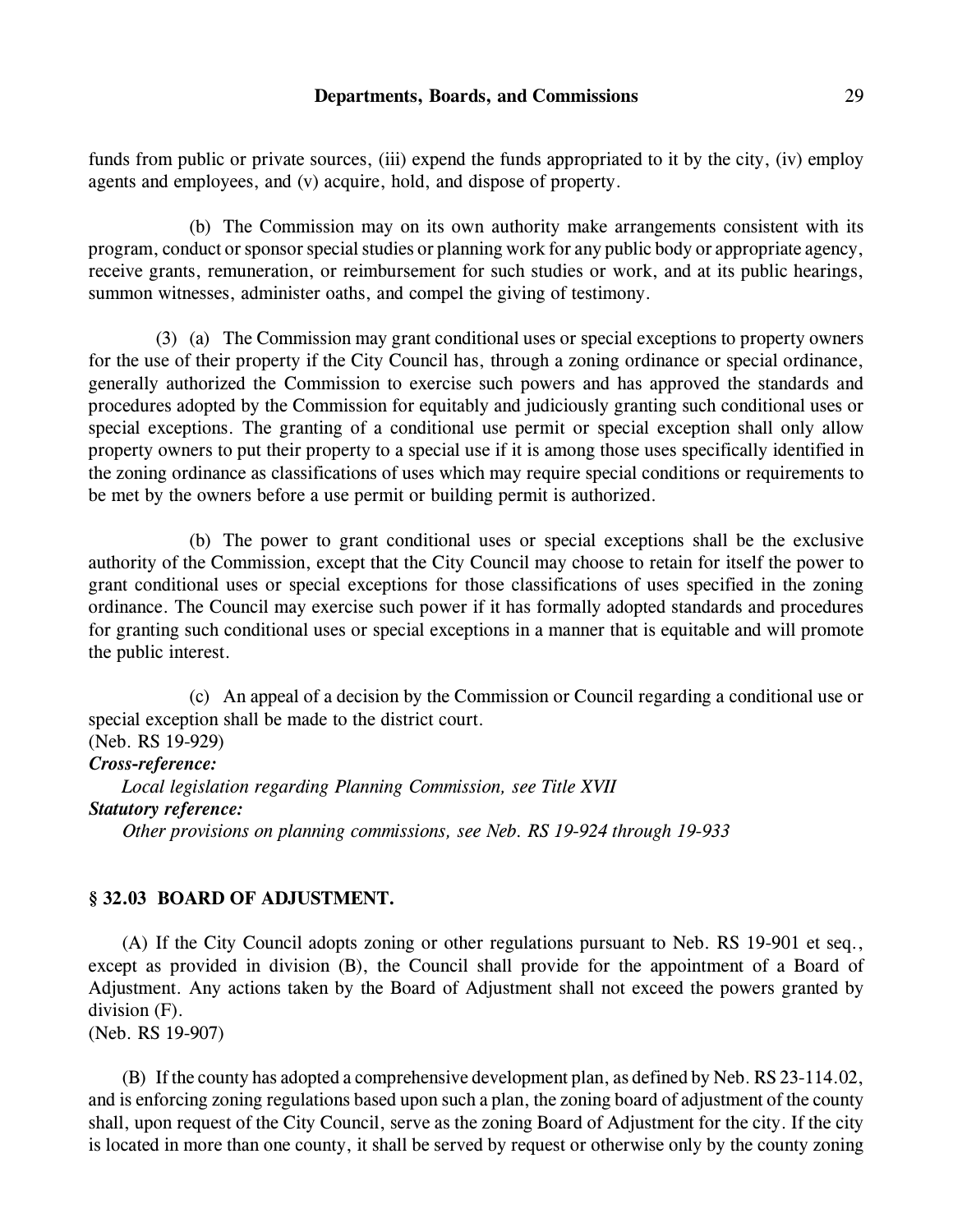funds from public or private sources, (iii) expend the funds appropriated to it by the city, (iv) employ agents and employees, and (v) acquire, hold, and dispose of property.

(b) The Commission may on its own authority make arrangements consistent with its program, conduct or sponsor special studies or planning work for any public body or appropriate agency, receive grants, remuneration, or reimbursement for such studies or work, and at its public hearings, summon witnesses, administer oaths, and compel the giving of testimony.

(3) (a) The Commission may grant conditional uses or special exceptions to property owners for the use of their property if the City Council has, through a zoning ordinance or special ordinance, generally authorized the Commission to exercise such powers and has approved the standards and procedures adopted by the Commission for equitably and judiciously granting such conditional uses or special exceptions. The granting of a conditional use permit or special exception shall only allow property owners to put their property to a special use if it is among those uses specifically identified in the zoning ordinance as classifications of uses which may require special conditions or requirements to be met by the owners before a use permit or building permit is authorized.

(b) The power to grant conditional uses or special exceptions shall be the exclusive authority of the Commission, except that the City Council may choose to retain for itself the power to grant conditional uses or special exceptions for those classifications of uses specified in the zoning ordinance. The Council may exercise such power if it has formally adopted standards and procedures for granting such conditional uses or special exceptions in a manner that is equitable and will promote the public interest.

(c) An appeal of a decision by the Commission or Council regarding a conditional use or special exception shall be made to the district court.
(Neb. RS 19-929)

***Cross-reference:***

*Local legislation regarding Planning Commission, see Title XVII*

***Statutory reference:***

*Other provisions on planning commissions, see Neb. RS 19-924 through 19-933*

### § 32.03 BOARD OF ADJUSTMENT.

(A) If the City Council adopts zoning or other regulations pursuant to Neb. RS 19-901 et seq., except as provided in division (B), the Council shall provide for the appointment of a Board of Adjustment. Any actions taken by the Board of Adjustment shall not exceed the powers granted by division (F).
(Neb. RS 19-907)

(B) If the county has adopted a comprehensive development plan, as defined by Neb. RS 23-114.02, and is enforcing zoning regulations based upon such a plan, the zoning board of adjustment of the county shall, upon request of the City Council, serve as the zoning Board of Adjustment for the city. If the city is located in more than one county, it shall be served by request or otherwise only by the county zoning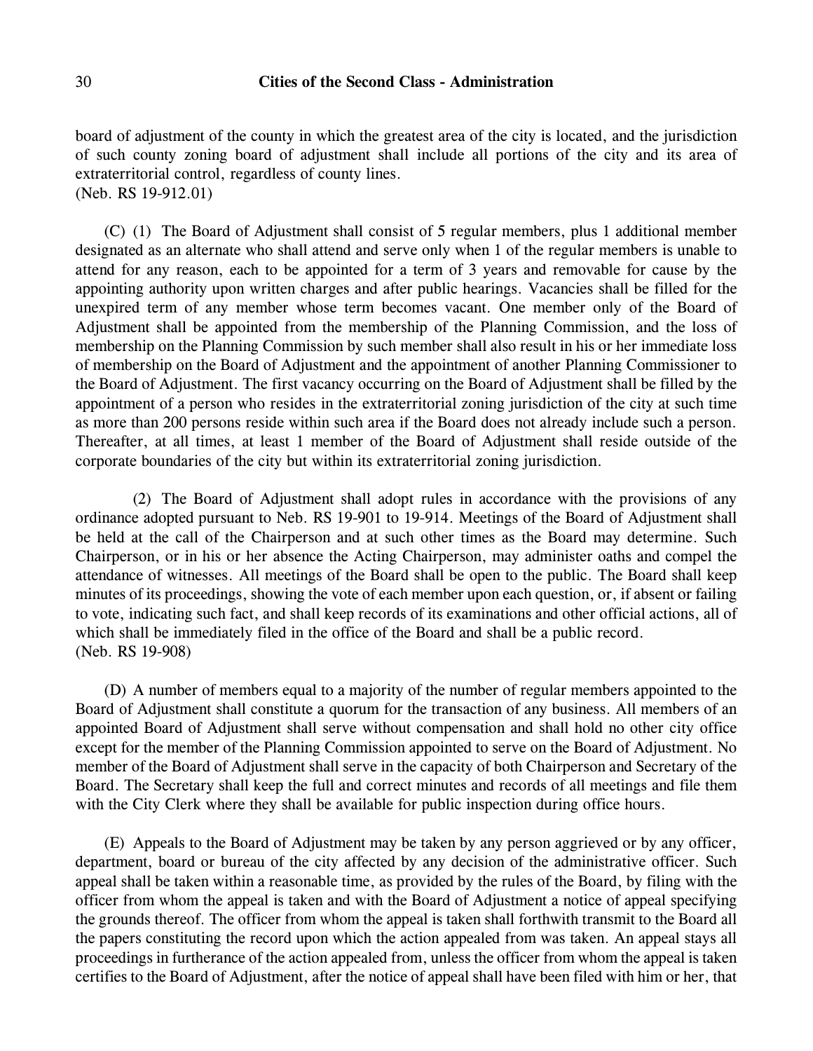board of adjustment of the county in which the greatest area of the city is located, and the jurisdiction of such county zoning board of adjustment shall include all portions of the city and its area of extraterritorial control, regardless of county lines.
(Neb. RS 19-912.01)

(C) (1) The Board of Adjustment shall consist of 5 regular members, plus 1 additional member designated as an alternate who shall attend and serve only when 1 of the regular members is unable to attend for any reason, each to be appointed for a term of 3 years and removable for cause by the appointing authority upon written charges and after public hearings. Vacancies shall be filled for the unexpired term of any member whose term becomes vacant. One member only of the Board of Adjustment shall be appointed from the membership of the Planning Commission, and the loss of membership on the Planning Commission by such member shall also result in his or her immediate loss of membership on the Board of Adjustment and the appointment of another Planning Commissioner to the Board of Adjustment. The first vacancy occurring on the Board of Adjustment shall be filled by the appointment of a person who resides in the extraterritorial zoning jurisdiction of the city at such time as more than 200 persons reside within such area if the Board does not already include such a person. Thereafter, at all times, at least 1 member of the Board of Adjustment shall reside outside of the corporate boundaries of the city but within its extraterritorial zoning jurisdiction.

(2) The Board of Adjustment shall adopt rules in accordance with the provisions of any ordinance adopted pursuant to Neb. RS 19-901 to 19-914. Meetings of the Board of Adjustment shall be held at the call of the Chairperson and at such other times as the Board may determine. Such Chairperson, or in his or her absence the Acting Chairperson, may administer oaths and compel the attendance of witnesses. All meetings of the Board shall be open to the public. The Board shall keep minutes of its proceedings, showing the vote of each member upon each question, or, if absent or failing to vote, indicating such fact, and shall keep records of its examinations and other official actions, all of which shall be immediately filed in the office of the Board and shall be a public record.
(Neb. RS 19-908)

(D) A number of members equal to a majority of the number of regular members appointed to the Board of Adjustment shall constitute a quorum for the transaction of any business. All members of an appointed Board of Adjustment shall serve without compensation and shall hold no other city office except for the member of the Planning Commission appointed to serve on the Board of Adjustment. No member of the Board of Adjustment shall serve in the capacity of both Chairperson and Secretary of the Board. The Secretary shall keep the full and correct minutes and records of all meetings and file them with the City Clerk where they shall be available for public inspection during office hours.

(E) Appeals to the Board of Adjustment may be taken by any person aggrieved or by any officer, department, board or bureau of the city affected by any decision of the administrative officer. Such appeal shall be taken within a reasonable time, as provided by the rules of the Board, by filing with the officer from whom the appeal is taken and with the Board of Adjustment a notice of appeal specifying the grounds thereof. The officer from whom the appeal is taken shall forthwith transmit to the Board all the papers constituting the record upon which the action appealed from was taken. An appeal stays all proceedings in furtherance of the action appealed from, unless the officer from whom the appeal is taken certifies to the Board of Adjustment, after the notice of appeal shall have been filed with him or her, that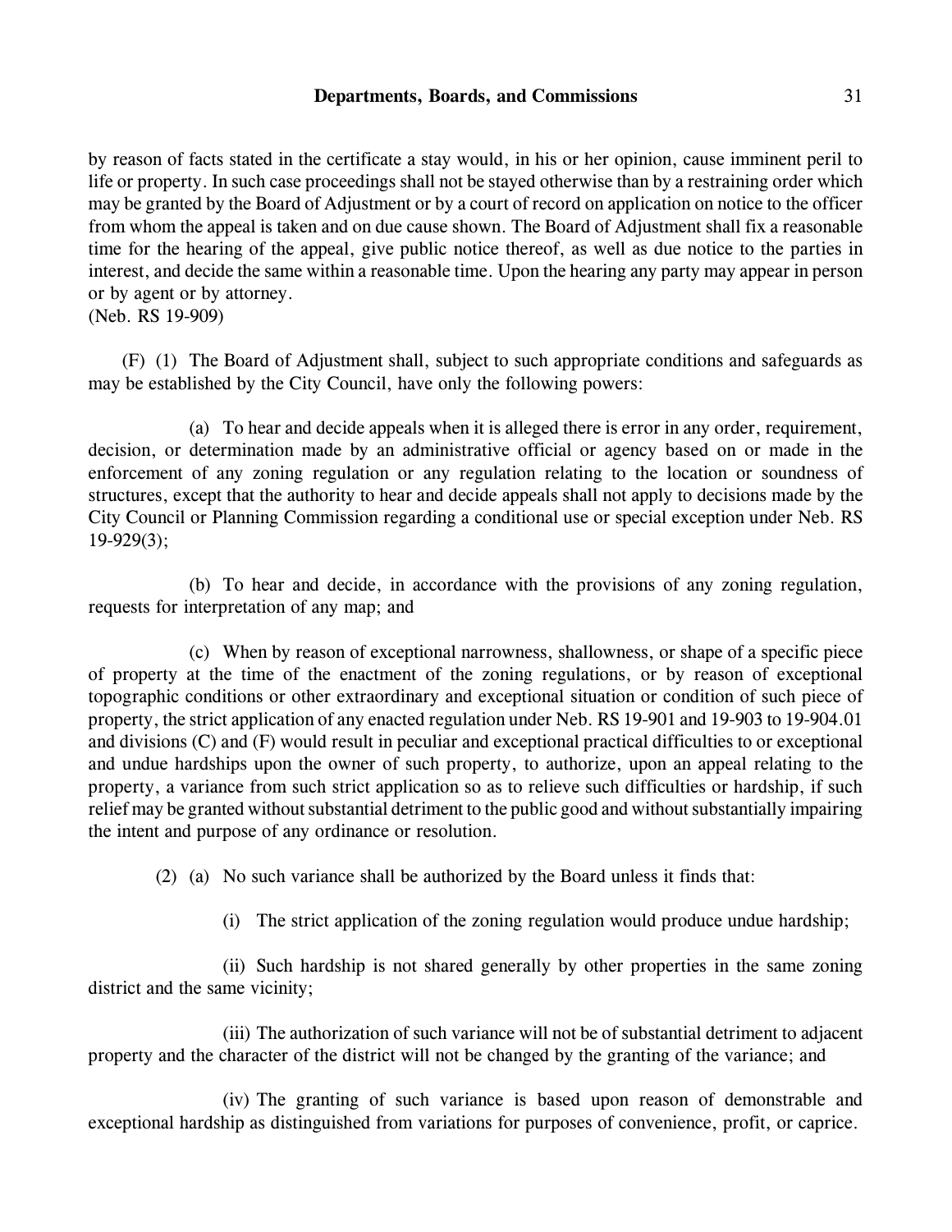by reason of facts stated in the certificate a stay would, in his or her opinion, cause imminent peril to life or property. In such case proceedings shall not be stayed otherwise than by a restraining order which may be granted by the Board of Adjustment or by a court of record on application on notice to the officer from whom the appeal is taken and on due cause shown. The Board of Adjustment shall fix a reasonable time for the hearing of the appeal, give public notice thereof, as well as due notice to the parties in interest, and decide the same within a reasonable time. Upon the hearing any party may appear in person or by agent or by attorney.
(Neb. RS 19-909)

(F) (1) The Board of Adjustment shall, subject to such appropriate conditions and safeguards as may be established by the City Council, have only the following powers:

(a) To hear and decide appeals when it is alleged there is error in any order, requirement, decision, or determination made by an administrative official or agency based on or made in the enforcement of any zoning regulation or any regulation relating to the location or soundness of structures, except that the authority to hear and decide appeals shall not apply to decisions made by the City Council or Planning Commission regarding a conditional use or special exception under Neb. RS 19-929(3);

(b) To hear and decide, in accordance with the provisions of any zoning regulation, requests for interpretation of any map; and

(c) When by reason of exceptional narrowness, shallowness, or shape of a specific piece of property at the time of the enactment of the zoning regulations, or by reason of exceptional topographic conditions or other extraordinary and exceptional situation or condition of such piece of property, the strict application of any enacted regulation under Neb. RS 19-901 and 19-903 to 19-904.01 and divisions (C) and (F) would result in peculiar and exceptional practical difficulties to or exceptional and undue hardships upon the owner of such property, to authorize, upon an appeal relating to the property, a variance from such strict application so as to relieve such difficulties or hardship, if such relief may be granted without substantial detriment to the public good and without substantially impairing the intent and purpose of any ordinance or resolution.

(2) (a) No such variance shall be authorized by the Board unless it finds that:

(i) The strict application of the zoning regulation would produce undue hardship;

(ii) Such hardship is not shared generally by other properties in the same zoning district and the same vicinity;

(iii) The authorization of such variance will not be of substantial detriment to adjacent property and the character of the district will not be changed by the granting of the variance; and

(iv) The granting of such variance is based upon reason of demonstrable and exceptional hardship as distinguished from variations for purposes of convenience, profit, or caprice.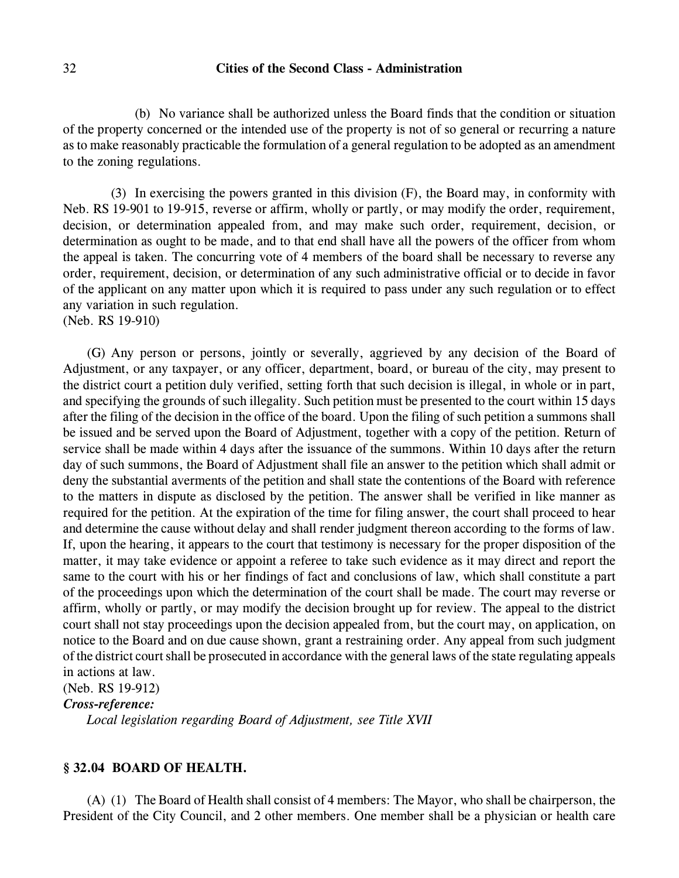(b) No variance shall be authorized unless the Board finds that the condition or situation of the property concerned or the intended use of the property is not of so general or recurring a nature as to make reasonably practicable the formulation of a general regulation to be adopted as an amendment to the zoning regulations.

(3) In exercising the powers granted in this division (F), the Board may, in conformity with Neb. RS 19-901 to 19-915, reverse or affirm, wholly or partly, or may modify the order, requirement, decision, or determination appealed from, and may make such order, requirement, decision, or determination as ought to be made, and to that end shall have all the powers of the officer from whom the appeal is taken. The concurring vote of 4 members of the board shall be necessary to reverse any order, requirement, decision, or determination of any such administrative official or to decide in favor of the applicant on any matter upon which it is required to pass under any such regulation or to effect any variation in such regulation.
(Neb. RS 19-910)

(G) Any person or persons, jointly or severally, aggrieved by any decision of the Board of Adjustment, or any taxpayer, or any officer, department, board, or bureau of the city, may present to the district court a petition duly verified, setting forth that such decision is illegal, in whole or in part, and specifying the grounds of such illegality. Such petition must be presented to the court within 15 days after the filing of the decision in the office of the board. Upon the filing of such petition a summons shall be issued and be served upon the Board of Adjustment, together with a copy of the petition. Return of service shall be made within 4 days after the issuance of the summons. Within 10 days after the return day of such summons, the Board of Adjustment shall file an answer to the petition which shall admit or deny the substantial averments of the petition and shall state the contentions of the Board with reference to the matters in dispute as disclosed by the petition. The answer shall be verified in like manner as required for the petition. At the expiration of the time for filing answer, the court shall proceed to hear and determine the cause without delay and shall render judgment thereon according to the forms of law. If, upon the hearing, it appears to the court that testimony is necessary for the proper disposition of the matter, it may take evidence or appoint a referee to take such evidence as it may direct and report the same to the court with his or her findings of fact and conclusions of law, which shall constitute a part of the proceedings upon which the determination of the court shall be made. The court may reverse or affirm, wholly or partly, or may modify the decision brought up for review. The appeal to the district court shall not stay proceedings upon the decision appealed from, but the court may, on application, on notice to the Board and on due cause shown, grant a restraining order. Any appeal from such judgment of the district court shall be prosecuted in accordance with the general laws of the state regulating appeals in actions at law.
(Neb. RS 19-912)

***Cross-reference:***

*Local legislation regarding Board of Adjustment, see Title XVII*

### § 32.04 BOARD OF HEALTH.

(A) (1) The Board of Health shall consist of 4 members: The Mayor, who shall be chairperson, the President of the City Council, and 2 other members. One member shall be a physician or health care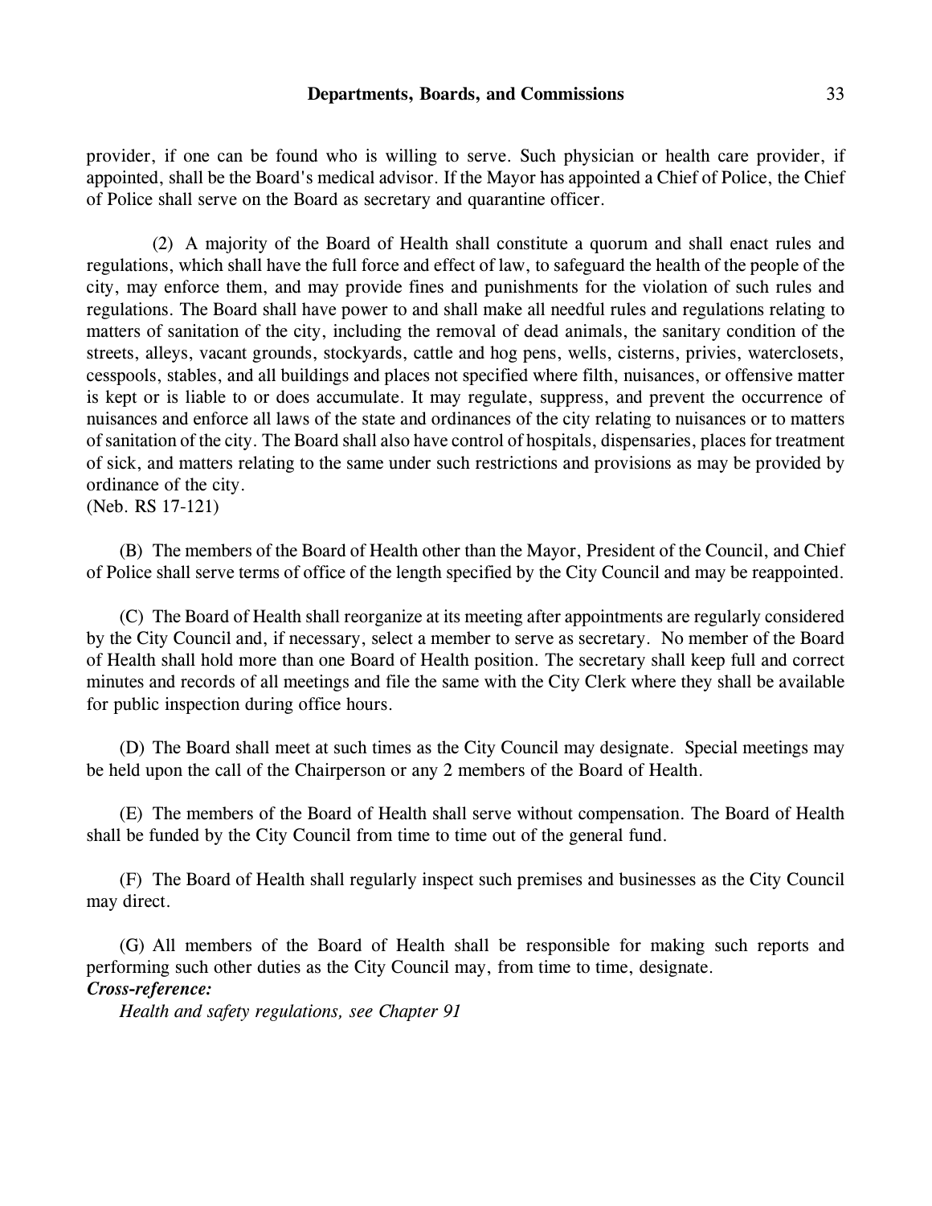provider, if one can be found who is willing to serve. Such physician or health care provider, if appointed, shall be the Board's medical advisor. If the Mayor has appointed a Chief of Police, the Chief of Police shall serve on the Board as secretary and quarantine officer.

(2) A majority of the Board of Health shall constitute a quorum and shall enact rules and regulations, which shall have the full force and effect of law, to safeguard the health of the people of the city, may enforce them, and may provide fines and punishments for the violation of such rules and regulations. The Board shall have power to and shall make all needful rules and regulations relating to matters of sanitation of the city, including the removal of dead animals, the sanitary condition of the streets, alleys, vacant grounds, stockyards, cattle and hog pens, wells, cisterns, privies, waterclosets, cesspools, stables, and all buildings and places not specified where filth, nuisances, or offensive matter is kept or is liable to or does accumulate. It may regulate, suppress, and prevent the occurrence of nuisances and enforce all laws of the state and ordinances of the city relating to nuisances or to matters of sanitation of the city. The Board shall also have control of hospitals, dispensaries, places for treatment of sick, and matters relating to the same under such restrictions and provisions as may be provided by ordinance of the city.
(Neb. RS 17-121)

(B) The members of the Board of Health other than the Mayor, President of the Council, and Chief of Police shall serve terms of office of the length specified by the City Council and may be reappointed.

(C) The Board of Health shall reorganize at its meeting after appointments are regularly considered by the City Council and, if necessary, select a member to serve as secretary. No member of the Board of Health shall hold more than one Board of Health position. The secretary shall keep full and correct minutes and records of all meetings and file the same with the City Clerk where they shall be available for public inspection during office hours.

(D) The Board shall meet at such times as the City Council may designate. Special meetings may be held upon the call of the Chairperson or any 2 members of the Board of Health.

(E) The members of the Board of Health shall serve without compensation. The Board of Health shall be funded by the City Council from time to time out of the general fund.

(F) The Board of Health shall regularly inspect such premises and businesses as the City Council may direct.

(G) All members of the Board of Health shall be responsible for making such reports and performing such other duties as the City Council may, from time to time, designate.

***Cross-reference:***

*Health and safety regulations, see Chapter 91*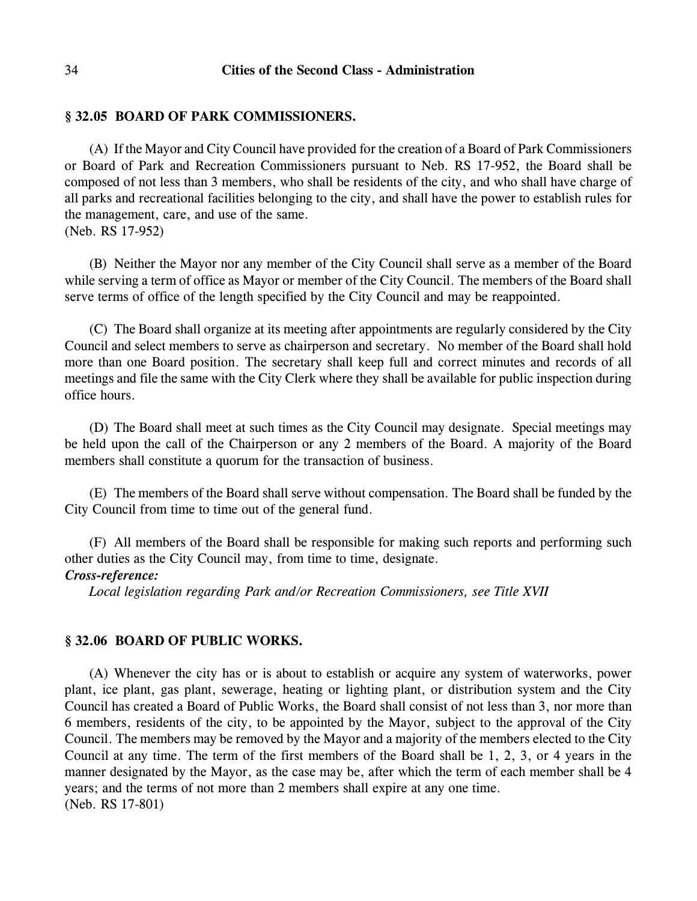## § 32.05 BOARD OF PARK COMMISSIONERS.

(A) If the Mayor and City Council have provided for the creation of a Board of Park Commissioners or Board of Park and Recreation Commissioners pursuant to Neb. RS 17-952, the Board shall be composed of not less than 3 members, who shall be residents of the city, and who shall have charge of all parks and recreational facilities belonging to the city, and shall have the power to establish rules for the management, care, and use of the same.
(Neb. RS 17-952)

(B) Neither the Mayor nor any member of the City Council shall serve as a member of the Board while serving a term of office as Mayor or member of the City Council. The members of the Board shall serve terms of office of the length specified by the City Council and may be reappointed.

(C) The Board shall organize at its meeting after appointments are regularly considered by the City Council and select members to serve as chairperson and secretary. No member of the Board shall hold more than one Board position. The secretary shall keep full and correct minutes and records of all meetings and file the same with the City Clerk where they shall be available for public inspection during office hours.

(D) The Board shall meet at such times as the City Council may designate. Special meetings may be held upon the call of the Chairperson or any 2 members of the Board. A majority of the Board members shall constitute a quorum for the transaction of business.

(E) The members of the Board shall serve without compensation. The Board shall be funded by the City Council from time to time out of the general fund.

(F) All members of the Board shall be responsible for making such reports and performing such other duties as the City Council may, from time to time, designate.

***Cross-reference:***

*Local legislation regarding Park and/or Recreation Commissioners, see Title XVII*

## § 32.06 BOARD OF PUBLIC WORKS.

(A) Whenever the city has or is about to establish or acquire any system of waterworks, power plant, ice plant, gas plant, sewerage, heating or lighting plant, or distribution system and the City Council has created a Board of Public Works, the Board shall consist of not less than 3, nor more than 6 members, residents of the city, to be appointed by the Mayor, subject to the approval of the City Council. The members may be removed by the Mayor and a majority of the members elected to the City Council at any time. The term of the first members of the Board shall be 1, 2, 3, or 4 years in the manner designated by the Mayor, as the case may be, after which the term of each member shall be 4 years; and the terms of not more than 2 members shall expire at any one time.
(Neb. RS 17-801)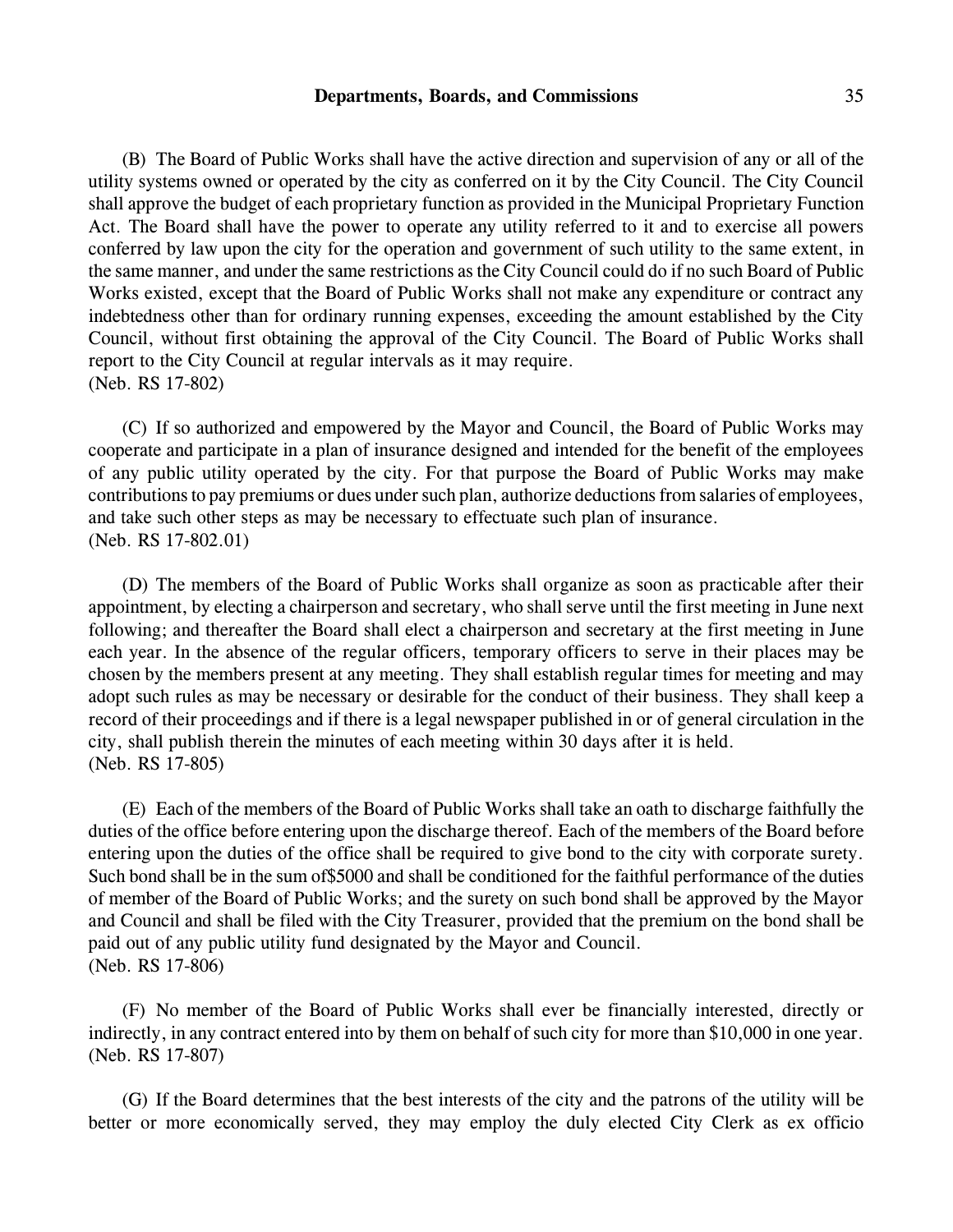(B) The Board of Public Works shall have the active direction and supervision of any or all of the utility systems owned or operated by the city as conferred on it by the City Council. The City Council shall approve the budget of each proprietary function as provided in the Municipal Proprietary Function Act. The Board shall have the power to operate any utility referred to it and to exercise all powers conferred by law upon the city for the operation and government of such utility to the same extent, in the same manner, and under the same restrictions as the City Council could do if no such Board of Public Works existed, except that the Board of Public Works shall not make any expenditure or contract any indebtedness other than for ordinary running expenses, exceeding the amount established by the City Council, without first obtaining the approval of the City Council. The Board of Public Works shall report to the City Council at regular intervals as it may require.
(Neb. RS 17-802)

(C) If so authorized and empowered by the Mayor and Council, the Board of Public Works may cooperate and participate in a plan of insurance designed and intended for the benefit of the employees of any public utility operated by the city. For that purpose the Board of Public Works may make contributions to pay premiums or dues under such plan, authorize deductions from salaries of employees, and take such other steps as may be necessary to effectuate such plan of insurance.
(Neb. RS 17-802.01)

(D) The members of the Board of Public Works shall organize as soon as practicable after their appointment, by electing a chairperson and secretary, who shall serve until the first meeting in June next following; and thereafter the Board shall elect a chairperson and secretary at the first meeting in June each year. In the absence of the regular officers, temporary officers to serve in their places may be chosen by the members present at any meeting. They shall establish regular times for meeting and may adopt such rules as may be necessary or desirable for the conduct of their business. They shall keep a record of their proceedings and if there is a legal newspaper published in or of general circulation in the city, shall publish therein the minutes of each meeting within 30 days after it is held.
(Neb. RS 17-805)

(E) Each of the members of the Board of Public Works shall take an oath to discharge faithfully the duties of the office before entering upon the discharge thereof. Each of the members of the Board before entering upon the duties of the office shall be required to give bond to the city with corporate surety. Such bond shall be in the sum of$5000 and shall be conditioned for the faithful performance of the duties of member of the Board of Public Works; and the surety on such bond shall be approved by the Mayor and Council and shall be filed with the City Treasurer, provided that the premium on the bond shall be paid out of any public utility fund designated by the Mayor and Council.
(Neb. RS 17-806)

(F) No member of the Board of Public Works shall ever be financially interested, directly or indirectly, in any contract entered into by them on behalf of such city for more than $10,000 in one year.
(Neb. RS 17-807)

(G) If the Board determines that the best interests of the city and the patrons of the utility will be better or more economically served, they may employ the duly elected City Clerk as ex officio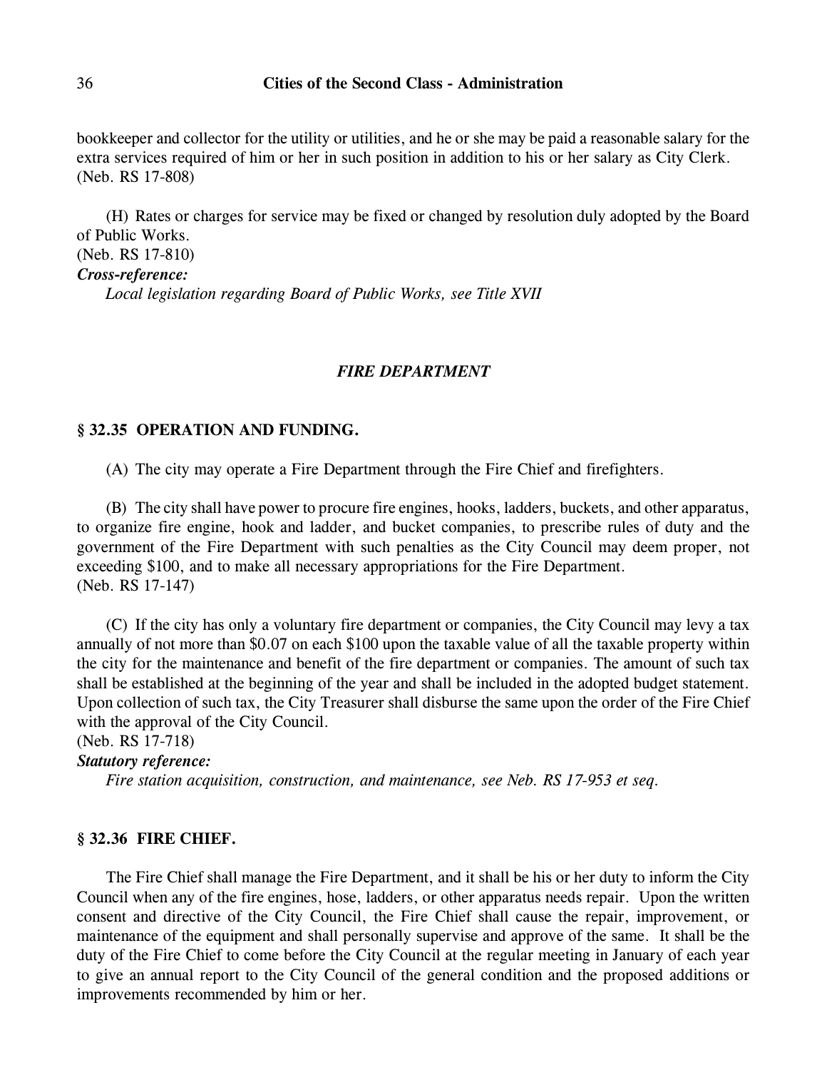bookkeeper and collector for the utility or utilities, and he or she may be paid a reasonable salary for the extra services required of him or her in such position in addition to his or her salary as City Clerk.
(Neb. RS 17-808)

(H) Rates or charges for service may be fixed or changed by resolution duly adopted by the Board of Public Works.
(Neb. RS 17-810)

***Cross-reference:***

*Local legislation regarding Board of Public Works, see Title XVII*

## *FIRE DEPARTMENT*

### § 32.35 OPERATION AND FUNDING.

(A) The city may operate a Fire Department through the Fire Chief and firefighters.

(B) The city shall have power to procure fire engines, hooks, ladders, buckets, and other apparatus, to organize fire engine, hook and ladder, and bucket companies, to prescribe rules of duty and the government of the Fire Department with such penalties as the City Council may deem proper, not exceeding $100, and to make all necessary appropriations for the Fire Department.
(Neb. RS 17-147)

(C) If the city has only a voluntary fire department or companies, the City Council may levy a tax annually of not more than $0.07 on each $100 upon the taxable value of all the taxable property within the city for the maintenance and benefit of the fire department or companies. The amount of such tax shall be established at the beginning of the year and shall be included in the adopted budget statement. Upon collection of such tax, the City Treasurer shall disburse the same upon the order of the Fire Chief with the approval of the City Council.
(Neb. RS 17-718)

***Statutory reference:***

*Fire station acquisition, construction, and maintenance, see Neb. RS 17-953 et seq.*

### § 32.36 FIRE CHIEF.

The Fire Chief shall manage the Fire Department, and it shall be his or her duty to inform the City Council when any of the fire engines, hose, ladders, or other apparatus needs repair. Upon the written consent and directive of the City Council, the Fire Chief shall cause the repair, improvement, or maintenance of the equipment and shall personally supervise and approve of the same. It shall be the duty of the Fire Chief to come before the City Council at the regular meeting in January of each year to give an annual report to the City Council of the general condition and the proposed additions or improvements recommended by him or her.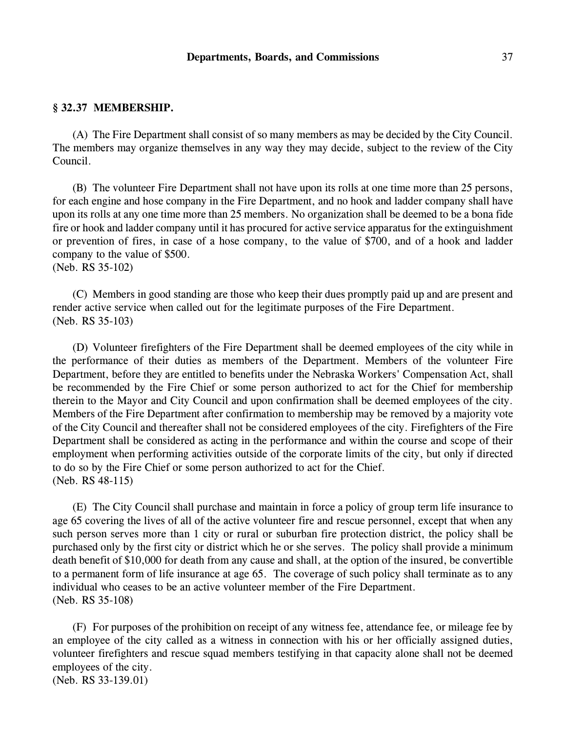### § 32.37 MEMBERSHIP.

(A) The Fire Department shall consist of so many members as may be decided by the City Council. The members may organize themselves in any way they may decide, subject to the review of the City Council.

(B) The volunteer Fire Department shall not have upon its rolls at one time more than 25 persons, for each engine and hose company in the Fire Department, and no hook and ladder company shall have upon its rolls at any one time more than 25 members. No organization shall be deemed to be a bona fide fire or hook and ladder company until it has procured for active service apparatus for the extinguishment or prevention of fires, in case of a hose company, to the value of $700, and of a hook and ladder company to the value of $500.
(Neb. RS 35-102)

(C) Members in good standing are those who keep their dues promptly paid up and are present and render active service when called out for the legitimate purposes of the Fire Department.
(Neb. RS 35-103)

(D) Volunteer firefighters of the Fire Department shall be deemed employees of the city while in the performance of their duties as members of the Department. Members of the volunteer Fire Department, before they are entitled to benefits under the Nebraska Workers' Compensation Act, shall be recommended by the Fire Chief or some person authorized to act for the Chief for membership therein to the Mayor and City Council and upon confirmation shall be deemed employees of the city. Members of the Fire Department after confirmation to membership may be removed by a majority vote of the City Council and thereafter shall not be considered employees of the city. Firefighters of the Fire Department shall be considered as acting in the performance and within the course and scope of their employment when performing activities outside of the corporate limits of the city, but only if directed to do so by the Fire Chief or some person authorized to act for the Chief.
(Neb. RS 48-115)

(E) The City Council shall purchase and maintain in force a policy of group term life insurance to age 65 covering the lives of all of the active volunteer fire and rescue personnel, except that when any such person serves more than 1 city or rural or suburban fire protection district, the policy shall be purchased only by the first city or district which he or she serves. The policy shall provide a minimum death benefit of $10,000 for death from any cause and shall, at the option of the insured, be convertible to a permanent form of life insurance at age 65. The coverage of such policy shall terminate as to any individual who ceases to be an active volunteer member of the Fire Department.
(Neb. RS 35-108)

(F) For purposes of the prohibition on receipt of any witness fee, attendance fee, or mileage fee by an employee of the city called as a witness in connection with his or her officially assigned duties, volunteer firefighters and rescue squad members testifying in that capacity alone shall not be deemed employees of the city.
(Neb. RS 33-139.01)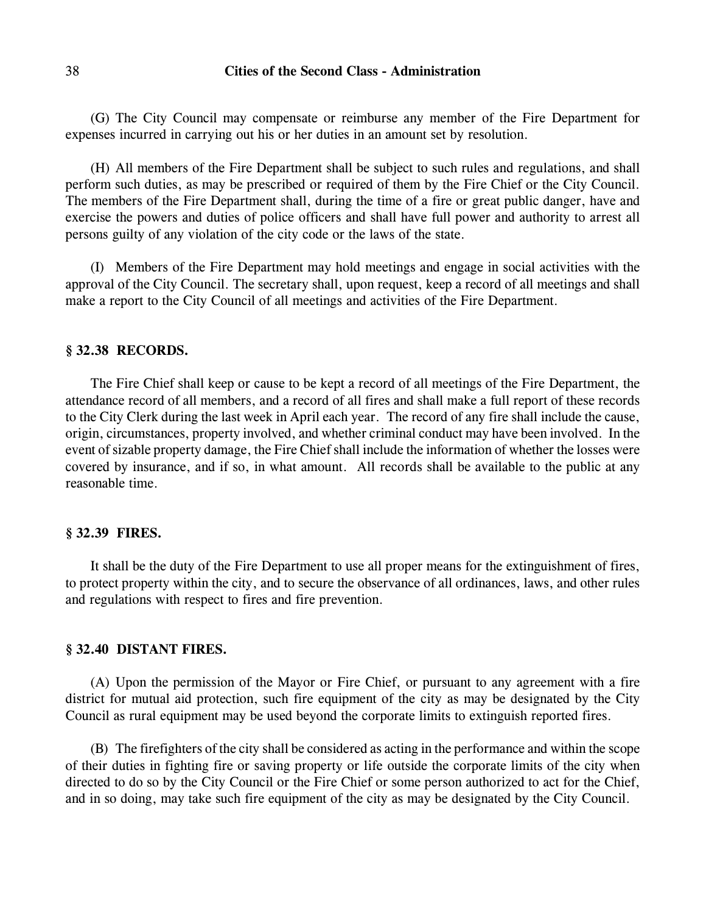(G) The City Council may compensate or reimburse any member of the Fire Department for expenses incurred in carrying out his or her duties in an amount set by resolution.

(H) All members of the Fire Department shall be subject to such rules and regulations, and shall perform such duties, as may be prescribed or required of them by the Fire Chief or the City Council. The members of the Fire Department shall, during the time of a fire or great public danger, have and exercise the powers and duties of police officers and shall have full power and authority to arrest all persons guilty of any violation of the city code or the laws of the state.

(I) Members of the Fire Department may hold meetings and engage in social activities with the approval of the City Council. The secretary shall, upon request, keep a record of all meetings and shall make a report to the City Council of all meetings and activities of the Fire Department.

### § 32.38 RECORDS.

The Fire Chief shall keep or cause to be kept a record of all meetings of the Fire Department, the attendance record of all members, and a record of all fires and shall make a full report of these records to the City Clerk during the last week in April each year. The record of any fire shall include the cause, origin, circumstances, property involved, and whether criminal conduct may have been involved. In the event of sizable property damage, the Fire Chief shall include the information of whether the losses were covered by insurance, and if so, in what amount. All records shall be available to the public at any reasonable time.

### § 32.39 FIRES.

It shall be the duty of the Fire Department to use all proper means for the extinguishment of fires, to protect property within the city, and to secure the observance of all ordinances, laws, and other rules and regulations with respect to fires and fire prevention.

### § 32.40 DISTANT FIRES.

(A) Upon the permission of the Mayor or Fire Chief, or pursuant to any agreement with a fire district for mutual aid protection, such fire equipment of the city as may be designated by the City Council as rural equipment may be used beyond the corporate limits to extinguish reported fires.

(B) The firefighters of the city shall be considered as acting in the performance and within the scope of their duties in fighting fire or saving property or life outside the corporate limits of the city when directed to do so by the City Council or the Fire Chief or some person authorized to act for the Chief, and in so doing, may take such fire equipment of the city as may be designated by the City Council.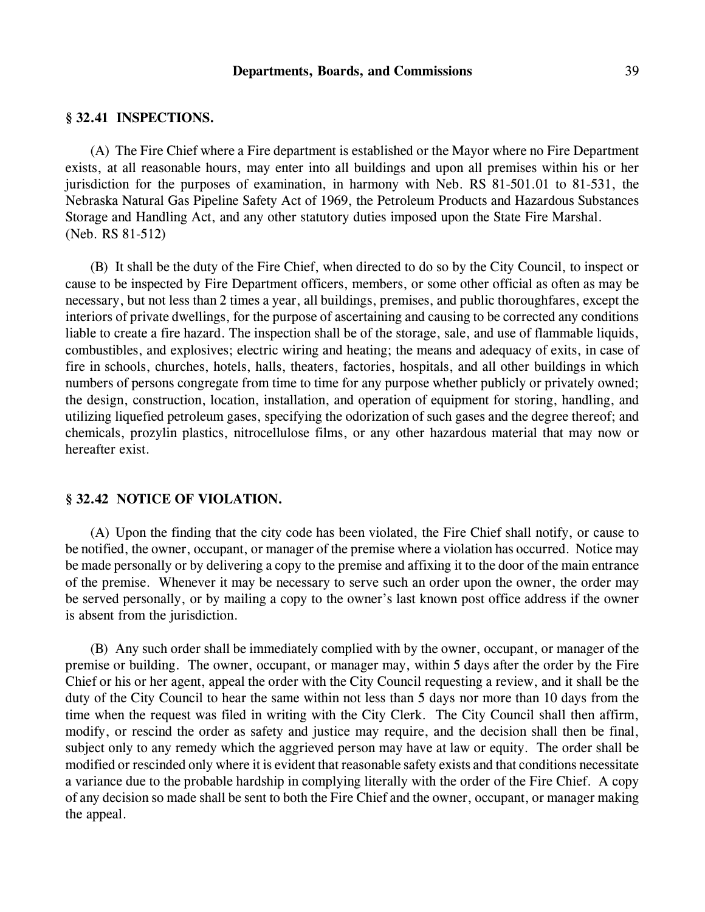### § 32.41 INSPECTIONS.

(A) The Fire Chief where a Fire department is established or the Mayor where no Fire Department exists, at all reasonable hours, may enter into all buildings and upon all premises within his or her jurisdiction for the purposes of examination, in harmony with Neb. RS 81-501.01 to 81-531, the Nebraska Natural Gas Pipeline Safety Act of 1969, the Petroleum Products and Hazardous Substances Storage and Handling Act, and any other statutory duties imposed upon the State Fire Marshal.
(Neb. RS 81-512)

(B) It shall be the duty of the Fire Chief, when directed to do so by the City Council, to inspect or cause to be inspected by Fire Department officers, members, or some other official as often as may be necessary, but not less than 2 times a year, all buildings, premises, and public thoroughfares, except the interiors of private dwellings, for the purpose of ascertaining and causing to be corrected any conditions liable to create a fire hazard. The inspection shall be of the storage, sale, and use of flammable liquids, combustibles, and explosives; electric wiring and heating; the means and adequacy of exits, in case of fire in schools, churches, hotels, halls, theaters, factories, hospitals, and all other buildings in which numbers of persons congregate from time to time for any purpose whether publicly or privately owned; the design, construction, location, installation, and operation of equipment for storing, handling, and utilizing liquefied petroleum gases, specifying the odorization of such gases and the degree thereof; and chemicals, prozylin plastics, nitrocellulose films, or any other hazardous material that may now or hereafter exist.

### § 32.42 NOTICE OF VIOLATION.

(A) Upon the finding that the city code has been violated, the Fire Chief shall notify, or cause to be notified, the owner, occupant, or manager of the premise where a violation has occurred. Notice may be made personally or by delivering a copy to the premise and affixing it to the door of the main entrance of the premise. Whenever it may be necessary to serve such an order upon the owner, the order may be served personally, or by mailing a copy to the owner's last known post office address if the owner is absent from the jurisdiction.

(B) Any such order shall be immediately complied with by the owner, occupant, or manager of the premise or building. The owner, occupant, or manager may, within 5 days after the order by the Fire Chief or his or her agent, appeal the order with the City Council requesting a review, and it shall be the duty of the City Council to hear the same within not less than 5 days nor more than 10 days from the time when the request was filed in writing with the City Clerk. The City Council shall then affirm, modify, or rescind the order as safety and justice may require, and the decision shall then be final, subject only to any remedy which the aggrieved person may have at law or equity. The order shall be modified or rescinded only where it is evident that reasonable safety exists and that conditions necessitate a variance due to the probable hardship in complying literally with the order of the Fire Chief. A copy of any decision so made shall be sent to both the Fire Chief and the owner, occupant, or manager making the appeal.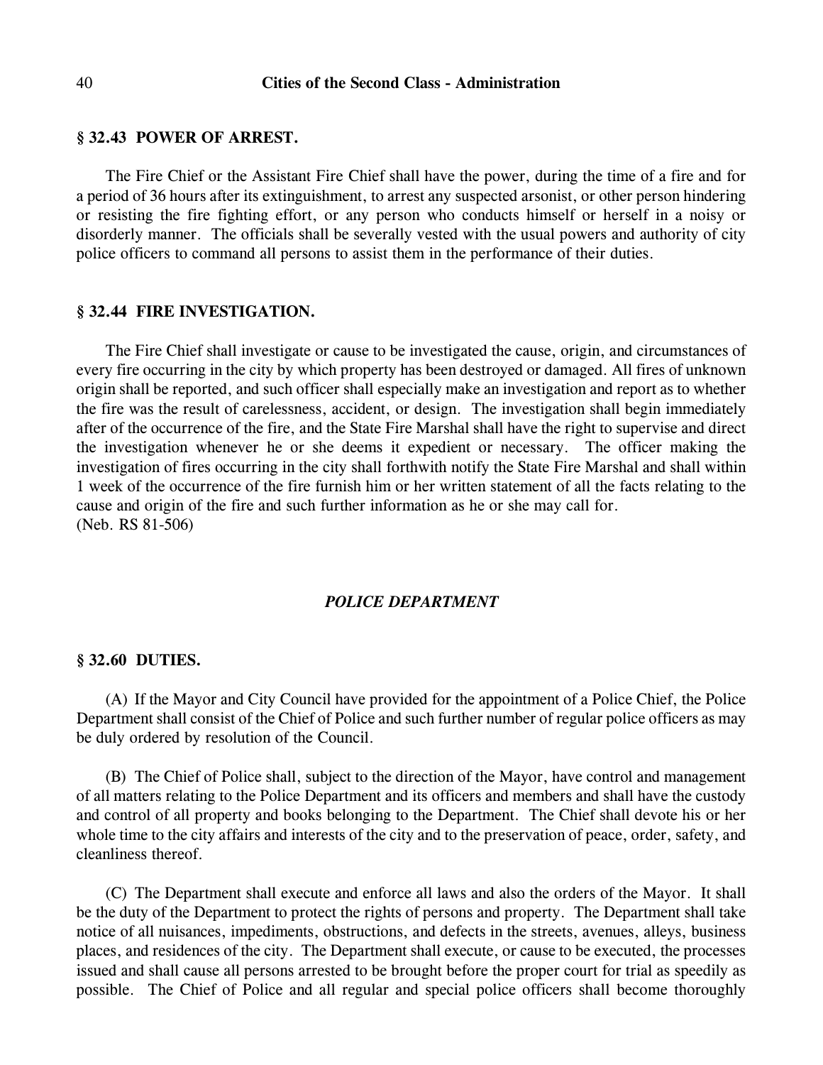### § 32.43 POWER OF ARREST.

The Fire Chief or the Assistant Fire Chief shall have the power, during the time of a fire and for a period of 36 hours after its extinguishment, to arrest any suspected arsonist, or other person hindering or resisting the fire fighting effort, or any person who conducts himself or herself in a noisy or disorderly manner. The officials shall be severally vested with the usual powers and authority of city police officers to command all persons to assist them in the performance of their duties.

### § 32.44 FIRE INVESTIGATION.

The Fire Chief shall investigate or cause to be investigated the cause, origin, and circumstances of every fire occurring in the city by which property has been destroyed or damaged. All fires of unknown origin shall be reported, and such officer shall especially make an investigation and report as to whether the fire was the result of carelessness, accident, or design. The investigation shall begin immediately after of the occurrence of the fire, and the State Fire Marshal shall have the right to supervise and direct the investigation whenever he or she deems it expedient or necessary. The officer making the investigation of fires occurring in the city shall forthwith notify the State Fire Marshal and shall within 1 week of the occurrence of the fire furnish him or her written statement of all the facts relating to the cause and origin of the fire and such further information as he or she may call for.
(Neb. RS 81-506)

## *POLICE DEPARTMENT*

### § 32.60 DUTIES.

(A) If the Mayor and City Council have provided for the appointment of a Police Chief, the Police Department shall consist of the Chief of Police and such further number of regular police officers as may be duly ordered by resolution of the Council.

(B) The Chief of Police shall, subject to the direction of the Mayor, have control and management of all matters relating to the Police Department and its officers and members and shall have the custody and control of all property and books belonging to the Department. The Chief shall devote his or her whole time to the city affairs and interests of the city and to the preservation of peace, order, safety, and cleanliness thereof.

(C) The Department shall execute and enforce all laws and also the orders of the Mayor. It shall be the duty of the Department to protect the rights of persons and property. The Department shall take notice of all nuisances, impediments, obstructions, and defects in the streets, avenues, alleys, business places, and residences of the city. The Department shall execute, or cause to be executed, the processes issued and shall cause all persons arrested to be brought before the proper court for trial as speedily as possible. The Chief of Police and all regular and special police officers shall become thoroughly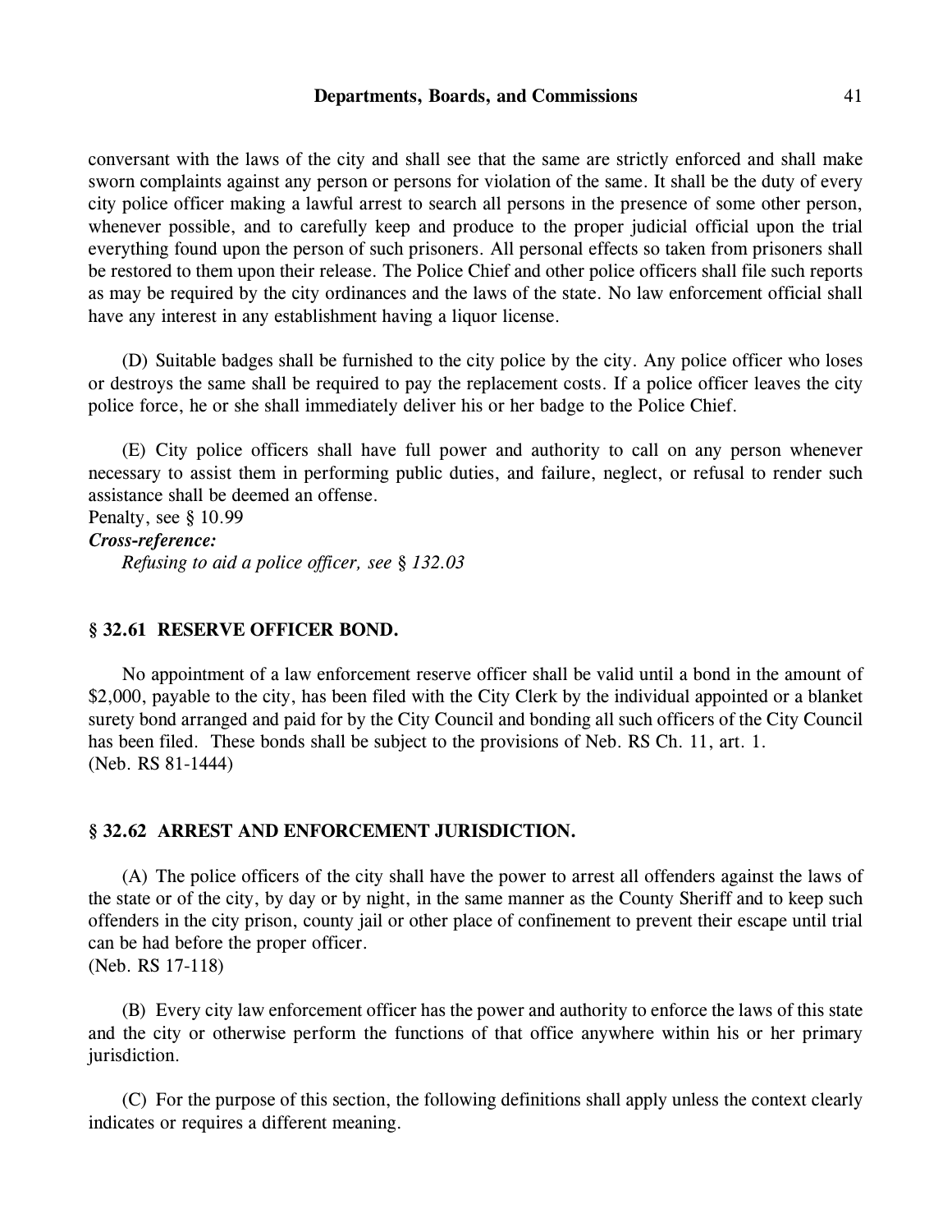conversant with the laws of the city and shall see that the same are strictly enforced and shall make sworn complaints against any person or persons for violation of the same. It shall be the duty of every city police officer making a lawful arrest to search all persons in the presence of some other person, whenever possible, and to carefully keep and produce to the proper judicial official upon the trial everything found upon the person of such prisoners. All personal effects so taken from prisoners shall be restored to them upon their release. The Police Chief and other police officers shall file such reports as may be required by the city ordinances and the laws of the state. No law enforcement official shall have any interest in any establishment having a liquor license.

(D) Suitable badges shall be furnished to the city police by the city. Any police officer who loses or destroys the same shall be required to pay the replacement costs. If a police officer leaves the city police force, he or she shall immediately deliver his or her badge to the Police Chief.

(E) City police officers shall have full power and authority to call on any person whenever necessary to assist them in performing public duties, and failure, neglect, or refusal to render such assistance shall be deemed an offense.

Penalty, see § 10.99

***Cross-reference:***

*Refusing to aid a police officer, see § 132.03*

### § 32.61 RESERVE OFFICER BOND.

No appointment of a law enforcement reserve officer shall be valid until a bond in the amount of $2,000, payable to the city, has been filed with the City Clerk by the individual appointed or a blanket surety bond arranged and paid for by the City Council and bonding all such officers of the City Council has been filed. These bonds shall be subject to the provisions of Neb. RS Ch. 11, art. 1.
(Neb. RS 81-1444)

### § 32.62 ARREST AND ENFORCEMENT JURISDICTION.

(A) The police officers of the city shall have the power to arrest all offenders against the laws of the state or of the city, by day or by night, in the same manner as the County Sheriff and to keep such offenders in the city prison, county jail or other place of confinement to prevent their escape until trial can be had before the proper officer.
(Neb. RS 17-118)

(B) Every city law enforcement officer has the power and authority to enforce the laws of this state and the city or otherwise perform the functions of that office anywhere within his or her primary jurisdiction.

(C) For the purpose of this section, the following definitions shall apply unless the context clearly indicates or requires a different meaning.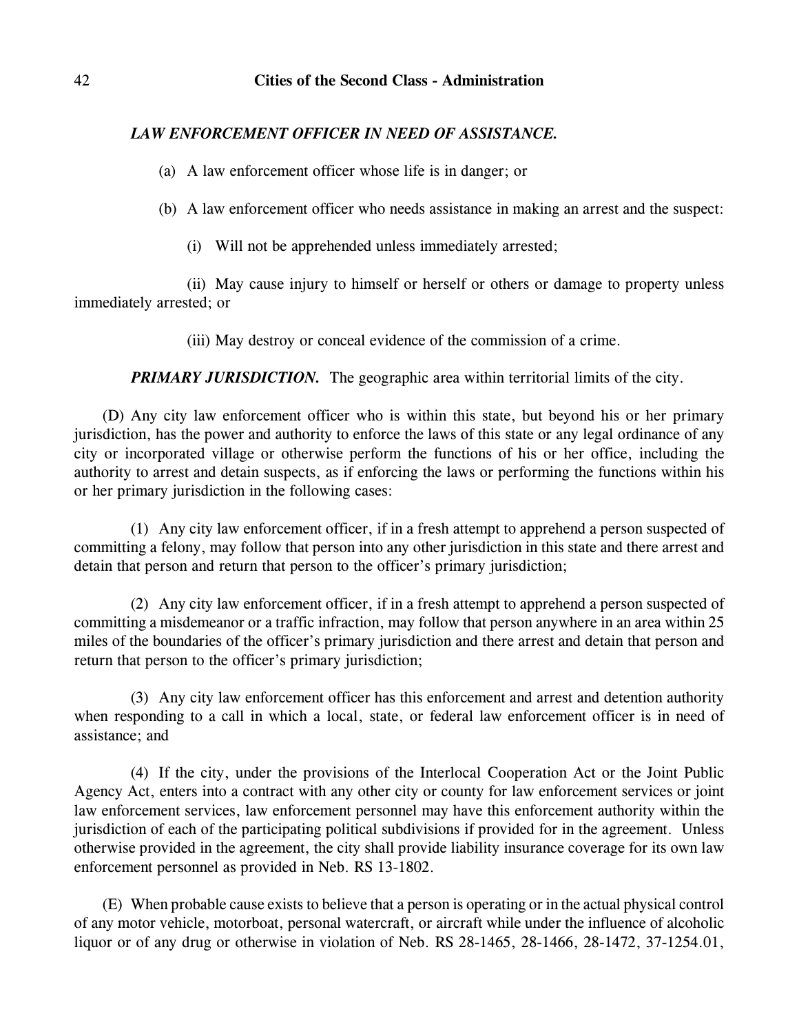***LAW ENFORCEMENT OFFICER IN NEED OF ASSISTANCE.***

(a) A law enforcement officer whose life is in danger; or

(b) A law enforcement officer who needs assistance in making an arrest and the suspect:

(i) Will not be apprehended unless immediately arrested;

(ii) May cause injury to himself or herself or others or damage to property unless immediately arrested; or

(iii) May destroy or conceal evidence of the commission of a crime.

***PRIMARY JURISDICTION.*** The geographic area within territorial limits of the city.

(D) Any city law enforcement officer who is within this state, but beyond his or her primary jurisdiction, has the power and authority to enforce the laws of this state or any legal ordinance of any city or incorporated village or otherwise perform the functions of his or her office, including the authority to arrest and detain suspects, as if enforcing the laws or performing the functions within his or her primary jurisdiction in the following cases:

(1) Any city law enforcement officer, if in a fresh attempt to apprehend a person suspected of committing a felony, may follow that person into any other jurisdiction in this state and there arrest and detain that person and return that person to the officer's primary jurisdiction;

(2) Any city law enforcement officer, if in a fresh attempt to apprehend a person suspected of committing a misdemeanor or a traffic infraction, may follow that person anywhere in an area within 25 miles of the boundaries of the officer's primary jurisdiction and there arrest and detain that person and return that person to the officer's primary jurisdiction;

(3) Any city law enforcement officer has this enforcement and arrest and detention authority when responding to a call in which a local, state, or federal law enforcement officer is in need of assistance; and

(4) If the city, under the provisions of the Interlocal Cooperation Act or the Joint Public Agency Act, enters into a contract with any other city or county for law enforcement services or joint law enforcement services, law enforcement personnel may have this enforcement authority within the jurisdiction of each of the participating political subdivisions if provided for in the agreement. Unless otherwise provided in the agreement, the city shall provide liability insurance coverage for its own law enforcement personnel as provided in Neb. RS 13-1802.

(E) When probable cause exists to believe that a person is operating or in the actual physical control of any motor vehicle, motorboat, personal watercraft, or aircraft while under the influence of alcoholic liquor or of any drug or otherwise in violation of Neb. RS 28-1465, 28-1466, 28-1472, 37-1254.01,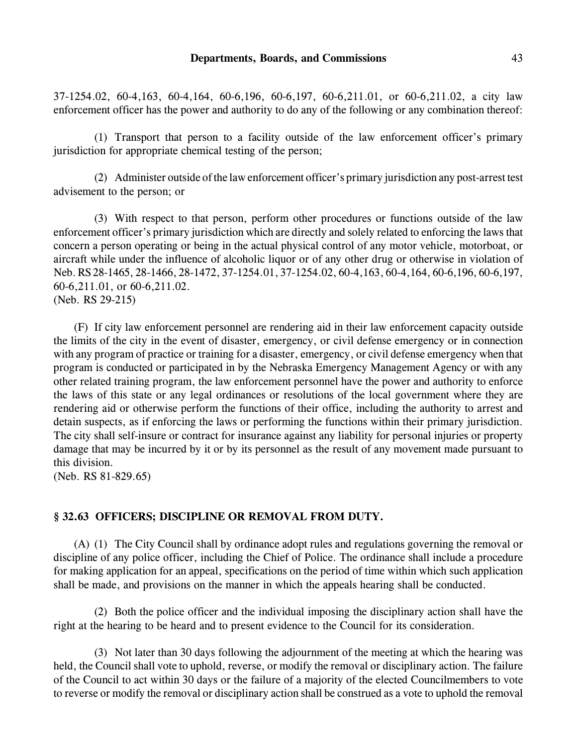37-1254.02, 60-4,163, 60-4,164, 60-6,196, 60-6,197, 60-6,211.01, or 60-6,211.02, a city law enforcement officer has the power and authority to do any of the following or any combination thereof:

(1) Transport that person to a facility outside of the law enforcement officer's primary jurisdiction for appropriate chemical testing of the person;

(2) Administer outside of the law enforcement officer's primary jurisdiction any post-arrest test advisement to the person; or

(3) With respect to that person, perform other procedures or functions outside of the law enforcement officer's primary jurisdiction which are directly and solely related to enforcing the laws that concern a person operating or being in the actual physical control of any motor vehicle, motorboat, or aircraft while under the influence of alcoholic liquor or of any other drug or otherwise in violation of Neb. RS 28-1465, 28-1466, 28-1472, 37-1254.01, 37-1254.02, 60-4,163, 60-4,164, 60-6,196, 60-6,197, 60-6,211.01, or 60-6,211.02.
(Neb. RS 29-215)

(F) If city law enforcement personnel are rendering aid in their law enforcement capacity outside the limits of the city in the event of disaster, emergency, or civil defense emergency or in connection with any program of practice or training for a disaster, emergency, or civil defense emergency when that program is conducted or participated in by the Nebraska Emergency Management Agency or with any other related training program, the law enforcement personnel have the power and authority to enforce the laws of this state or any legal ordinances or resolutions of the local government where they are rendering aid or otherwise perform the functions of their office, including the authority to arrest and detain suspects, as if enforcing the laws or performing the functions within their primary jurisdiction. The city shall self-insure or contract for insurance against any liability for personal injuries or property damage that may be incurred by it or by its personnel as the result of any movement made pursuant to this division.
(Neb. RS 81-829.65)

## § 32.63 OFFICERS; DISCIPLINE OR REMOVAL FROM DUTY.

(A) (1) The City Council shall by ordinance adopt rules and regulations governing the removal or discipline of any police officer, including the Chief of Police. The ordinance shall include a procedure for making application for an appeal, specifications on the period of time within which such application shall be made, and provisions on the manner in which the appeals hearing shall be conducted.

(2) Both the police officer and the individual imposing the disciplinary action shall have the right at the hearing to be heard and to present evidence to the Council for its consideration.

(3) Not later than 30 days following the adjournment of the meeting at which the hearing was held, the Council shall vote to uphold, reverse, or modify the removal or disciplinary action. The failure of the Council to act within 30 days or the failure of a majority of the elected Councilmembers to vote to reverse or modify the removal or disciplinary action shall be construed as a vote to uphold the removal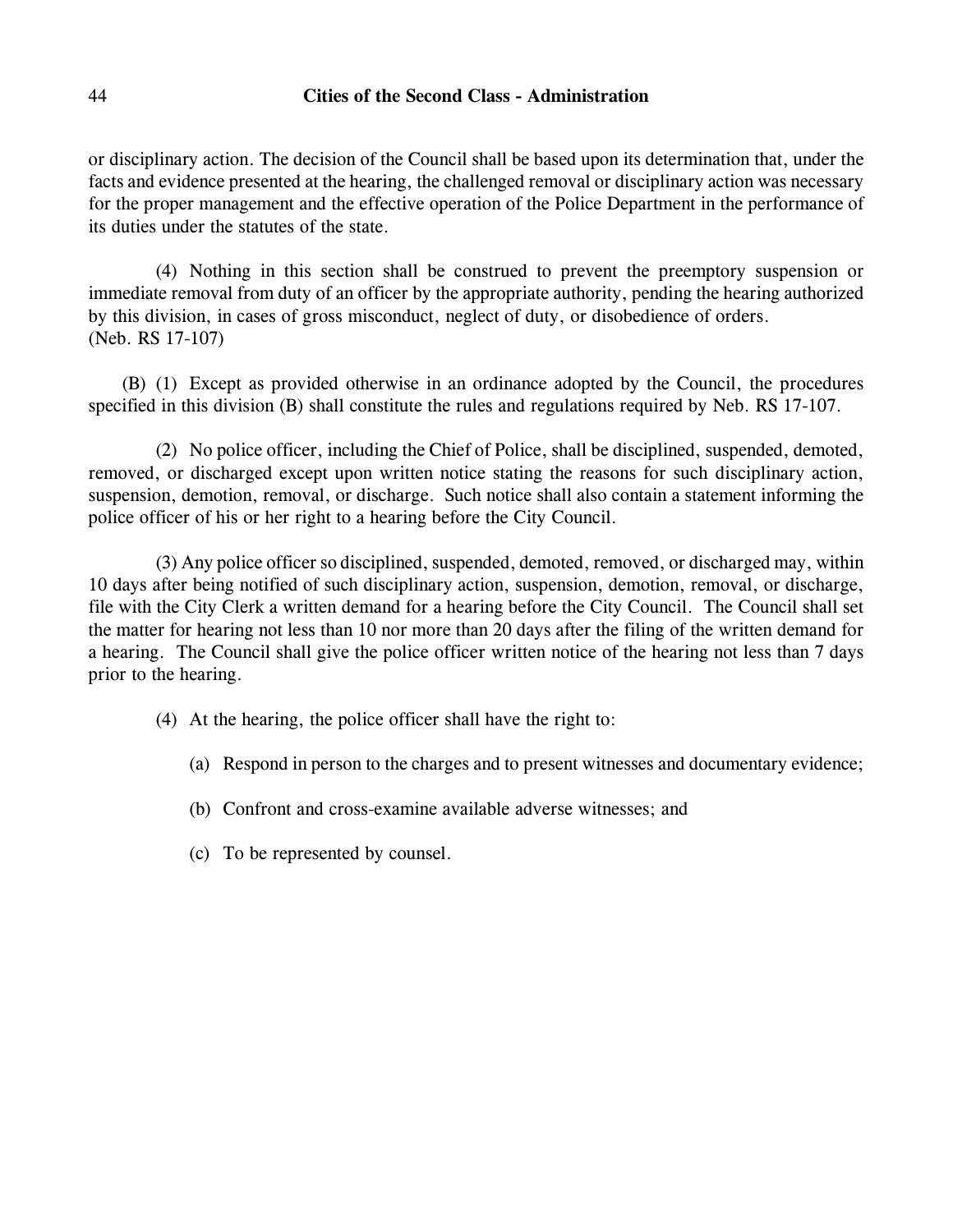or disciplinary action. The decision of the Council shall be based upon its determination that, under the facts and evidence presented at the hearing, the challenged removal or disciplinary action was necessary for the proper management and the effective operation of the Police Department in the performance of its duties under the statutes of the state.

(4) Nothing in this section shall be construed to prevent the preemptory suspension or immediate removal from duty of an officer by the appropriate authority, pending the hearing authorized by this division, in cases of gross misconduct, neglect of duty, or disobedience of orders.
(Neb. RS 17-107)

(B) (1) Except as provided otherwise in an ordinance adopted by the Council, the procedures specified in this division (B) shall constitute the rules and regulations required by Neb. RS 17-107.

(2) No police officer, including the Chief of Police, shall be disciplined, suspended, demoted, removed, or discharged except upon written notice stating the reasons for such disciplinary action, suspension, demotion, removal, or discharge. Such notice shall also contain a statement informing the police officer of his or her right to a hearing before the City Council.

(3) Any police officer so disciplined, suspended, demoted, removed, or discharged may, within 10 days after being notified of such disciplinary action, suspension, demotion, removal, or discharge, file with the City Clerk a written demand for a hearing before the City Council. The Council shall set the matter for hearing not less than 10 nor more than 20 days after the filing of the written demand for a hearing. The Council shall give the police officer written notice of the hearing not less than 7 days prior to the hearing.

(4) At the hearing, the police officer shall have the right to:

(a) Respond in person to the charges and to present witnesses and documentary evidence;

(b) Confront and cross-examine available adverse witnesses; and

(c) To be represented by counsel.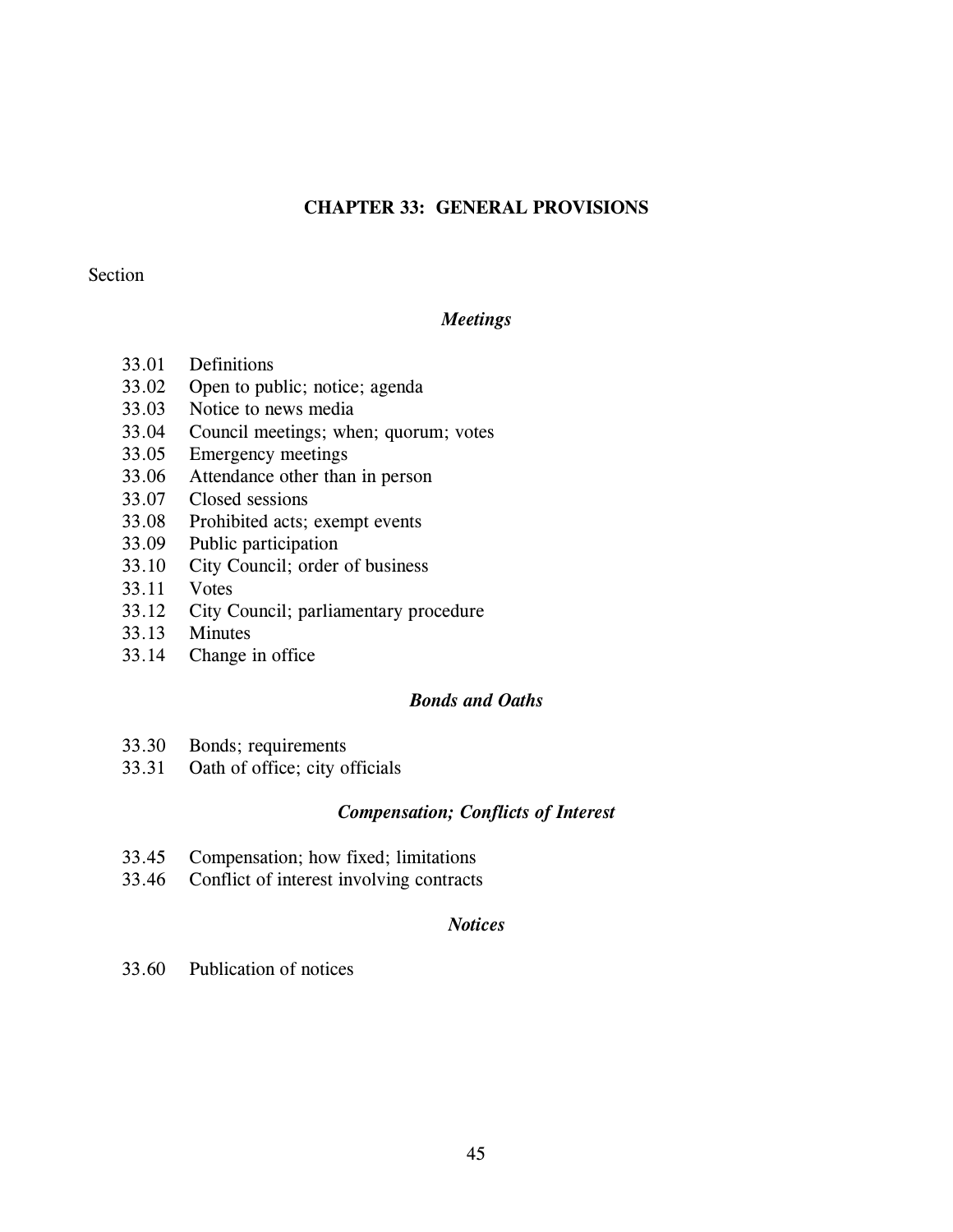# CHAPTER 33: GENERAL PROVISIONS

Section

### *Meetings*

33.01 Definitions
33.02 Open to public; notice; agenda
33.03 Notice to news media
33.04 Council meetings; when; quorum; votes
33.05 Emergency meetings
33.06 Attendance other than in person
33.07 Closed sessions
33.08 Prohibited acts; exempt events
33.09 Public participation
33.10 City Council; order of business
33.11 Votes
33.12 City Council; parliamentary procedure
33.13 Minutes
33.14 Change in office

### *Bonds and Oaths*

33.30 Bonds; requirements
33.31 Oath of office; city officials

### *Compensation; Conflicts of Interest*

33.45 Compensation; how fixed; limitations
33.46 Conflict of interest involving contracts

### *Notices*

33.60 Publication of notices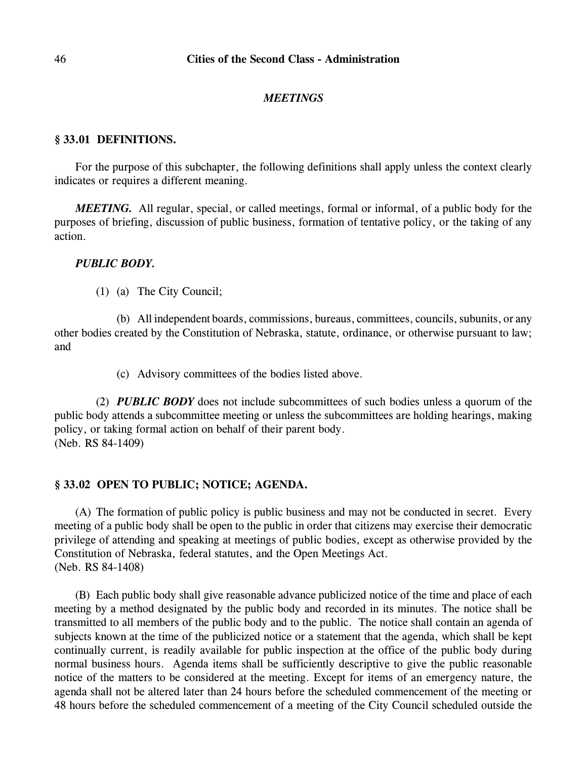## *MEETINGS*

### § 33.01 DEFINITIONS.

For the purpose of this subchapter, the following definitions shall apply unless the context clearly indicates or requires a different meaning.

***MEETING.*** All regular, special, or called meetings, formal or informal, of a public body for the purposes of briefing, discussion of public business, formation of tentative policy, or the taking of any action.

***PUBLIC BODY.***

(1) (a) The City Council;

(b) All independent boards, commissions, bureaus, committees, councils, subunits, or any other bodies created by the Constitution of Nebraska, statute, ordinance, or otherwise pursuant to law; and

(c) Advisory committees of the bodies listed above.

(2) ***PUBLIC BODY*** does not include subcommittees of such bodies unless a quorum of the public body attends a subcommittee meeting or unless the subcommittees are holding hearings, making policy, or taking formal action on behalf of their parent body.
(Neb. RS 84-1409)

### § 33.02 OPEN TO PUBLIC; NOTICE; AGENDA.

(A) The formation of public policy is public business and may not be conducted in secret. Every meeting of a public body shall be open to the public in order that citizens may exercise their democratic privilege of attending and speaking at meetings of public bodies, except as otherwise provided by the Constitution of Nebraska, federal statutes, and the Open Meetings Act.
(Neb. RS 84-1408)

(B) Each public body shall give reasonable advance publicized notice of the time and place of each meeting by a method designated by the public body and recorded in its minutes. The notice shall be transmitted to all members of the public body and to the public. The notice shall contain an agenda of subjects known at the time of the publicized notice or a statement that the agenda, which shall be kept continually current, is readily available for public inspection at the office of the public body during normal business hours. Agenda items shall be sufficiently descriptive to give the public reasonable notice of the matters to be considered at the meeting. Except for items of an emergency nature, the agenda shall not be altered later than 24 hours before the scheduled commencement of the meeting or 48 hours before the scheduled commencement of a meeting of the City Council scheduled outside the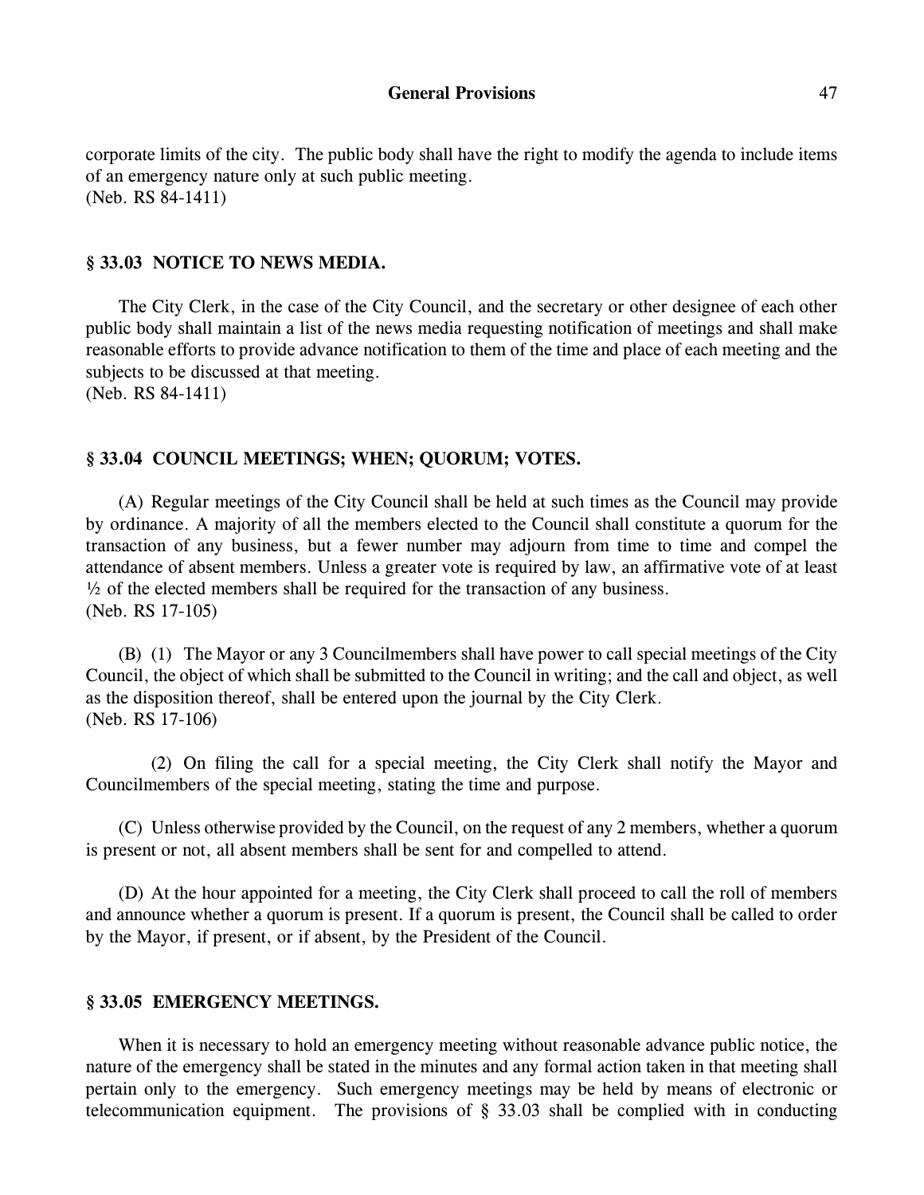corporate limits of the city. The public body shall have the right to modify the agenda to include items of an emergency nature only at such public meeting.
(Neb. RS 84-1411)

### § 33.03 NOTICE TO NEWS MEDIA.

The City Clerk, in the case of the City Council, and the secretary or other designee of each other public body shall maintain a list of the news media requesting notification of meetings and shall make reasonable efforts to provide advance notification to them of the time and place of each meeting and the subjects to be discussed at that meeting.
(Neb. RS 84-1411)

### § 33.04 COUNCIL MEETINGS; WHEN; QUORUM; VOTES.

(A) Regular meetings of the City Council shall be held at such times as the Council may provide by ordinance. A majority of all the members elected to the Council shall constitute a quorum for the transaction of any business, but a fewer number may adjourn from time to time and compel the attendance of absent members. Unless a greater vote is required by law, an affirmative vote of at least ½ of the elected members shall be required for the transaction of any business.
(Neb. RS 17-105)

(B) (1) The Mayor or any 3 Councilmembers shall have power to call special meetings of the City Council, the object of which shall be submitted to the Council in writing; and the call and object, as well as the disposition thereof, shall be entered upon the journal by the City Clerk.
(Neb. RS 17-106)

(2) On filing the call for a special meeting, the City Clerk shall notify the Mayor and Councilmembers of the special meeting, stating the time and purpose.

(C) Unless otherwise provided by the Council, on the request of any 2 members, whether a quorum is present or not, all absent members shall be sent for and compelled to attend.

(D) At the hour appointed for a meeting, the City Clerk shall proceed to call the roll of members and announce whether a quorum is present. If a quorum is present, the Council shall be called to order by the Mayor, if present, or if absent, by the President of the Council.

### § 33.05 EMERGENCY MEETINGS.

When it is necessary to hold an emergency meeting without reasonable advance public notice, the nature of the emergency shall be stated in the minutes and any formal action taken in that meeting shall pertain only to the emergency. Such emergency meetings may be held by means of electronic or telecommunication equipment. The provisions of § 33.03 shall be complied with in conducting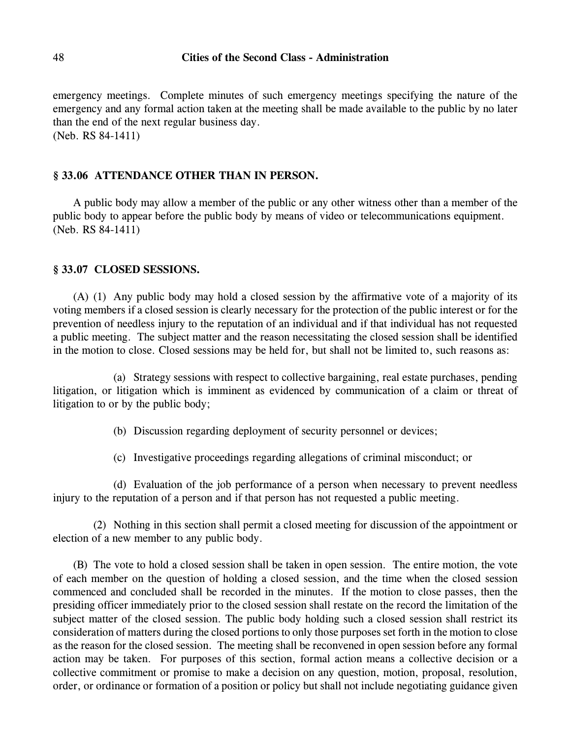emergency meetings. Complete minutes of such emergency meetings specifying the nature of the emergency and any formal action taken at the meeting shall be made available to the public by no later than the end of the next regular business day.
(Neb. RS 84-1411)

### § 33.06 ATTENDANCE OTHER THAN IN PERSON.

A public body may allow a member of the public or any other witness other than a member of the public body to appear before the public body by means of video or telecommunications equipment.
(Neb. RS 84-1411)

### § 33.07 CLOSED SESSIONS.

(A) (1) Any public body may hold a closed session by the affirmative vote of a majority of its voting members if a closed session is clearly necessary for the protection of the public interest or for the prevention of needless injury to the reputation of an individual and if that individual has not requested a public meeting. The subject matter and the reason necessitating the closed session shall be identified in the motion to close. Closed sessions may be held for, but shall not be limited to, such reasons as:

(a) Strategy sessions with respect to collective bargaining, real estate purchases, pending litigation, or litigation which is imminent as evidenced by communication of a claim or threat of litigation to or by the public body;

(b) Discussion regarding deployment of security personnel or devices;

(c) Investigative proceedings regarding allegations of criminal misconduct; or

(d) Evaluation of the job performance of a person when necessary to prevent needless injury to the reputation of a person and if that person has not requested a public meeting.

(2) Nothing in this section shall permit a closed meeting for discussion of the appointment or election of a new member to any public body.

(B) The vote to hold a closed session shall be taken in open session. The entire motion, the vote of each member on the question of holding a closed session, and the time when the closed session commenced and concluded shall be recorded in the minutes. If the motion to close passes, then the presiding officer immediately prior to the closed session shall restate on the record the limitation of the subject matter of the closed session. The public body holding such a closed session shall restrict its consideration of matters during the closed portions to only those purposes set forth in the motion to close as the reason for the closed session. The meeting shall be reconvened in open session before any formal action may be taken. For purposes of this section, formal action means a collective decision or a collective commitment or promise to make a decision on any question, motion, proposal, resolution, order, or ordinance or formation of a position or policy but shall not include negotiating guidance given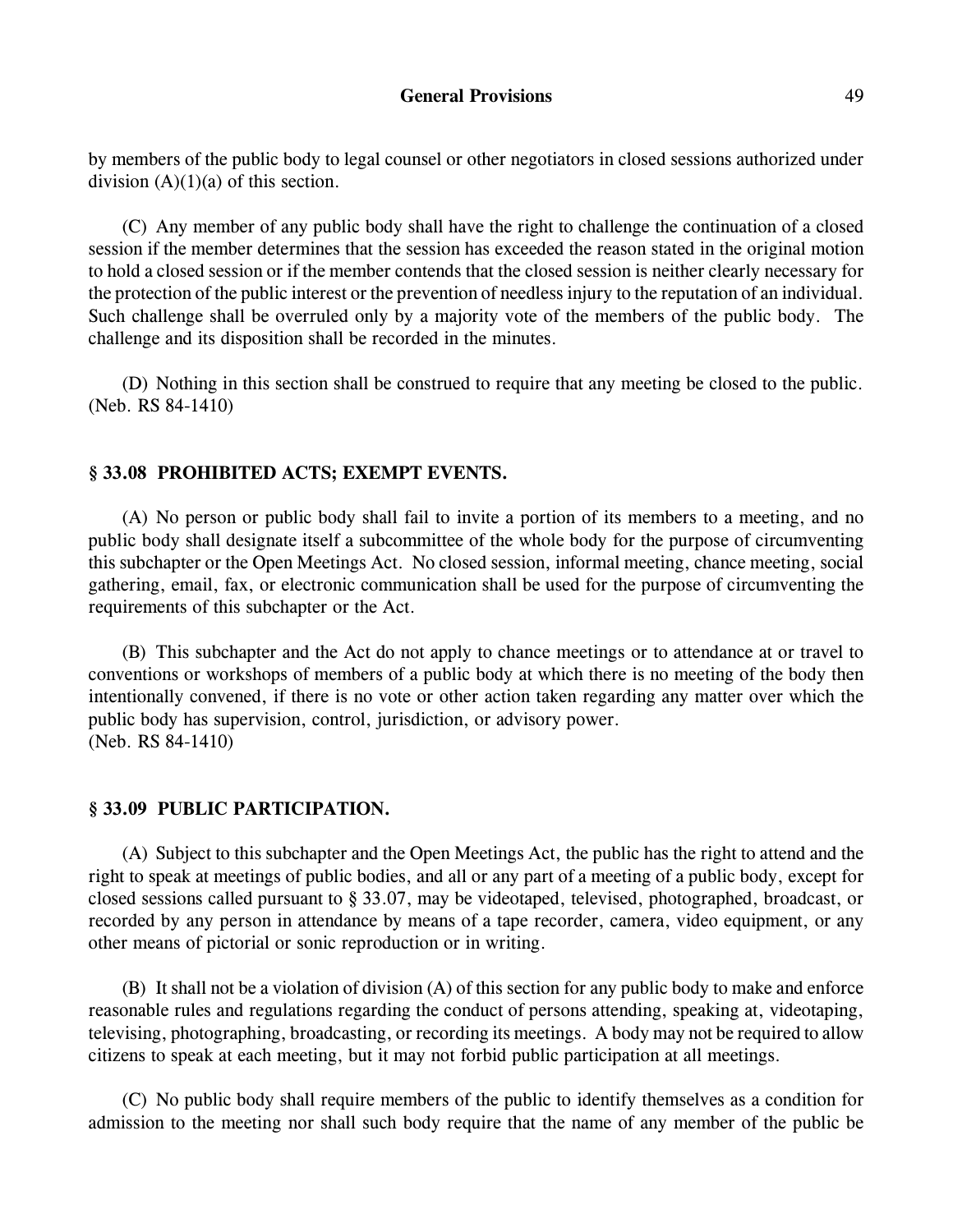by members of the public body to legal counsel or other negotiators in closed sessions authorized under division (A)(1)(a) of this section.

(C) Any member of any public body shall have the right to challenge the continuation of a closed session if the member determines that the session has exceeded the reason stated in the original motion to hold a closed session or if the member contends that the closed session is neither clearly necessary for the protection of the public interest or the prevention of needless injury to the reputation of an individual. Such challenge shall be overruled only by a majority vote of the members of the public body. The challenge and its disposition shall be recorded in the minutes.

(D) Nothing in this section shall be construed to require that any meeting be closed to the public.
(Neb. RS 84-1410)

## § 33.08 PROHIBITED ACTS; EXEMPT EVENTS.

(A) No person or public body shall fail to invite a portion of its members to a meeting, and no public body shall designate itself a subcommittee of the whole body for the purpose of circumventing this subchapter or the Open Meetings Act. No closed session, informal meeting, chance meeting, social gathering, email, fax, or electronic communication shall be used for the purpose of circumventing the requirements of this subchapter or the Act.

(B) This subchapter and the Act do not apply to chance meetings or to attendance at or travel to conventions or workshops of members of a public body at which there is no meeting of the body then intentionally convened, if there is no vote or other action taken regarding any matter over which the public body has supervision, control, jurisdiction, or advisory power.
(Neb. RS 84-1410)

## § 33.09 PUBLIC PARTICIPATION.

(A) Subject to this subchapter and the Open Meetings Act, the public has the right to attend and the right to speak at meetings of public bodies, and all or any part of a meeting of a public body, except for closed sessions called pursuant to § 33.07, may be videotaped, televised, photographed, broadcast, or recorded by any person in attendance by means of a tape recorder, camera, video equipment, or any other means of pictorial or sonic reproduction or in writing.

(B) It shall not be a violation of division (A) of this section for any public body to make and enforce reasonable rules and regulations regarding the conduct of persons attending, speaking at, videotaping, televising, photographing, broadcasting, or recording its meetings. A body may not be required to allow citizens to speak at each meeting, but it may not forbid public participation at all meetings.

(C) No public body shall require members of the public to identify themselves as a condition for admission to the meeting nor shall such body require that the name of any member of the public be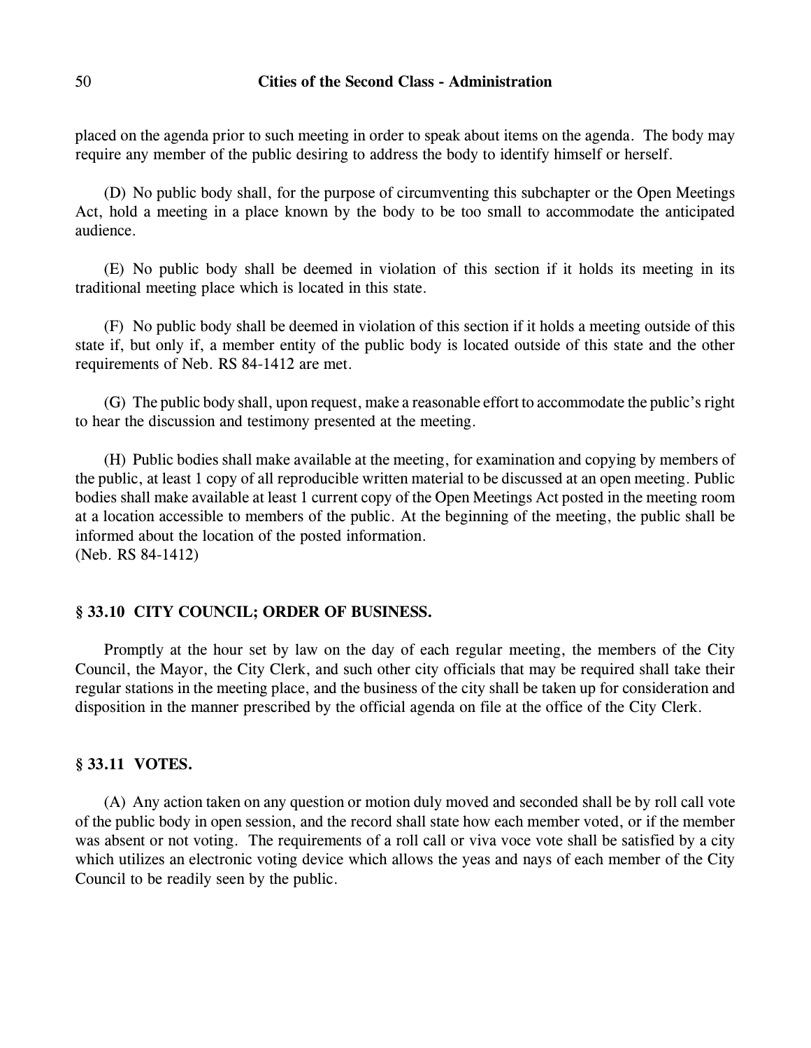placed on the agenda prior to such meeting in order to speak about items on the agenda. The body may require any member of the public desiring to address the body to identify himself or herself.

(D) No public body shall, for the purpose of circumventing this subchapter or the Open Meetings Act, hold a meeting in a place known by the body to be too small to accommodate the anticipated audience.

(E) No public body shall be deemed in violation of this section if it holds its meeting in its traditional meeting place which is located in this state.

(F) No public body shall be deemed in violation of this section if it holds a meeting outside of this state if, but only if, a member entity of the public body is located outside of this state and the other requirements of Neb. RS 84-1412 are met.

(G) The public body shall, upon request, make a reasonable effort to accommodate the public's right to hear the discussion and testimony presented at the meeting.

(H) Public bodies shall make available at the meeting, for examination and copying by members of the public, at least 1 copy of all reproducible written material to be discussed at an open meeting. Public bodies shall make available at least 1 current copy of the Open Meetings Act posted in the meeting room at a location accessible to members of the public. At the beginning of the meeting, the public shall be informed about the location of the posted information.
(Neb. RS 84-1412)

### § 33.10 CITY COUNCIL; ORDER OF BUSINESS.

Promptly at the hour set by law on the day of each regular meeting, the members of the City Council, the Mayor, the City Clerk, and such other city officials that may be required shall take their regular stations in the meeting place, and the business of the city shall be taken up for consideration and disposition in the manner prescribed by the official agenda on file at the office of the City Clerk.

### § 33.11 VOTES.

(A) Any action taken on any question or motion duly moved and seconded shall be by roll call vote of the public body in open session, and the record shall state how each member voted, or if the member was absent or not voting. The requirements of a roll call or viva voce vote shall be satisfied by a city which utilizes an electronic voting device which allows the yeas and nays of each member of the City Council to be readily seen by the public.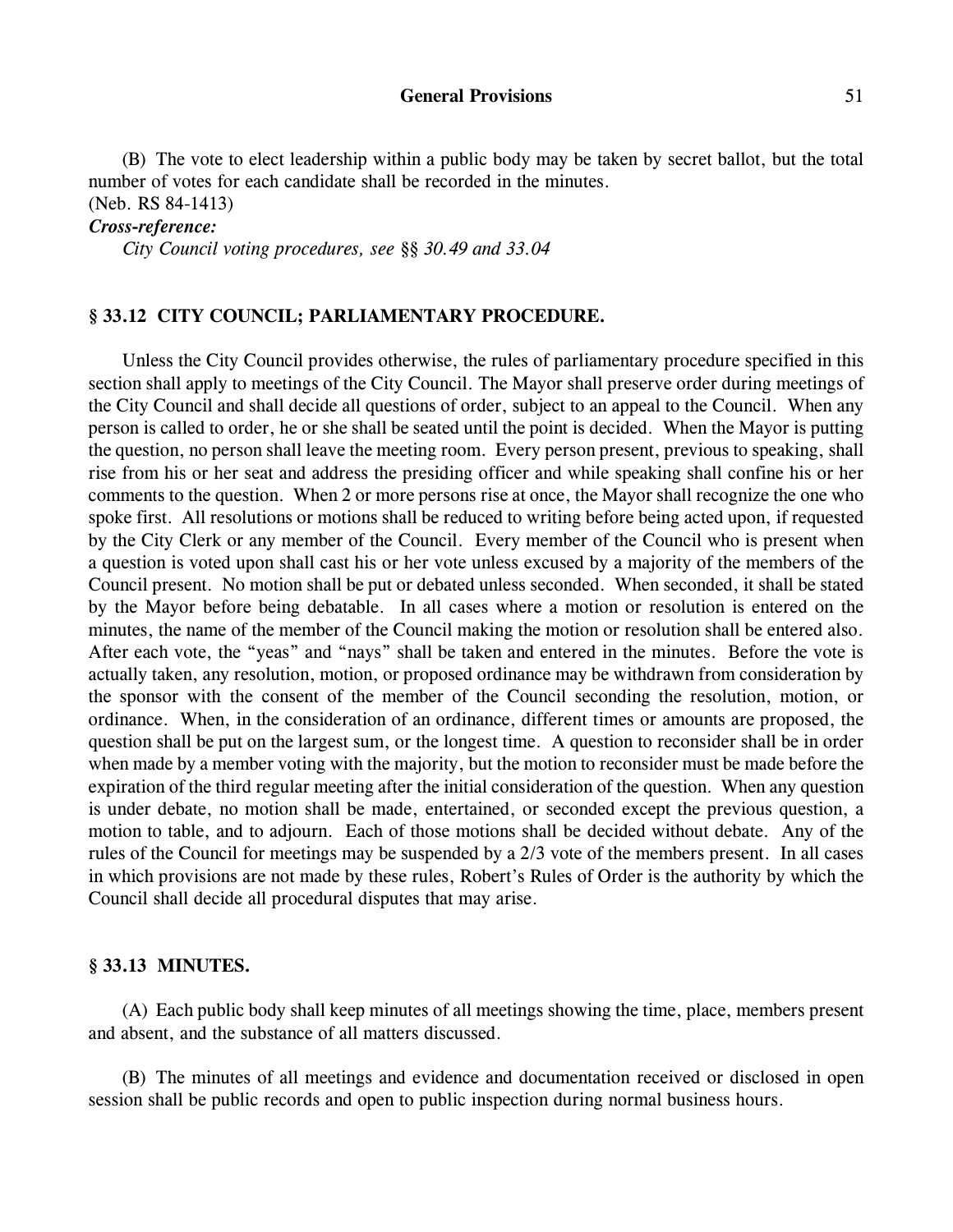(B) The vote to elect leadership within a public body may be taken by secret ballot, but the total number of votes for each candidate shall be recorded in the minutes.
(Neb. RS 84-1413)

***Cross-reference:***

*City Council voting procedures, see §§ 30.49 and 33.04*

### § 33.12 CITY COUNCIL; PARLIAMENTARY PROCEDURE.

Unless the City Council provides otherwise, the rules of parliamentary procedure specified in this section shall apply to meetings of the City Council. The Mayor shall preserve order during meetings of the City Council and shall decide all questions of order, subject to an appeal to the Council. When any person is called to order, he or she shall be seated until the point is decided. When the Mayor is putting the question, no person shall leave the meeting room. Every person present, previous to speaking, shall rise from his or her seat and address the presiding officer and while speaking shall confine his or her comments to the question. When 2 or more persons rise at once, the Mayor shall recognize the one who spoke first. All resolutions or motions shall be reduced to writing before being acted upon, if requested by the City Clerk or any member of the Council. Every member of the Council who is present when a question is voted upon shall cast his or her vote unless excused by a majority of the members of the Council present. No motion shall be put or debated unless seconded. When seconded, it shall be stated by the Mayor before being debatable. In all cases where a motion or resolution is entered on the minutes, the name of the member of the Council making the motion or resolution shall be entered also. After each vote, the "yeas" and "nays" shall be taken and entered in the minutes. Before the vote is actually taken, any resolution, motion, or proposed ordinance may be withdrawn from consideration by the sponsor with the consent of the member of the Council seconding the resolution, motion, or ordinance. When, in the consideration of an ordinance, different times or amounts are proposed, the question shall be put on the largest sum, or the longest time. A question to reconsider shall be in order when made by a member voting with the majority, but the motion to reconsider must be made before the expiration of the third regular meeting after the initial consideration of the question. When any question is under debate, no motion shall be made, entertained, or seconded except the previous question, a motion to table, and to adjourn. Each of those motions shall be decided without debate. Any of the rules of the Council for meetings may be suspended by a 2/3 vote of the members present. In all cases in which provisions are not made by these rules, Robert's Rules of Order is the authority by which the Council shall decide all procedural disputes that may arise.

### § 33.13 MINUTES.

(A) Each public body shall keep minutes of all meetings showing the time, place, members present and absent, and the substance of all matters discussed.

(B) The minutes of all meetings and evidence and documentation received or disclosed in open session shall be public records and open to public inspection during normal business hours.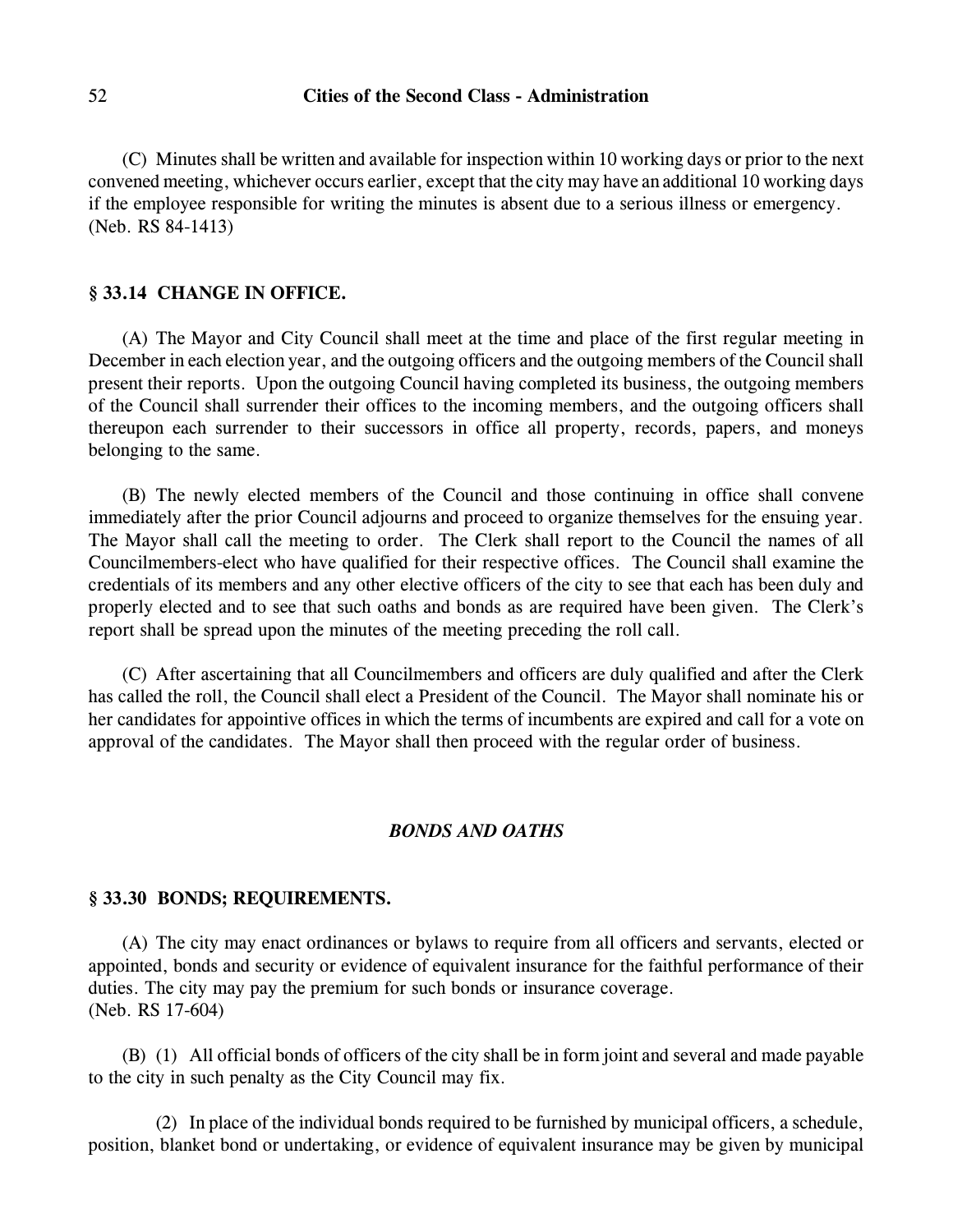(C) Minutes shall be written and available for inspection within 10 working days or prior to the next convened meeting, whichever occurs earlier, except that the city may have an additional 10 working days if the employee responsible for writing the minutes is absent due to a serious illness or emergency.
(Neb. RS 84-1413)

### § 33.14 CHANGE IN OFFICE.

(A) The Mayor and City Council shall meet at the time and place of the first regular meeting in December in each election year, and the outgoing officers and the outgoing members of the Council shall present their reports. Upon the outgoing Council having completed its business, the outgoing members of the Council shall surrender their offices to the incoming members, and the outgoing officers shall thereupon each surrender to their successors in office all property, records, papers, and moneys belonging to the same.

(B) The newly elected members of the Council and those continuing in office shall convene immediately after the prior Council adjourns and proceed to organize themselves for the ensuing year. The Mayor shall call the meeting to order. The Clerk shall report to the Council the names of all Councilmembers-elect who have qualified for their respective offices. The Council shall examine the credentials of its members and any other elective officers of the city to see that each has been duly and properly elected and to see that such oaths and bonds as are required have been given. The Clerk's report shall be spread upon the minutes of the meeting preceding the roll call.

(C) After ascertaining that all Councilmembers and officers are duly qualified and after the Clerk has called the roll, the Council shall elect a President of the Council. The Mayor shall nominate his or her candidates for appointive offices in which the terms of incumbents are expired and call for a vote on approval of the candidates. The Mayor shall then proceed with the regular order of business.

## *BONDS AND OATHS*

### § 33.30 BONDS; REQUIREMENTS.

(A) The city may enact ordinances or bylaws to require from all officers and servants, elected or appointed, bonds and security or evidence of equivalent insurance for the faithful performance of their duties. The city may pay the premium for such bonds or insurance coverage.
(Neb. RS 17-604)

(B) (1) All official bonds of officers of the city shall be in form joint and several and made payable to the city in such penalty as the City Council may fix.

(2) In place of the individual bonds required to be furnished by municipal officers, a schedule, position, blanket bond or undertaking, or evidence of equivalent insurance may be given by municipal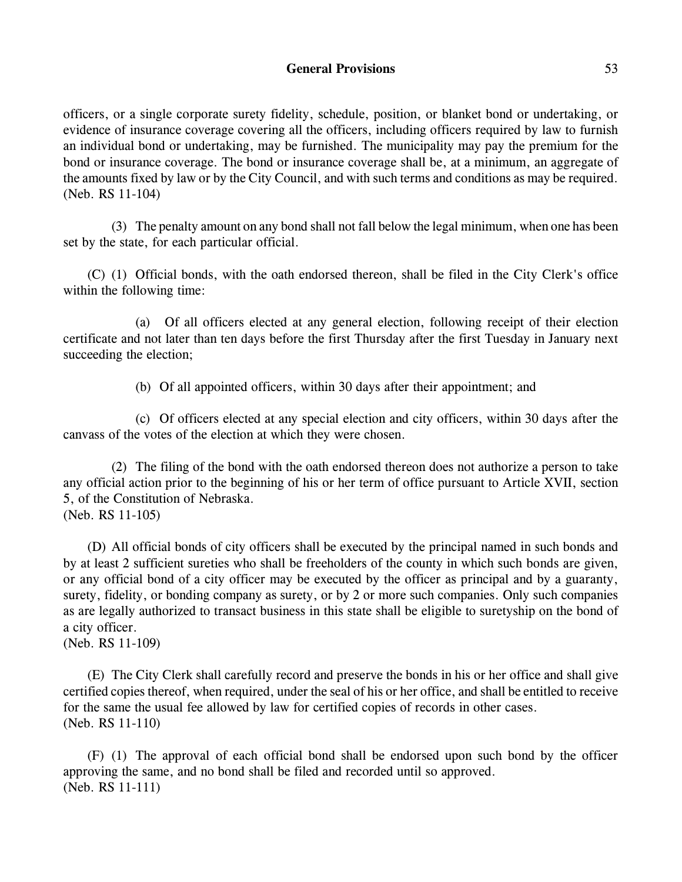officers, or a single corporate surety fidelity, schedule, position, or blanket bond or undertaking, or evidence of insurance coverage covering all the officers, including officers required by law to furnish an individual bond or undertaking, may be furnished. The municipality may pay the premium for the bond or insurance coverage. The bond or insurance coverage shall be, at a minimum, an aggregate of the amounts fixed by law or by the City Council, and with such terms and conditions as may be required.
(Neb. RS 11-104)

(3) The penalty amount on any bond shall not fall below the legal minimum, when one has been set by the state, for each particular official.

(C) (1) Official bonds, with the oath endorsed thereon, shall be filed in the City Clerk's office within the following time:

(a) Of all officers elected at any general election, following receipt of their election certificate and not later than ten days before the first Thursday after the first Tuesday in January next succeeding the election;

(b) Of all appointed officers, within 30 days after their appointment; and

(c) Of officers elected at any special election and city officers, within 30 days after the canvass of the votes of the election at which they were chosen.

(2) The filing of the bond with the oath endorsed thereon does not authorize a person to take any official action prior to the beginning of his or her term of office pursuant to Article XVII, section 5, of the Constitution of Nebraska.
(Neb. RS 11-105)

(D) All official bonds of city officers shall be executed by the principal named in such bonds and by at least 2 sufficient sureties who shall be freeholders of the county in which such bonds are given, or any official bond of a city officer may be executed by the officer as principal and by a guaranty, surety, fidelity, or bonding company as surety, or by 2 or more such companies. Only such companies as are legally authorized to transact business in this state shall be eligible to suretyship on the bond of a city officer.
(Neb. RS 11-109)

(E) The City Clerk shall carefully record and preserve the bonds in his or her office and shall give certified copies thereof, when required, under the seal of his or her office, and shall be entitled to receive for the same the usual fee allowed by law for certified copies of records in other cases.
(Neb. RS 11-110)

(F) (1) The approval of each official bond shall be endorsed upon such bond by the officer approving the same, and no bond shall be filed and recorded until so approved.
(Neb. RS 11-111)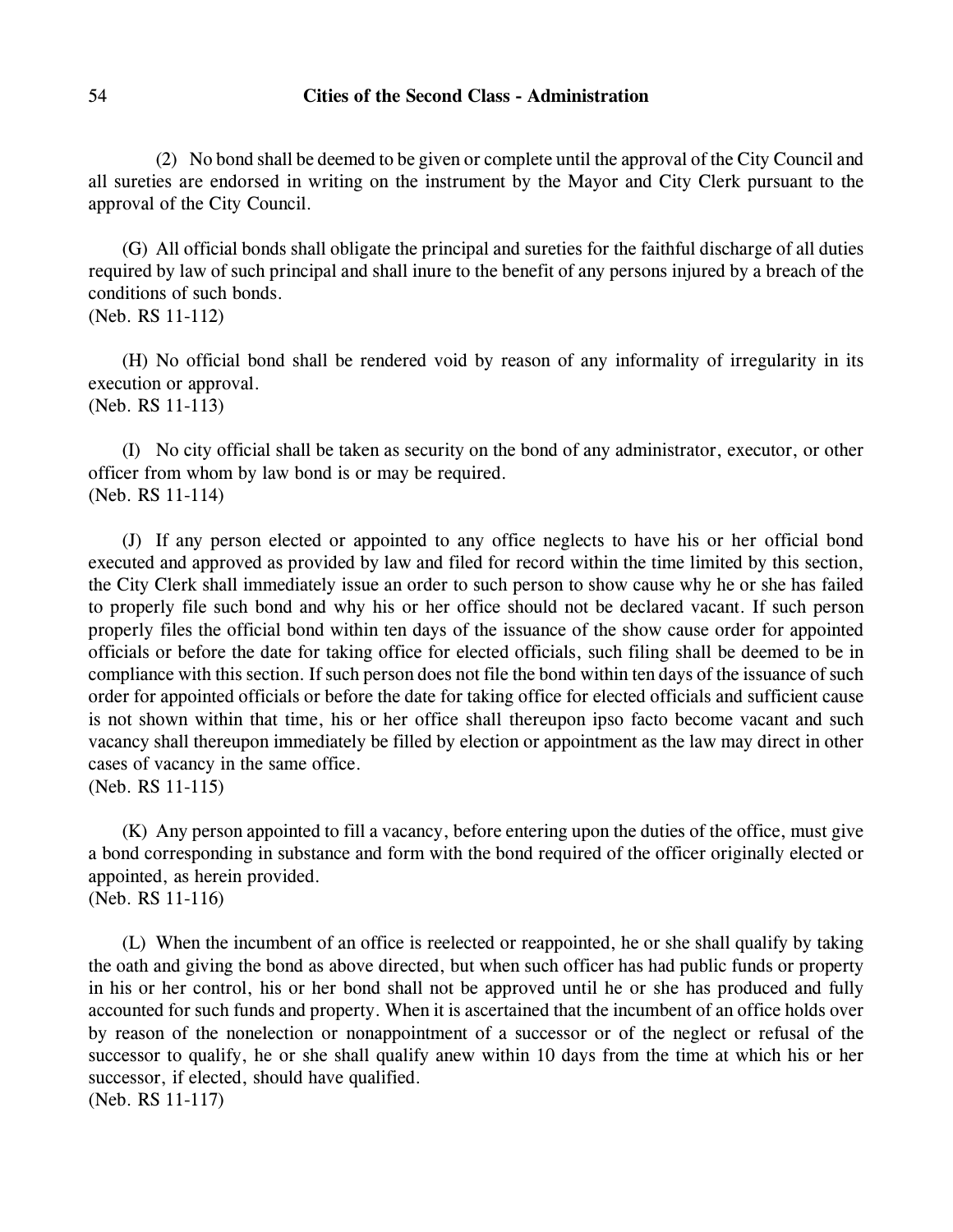(2) No bond shall be deemed to be given or complete until the approval of the City Council and all sureties are endorsed in writing on the instrument by the Mayor and City Clerk pursuant to the approval of the City Council.

(G) All official bonds shall obligate the principal and sureties for the faithful discharge of all duties required by law of such principal and shall inure to the benefit of any persons injured by a breach of the conditions of such bonds.
(Neb. RS 11-112)

(H) No official bond shall be rendered void by reason of any informality of irregularity in its execution or approval.
(Neb. RS 11-113)

(I) No city official shall be taken as security on the bond of any administrator, executor, or other officer from whom by law bond is or may be required.
(Neb. RS 11-114)

(J) If any person elected or appointed to any office neglects to have his or her official bond executed and approved as provided by law and filed for record within the time limited by this section, the City Clerk shall immediately issue an order to such person to show cause why he or she has failed to properly file such bond and why his or her office should not be declared vacant. If such person properly files the official bond within ten days of the issuance of the show cause order for appointed officials or before the date for taking office for elected officials, such filing shall be deemed to be in compliance with this section. If such person does not file the bond within ten days of the issuance of such order for appointed officials or before the date for taking office for elected officials and sufficient cause is not shown within that time, his or her office shall thereupon ipso facto become vacant and such vacancy shall thereupon immediately be filled by election or appointment as the law may direct in other cases of vacancy in the same office.
(Neb. RS 11-115)

(K) Any person appointed to fill a vacancy, before entering upon the duties of the office, must give a bond corresponding in substance and form with the bond required of the officer originally elected or appointed, as herein provided.
(Neb. RS 11-116)

(L) When the incumbent of an office is reelected or reappointed, he or she shall qualify by taking the oath and giving the bond as above directed, but when such officer has had public funds or property in his or her control, his or her bond shall not be approved until he or she has produced and fully accounted for such funds and property. When it is ascertained that the incumbent of an office holds over by reason of the nonelection or nonappointment of a successor or of the neglect or refusal of the successor to qualify, he or she shall qualify anew within 10 days from the time at which his or her successor, if elected, should have qualified.
(Neb. RS 11-117)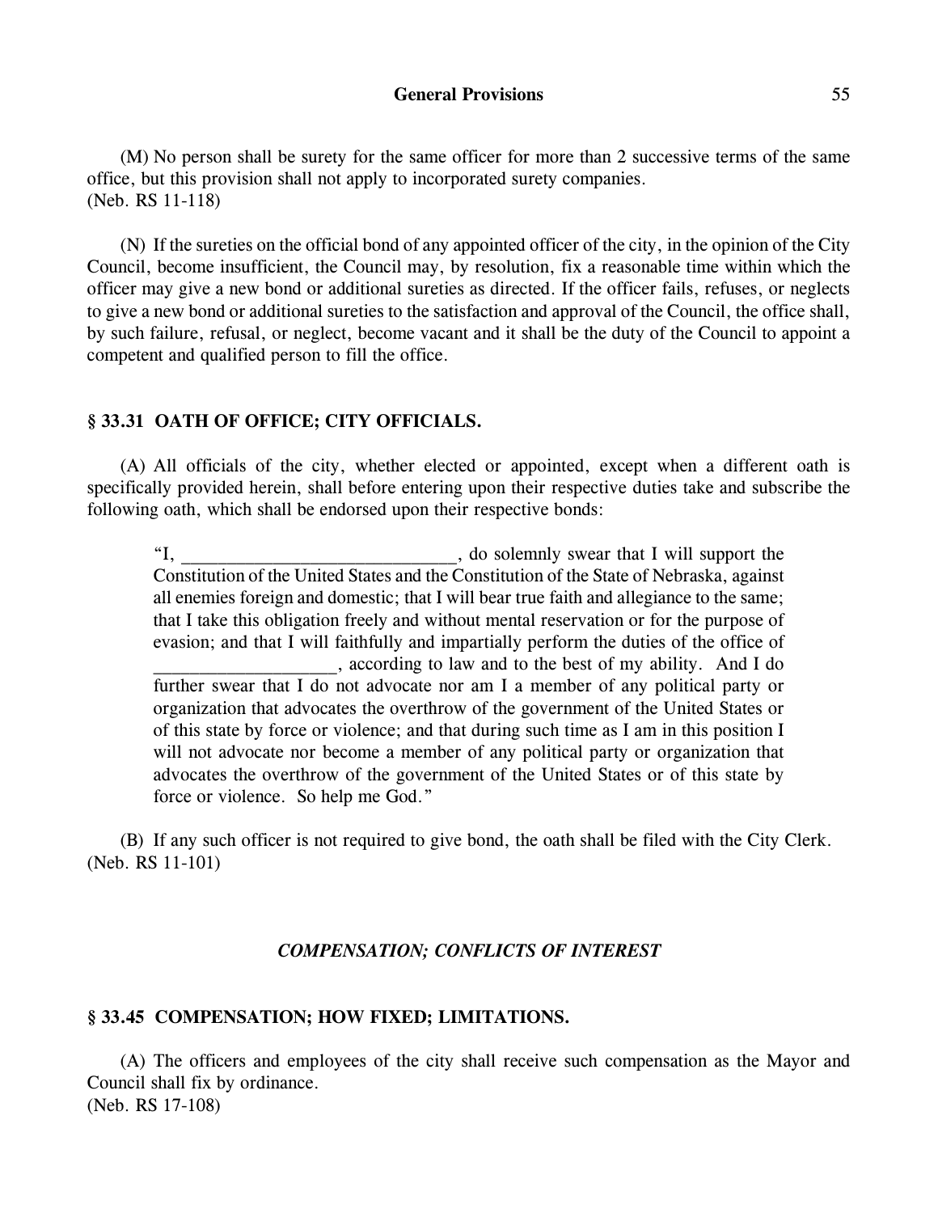(M) No person shall be surety for the same officer for more than 2 successive terms of the same office, but this provision shall not apply to incorporated surety companies.
(Neb. RS 11-118)

(N) If the sureties on the official bond of any appointed officer of the city, in the opinion of the City Council, become insufficient, the Council may, by resolution, fix a reasonable time within which the officer may give a new bond or additional sureties as directed. If the officer fails, refuses, or neglects to give a new bond or additional sureties to the satisfaction and approval of the Council, the office shall, by such failure, refusal, or neglect, become vacant and it shall be the duty of the Council to appoint a competent and qualified person to fill the office.

## § 33.31 OATH OF OFFICE; CITY OFFICIALS.

(A) All officials of the city, whether elected or appointed, except when a different oath is specifically provided herein, shall before entering upon their respective duties take and subscribe the following oath, which shall be endorsed upon their respective bonds:

> "I, _____________________________, do solemnly swear that I will support the Constitution of the United States and the Constitution of the State of Nebraska, against all enemies foreign and domestic; that I will bear true faith and allegiance to the same; that I take this obligation freely and without mental reservation or for the purpose of evasion; and that I will faithfully and impartially perform the duties of the office of ___________________, according to law and to the best of my ability. And I do further swear that I do not advocate nor am I a member of any political party or organization that advocates the overthrow of the government of the United States or of this state by force or violence; and that during such time as I am in this position I will not advocate nor become a member of any political party or organization that advocates the overthrow of the government of the United States or of this state by force or violence. So help me God."

(B) If any such officer is not required to give bond, the oath shall be filed with the City Clerk.
(Neb. RS 11-101)

### *COMPENSATION; CONFLICTS OF INTEREST*

## § 33.45 COMPENSATION; HOW FIXED; LIMITATIONS.

(A) The officers and employees of the city shall receive such compensation as the Mayor and Council shall fix by ordinance.
(Neb. RS 17-108)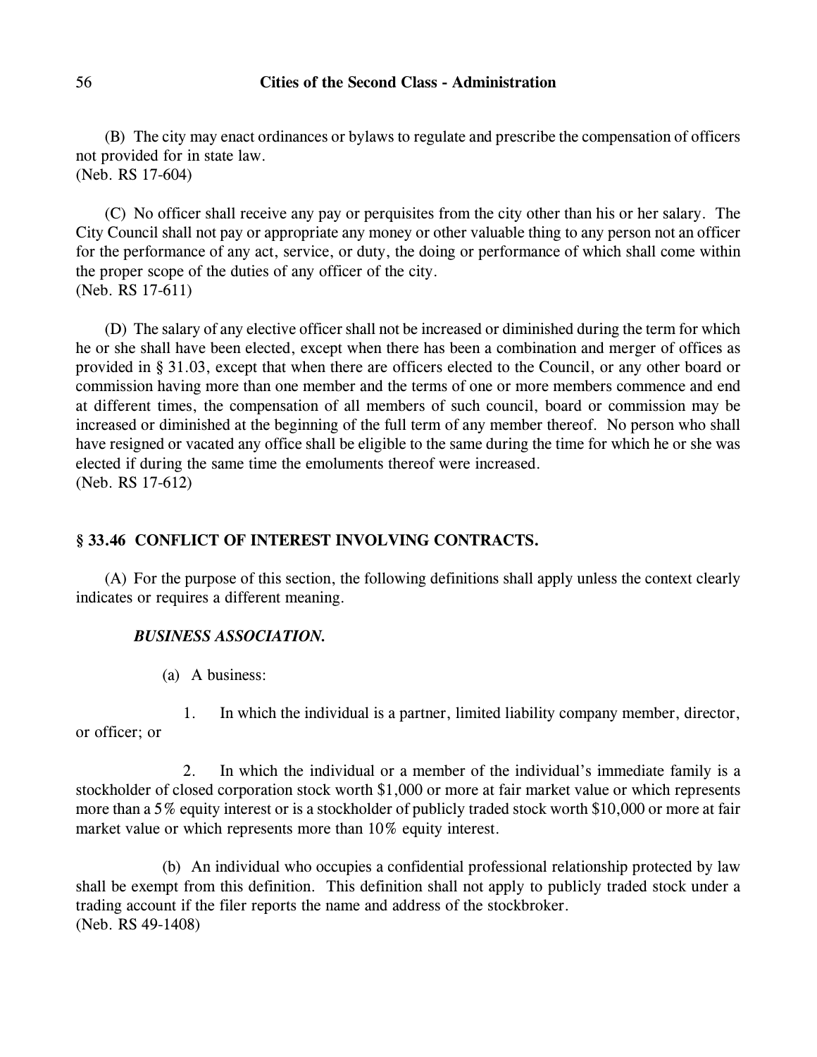(B) The city may enact ordinances or bylaws to regulate and prescribe the compensation of officers not provided for in state law.
(Neb. RS 17-604)

(C) No officer shall receive any pay or perquisites from the city other than his or her salary. The City Council shall not pay or appropriate any money or other valuable thing to any person not an officer for the performance of any act, service, or duty, the doing or performance of which shall come within the proper scope of the duties of any officer of the city.
(Neb. RS 17-611)

(D) The salary of any elective officer shall not be increased or diminished during the term for which he or she shall have been elected, except when there has been a combination and merger of offices as provided in § 31.03, except that when there are officers elected to the Council, or any other board or commission having more than one member and the terms of one or more members commence and end at different times, the compensation of all members of such council, board or commission may be increased or diminished at the beginning of the full term of any member thereof. No person who shall have resigned or vacated any office shall be eligible to the same during the time for which he or she was elected if during the same time the emoluments thereof were increased.
(Neb. RS 17-612)

### § 33.46 CONFLICT OF INTEREST INVOLVING CONTRACTS.

(A) For the purpose of this section, the following definitions shall apply unless the context clearly indicates or requires a different meaning.

***BUSINESS ASSOCIATION.***

(a) A business:

1. In which the individual is a partner, limited liability company member, director, or officer; or

2. In which the individual or a member of the individual's immediate family is a stockholder of closed corporation stock worth $1,000 or more at fair market value or which represents more than a 5% equity interest or is a stockholder of publicly traded stock worth $10,000 or more at fair market value or which represents more than 10% equity interest.

(b) An individual who occupies a confidential professional relationship protected by law shall be exempt from this definition. This definition shall not apply to publicly traded stock under a trading account if the filer reports the name and address of the stockbroker.
(Neb. RS 49-1408)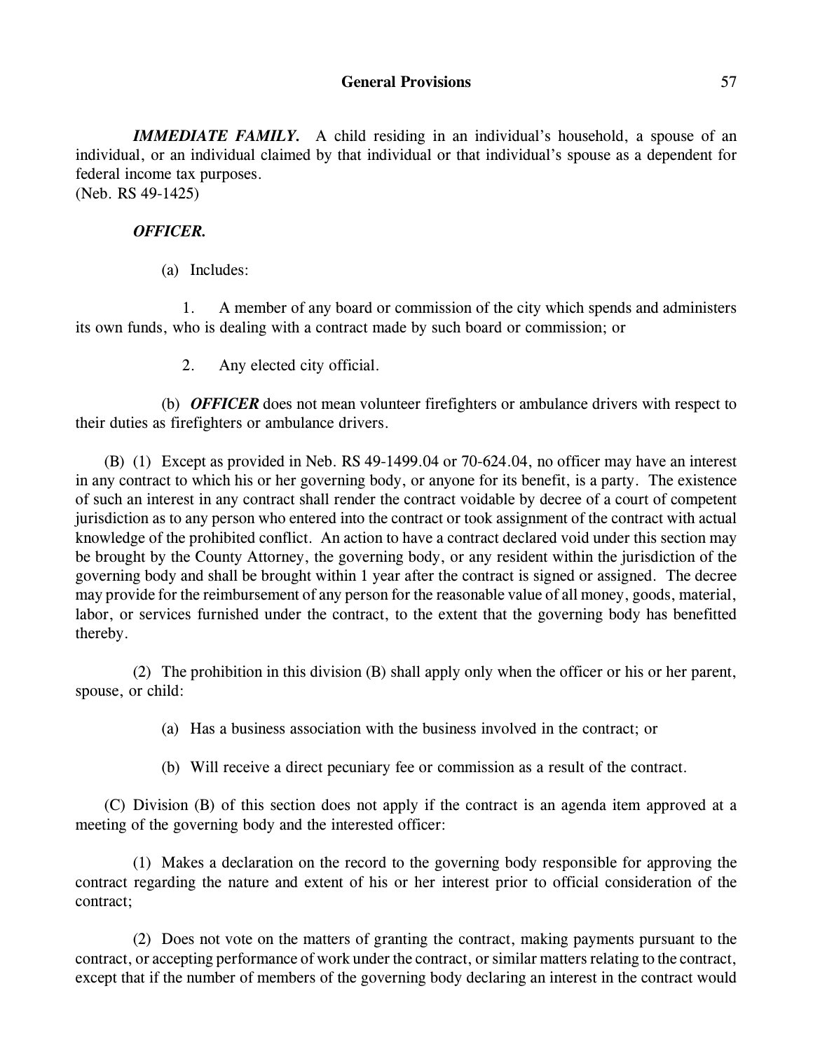***IMMEDIATE FAMILY.*** A child residing in an individual's household, a spouse of an individual, or an individual claimed by that individual or that individual's spouse as a dependent for federal income tax purposes.
(Neb. RS 49-1425)

***OFFICER.***

(a) Includes:

1. A member of any board or commission of the city which spends and administers its own funds, who is dealing with a contract made by such board or commission; or

2. Any elected city official.

(b) ***OFFICER*** does not mean volunteer firefighters or ambulance drivers with respect to their duties as firefighters or ambulance drivers.

(B) (1) Except as provided in Neb. RS 49-1499.04 or 70-624.04, no officer may have an interest in any contract to which his or her governing body, or anyone for its benefit, is a party. The existence of such an interest in any contract shall render the contract voidable by decree of a court of competent jurisdiction as to any person who entered into the contract or took assignment of the contract with actual knowledge of the prohibited conflict. An action to have a contract declared void under this section may be brought by the County Attorney, the governing body, or any resident within the jurisdiction of the governing body and shall be brought within 1 year after the contract is signed or assigned. The decree may provide for the reimbursement of any person for the reasonable value of all money, goods, material, labor, or services furnished under the contract, to the extent that the governing body has benefitted thereby.

(2) The prohibition in this division (B) shall apply only when the officer or his or her parent, spouse, or child:

(a) Has a business association with the business involved in the contract; or

(b) Will receive a direct pecuniary fee or commission as a result of the contract.

(C) Division (B) of this section does not apply if the contract is an agenda item approved at a meeting of the governing body and the interested officer:

(1) Makes a declaration on the record to the governing body responsible for approving the contract regarding the nature and extent of his or her interest prior to official consideration of the contract;

(2) Does not vote on the matters of granting the contract, making payments pursuant to the contract, or accepting performance of work under the contract, or similar matters relating to the contract, except that if the number of members of the governing body declaring an interest in the contract would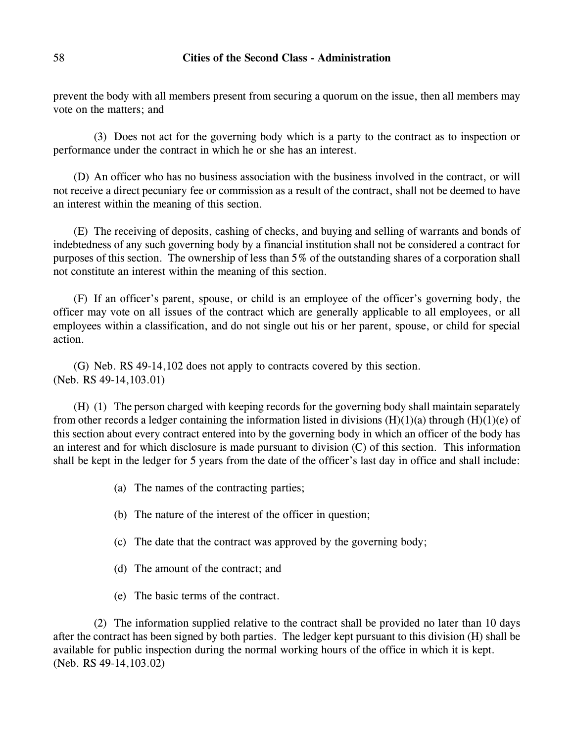prevent the body with all members present from securing a quorum on the issue, then all members may vote on the matters; and

(3) Does not act for the governing body which is a party to the contract as to inspection or performance under the contract in which he or she has an interest.

(D) An officer who has no business association with the business involved in the contract, or will not receive a direct pecuniary fee or commission as a result of the contract, shall not be deemed to have an interest within the meaning of this section.

(E) The receiving of deposits, cashing of checks, and buying and selling of warrants and bonds of indebtedness of any such governing body by a financial institution shall not be considered a contract for purposes of this section. The ownership of less than 5% of the outstanding shares of a corporation shall not constitute an interest within the meaning of this section.

(F) If an officer's parent, spouse, or child is an employee of the officer's governing body, the officer may vote on all issues of the contract which are generally applicable to all employees, or all employees within a classification, and do not single out his or her parent, spouse, or child for special action.

(G) Neb. RS 49-14,102 does not apply to contracts covered by this section.
(Neb. RS 49-14,103.01)

(H) (1) The person charged with keeping records for the governing body shall maintain separately from other records a ledger containing the information listed in divisions (H)(1)(a) through (H)(1)(e) of this section about every contract entered into by the governing body in which an officer of the body has an interest and for which disclosure is made pursuant to division (C) of this section. This information shall be kept in the ledger for 5 years from the date of the officer's last day in office and shall include:

(a) The names of the contracting parties;

(b) The nature of the interest of the officer in question;

(c) The date that the contract was approved by the governing body;

(d) The amount of the contract; and

(e) The basic terms of the contract.

(2) The information supplied relative to the contract shall be provided no later than 10 days after the contract has been signed by both parties. The ledger kept pursuant to this division (H) shall be available for public inspection during the normal working hours of the office in which it is kept.
(Neb. RS 49-14,103.02)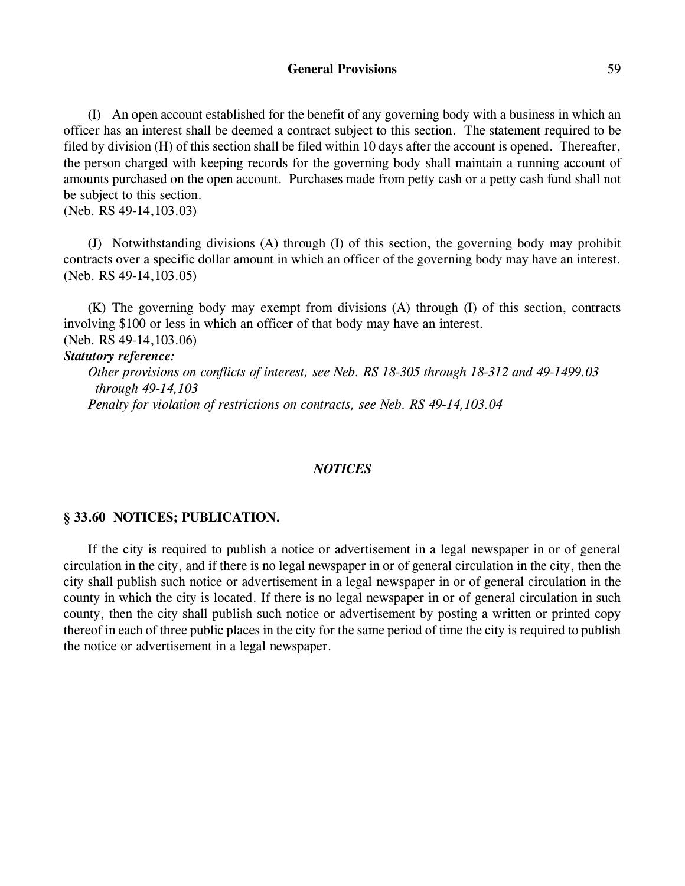(I) An open account established for the benefit of any governing body with a business in which an officer has an interest shall be deemed a contract subject to this section. The statement required to be filed by division (H) of this section shall be filed within 10 days after the account is opened. Thereafter, the person charged with keeping records for the governing body shall maintain a running account of amounts purchased on the open account. Purchases made from petty cash or a petty cash fund shall not be subject to this section.
(Neb. RS 49-14,103.03)

(J) Notwithstanding divisions (A) through (I) of this section, the governing body may prohibit contracts over a specific dollar amount in which an officer of the governing body may have an interest.
(Neb. RS 49-14,103.05)

(K) The governing body may exempt from divisions (A) through (I) of this section, contracts involving $100 or less in which an officer of that body may have an interest.
(Neb. RS 49-14,103.06)

***Statutory reference:***

*Other provisions on conflicts of interest, see Neb. RS 18-305 through 18-312 and 49-1499.03 through 49-14,103*

*Penalty for violation of restrictions on contracts, see Neb. RS 49-14,103.04*

## *NOTICES*

### § 33.60 NOTICES; PUBLICATION.

If the city is required to publish a notice or advertisement in a legal newspaper in or of general circulation in the city, and if there is no legal newspaper in or of general circulation in the city, then the city shall publish such notice or advertisement in a legal newspaper in or of general circulation in the county in which the city is located. If there is no legal newspaper in or of general circulation in such county, then the city shall publish such notice or advertisement by posting a written or printed copy thereof in each of three public places in the city for the same period of time the city is required to publish the notice or advertisement in a legal newspaper.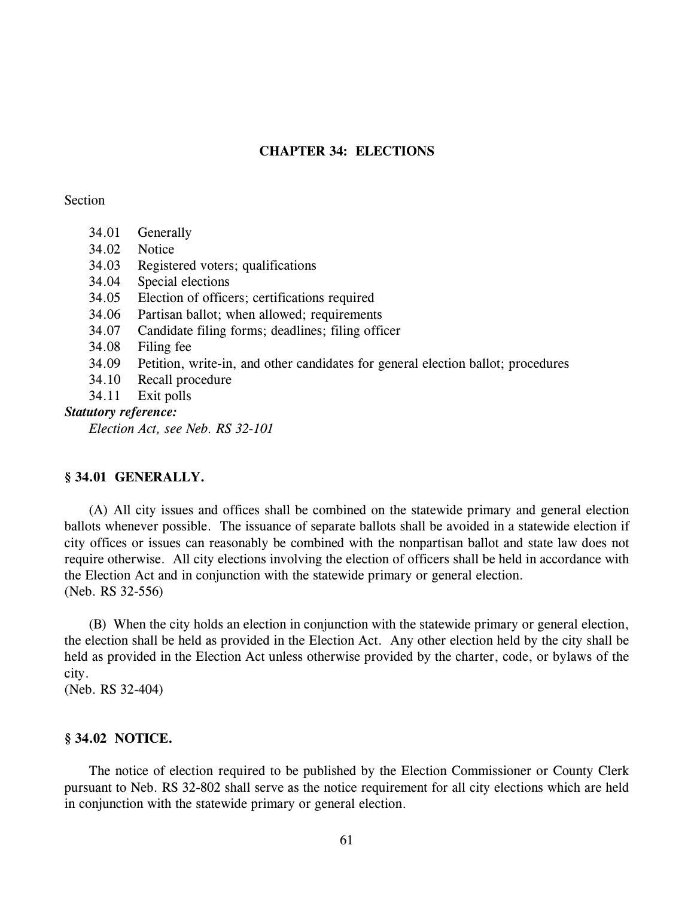# CHAPTER 34: ELECTIONS

Section

- 34.01 Generally
- 34.02 Notice
- 34.03 Registered voters; qualifications
- 34.04 Special elections
- 34.05 Election of officers; certifications required
- 34.06 Partisan ballot; when allowed; requirements
- 34.07 Candidate filing forms; deadlines; filing officer
- 34.08 Filing fee
- 34.09 Petition, write-in, and other candidates for general election ballot; procedures
- 34.10 Recall procedure
- 34.11 Exit polls

***Statutory reference:***

*Election Act, see Neb. RS 32-101*

## § 34.01 GENERALLY.

(A) All city issues and offices shall be combined on the statewide primary and general election ballots whenever possible. The issuance of separate ballots shall be avoided in a statewide election if city offices or issues can reasonably be combined with the nonpartisan ballot and state law does not require otherwise. All city elections involving the election of officers shall be held in accordance with the Election Act and in conjunction with the statewide primary or general election.
(Neb. RS 32-556)

(B) When the city holds an election in conjunction with the statewide primary or general election, the election shall be held as provided in the Election Act. Any other election held by the city shall be held as provided in the Election Act unless otherwise provided by the charter, code, or bylaws of the city.
(Neb. RS 32-404)

## § 34.02 NOTICE.

The notice of election required to be published by the Election Commissioner or County Clerk pursuant to Neb. RS 32-802 shall serve as the notice requirement for all city elections which are held in conjunction with the statewide primary or general election.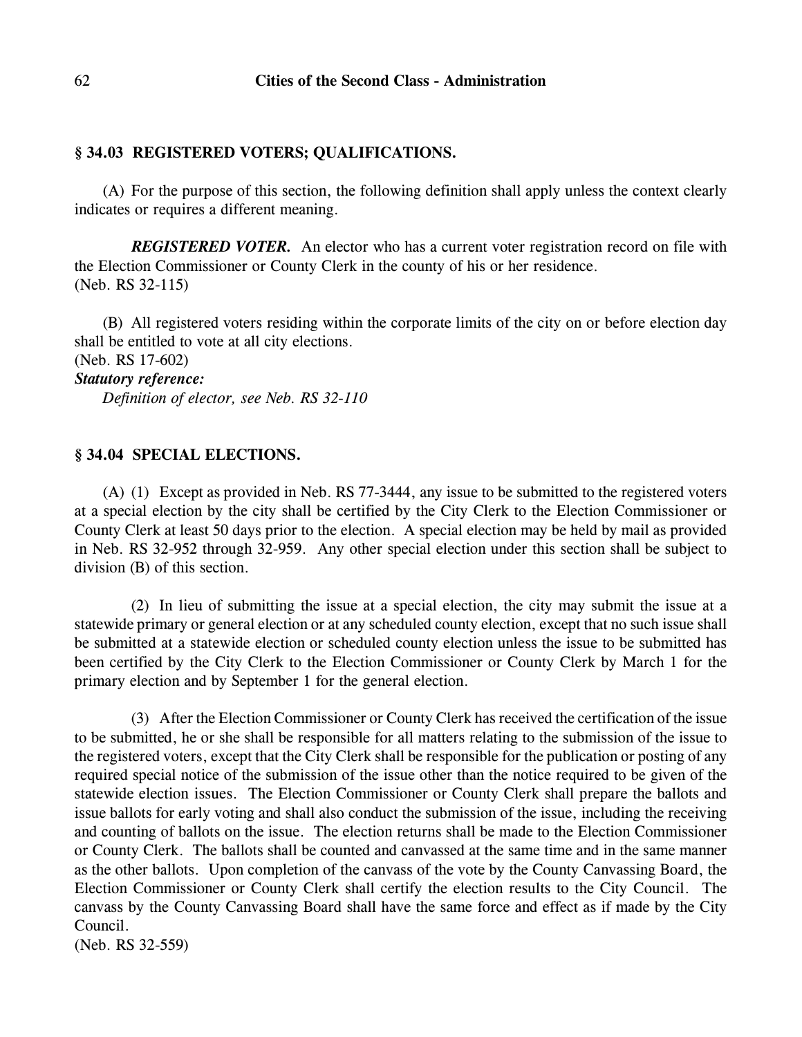## § 34.03 REGISTERED VOTERS; QUALIFICATIONS.

(A) For the purpose of this section, the following definition shall apply unless the context clearly indicates or requires a different meaning.

***REGISTERED VOTER.*** An elector who has a current voter registration record on file with the Election Commissioner or County Clerk in the county of his or her residence.
(Neb. RS 32-115)

(B) All registered voters residing within the corporate limits of the city on or before election day shall be entitled to vote at all city elections.
(Neb. RS 17-602)
***Statutory reference:***
*Definition of elector, see Neb. RS 32-110*

## § 34.04 SPECIAL ELECTIONS.

(A) (1) Except as provided in Neb. RS 77-3444, any issue to be submitted to the registered voters at a special election by the city shall be certified by the City Clerk to the Election Commissioner or County Clerk at least 50 days prior to the election. A special election may be held by mail as provided in Neb. RS 32-952 through 32-959. Any other special election under this section shall be subject to division (B) of this section.

(2) In lieu of submitting the issue at a special election, the city may submit the issue at a statewide primary or general election or at any scheduled county election, except that no such issue shall be submitted at a statewide election or scheduled county election unless the issue to be submitted has been certified by the City Clerk to the Election Commissioner or County Clerk by March 1 for the primary election and by September 1 for the general election.

(3) After the Election Commissioner or County Clerk has received the certification of the issue to be submitted, he or she shall be responsible for all matters relating to the submission of the issue to the registered voters, except that the City Clerk shall be responsible for the publication or posting of any required special notice of the submission of the issue other than the notice required to be given of the statewide election issues. The Election Commissioner or County Clerk shall prepare the ballots and issue ballots for early voting and shall also conduct the submission of the issue, including the receiving and counting of ballots on the issue. The election returns shall be made to the Election Commissioner or County Clerk. The ballots shall be counted and canvassed at the same time and in the same manner as the other ballots. Upon completion of the canvass of the vote by the County Canvassing Board, the Election Commissioner or County Clerk shall certify the election results to the City Council. The canvass by the County Canvassing Board shall have the same force and effect as if made by the City Council.
(Neb. RS 32-559)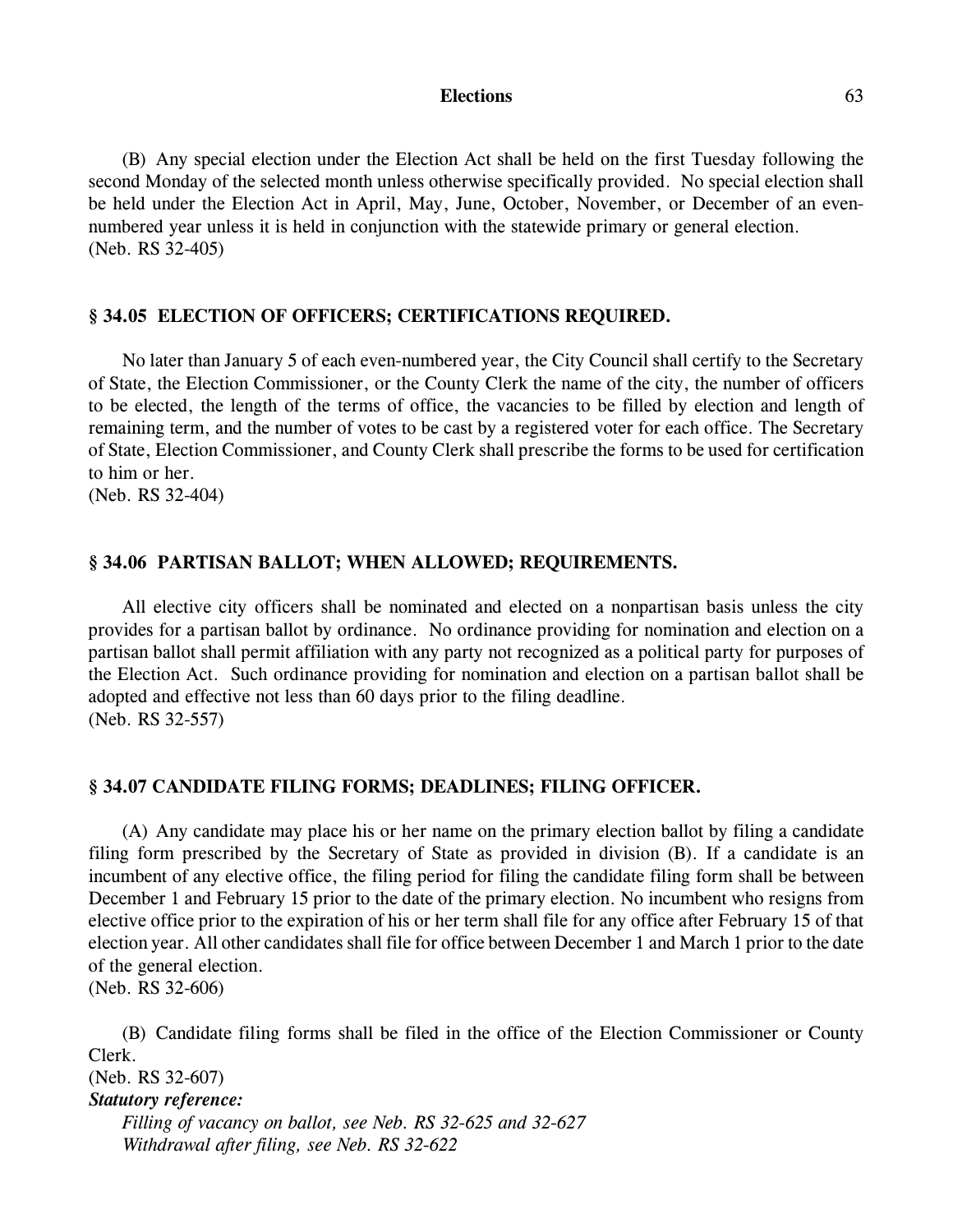(B) Any special election under the Election Act shall be held on the first Tuesday following the second Monday of the selected month unless otherwise specifically provided. No special election shall be held under the Election Act in April, May, June, October, November, or December of an even-numbered year unless it is held in conjunction with the statewide primary or general election.
(Neb. RS 32-405)

### § 34.05 ELECTION OF OFFICERS; CERTIFICATIONS REQUIRED.

No later than January 5 of each even-numbered year, the City Council shall certify to the Secretary of State, the Election Commissioner, or the County Clerk the name of the city, the number of officers to be elected, the length of the terms of office, the vacancies to be filled by election and length of remaining term, and the number of votes to be cast by a registered voter for each office. The Secretary of State, Election Commissioner, and County Clerk shall prescribe the forms to be used for certification to him or her.
(Neb. RS 32-404)

### § 34.06 PARTISAN BALLOT; WHEN ALLOWED; REQUIREMENTS.

All elective city officers shall be nominated and elected on a nonpartisan basis unless the city provides for a partisan ballot by ordinance. No ordinance providing for nomination and election on a partisan ballot shall permit affiliation with any party not recognized as a political party for purposes of the Election Act. Such ordinance providing for nomination and election on a partisan ballot shall be adopted and effective not less than 60 days prior to the filing deadline.
(Neb. RS 32-557)

### § 34.07 CANDIDATE FILING FORMS; DEADLINES; FILING OFFICER.

(A) Any candidate may place his or her name on the primary election ballot by filing a candidate filing form prescribed by the Secretary of State as provided in division (B). If a candidate is an incumbent of any elective office, the filing period for filing the candidate filing form shall be between December 1 and February 15 prior to the date of the primary election. No incumbent who resigns from elective office prior to the expiration of his or her term shall file for any office after February 15 of that election year. All other candidates shall file for office between December 1 and March 1 prior to the date of the general election.
(Neb. RS 32-606)

(B) Candidate filing forms shall be filed in the office of the Election Commissioner or County Clerk.
(Neb. RS 32-607)

***Statutory reference:***

*Filling of vacancy on ballot, see Neb. RS 32-625 and 32-627*

*Withdrawal after filing, see Neb. RS 32-622*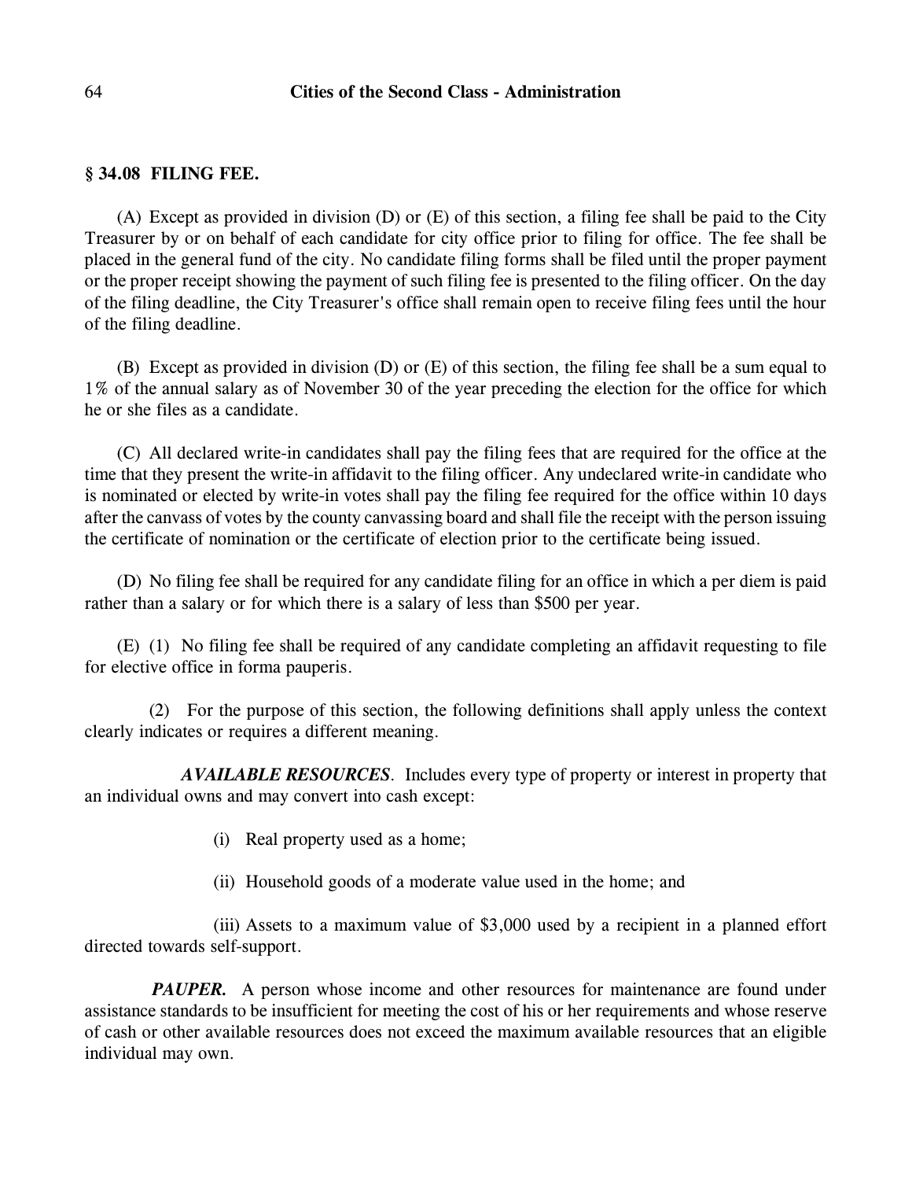## § 34.08 FILING FEE.

(A) Except as provided in division (D) or (E) of this section, a filing fee shall be paid to the City Treasurer by or on behalf of each candidate for city office prior to filing for office. The fee shall be placed in the general fund of the city. No candidate filing forms shall be filed until the proper payment or the proper receipt showing the payment of such filing fee is presented to the filing officer. On the day of the filing deadline, the City Treasurer's office shall remain open to receive filing fees until the hour of the filing deadline.

(B) Except as provided in division (D) or (E) of this section, the filing fee shall be a sum equal to 1% of the annual salary as of November 30 of the year preceding the election for the office for which he or she files as a candidate.

(C) All declared write-in candidates shall pay the filing fees that are required for the office at the time that they present the write-in affidavit to the filing officer. Any undeclared write-in candidate who is nominated or elected by write-in votes shall pay the filing fee required for the office within 10 days after the canvass of votes by the county canvassing board and shall file the receipt with the person issuing the certificate of nomination or the certificate of election prior to the certificate being issued.

(D) No filing fee shall be required for any candidate filing for an office in which a per diem is paid rather than a salary or for which there is a salary of less than $500 per year.

(E) (1) No filing fee shall be required of any candidate completing an affidavit requesting to file for elective office in forma pauperis.

(2) For the purpose of this section, the following definitions shall apply unless the context clearly indicates or requires a different meaning.

***AVAILABLE RESOURCES***. Includes every type of property or interest in property that an individual owns and may convert into cash except:

(i) Real property used as a home;

(ii) Household goods of a moderate value used in the home; and

(iii) Assets to a maximum value of $3,000 used by a recipient in a planned effort directed towards self-support.

***PAUPER.*** A person whose income and other resources for maintenance are found under assistance standards to be insufficient for meeting the cost of his or her requirements and whose reserve of cash or other available resources does not exceed the maximum available resources that an eligible individual may own.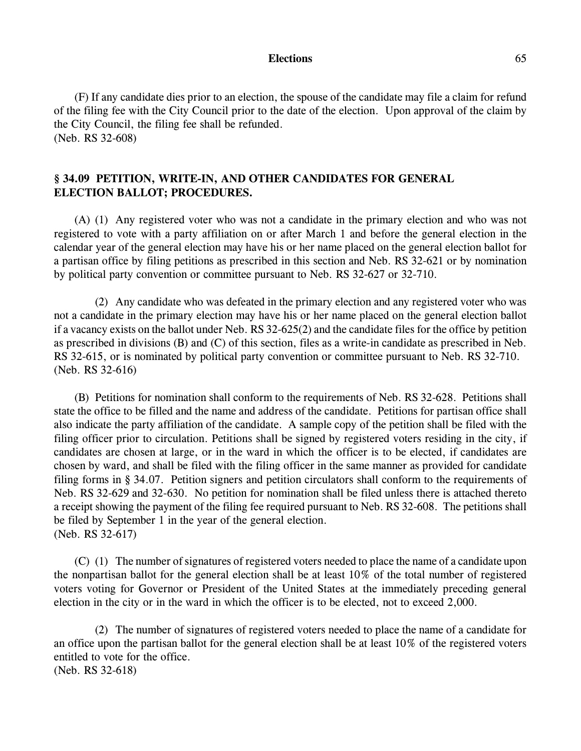(F) If any candidate dies prior to an election, the spouse of the candidate may file a claim for refund of the filing fee with the City Council prior to the date of the election. Upon approval of the claim by the City Council, the filing fee shall be refunded.
(Neb. RS 32-608)

## § 34.09 PETITION, WRITE-IN, AND OTHER CANDIDATES FOR GENERAL ELECTION BALLOT; PROCEDURES.

(A) (1) Any registered voter who was not a candidate in the primary election and who was not registered to vote with a party affiliation on or after March 1 and before the general election in the calendar year of the general election may have his or her name placed on the general election ballot for a partisan office by filing petitions as prescribed in this section and Neb. RS 32-621 or by nomination by political party convention or committee pursuant to Neb. RS 32-627 or 32-710.

(2) Any candidate who was defeated in the primary election and any registered voter who was not a candidate in the primary election may have his or her name placed on the general election ballot if a vacancy exists on the ballot under Neb. RS 32-625(2) and the candidate files for the office by petition as prescribed in divisions (B) and (C) of this section, files as a write-in candidate as prescribed in Neb. RS 32-615, or is nominated by political party convention or committee pursuant to Neb. RS 32-710.
(Neb. RS 32-616)

(B) Petitions for nomination shall conform to the requirements of Neb. RS 32-628. Petitions shall state the office to be filled and the name and address of the candidate. Petitions for partisan office shall also indicate the party affiliation of the candidate. A sample copy of the petition shall be filed with the filing officer prior to circulation. Petitions shall be signed by registered voters residing in the city, if candidates are chosen at large, or in the ward in which the officer is to be elected, if candidates are chosen by ward, and shall be filed with the filing officer in the same manner as provided for candidate filing forms in § 34.07. Petition signers and petition circulators shall conform to the requirements of Neb. RS 32-629 and 32-630. No petition for nomination shall be filed unless there is attached thereto a receipt showing the payment of the filing fee required pursuant to Neb. RS 32-608. The petitions shall be filed by September 1 in the year of the general election.
(Neb. RS 32-617)

(C) (1) The number of signatures of registered voters needed to place the name of a candidate upon the nonpartisan ballot for the general election shall be at least 10% of the total number of registered voters voting for Governor or President of the United States at the immediately preceding general election in the city or in the ward in which the officer is to be elected, not to exceed 2,000.

(2) The number of signatures of registered voters needed to place the name of a candidate for an office upon the partisan ballot for the general election shall be at least 10% of the registered voters entitled to vote for the office.
(Neb. RS 32-618)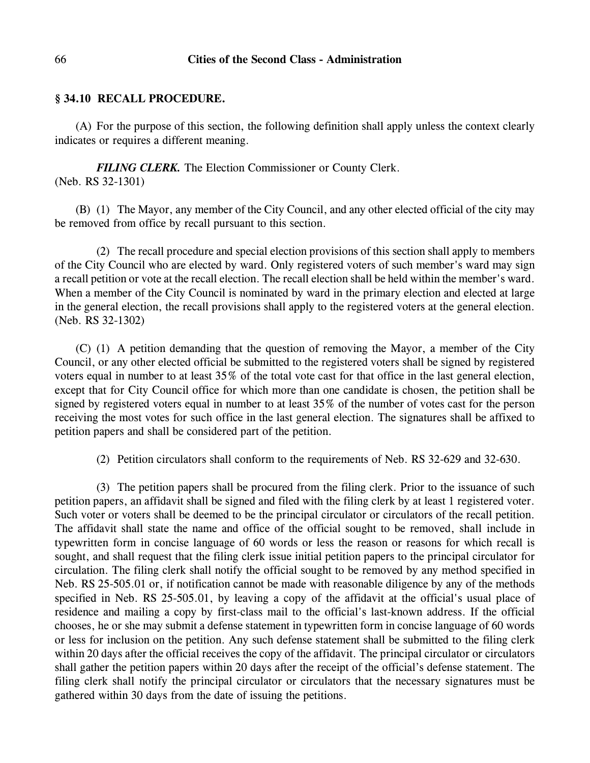## § 34.10 RECALL PROCEDURE.

(A) For the purpose of this section, the following definition shall apply unless the context clearly indicates or requires a different meaning.

***FILING CLERK.*** The Election Commissioner or County Clerk.
(Neb. RS 32-1301)

(B) (1) The Mayor, any member of the City Council, and any other elected official of the city may be removed from office by recall pursuant to this section.

(2) The recall procedure and special election provisions of this section shall apply to members of the City Council who are elected by ward. Only registered voters of such member's ward may sign a recall petition or vote at the recall election. The recall election shall be held within the member's ward. When a member of the City Council is nominated by ward in the primary election and elected at large in the general election, the recall provisions shall apply to the registered voters at the general election.
(Neb. RS 32-1302)

(C) (1) A petition demanding that the question of removing the Mayor, a member of the City Council, or any other elected official be submitted to the registered voters shall be signed by registered voters equal in number to at least 35% of the total vote cast for that office in the last general election, except that for City Council office for which more than one candidate is chosen, the petition shall be signed by registered voters equal in number to at least 35% of the number of votes cast for the person receiving the most votes for such office in the last general election. The signatures shall be affixed to petition papers and shall be considered part of the petition.

(2) Petition circulators shall conform to the requirements of Neb. RS 32-629 and 32-630.

(3) The petition papers shall be procured from the filing clerk. Prior to the issuance of such petition papers, an affidavit shall be signed and filed with the filing clerk by at least 1 registered voter. Such voter or voters shall be deemed to be the principal circulator or circulators of the recall petition. The affidavit shall state the name and office of the official sought to be removed, shall include in typewritten form in concise language of 60 words or less the reason or reasons for which recall is sought, and shall request that the filing clerk issue initial petition papers to the principal circulator for circulation. The filing clerk shall notify the official sought to be removed by any method specified in Neb. RS 25-505.01 or, if notification cannot be made with reasonable diligence by any of the methods specified in Neb. RS 25-505.01, by leaving a copy of the affidavit at the official's usual place of residence and mailing a copy by first-class mail to the official's last-known address. If the official chooses, he or she may submit a defense statement in typewritten form in concise language of 60 words or less for inclusion on the petition. Any such defense statement shall be submitted to the filing clerk within 20 days after the official receives the copy of the affidavit. The principal circulator or circulators shall gather the petition papers within 20 days after the receipt of the official's defense statement. The filing clerk shall notify the principal circulator or circulators that the necessary signatures must be gathered within 30 days from the date of issuing the petitions.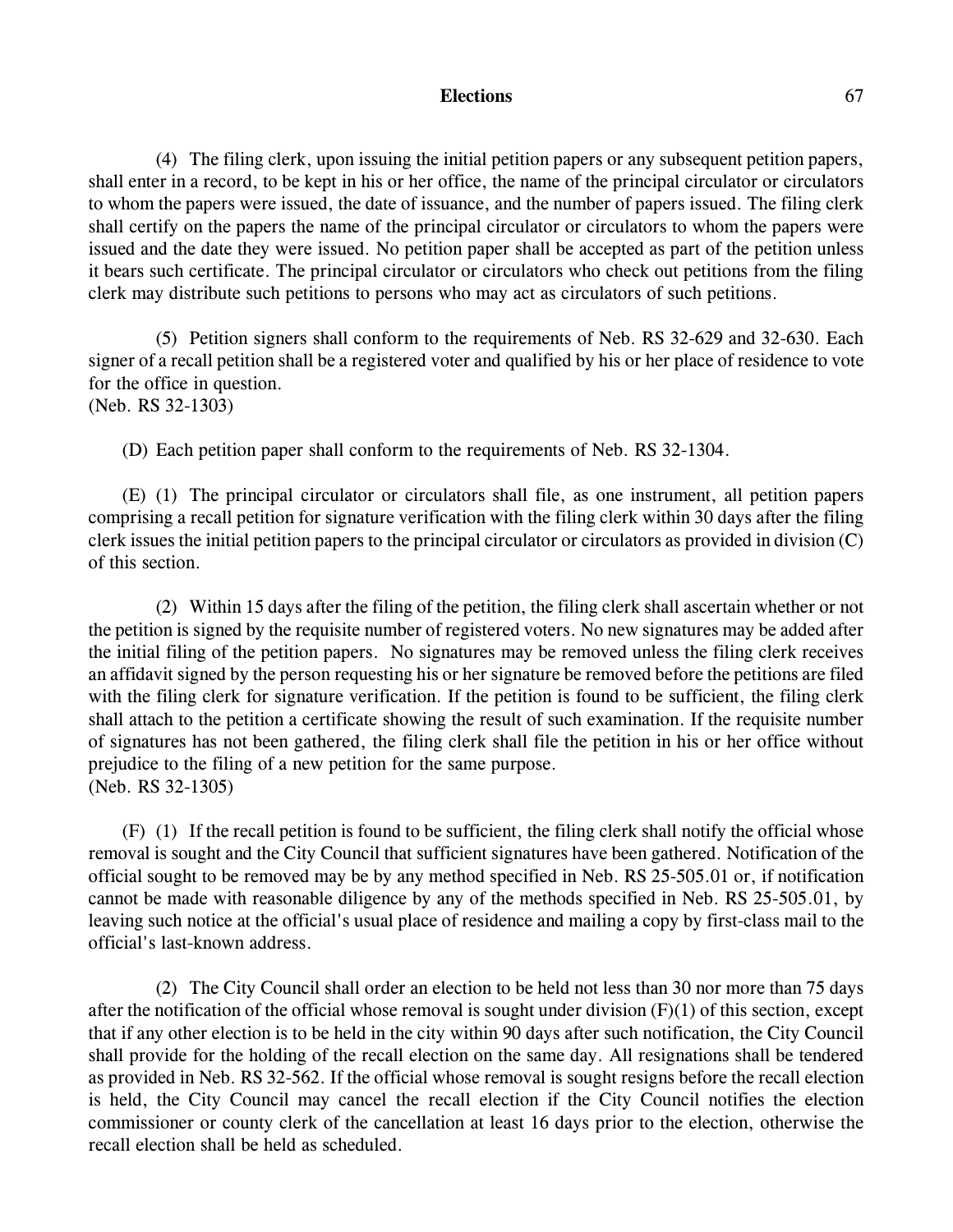(4) The filing clerk, upon issuing the initial petition papers or any subsequent petition papers, shall enter in a record, to be kept in his or her office, the name of the principal circulator or circulators to whom the papers were issued, the date of issuance, and the number of papers issued. The filing clerk shall certify on the papers the name of the principal circulator or circulators to whom the papers were issued and the date they were issued. No petition paper shall be accepted as part of the petition unless it bears such certificate. The principal circulator or circulators who check out petitions from the filing clerk may distribute such petitions to persons who may act as circulators of such petitions.

(5) Petition signers shall conform to the requirements of Neb. RS 32-629 and 32-630. Each signer of a recall petition shall be a registered voter and qualified by his or her place of residence to vote for the office in question.
(Neb. RS 32-1303)

(D) Each petition paper shall conform to the requirements of Neb. RS 32-1304.

(E) (1) The principal circulator or circulators shall file, as one instrument, all petition papers comprising a recall petition for signature verification with the filing clerk within 30 days after the filing clerk issues the initial petition papers to the principal circulator or circulators as provided in division (C) of this section.

(2) Within 15 days after the filing of the petition, the filing clerk shall ascertain whether or not the petition is signed by the requisite number of registered voters. No new signatures may be added after the initial filing of the petition papers. No signatures may be removed unless the filing clerk receives an affidavit signed by the person requesting his or her signature be removed before the petitions are filed with the filing clerk for signature verification. If the petition is found to be sufficient, the filing clerk shall attach to the petition a certificate showing the result of such examination. If the requisite number of signatures has not been gathered, the filing clerk shall file the petition in his or her office without prejudice to the filing of a new petition for the same purpose.
(Neb. RS 32-1305)

(F) (1) If the recall petition is found to be sufficient, the filing clerk shall notify the official whose removal is sought and the City Council that sufficient signatures have been gathered. Notification of the official sought to be removed may be by any method specified in Neb. RS 25-505.01 or, if notification cannot be made with reasonable diligence by any of the methods specified in Neb. RS 25-505.01, by leaving such notice at the official's usual place of residence and mailing a copy by first-class mail to the official's last-known address.

(2) The City Council shall order an election to be held not less than 30 nor more than 75 days after the notification of the official whose removal is sought under division (F)(1) of this section, except that if any other election is to be held in the city within 90 days after such notification, the City Council shall provide for the holding of the recall election on the same day. All resignations shall be tendered as provided in Neb. RS 32-562. If the official whose removal is sought resigns before the recall election is held, the City Council may cancel the recall election if the City Council notifies the election commissioner or county clerk of the cancellation at least 16 days prior to the election, otherwise the recall election shall be held as scheduled.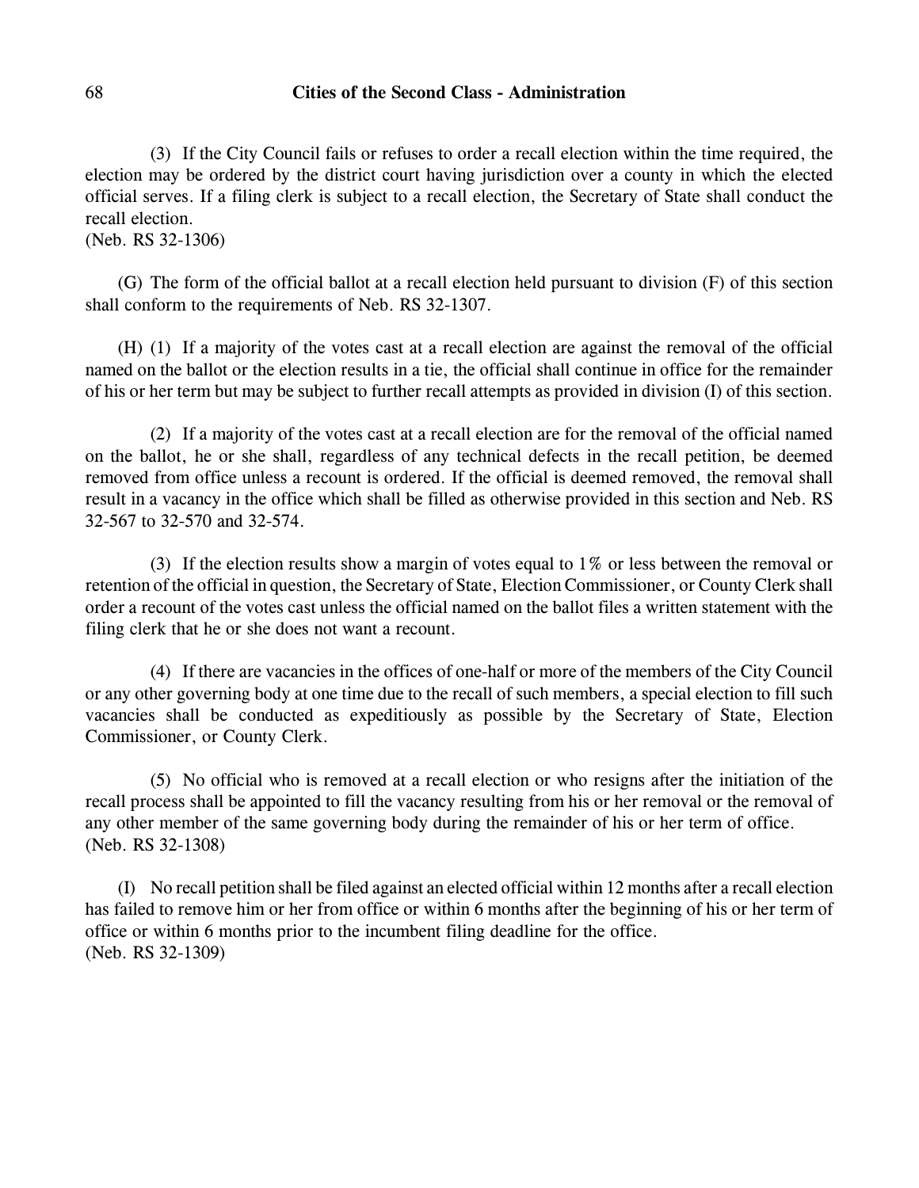(3) If the City Council fails or refuses to order a recall election within the time required, the election may be ordered by the district court having jurisdiction over a county in which the elected official serves. If a filing clerk is subject to a recall election, the Secretary of State shall conduct the recall election.
(Neb. RS 32-1306)

(G) The form of the official ballot at a recall election held pursuant to division (F) of this section shall conform to the requirements of Neb. RS 32-1307.

(H) (1) If a majority of the votes cast at a recall election are against the removal of the official named on the ballot or the election results in a tie, the official shall continue in office for the remainder of his or her term but may be subject to further recall attempts as provided in division (I) of this section.

(2) If a majority of the votes cast at a recall election are for the removal of the official named on the ballot, he or she shall, regardless of any technical defects in the recall petition, be deemed removed from office unless a recount is ordered. If the official is deemed removed, the removal shall result in a vacancy in the office which shall be filled as otherwise provided in this section and Neb. RS 32-567 to 32-570 and 32-574.

(3) If the election results show a margin of votes equal to 1% or less between the removal or retention of the official in question, the Secretary of State, Election Commissioner, or County Clerk shall order a recount of the votes cast unless the official named on the ballot files a written statement with the filing clerk that he or she does not want a recount.

(4) If there are vacancies in the offices of one-half or more of the members of the City Council or any other governing body at one time due to the recall of such members, a special election to fill such vacancies shall be conducted as expeditiously as possible by the Secretary of State, Election Commissioner, or County Clerk.

(5) No official who is removed at a recall election or who resigns after the initiation of the recall process shall be appointed to fill the vacancy resulting from his or her removal or the removal of any other member of the same governing body during the remainder of his or her term of office.
(Neb. RS 32-1308)

(I) No recall petition shall be filed against an elected official within 12 months after a recall election has failed to remove him or her from office or within 6 months after the beginning of his or her term of office or within 6 months prior to the incumbent filing deadline for the office.
(Neb. RS 32-1309)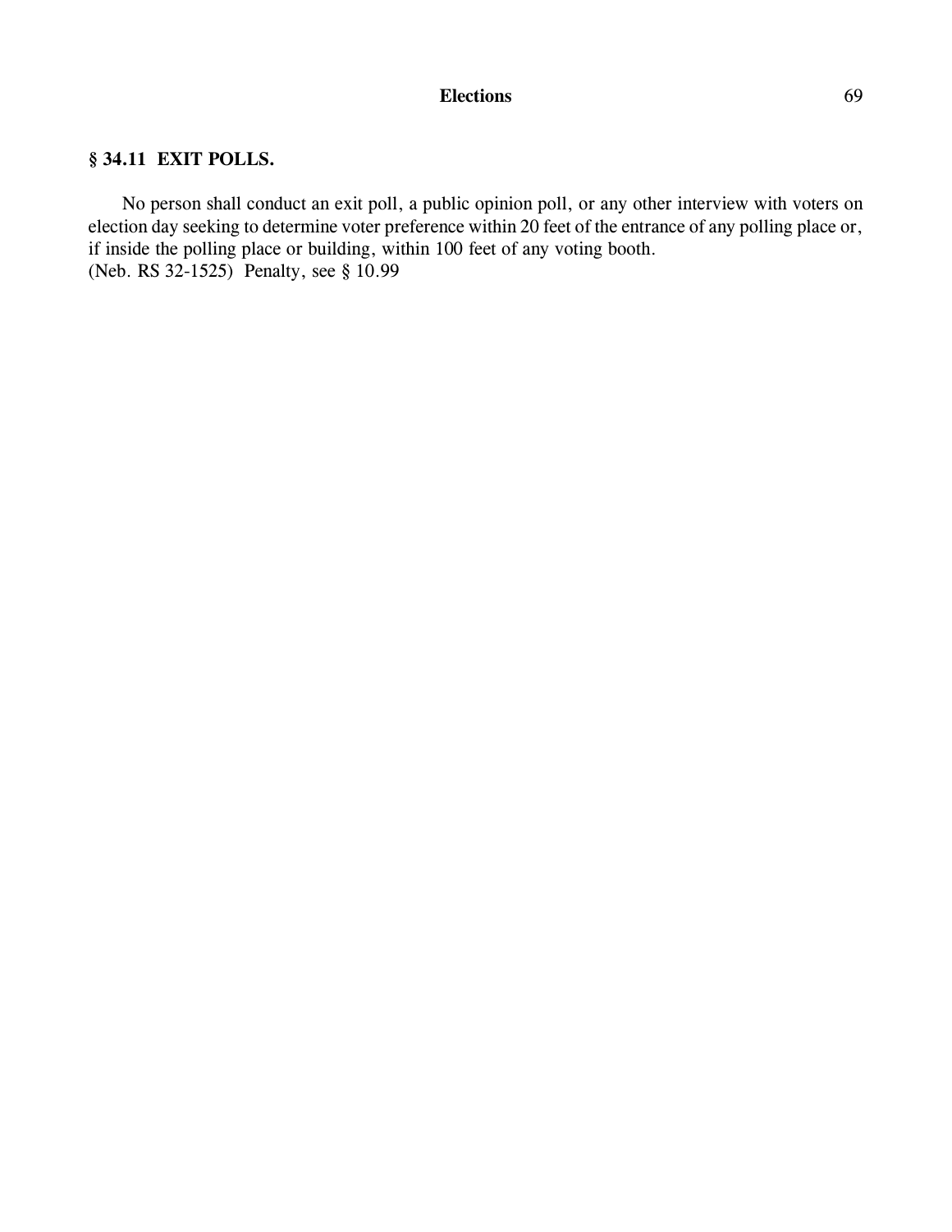## § 34.11 EXIT POLLS.

No person shall conduct an exit poll, a public opinion poll, or any other interview with voters on election day seeking to determine voter preference within 20 feet of the entrance of any polling place or, if inside the polling place or building, within 100 feet of any voting booth.
(Neb. RS 32-1525) Penalty, see § 10.99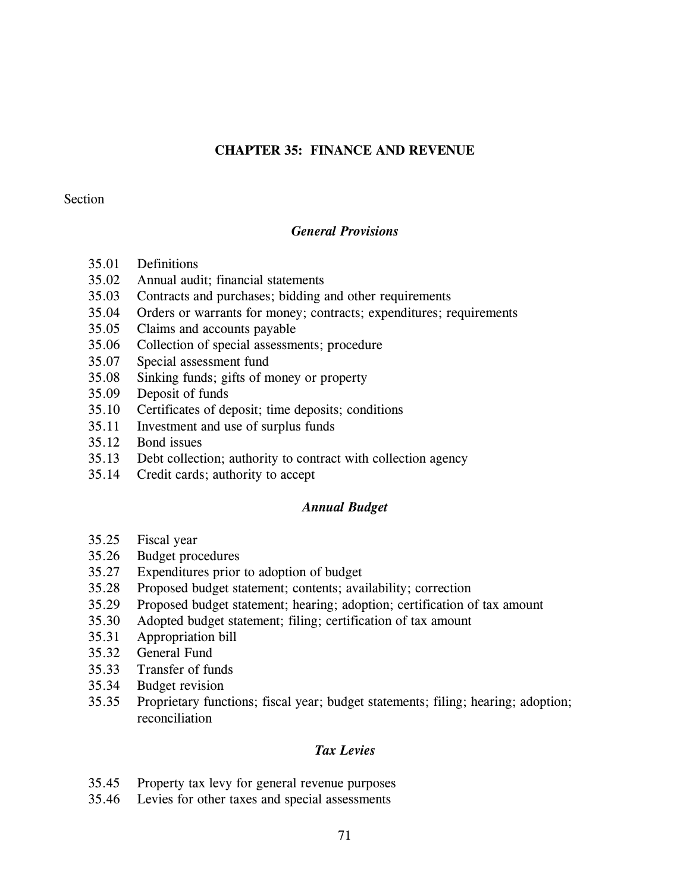# CHAPTER 35: FINANCE AND REVENUE

Section

### *General Provisions*

35.01 Definitions
35.02 Annual audit; financial statements
35.03 Contracts and purchases; bidding and other requirements
35.04 Orders or warrants for money; contracts; expenditures; requirements
35.05 Claims and accounts payable
35.06 Collection of special assessments; procedure
35.07 Special assessment fund
35.08 Sinking funds; gifts of money or property
35.09 Deposit of funds
35.10 Certificates of deposit; time deposits; conditions
35.11 Investment and use of surplus funds
35.12 Bond issues
35.13 Debt collection; authority to contract with collection agency
35.14 Credit cards; authority to accept

### *Annual Budget*

35.25 Fiscal year
35.26 Budget procedures
35.27 Expenditures prior to adoption of budget
35.28 Proposed budget statement; contents; availability; correction
35.29 Proposed budget statement; hearing; adoption; certification of tax amount
35.30 Adopted budget statement; filing; certification of tax amount
35.31 Appropriation bill
35.32 General Fund
35.33 Transfer of funds
35.34 Budget revision
35.35 Proprietary functions; fiscal year; budget statements; filing; hearing; adoption; reconciliation

### *Tax Levies*

35.45 Property tax levy for general revenue purposes
35.46 Levies for other taxes and special assessments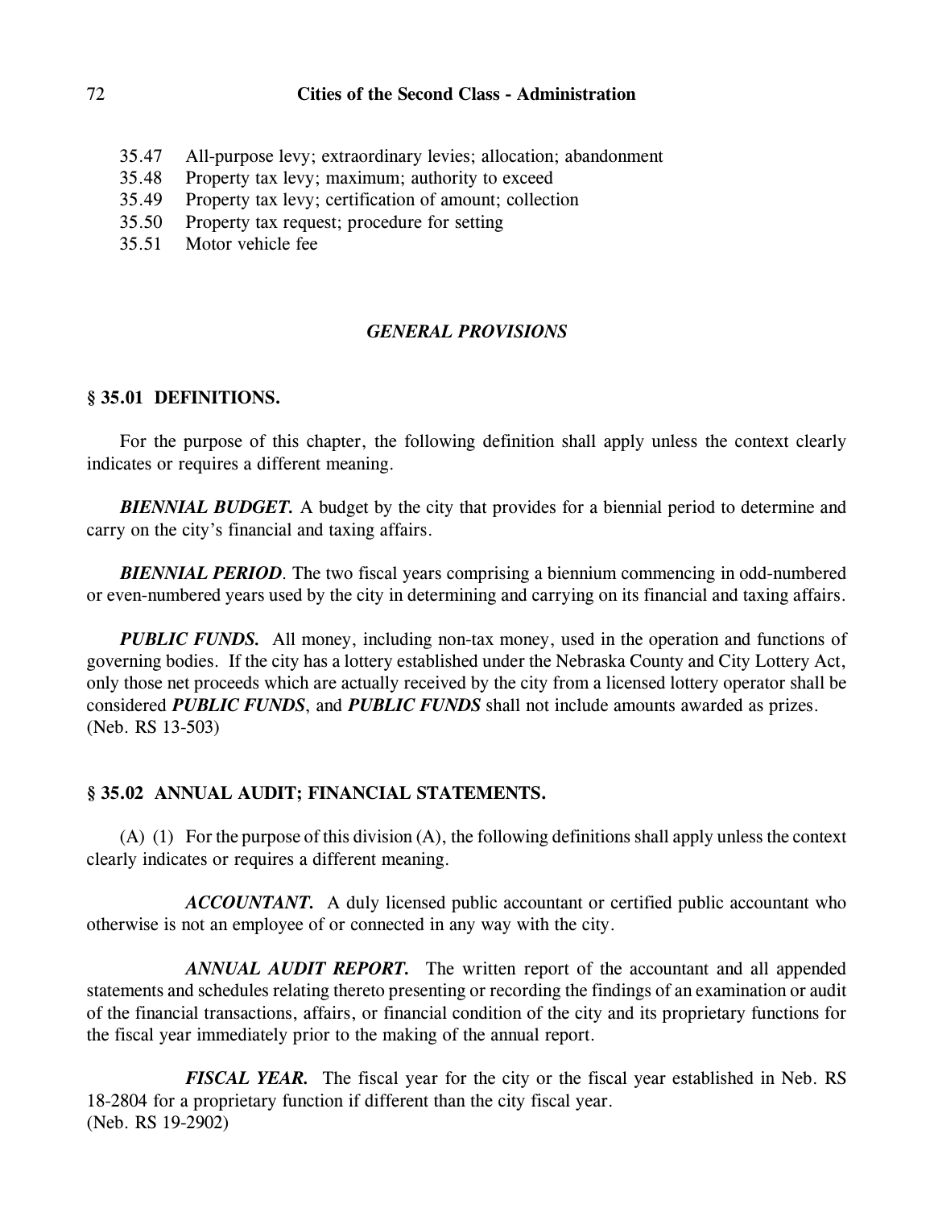35.47 All-purpose levy; extraordinary levies; allocation; abandonment
35.48 Property tax levy; maximum; authority to exceed
35.49 Property tax levy; certification of amount; collection
35.50 Property tax request; procedure for setting
35.51 Motor vehicle fee

## *GENERAL PROVISIONS*

### § 35.01 DEFINITIONS.

For the purpose of this chapter, the following definition shall apply unless the context clearly indicates or requires a different meaning.

***BIENNIAL BUDGET.*** A budget by the city that provides for a biennial period to determine and carry on the city's financial and taxing affairs.

***BIENNIAL PERIOD***. The two fiscal years comprising a biennium commencing in odd-numbered or even-numbered years used by the city in determining and carrying on its financial and taxing affairs.

***PUBLIC FUNDS.*** All money, including non-tax money, used in the operation and functions of governing bodies. If the city has a lottery established under the Nebraska County and City Lottery Act, only those net proceeds which are actually received by the city from a licensed lottery operator shall be considered ***PUBLIC FUNDS***, and ***PUBLIC FUNDS*** shall not include amounts awarded as prizes.
(Neb. RS 13-503)

### § 35.02 ANNUAL AUDIT; FINANCIAL STATEMENTS.

(A) (1) For the purpose of this division (A), the following definitions shall apply unless the context clearly indicates or requires a different meaning.

***ACCOUNTANT.*** A duly licensed public accountant or certified public accountant who otherwise is not an employee of or connected in any way with the city.

***ANNUAL AUDIT REPORT.*** The written report of the accountant and all appended statements and schedules relating thereto presenting or recording the findings of an examination or audit of the financial transactions, affairs, or financial condition of the city and its proprietary functions for the fiscal year immediately prior to the making of the annual report.

***FISCAL YEAR.*** The fiscal year for the city or the fiscal year established in Neb. RS 18-2804 for a proprietary function if different than the city fiscal year.
(Neb. RS 19-2902)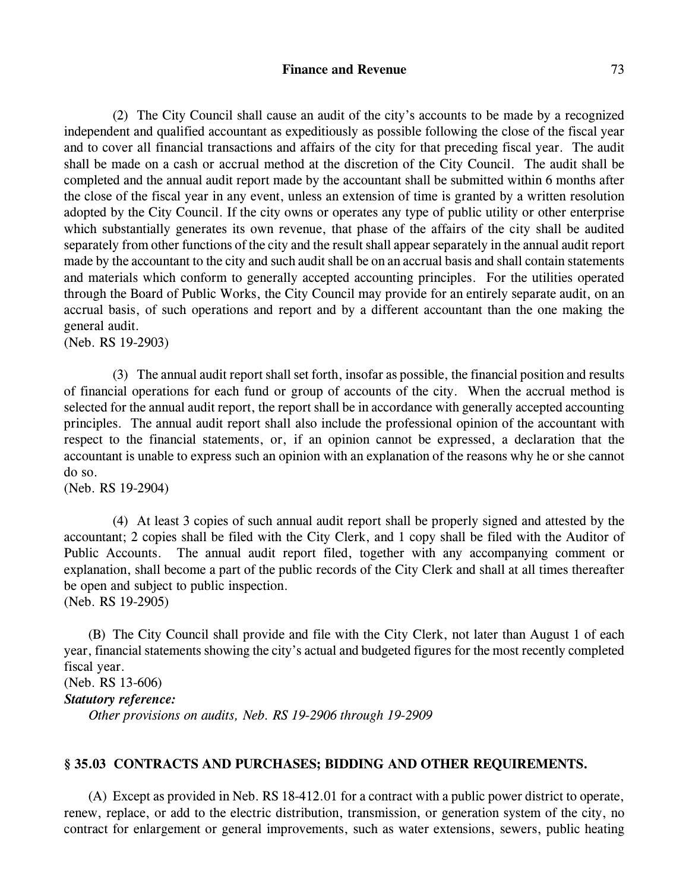(2) The City Council shall cause an audit of the city's accounts to be made by a recognized independent and qualified accountant as expeditiously as possible following the close of the fiscal year and to cover all financial transactions and affairs of the city for that preceding fiscal year. The audit shall be made on a cash or accrual method at the discretion of the City Council. The audit shall be completed and the annual audit report made by the accountant shall be submitted within 6 months after the close of the fiscal year in any event, unless an extension of time is granted by a written resolution adopted by the City Council. If the city owns or operates any type of public utility or other enterprise which substantially generates its own revenue, that phase of the affairs of the city shall be audited separately from other functions of the city and the result shall appear separately in the annual audit report made by the accountant to the city and such audit shall be on an accrual basis and shall contain statements and materials which conform to generally accepted accounting principles. For the utilities operated through the Board of Public Works, the City Council may provide for an entirely separate audit, on an accrual basis, of such operations and report and by a different accountant than the one making the general audit.
(Neb. RS 19-2903)

(3) The annual audit report shall set forth, insofar as possible, the financial position and results of financial operations for each fund or group of accounts of the city. When the accrual method is selected for the annual audit report, the report shall be in accordance with generally accepted accounting principles. The annual audit report shall also include the professional opinion of the accountant with respect to the financial statements, or, if an opinion cannot be expressed, a declaration that the accountant is unable to express such an opinion with an explanation of the reasons why he or she cannot do so.
(Neb. RS 19-2904)

(4) At least 3 copies of such annual audit report shall be properly signed and attested by the accountant; 2 copies shall be filed with the City Clerk, and 1 copy shall be filed with the Auditor of Public Accounts. The annual audit report filed, together with any accompanying comment or explanation, shall become a part of the public records of the City Clerk and shall at all times thereafter be open and subject to public inspection.
(Neb. RS 19-2905)

(B) The City Council shall provide and file with the City Clerk, not later than August 1 of each year, financial statements showing the city's actual and budgeted figures for the most recently completed fiscal year.
(Neb. RS 13-606)

***Statutory reference:***

*Other provisions on audits, Neb. RS 19-2906 through 19-2909*

### § 35.03 CONTRACTS AND PURCHASES; BIDDING AND OTHER REQUIREMENTS.

(A) Except as provided in Neb. RS 18-412.01 for a contract with a public power district to operate, renew, replace, or add to the electric distribution, transmission, or generation system of the city, no contract for enlargement or general improvements, such as water extensions, sewers, public heating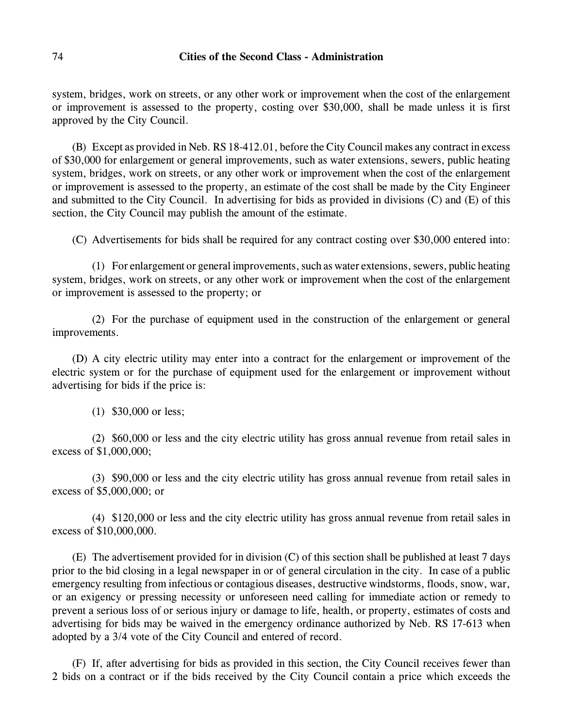system, bridges, work on streets, or any other work or improvement when the cost of the enlargement or improvement is assessed to the property, costing over $30,000, shall be made unless it is first approved by the City Council.

(B) Except as provided in Neb. RS 18-412.01, before the City Council makes any contract in excess of $30,000 for enlargement or general improvements, such as water extensions, sewers, public heating system, bridges, work on streets, or any other work or improvement when the cost of the enlargement or improvement is assessed to the property, an estimate of the cost shall be made by the City Engineer and submitted to the City Council. In advertising for bids as provided in divisions (C) and (E) of this section, the City Council may publish the amount of the estimate.

(C) Advertisements for bids shall be required for any contract costing over $30,000 entered into:

(1) For enlargement or general improvements, such as water extensions, sewers, public heating system, bridges, work on streets, or any other work or improvement when the cost of the enlargement or improvement is assessed to the property; or

(2) For the purchase of equipment used in the construction of the enlargement or general improvements.

(D) A city electric utility may enter into a contract for the enlargement or improvement of the electric system or for the purchase of equipment used for the enlargement or improvement without advertising for bids if the price is:

(1) $30,000 or less;

(2) $60,000 or less and the city electric utility has gross annual revenue from retail sales in excess of $1,000,000;

(3) $90,000 or less and the city electric utility has gross annual revenue from retail sales in excess of $5,000,000; or

(4) $120,000 or less and the city electric utility has gross annual revenue from retail sales in excess of $10,000,000.

(E) The advertisement provided for in division (C) of this section shall be published at least 7 days prior to the bid closing in a legal newspaper in or of general circulation in the city. In case of a public emergency resulting from infectious or contagious diseases, destructive windstorms, floods, snow, war, or an exigency or pressing necessity or unforeseen need calling for immediate action or remedy to prevent a serious loss of or serious injury or damage to life, health, or property, estimates of costs and advertising for bids may be waived in the emergency ordinance authorized by Neb. RS 17-613 when adopted by a 3/4 vote of the City Council and entered of record.

(F) If, after advertising for bids as provided in this section, the City Council receives fewer than 2 bids on a contract or if the bids received by the City Council contain a price which exceeds the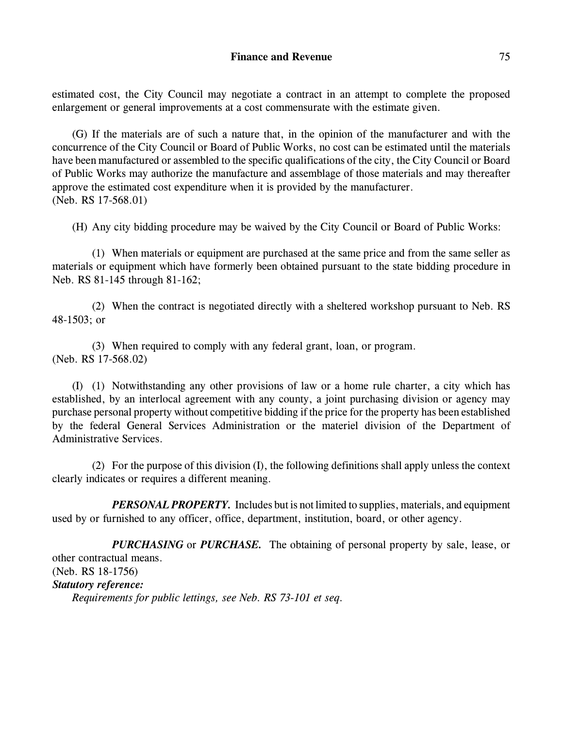estimated cost, the City Council may negotiate a contract in an attempt to complete the proposed enlargement or general improvements at a cost commensurate with the estimate given.

(G) If the materials are of such a nature that, in the opinion of the manufacturer and with the concurrence of the City Council or Board of Public Works, no cost can be estimated until the materials have been manufactured or assembled to the specific qualifications of the city, the City Council or Board of Public Works may authorize the manufacture and assemblage of those materials and may thereafter approve the estimated cost expenditure when it is provided by the manufacturer.
(Neb. RS 17-568.01)

(H) Any city bidding procedure may be waived by the City Council or Board of Public Works:

(1) When materials or equipment are purchased at the same price and from the same seller as materials or equipment which have formerly been obtained pursuant to the state bidding procedure in Neb. RS 81-145 through 81-162;

(2) When the contract is negotiated directly with a sheltered workshop pursuant to Neb. RS 48-1503; or

(3) When required to comply with any federal grant, loan, or program.
(Neb. RS 17-568.02)

(I) (1) Notwithstanding any other provisions of law or a home rule charter, a city which has established, by an interlocal agreement with any county, a joint purchasing division or agency may purchase personal property without competitive bidding if the price for the property has been established by the federal General Services Administration or the materiel division of the Department of Administrative Services.

(2) For the purpose of this division (I), the following definitions shall apply unless the context clearly indicates or requires a different meaning.

***PERSONAL PROPERTY.*** Includes but is not limited to supplies, materials, and equipment used by or furnished to any officer, office, department, institution, board, or other agency.

***PURCHASING*** or ***PURCHASE.*** The obtaining of personal property by sale, lease, or other contractual means.
(Neb. RS 18-1756)

***Statutory reference:***

*Requirements for public lettings, see Neb. RS 73-101 et seq.*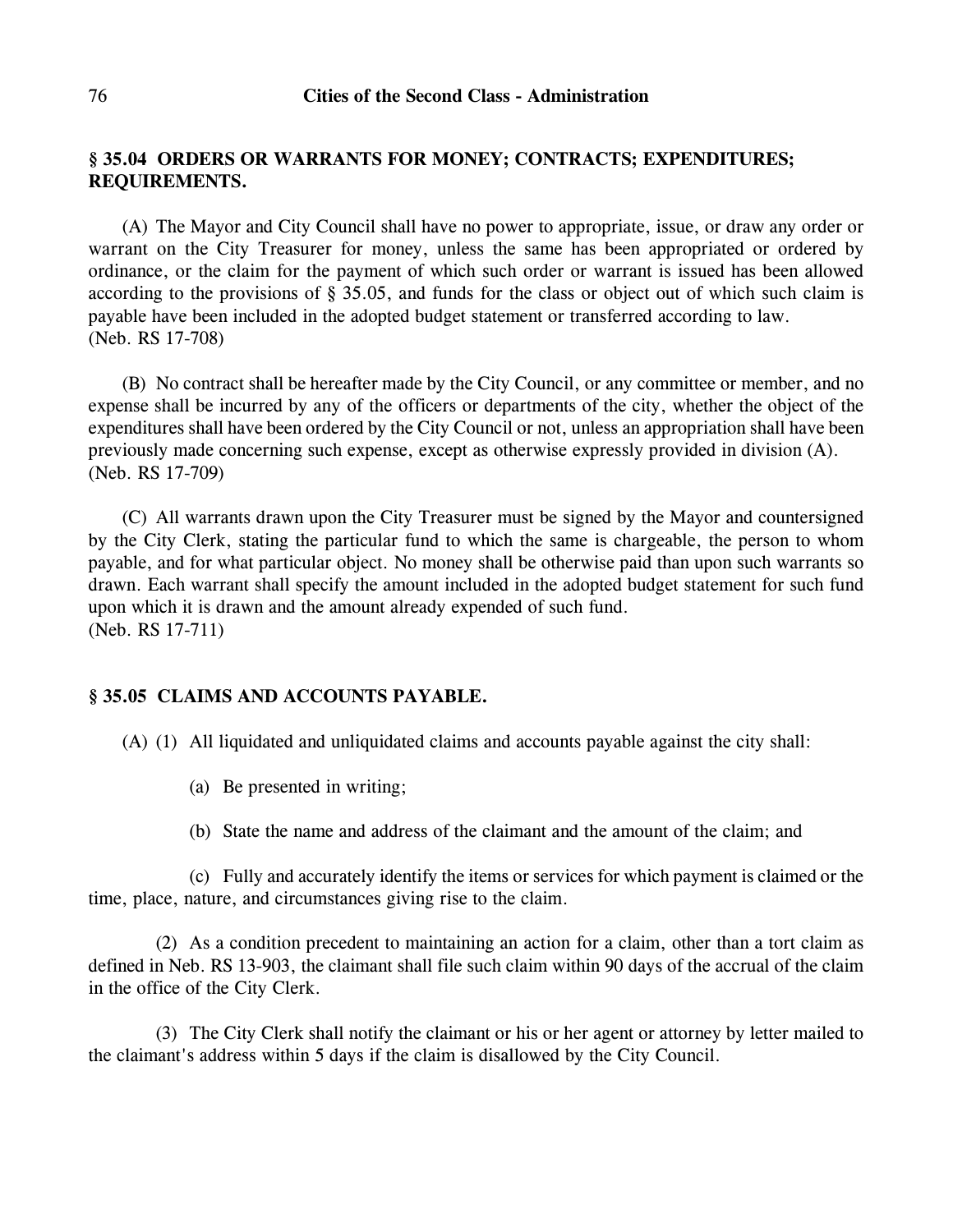## § 35.04 ORDERS OR WARRANTS FOR MONEY; CONTRACTS; EXPENDITURES; REQUIREMENTS.

(A) The Mayor and City Council shall have no power to appropriate, issue, or draw any order or warrant on the City Treasurer for money, unless the same has been appropriated or ordered by ordinance, or the claim for the payment of which such order or warrant is issued has been allowed according to the provisions of § 35.05, and funds for the class or object out of which such claim is payable have been included in the adopted budget statement or transferred according to law.
(Neb. RS 17-708)

(B) No contract shall be hereafter made by the City Council, or any committee or member, and no expense shall be incurred by any of the officers or departments of the city, whether the object of the expenditures shall have been ordered by the City Council or not, unless an appropriation shall have been previously made concerning such expense, except as otherwise expressly provided in division (A).
(Neb. RS 17-709)

(C) All warrants drawn upon the City Treasurer must be signed by the Mayor and countersigned by the City Clerk, stating the particular fund to which the same is chargeable, the person to whom payable, and for what particular object. No money shall be otherwise paid than upon such warrants so drawn. Each warrant shall specify the amount included in the adopted budget statement for such fund upon which it is drawn and the amount already expended of such fund.
(Neb. RS 17-711)

## § 35.05 CLAIMS AND ACCOUNTS PAYABLE.

(A) (1) All liquidated and unliquidated claims and accounts payable against the city shall:

(a) Be presented in writing;

(b) State the name and address of the claimant and the amount of the claim; and

(c) Fully and accurately identify the items or services for which payment is claimed or the time, place, nature, and circumstances giving rise to the claim.

(2) As a condition precedent to maintaining an action for a claim, other than a tort claim as defined in Neb. RS 13-903, the claimant shall file such claim within 90 days of the accrual of the claim in the office of the City Clerk.

(3) The City Clerk shall notify the claimant or his or her agent or attorney by letter mailed to the claimant's address within 5 days if the claim is disallowed by the City Council.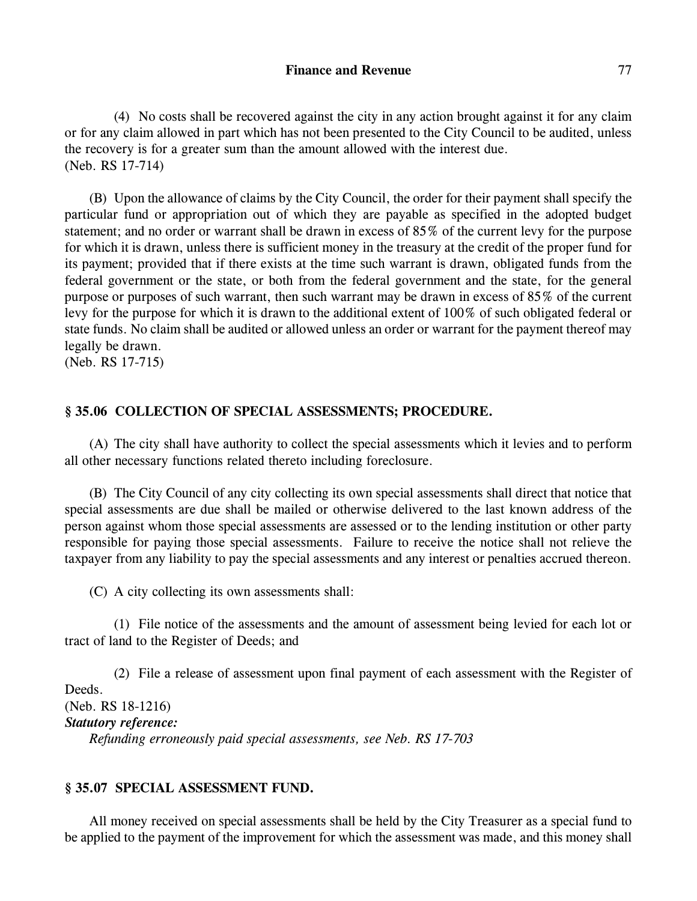(4) No costs shall be recovered against the city in any action brought against it for any claim or for any claim allowed in part which has not been presented to the City Council to be audited, unless the recovery is for a greater sum than the amount allowed with the interest due.
(Neb. RS 17-714)

(B) Upon the allowance of claims by the City Council, the order for their payment shall specify the particular fund or appropriation out of which they are payable as specified in the adopted budget statement; and no order or warrant shall be drawn in excess of 85% of the current levy for the purpose for which it is drawn, unless there is sufficient money in the treasury at the credit of the proper fund for its payment; provided that if there exists at the time such warrant is drawn, obligated funds from the federal government or the state, or both from the federal government and the state, for the general purpose or purposes of such warrant, then such warrant may be drawn in excess of 85% of the current levy for the purpose for which it is drawn to the additional extent of 100% of such obligated federal or state funds. No claim shall be audited or allowed unless an order or warrant for the payment thereof may legally be drawn.
(Neb. RS 17-715)

## § 35.06 COLLECTION OF SPECIAL ASSESSMENTS; PROCEDURE.

(A) The city shall have authority to collect the special assessments which it levies and to perform all other necessary functions related thereto including foreclosure.

(B) The City Council of any city collecting its own special assessments shall direct that notice that special assessments are due shall be mailed or otherwise delivered to the last known address of the person against whom those special assessments are assessed or to the lending institution or other party responsible for paying those special assessments. Failure to receive the notice shall not relieve the taxpayer from any liability to pay the special assessments and any interest or penalties accrued thereon.

(C) A city collecting its own assessments shall:

(1) File notice of the assessments and the amount of assessment being levied for each lot or tract of land to the Register of Deeds; and

(2) File a release of assessment upon final payment of each assessment with the Register of Deeds.
(Neb. RS 18-1216)
***Statutory reference:***
*Refunding erroneously paid special assessments, see Neb. RS 17-703*

## § 35.07 SPECIAL ASSESSMENT FUND.

All money received on special assessments shall be held by the City Treasurer as a special fund to be applied to the payment of the improvement for which the assessment was made, and this money shall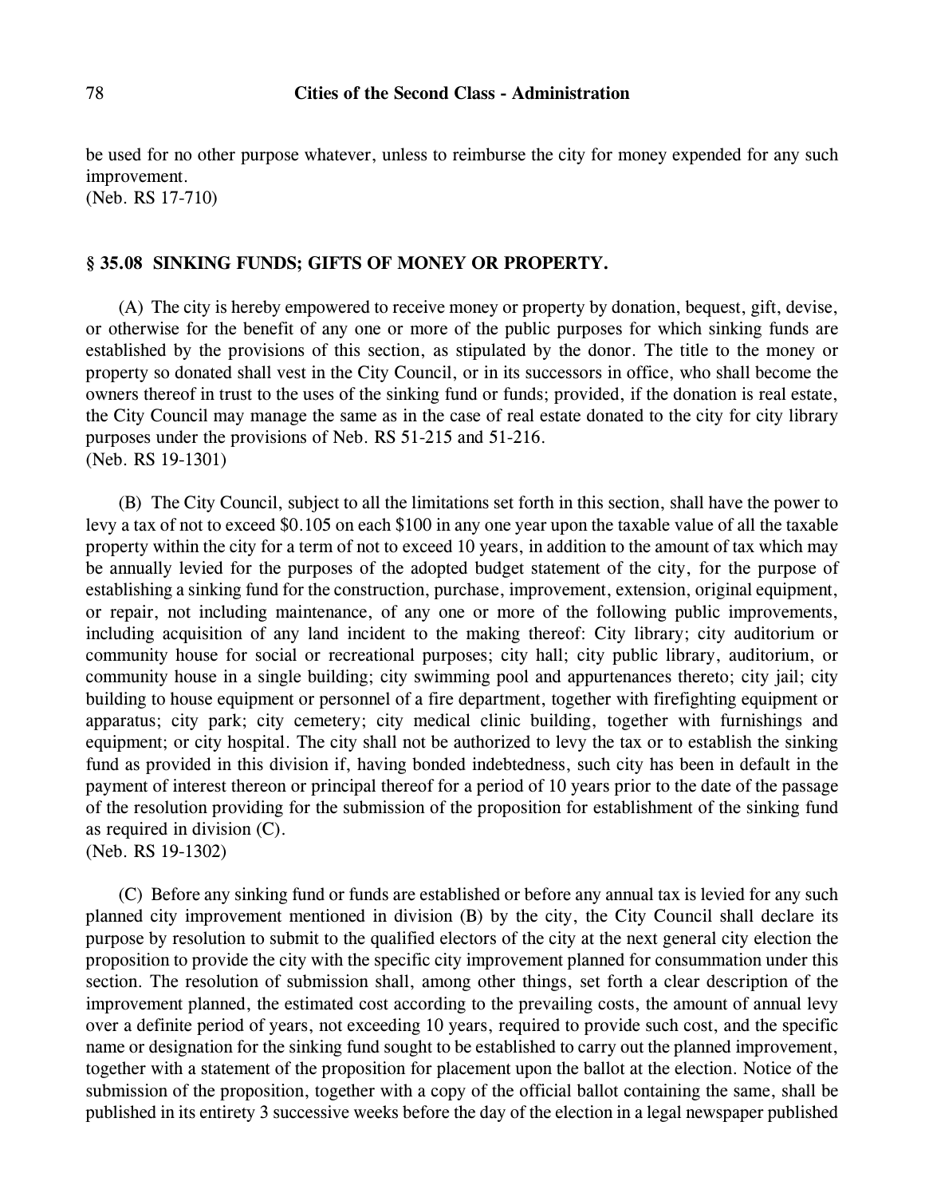be used for no other purpose whatever, unless to reimburse the city for money expended for any such improvement.
(Neb. RS 17-710)

### § 35.08 SINKING FUNDS; GIFTS OF MONEY OR PROPERTY.

(A) The city is hereby empowered to receive money or property by donation, bequest, gift, devise, or otherwise for the benefit of any one or more of the public purposes for which sinking funds are established by the provisions of this section, as stipulated by the donor. The title to the money or property so donated shall vest in the City Council, or in its successors in office, who shall become the owners thereof in trust to the uses of the sinking fund or funds; provided, if the donation is real estate, the City Council may manage the same as in the case of real estate donated to the city for city library purposes under the provisions of Neb. RS 51-215 and 51-216.
(Neb. RS 19-1301)

(B) The City Council, subject to all the limitations set forth in this section, shall have the power to levy a tax of not to exceed $0.105 on each $100 in any one year upon the taxable value of all the taxable property within the city for a term of not to exceed 10 years, in addition to the amount of tax which may be annually levied for the purposes of the adopted budget statement of the city, for the purpose of establishing a sinking fund for the construction, purchase, improvement, extension, original equipment, or repair, not including maintenance, of any one or more of the following public improvements, including acquisition of any land incident to the making thereof: City library; city auditorium or community house for social or recreational purposes; city hall; city public library, auditorium, or community house in a single building; city swimming pool and appurtenances thereto; city jail; city building to house equipment or personnel of a fire department, together with firefighting equipment or apparatus; city park; city cemetery; city medical clinic building, together with furnishings and equipment; or city hospital. The city shall not be authorized to levy the tax or to establish the sinking fund as provided in this division if, having bonded indebtedness, such city has been in default in the payment of interest thereon or principal thereof for a period of 10 years prior to the date of the passage of the resolution providing for the submission of the proposition for establishment of the sinking fund as required in division (C).
(Neb. RS 19-1302)

(C) Before any sinking fund or funds are established or before any annual tax is levied for any such planned city improvement mentioned in division (B) by the city, the City Council shall declare its purpose by resolution to submit to the qualified electors of the city at the next general city election the proposition to provide the city with the specific city improvement planned for consummation under this section. The resolution of submission shall, among other things, set forth a clear description of the improvement planned, the estimated cost according to the prevailing costs, the amount of annual levy over a definite period of years, not exceeding 10 years, required to provide such cost, and the specific name or designation for the sinking fund sought to be established to carry out the planned improvement, together with a statement of the proposition for placement upon the ballot at the election. Notice of the submission of the proposition, together with a copy of the official ballot containing the same, shall be published in its entirety 3 successive weeks before the day of the election in a legal newspaper published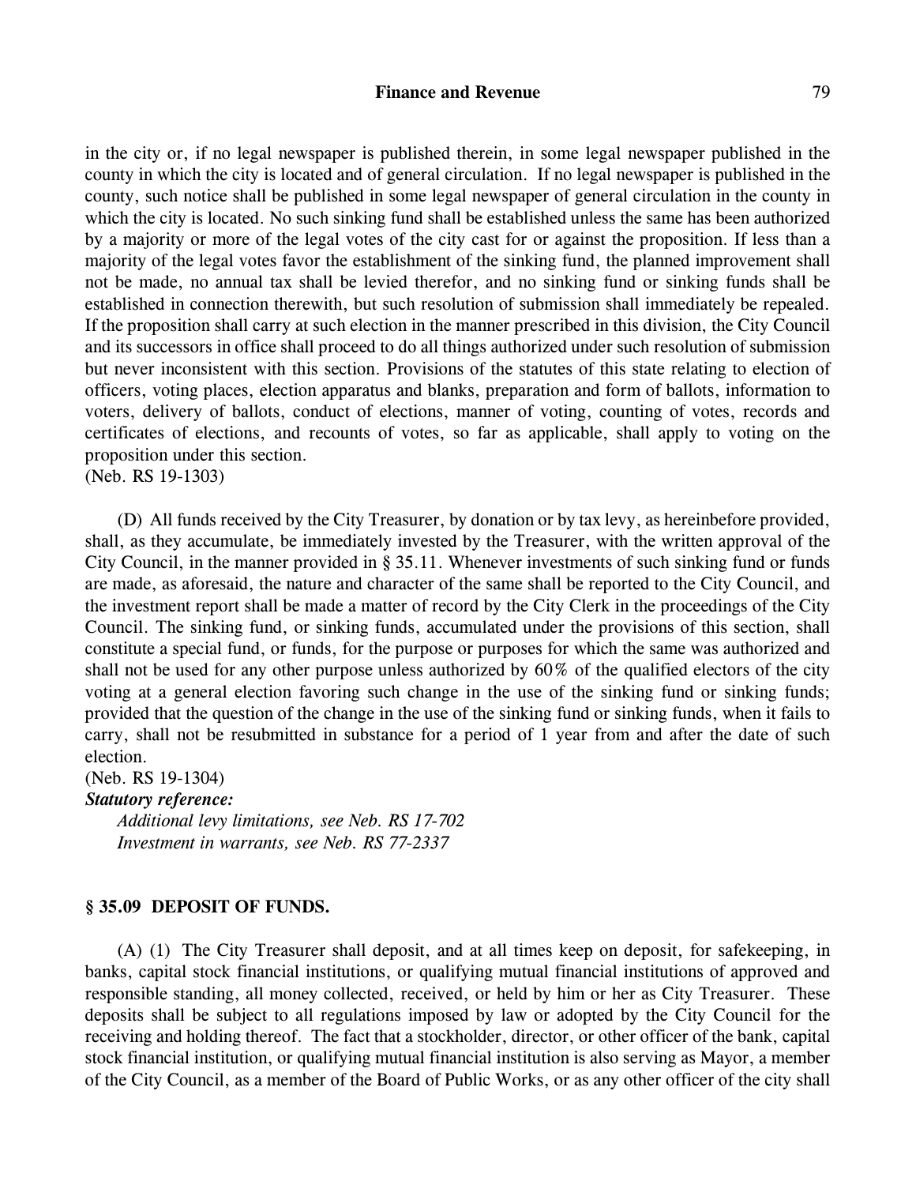in the city or, if no legal newspaper is published therein, in some legal newspaper published in the county in which the city is located and of general circulation. If no legal newspaper is published in the county, such notice shall be published in some legal newspaper of general circulation in the county in which the city is located. No such sinking fund shall be established unless the same has been authorized by a majority or more of the legal votes of the city cast for or against the proposition. If less than a majority of the legal votes favor the establishment of the sinking fund, the planned improvement shall not be made, no annual tax shall be levied therefor, and no sinking fund or sinking funds shall be established in connection therewith, but such resolution of submission shall immediately be repealed. If the proposition shall carry at such election in the manner prescribed in this division, the City Council and its successors in office shall proceed to do all things authorized under such resolution of submission but never inconsistent with this section. Provisions of the statutes of this state relating to election of officers, voting places, election apparatus and blanks, preparation and form of ballots, information to voters, delivery of ballots, conduct of elections, manner of voting, counting of votes, records and certificates of elections, and recounts of votes, so far as applicable, shall apply to voting on the proposition under this section.
(Neb. RS 19-1303)

(D) All funds received by the City Treasurer, by donation or by tax levy, as hereinbefore provided, shall, as they accumulate, be immediately invested by the Treasurer, with the written approval of the City Council, in the manner provided in § 35.11. Whenever investments of such sinking fund or funds are made, as aforesaid, the nature and character of the same shall be reported to the City Council, and the investment report shall be made a matter of record by the City Clerk in the proceedings of the City Council. The sinking fund, or sinking funds, accumulated under the provisions of this section, shall constitute a special fund, or funds, for the purpose or purposes for which the same was authorized and shall not be used for any other purpose unless authorized by 60% of the qualified electors of the city voting at a general election favoring such change in the use of the sinking fund or sinking funds; provided that the question of the change in the use of the sinking fund or sinking funds, when it fails to carry, shall not be resubmitted in substance for a period of 1 year from and after the date of such election.
(Neb. RS 19-1304)
***Statutory reference:***
*Additional levy limitations, see Neb. RS 17-702*
*Investment in warrants, see Neb. RS 77-2337*

### § 35.09 DEPOSIT OF FUNDS.

(A) (1) The City Treasurer shall deposit, and at all times keep on deposit, for safekeeping, in banks, capital stock financial institutions, or qualifying mutual financial institutions of approved and responsible standing, all money collected, received, or held by him or her as City Treasurer. These deposits shall be subject to all regulations imposed by law or adopted by the City Council for the receiving and holding thereof. The fact that a stockholder, director, or other officer of the bank, capital stock financial institution, or qualifying mutual financial institution is also serving as Mayor, a member of the City Council, as a member of the Board of Public Works, or as any other officer of the city shall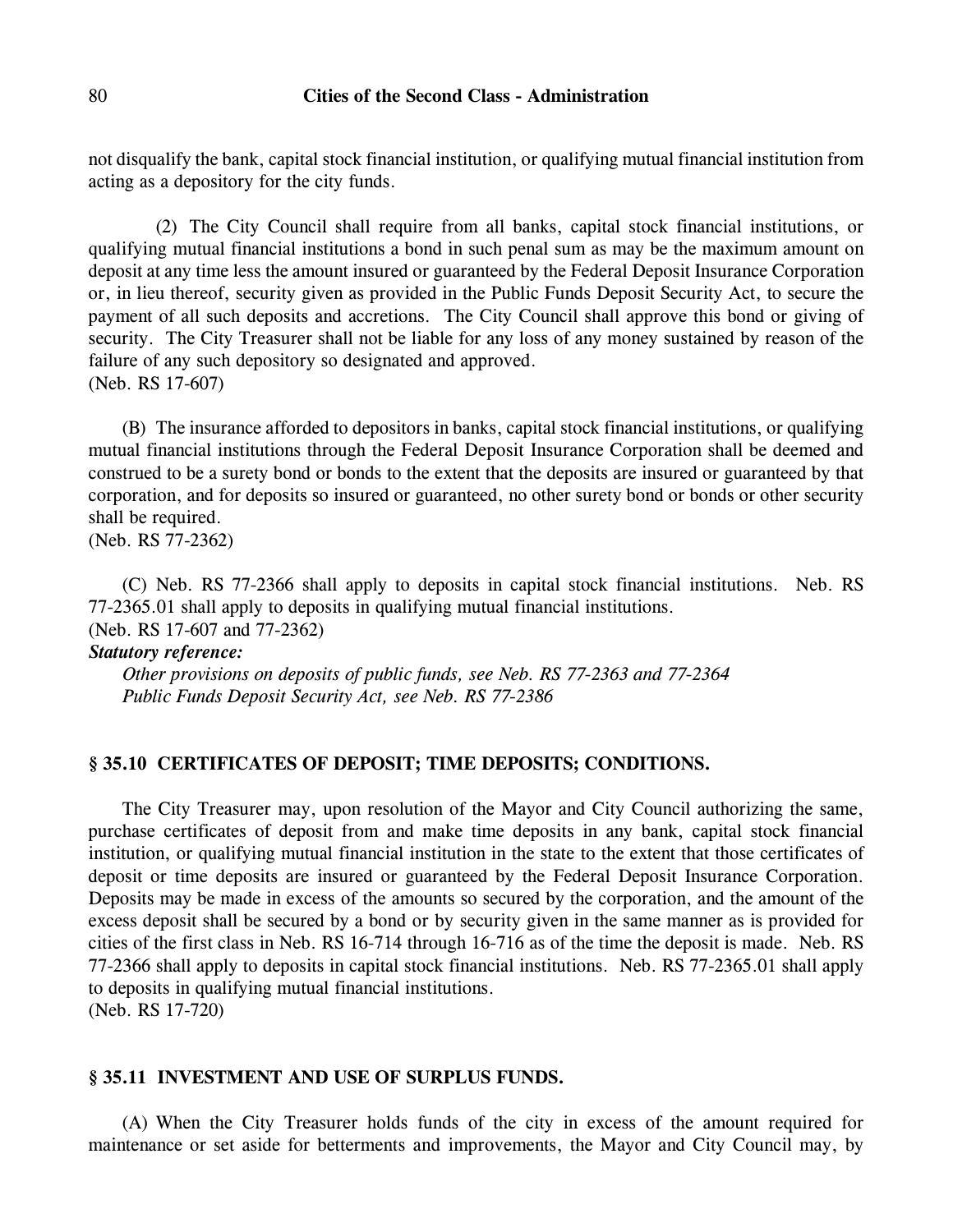not disqualify the bank, capital stock financial institution, or qualifying mutual financial institution from acting as a depository for the city funds.

(2) The City Council shall require from all banks, capital stock financial institutions, or qualifying mutual financial institutions a bond in such penal sum as may be the maximum amount on deposit at any time less the amount insured or guaranteed by the Federal Deposit Insurance Corporation or, in lieu thereof, security given as provided in the Public Funds Deposit Security Act, to secure the payment of all such deposits and accretions. The City Council shall approve this bond or giving of security. The City Treasurer shall not be liable for any loss of any money sustained by reason of the failure of any such depository so designated and approved.
(Neb. RS 17-607)

(B) The insurance afforded to depositors in banks, capital stock financial institutions, or qualifying mutual financial institutions through the Federal Deposit Insurance Corporation shall be deemed and construed to be a surety bond or bonds to the extent that the deposits are insured or guaranteed by that corporation, and for deposits so insured or guaranteed, no other surety bond or bonds or other security shall be required.
(Neb. RS 77-2362)

(C) Neb. RS 77-2366 shall apply to deposits in capital stock financial institutions. Neb. RS 77-2365.01 shall apply to deposits in qualifying mutual financial institutions.
(Neb. RS 17-607 and 77-2362)

***Statutory reference:***

*Other provisions on deposits of public funds, see Neb. RS 77-2363 and 77-2364*

*Public Funds Deposit Security Act, see Neb. RS 77-2386*

### § 35.10 CERTIFICATES OF DEPOSIT; TIME DEPOSITS; CONDITIONS.

The City Treasurer may, upon resolution of the Mayor and City Council authorizing the same, purchase certificates of deposit from and make time deposits in any bank, capital stock financial institution, or qualifying mutual financial institution in the state to the extent that those certificates of deposit or time deposits are insured or guaranteed by the Federal Deposit Insurance Corporation. Deposits may be made in excess of the amounts so secured by the corporation, and the amount of the excess deposit shall be secured by a bond or by security given in the same manner as is provided for cities of the first class in Neb. RS 16-714 through 16-716 as of the time the deposit is made. Neb. RS 77-2366 shall apply to deposits in capital stock financial institutions. Neb. RS 77-2365.01 shall apply to deposits in qualifying mutual financial institutions.
(Neb. RS 17-720)

### § 35.11 INVESTMENT AND USE OF SURPLUS FUNDS.

(A) When the City Treasurer holds funds of the city in excess of the amount required for maintenance or set aside for betterments and improvements, the Mayor and City Council may, by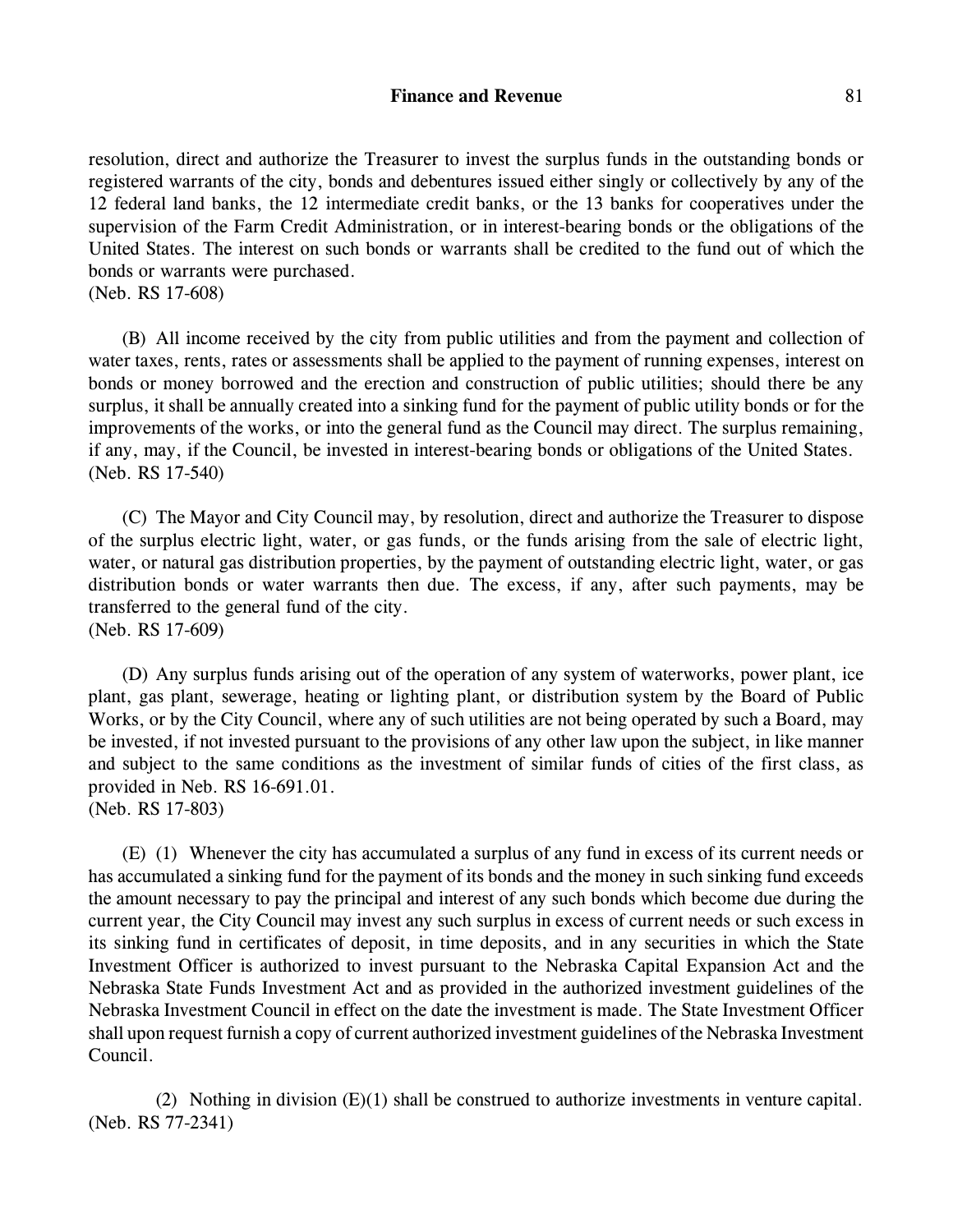resolution, direct and authorize the Treasurer to invest the surplus funds in the outstanding bonds or registered warrants of the city, bonds and debentures issued either singly or collectively by any of the 12 federal land banks, the 12 intermediate credit banks, or the 13 banks for cooperatives under the supervision of the Farm Credit Administration, or in interest-bearing bonds or the obligations of the United States. The interest on such bonds or warrants shall be credited to the fund out of which the bonds or warrants were purchased.
(Neb. RS 17-608)

(B) All income received by the city from public utilities and from the payment and collection of water taxes, rents, rates or assessments shall be applied to the payment of running expenses, interest on bonds or money borrowed and the erection and construction of public utilities; should there be any surplus, it shall be annually created into a sinking fund for the payment of public utility bonds or for the improvements of the works, or into the general fund as the Council may direct. The surplus remaining, if any, may, if the Council, be invested in interest-bearing bonds or obligations of the United States.
(Neb. RS 17-540)

(C) The Mayor and City Council may, by resolution, direct and authorize the Treasurer to dispose of the surplus electric light, water, or gas funds, or the funds arising from the sale of electric light, water, or natural gas distribution properties, by the payment of outstanding electric light, water, or gas distribution bonds or water warrants then due. The excess, if any, after such payments, may be transferred to the general fund of the city.
(Neb. RS 17-609)

(D) Any surplus funds arising out of the operation of any system of waterworks, power plant, ice plant, gas plant, sewerage, heating or lighting plant, or distribution system by the Board of Public Works, or by the City Council, where any of such utilities are not being operated by such a Board, may be invested, if not invested pursuant to the provisions of any other law upon the subject, in like manner and subject to the same conditions as the investment of similar funds of cities of the first class, as provided in Neb. RS 16-691.01.
(Neb. RS 17-803)

(E) (1) Whenever the city has accumulated a surplus of any fund in excess of its current needs or has accumulated a sinking fund for the payment of its bonds and the money in such sinking fund exceeds the amount necessary to pay the principal and interest of any such bonds which become due during the current year, the City Council may invest any such surplus in excess of current needs or such excess in its sinking fund in certificates of deposit, in time deposits, and in any securities in which the State Investment Officer is authorized to invest pursuant to the Nebraska Capital Expansion Act and the Nebraska State Funds Investment Act and as provided in the authorized investment guidelines of the Nebraska Investment Council in effect on the date the investment is made. The State Investment Officer shall upon request furnish a copy of current authorized investment guidelines of the Nebraska Investment Council.

(2) Nothing in division (E)(1) shall be construed to authorize investments in venture capital.
(Neb. RS 77-2341)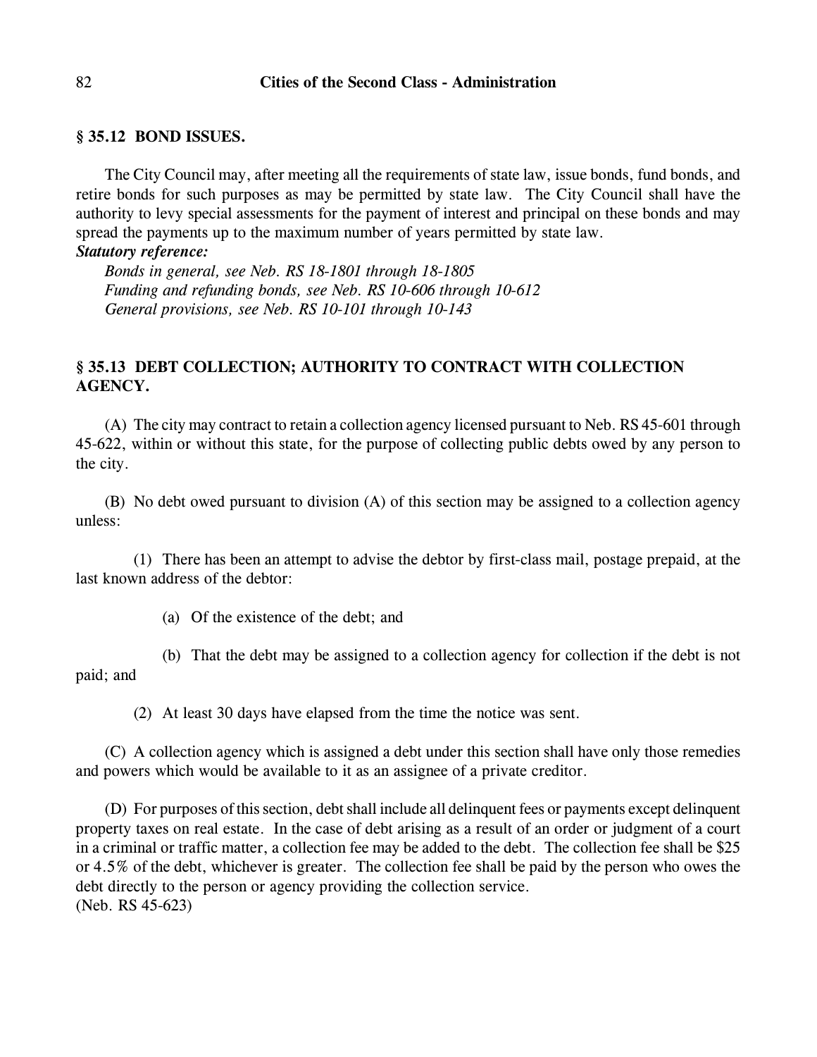## § 35.12 BOND ISSUES.

The City Council may, after meeting all the requirements of state law, issue bonds, fund bonds, and retire bonds for such purposes as may be permitted by state law. The City Council shall have the authority to levy special assessments for the payment of interest and principal on these bonds and may spread the payments up to the maximum number of years permitted by state law.

***Statutory reference:***

*Bonds in general, see Neb. RS 18-1801 through 18-1805*
*Funding and refunding bonds, see Neb. RS 10-606 through 10-612*
*General provisions, see Neb. RS 10-101 through 10-143*

## § 35.13 DEBT COLLECTION; AUTHORITY TO CONTRACT WITH COLLECTION AGENCY.

(A) The city may contract to retain a collection agency licensed pursuant to Neb. RS 45-601 through 45-622, within or without this state, for the purpose of collecting public debts owed by any person to the city.

(B) No debt owed pursuant to division (A) of this section may be assigned to a collection agency unless:

(1) There has been an attempt to advise the debtor by first-class mail, postage prepaid, at the last known address of the debtor:

(a) Of the existence of the debt; and

(b) That the debt may be assigned to a collection agency for collection if the debt is not paid; and

(2) At least 30 days have elapsed from the time the notice was sent.

(C) A collection agency which is assigned a debt under this section shall have only those remedies and powers which would be available to it as an assignee of a private creditor.

(D) For purposes of this section, debt shall include all delinquent fees or payments except delinquent property taxes on real estate. In the case of debt arising as a result of an order or judgment of a court in a criminal or traffic matter, a collection fee may be added to the debt. The collection fee shall be $25 or 4.5% of the debt, whichever is greater. The collection fee shall be paid by the person who owes the debt directly to the person or agency providing the collection service.
(Neb. RS 45-623)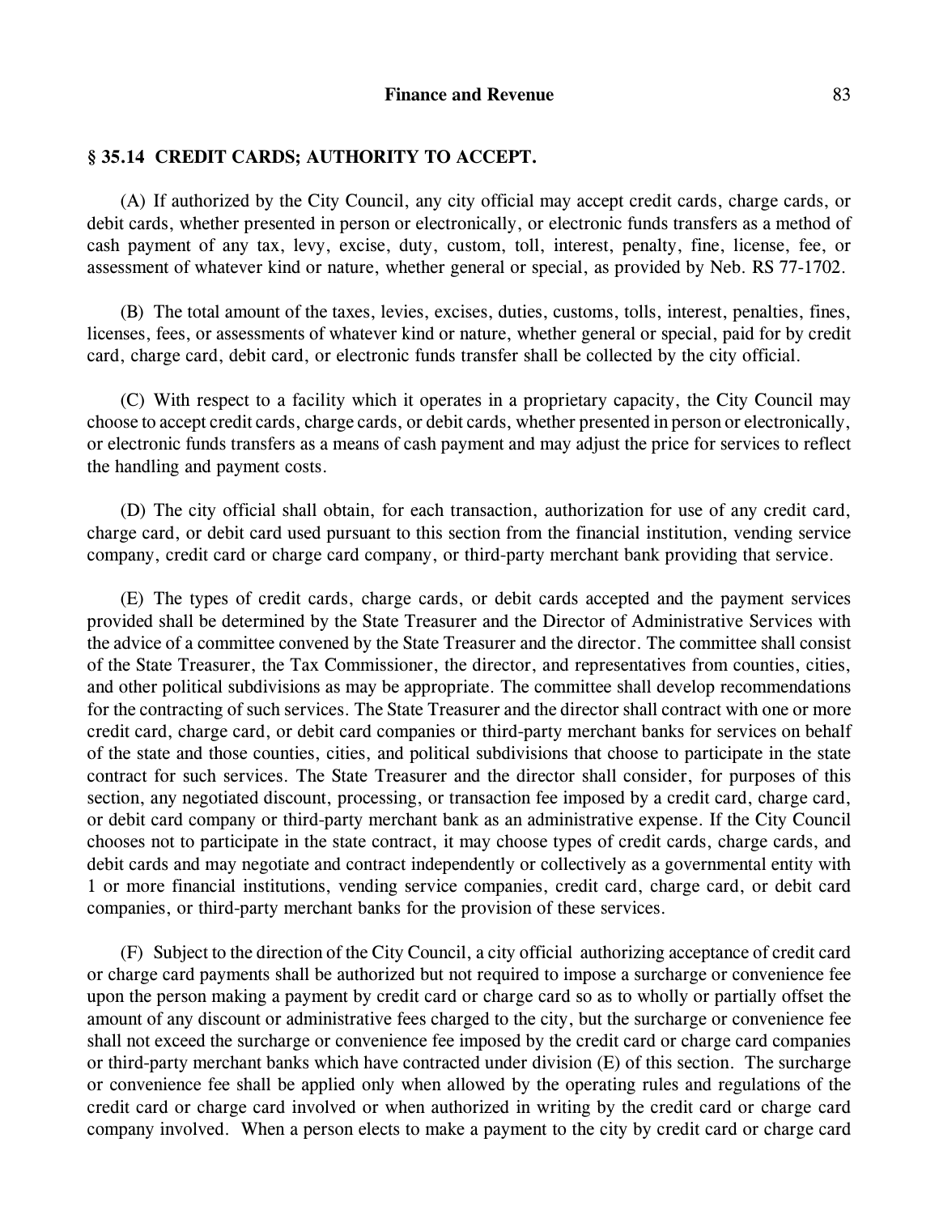## § 35.14 CREDIT CARDS; AUTHORITY TO ACCEPT.

(A) If authorized by the City Council, any city official may accept credit cards, charge cards, or debit cards, whether presented in person or electronically, or electronic funds transfers as a method of cash payment of any tax, levy, excise, duty, custom, toll, interest, penalty, fine, license, fee, or assessment of whatever kind or nature, whether general or special, as provided by Neb. RS 77-1702.

(B) The total amount of the taxes, levies, excises, duties, customs, tolls, interest, penalties, fines, licenses, fees, or assessments of whatever kind or nature, whether general or special, paid for by credit card, charge card, debit card, or electronic funds transfer shall be collected by the city official.

(C) With respect to a facility which it operates in a proprietary capacity, the City Council may choose to accept credit cards, charge cards, or debit cards, whether presented in person or electronically, or electronic funds transfers as a means of cash payment and may adjust the price for services to reflect the handling and payment costs.

(D) The city official shall obtain, for each transaction, authorization for use of any credit card, charge card, or debit card used pursuant to this section from the financial institution, vending service company, credit card or charge card company, or third-party merchant bank providing that service.

(E) The types of credit cards, charge cards, or debit cards accepted and the payment services provided shall be determined by the State Treasurer and the Director of Administrative Services with the advice of a committee convened by the State Treasurer and the director. The committee shall consist of the State Treasurer, the Tax Commissioner, the director, and representatives from counties, cities, and other political subdivisions as may be appropriate. The committee shall develop recommendations for the contracting of such services. The State Treasurer and the director shall contract with one or more credit card, charge card, or debit card companies or third-party merchant banks for services on behalf of the state and those counties, cities, and political subdivisions that choose to participate in the state contract for such services. The State Treasurer and the director shall consider, for purposes of this section, any negotiated discount, processing, or transaction fee imposed by a credit card, charge card, or debit card company or third-party merchant bank as an administrative expense. If the City Council chooses not to participate in the state contract, it may choose types of credit cards, charge cards, and debit cards and may negotiate and contract independently or collectively as a governmental entity with 1 or more financial institutions, vending service companies, credit card, charge card, or debit card companies, or third-party merchant banks for the provision of these services.

(F) Subject to the direction of the City Council, a city official authorizing acceptance of credit card or charge card payments shall be authorized but not required to impose a surcharge or convenience fee upon the person making a payment by credit card or charge card so as to wholly or partially offset the amount of any discount or administrative fees charged to the city, but the surcharge or convenience fee shall not exceed the surcharge or convenience fee imposed by the credit card or charge card companies or third-party merchant banks which have contracted under division (E) of this section. The surcharge or convenience fee shall be applied only when allowed by the operating rules and regulations of the credit card or charge card involved or when authorized in writing by the credit card or charge card company involved. When a person elects to make a payment to the city by credit card or charge card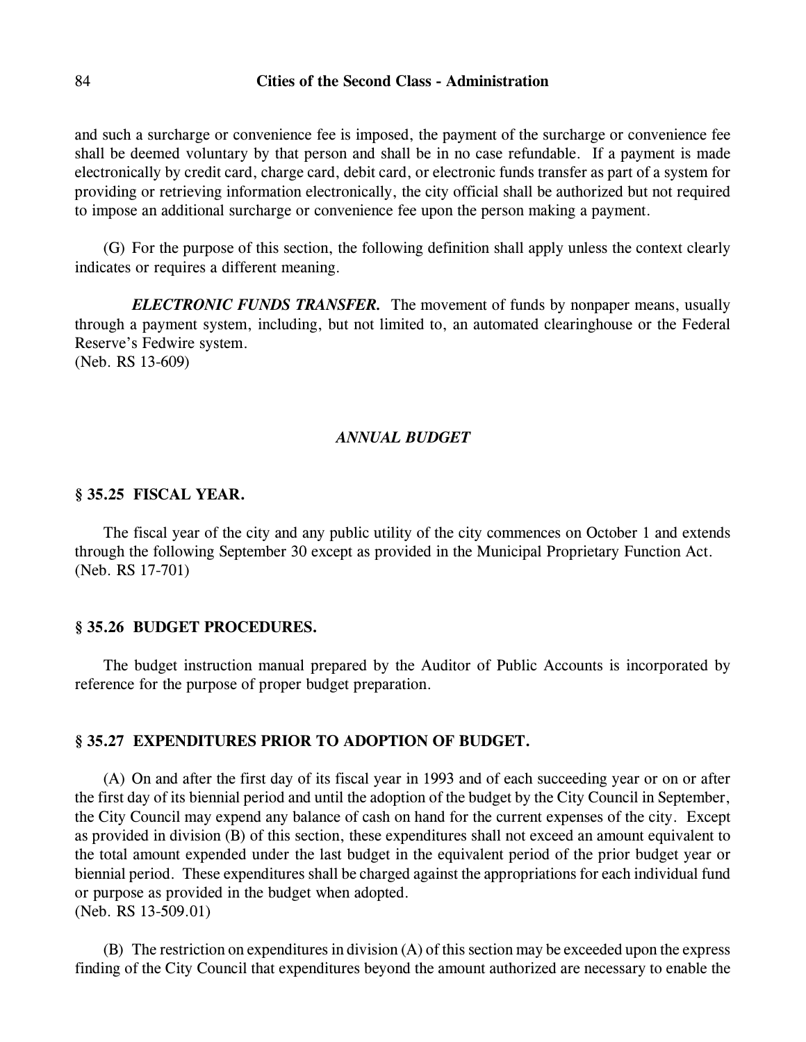and such a surcharge or convenience fee is imposed, the payment of the surcharge or convenience fee shall be deemed voluntary by that person and shall be in no case refundable. If a payment is made electronically by credit card, charge card, debit card, or electronic funds transfer as part of a system for providing or retrieving information electronically, the city official shall be authorized but not required to impose an additional surcharge or convenience fee upon the person making a payment.

(G) For the purpose of this section, the following definition shall apply unless the context clearly indicates or requires a different meaning.

***ELECTRONIC FUNDS TRANSFER.*** The movement of funds by nonpaper means, usually through a payment system, including, but not limited to, an automated clearinghouse or the Federal Reserve's Fedwire system.
(Neb. RS 13-609)

## *ANNUAL BUDGET*

### § 35.25 FISCAL YEAR.

The fiscal year of the city and any public utility of the city commences on October 1 and extends through the following September 30 except as provided in the Municipal Proprietary Function Act.
(Neb. RS 17-701)

### § 35.26 BUDGET PROCEDURES.

The budget instruction manual prepared by the Auditor of Public Accounts is incorporated by reference for the purpose of proper budget preparation.

### § 35.27 EXPENDITURES PRIOR TO ADOPTION OF BUDGET.

(A) On and after the first day of its fiscal year in 1993 and of each succeeding year or on or after the first day of its biennial period and until the adoption of the budget by the City Council in September, the City Council may expend any balance of cash on hand for the current expenses of the city. Except as provided in division (B) of this section, these expenditures shall not exceed an amount equivalent to the total amount expended under the last budget in the equivalent period of the prior budget year or biennial period. These expenditures shall be charged against the appropriations for each individual fund or purpose as provided in the budget when adopted.
(Neb. RS 13-509.01)

(B) The restriction on expenditures in division (A) of this section may be exceeded upon the express finding of the City Council that expenditures beyond the amount authorized are necessary to enable the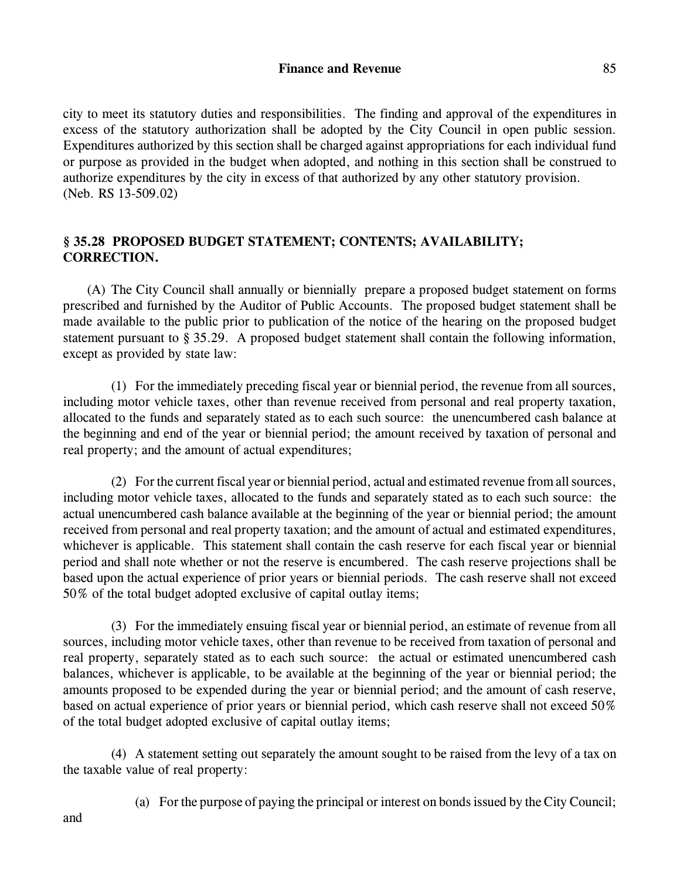city to meet its statutory duties and responsibilities. The finding and approval of the expenditures in excess of the statutory authorization shall be adopted by the City Council in open public session. Expenditures authorized by this section shall be charged against appropriations for each individual fund or purpose as provided in the budget when adopted, and nothing in this section shall be construed to authorize expenditures by the city in excess of that authorized by any other statutory provision.
(Neb. RS 13-509.02)

## § 35.28 PROPOSED BUDGET STATEMENT; CONTENTS; AVAILABILITY; CORRECTION.

(A) The City Council shall annually or biennially prepare a proposed budget statement on forms prescribed and furnished by the Auditor of Public Accounts. The proposed budget statement shall be made available to the public prior to publication of the notice of the hearing on the proposed budget statement pursuant to § 35.29. A proposed budget statement shall contain the following information, except as provided by state law:

(1) For the immediately preceding fiscal year or biennial period, the revenue from all sources, including motor vehicle taxes, other than revenue received from personal and real property taxation, allocated to the funds and separately stated as to each such source: the unencumbered cash balance at the beginning and end of the year or biennial period; the amount received by taxation of personal and real property; and the amount of actual expenditures;

(2) For the current fiscal year or biennial period, actual and estimated revenue from all sources, including motor vehicle taxes, allocated to the funds and separately stated as to each such source: the actual unencumbered cash balance available at the beginning of the year or biennial period; the amount received from personal and real property taxation; and the amount of actual and estimated expenditures, whichever is applicable. This statement shall contain the cash reserve for each fiscal year or biennial period and shall note whether or not the reserve is encumbered. The cash reserve projections shall be based upon the actual experience of prior years or biennial periods. The cash reserve shall not exceed 50% of the total budget adopted exclusive of capital outlay items;

(3) For the immediately ensuing fiscal year or biennial period, an estimate of revenue from all sources, including motor vehicle taxes, other than revenue to be received from taxation of personal and real property, separately stated as to each such source: the actual or estimated unencumbered cash balances, whichever is applicable, to be available at the beginning of the year or biennial period; the amounts proposed to be expended during the year or biennial period; and the amount of cash reserve, based on actual experience of prior years or biennial period, which cash reserve shall not exceed 50% of the total budget adopted exclusive of capital outlay items;

(4) A statement setting out separately the amount sought to be raised from the levy of a tax on the taxable value of real property:

(a) For the purpose of paying the principal or interest on bonds issued by the City Council; and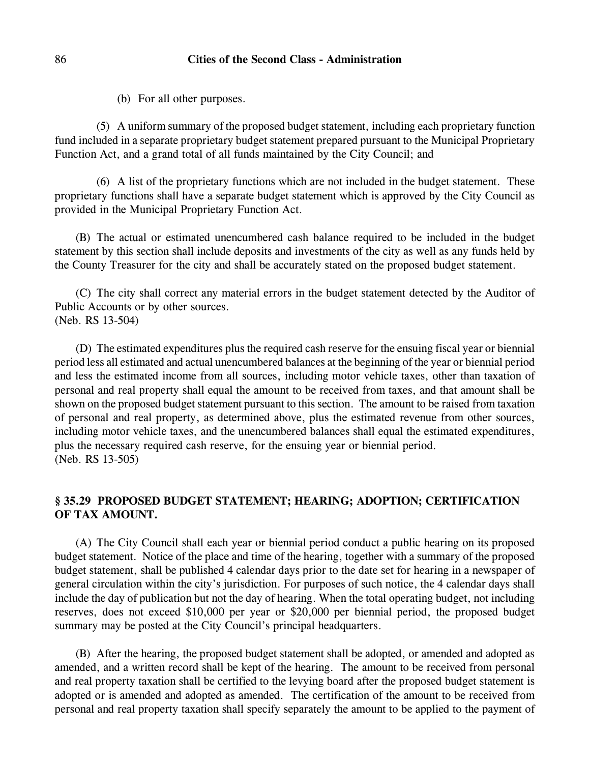(b) For all other purposes.

(5) A uniform summary of the proposed budget statement, including each proprietary function fund included in a separate proprietary budget statement prepared pursuant to the Municipal Proprietary Function Act, and a grand total of all funds maintained by the City Council; and

(6) A list of the proprietary functions which are not included in the budget statement. These proprietary functions shall have a separate budget statement which is approved by the City Council as provided in the Municipal Proprietary Function Act.

(B) The actual or estimated unencumbered cash balance required to be included in the budget statement by this section shall include deposits and investments of the city as well as any funds held by the County Treasurer for the city and shall be accurately stated on the proposed budget statement.

(C) The city shall correct any material errors in the budget statement detected by the Auditor of Public Accounts or by other sources.
(Neb. RS 13-504)

(D) The estimated expenditures plus the required cash reserve for the ensuing fiscal year or biennial period less all estimated and actual unencumbered balances at the beginning of the year or biennial period and less the estimated income from all sources, including motor vehicle taxes, other than taxation of personal and real property shall equal the amount to be received from taxes, and that amount shall be shown on the proposed budget statement pursuant to this section. The amount to be raised from taxation of personal and real property, as determined above, plus the estimated revenue from other sources, including motor vehicle taxes, and the unencumbered balances shall equal the estimated expenditures, plus the necessary required cash reserve, for the ensuing year or biennial period.
(Neb. RS 13-505)

## § 35.29 PROPOSED BUDGET STATEMENT; HEARING; ADOPTION; CERTIFICATION OF TAX AMOUNT.

(A) The City Council shall each year or biennial period conduct a public hearing on its proposed budget statement. Notice of the place and time of the hearing, together with a summary of the proposed budget statement, shall be published 4 calendar days prior to the date set for hearing in a newspaper of general circulation within the city's jurisdiction. For purposes of such notice, the 4 calendar days shall include the day of publication but not the day of hearing. When the total operating budget, not including reserves, does not exceed $10,000 per year or $20,000 per biennial period, the proposed budget summary may be posted at the City Council's principal headquarters.

(B) After the hearing, the proposed budget statement shall be adopted, or amended and adopted as amended, and a written record shall be kept of the hearing. The amount to be received from personal and real property taxation shall be certified to the levying board after the proposed budget statement is adopted or is amended and adopted as amended. The certification of the amount to be received from personal and real property taxation shall specify separately the amount to be applied to the payment of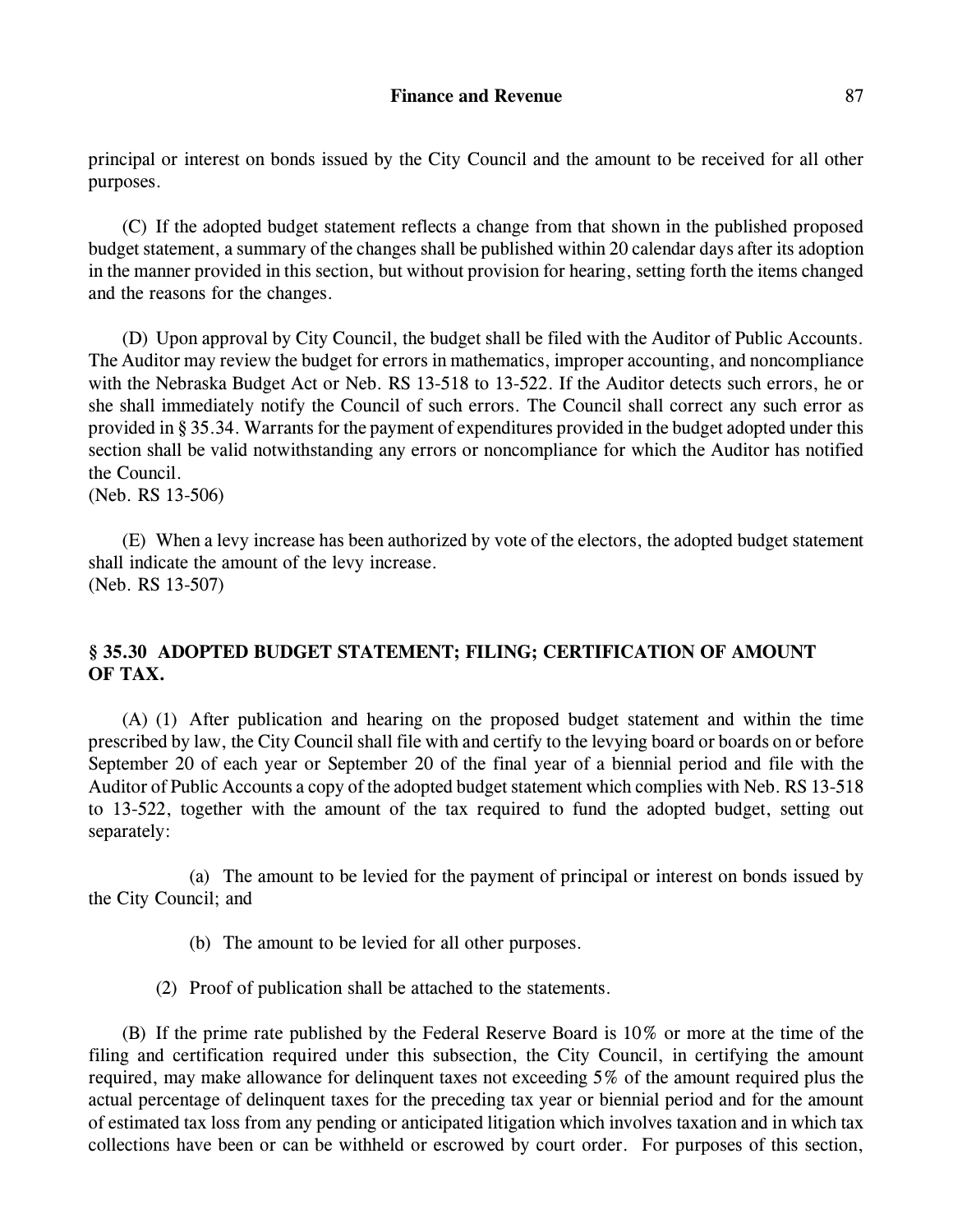principal or interest on bonds issued by the City Council and the amount to be received for all other purposes.

(C) If the adopted budget statement reflects a change from that shown in the published proposed budget statement, a summary of the changes shall be published within 20 calendar days after its adoption in the manner provided in this section, but without provision for hearing, setting forth the items changed and the reasons for the changes.

(D) Upon approval by City Council, the budget shall be filed with the Auditor of Public Accounts. The Auditor may review the budget for errors in mathematics, improper accounting, and noncompliance with the Nebraska Budget Act or Neb. RS 13-518 to 13-522. If the Auditor detects such errors, he or she shall immediately notify the Council of such errors. The Council shall correct any such error as provided in § 35.34. Warrants for the payment of expenditures provided in the budget adopted under this section shall be valid notwithstanding any errors or noncompliance for which the Auditor has notified the Council.
(Neb. RS 13-506)

(E) When a levy increase has been authorized by vote of the electors, the adopted budget statement shall indicate the amount of the levy increase.
(Neb. RS 13-507)

## § 35.30 ADOPTED BUDGET STATEMENT; FILING; CERTIFICATION OF AMOUNT OF TAX.

(A) (1) After publication and hearing on the proposed budget statement and within the time prescribed by law, the City Council shall file with and certify to the levying board or boards on or before September 20 of each year or September 20 of the final year of a biennial period and file with the Auditor of Public Accounts a copy of the adopted budget statement which complies with Neb. RS 13-518 to 13-522, together with the amount of the tax required to fund the adopted budget, setting out separately:

(a) The amount to be levied for the payment of principal or interest on bonds issued by the City Council; and

(b) The amount to be levied for all other purposes.

(2) Proof of publication shall be attached to the statements.

(B) If the prime rate published by the Federal Reserve Board is 10% or more at the time of the filing and certification required under this subsection, the City Council, in certifying the amount required, may make allowance for delinquent taxes not exceeding 5% of the amount required plus the actual percentage of delinquent taxes for the preceding tax year or biennial period and for the amount of estimated tax loss from any pending or anticipated litigation which involves taxation and in which tax collections have been or can be withheld or escrowed by court order. For purposes of this section,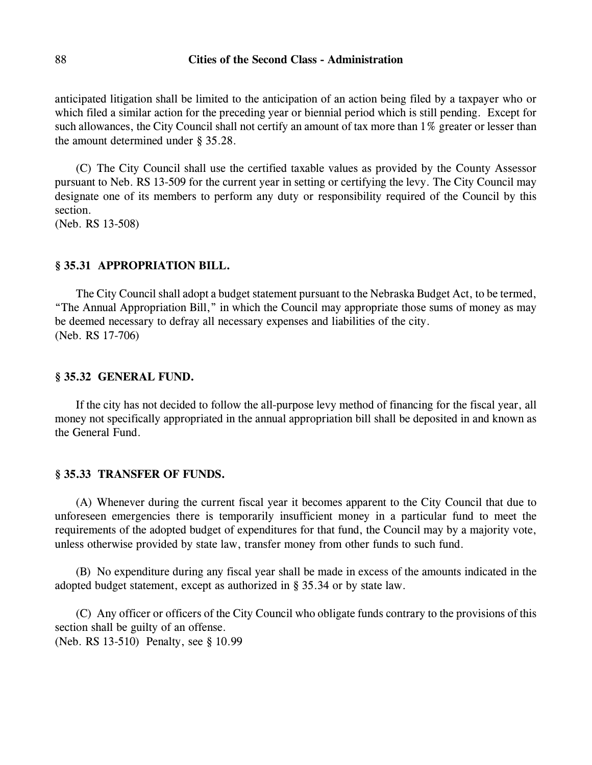anticipated litigation shall be limited to the anticipation of an action being filed by a taxpayer who or which filed a similar action for the preceding year or biennial period which is still pending. Except for such allowances, the City Council shall not certify an amount of tax more than 1% greater or lesser than the amount determined under § 35.28.

(C) The City Council shall use the certified taxable values as provided by the County Assessor pursuant to Neb. RS 13-509 for the current year in setting or certifying the levy. The City Council may designate one of its members to perform any duty or responsibility required of the Council by this section.
(Neb. RS 13-508)

### § 35.31 APPROPRIATION BILL.

The City Council shall adopt a budget statement pursuant to the Nebraska Budget Act, to be termed, "The Annual Appropriation Bill," in which the Council may appropriate those sums of money as may be deemed necessary to defray all necessary expenses and liabilities of the city.
(Neb. RS 17-706)

### § 35.32 GENERAL FUND.

If the city has not decided to follow the all-purpose levy method of financing for the fiscal year, all money not specifically appropriated in the annual appropriation bill shall be deposited in and known as the General Fund.

### § 35.33 TRANSFER OF FUNDS.

(A) Whenever during the current fiscal year it becomes apparent to the City Council that due to unforeseen emergencies there is temporarily insufficient money in a particular fund to meet the requirements of the adopted budget of expenditures for that fund, the Council may by a majority vote, unless otherwise provided by state law, transfer money from other funds to such fund.

(B) No expenditure during any fiscal year shall be made in excess of the amounts indicated in the adopted budget statement, except as authorized in § 35.34 or by state law.

(C) Any officer or officers of the City Council who obligate funds contrary to the provisions of this section shall be guilty of an offense.
(Neb. RS 13-510) Penalty, see § 10.99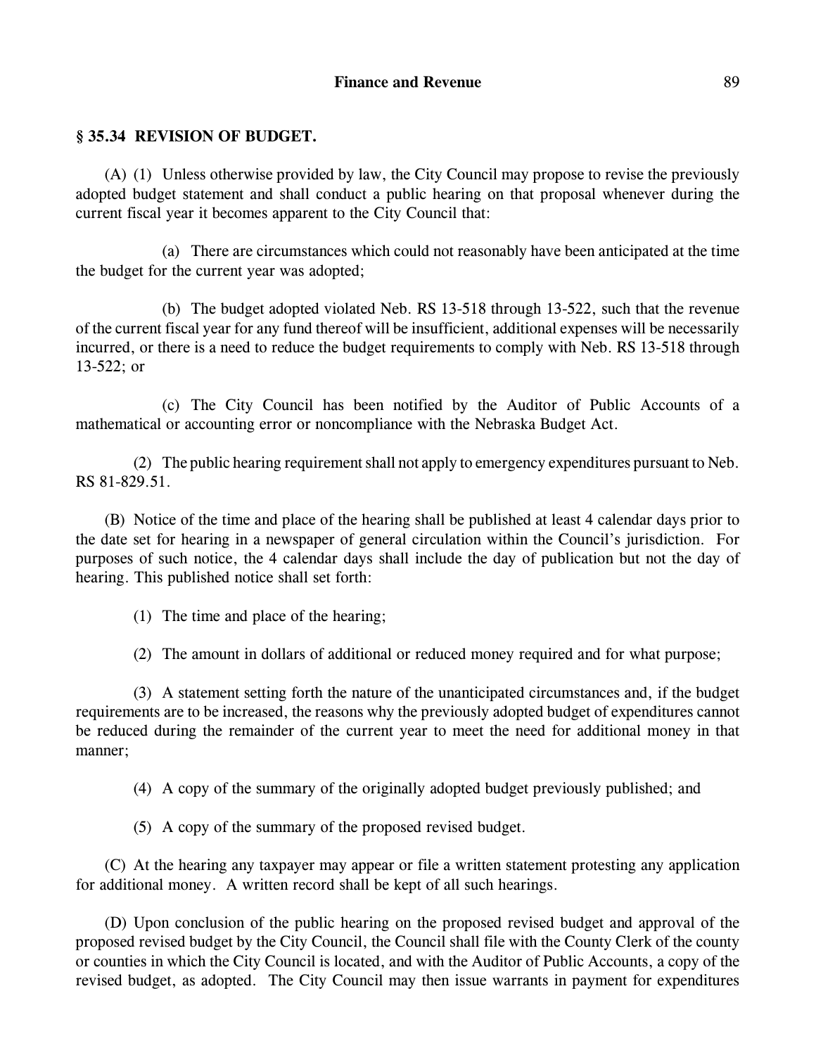## § 35.34 REVISION OF BUDGET.

(A) (1) Unless otherwise provided by law, the City Council may propose to revise the previously adopted budget statement and shall conduct a public hearing on that proposal whenever during the current fiscal year it becomes apparent to the City Council that:

(a) There are circumstances which could not reasonably have been anticipated at the time the budget for the current year was adopted;

(b) The budget adopted violated Neb. RS 13-518 through 13-522, such that the revenue of the current fiscal year for any fund thereof will be insufficient, additional expenses will be necessarily incurred, or there is a need to reduce the budget requirements to comply with Neb. RS 13-518 through 13-522; or

(c) The City Council has been notified by the Auditor of Public Accounts of a mathematical or accounting error or noncompliance with the Nebraska Budget Act.

(2) The public hearing requirement shall not apply to emergency expenditures pursuant to Neb. RS 81-829.51.

(B) Notice of the time and place of the hearing shall be published at least 4 calendar days prior to the date set for hearing in a newspaper of general circulation within the Council's jurisdiction. For purposes of such notice, the 4 calendar days shall include the day of publication but not the day of hearing. This published notice shall set forth:

(1) The time and place of the hearing;

(2) The amount in dollars of additional or reduced money required and for what purpose;

(3) A statement setting forth the nature of the unanticipated circumstances and, if the budget requirements are to be increased, the reasons why the previously adopted budget of expenditures cannot be reduced during the remainder of the current year to meet the need for additional money in that manner;

(4) A copy of the summary of the originally adopted budget previously published; and

(5) A copy of the summary of the proposed revised budget.

(C) At the hearing any taxpayer may appear or file a written statement protesting any application for additional money. A written record shall be kept of all such hearings.

(D) Upon conclusion of the public hearing on the proposed revised budget and approval of the proposed revised budget by the City Council, the Council shall file with the County Clerk of the county or counties in which the City Council is located, and with the Auditor of Public Accounts, a copy of the revised budget, as adopted. The City Council may then issue warrants in payment for expenditures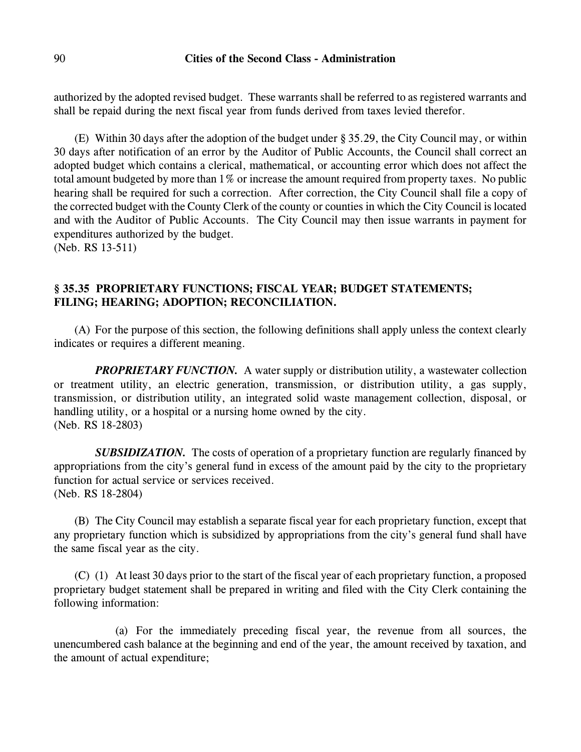authorized by the adopted revised budget. These warrants shall be referred to as registered warrants and shall be repaid during the next fiscal year from funds derived from taxes levied therefor.

(E) Within 30 days after the adoption of the budget under § 35.29, the City Council may, or within 30 days after notification of an error by the Auditor of Public Accounts, the Council shall correct an adopted budget which contains a clerical, mathematical, or accounting error which does not affect the total amount budgeted by more than 1% or increase the amount required from property taxes. No public hearing shall be required for such a correction. After correction, the City Council shall file a copy of the corrected budget with the County Clerk of the county or counties in which the City Council is located and with the Auditor of Public Accounts. The City Council may then issue warrants in payment for expenditures authorized by the budget.
(Neb. RS 13-511)

## § 35.35 PROPRIETARY FUNCTIONS; FISCAL YEAR; BUDGET STATEMENTS; FILING; HEARING; ADOPTION; RECONCILIATION.

(A) For the purpose of this section, the following definitions shall apply unless the context clearly indicates or requires a different meaning.

***PROPRIETARY FUNCTION.*** A water supply or distribution utility, a wastewater collection or treatment utility, an electric generation, transmission, or distribution utility, a gas supply, transmission, or distribution utility, an integrated solid waste management collection, disposal, or handling utility, or a hospital or a nursing home owned by the city.
(Neb. RS 18-2803)

***SUBSIDIZATION.*** The costs of operation of a proprietary function are regularly financed by appropriations from the city's general fund in excess of the amount paid by the city to the proprietary function for actual service or services received.
(Neb. RS 18-2804)

(B) The City Council may establish a separate fiscal year for each proprietary function, except that any proprietary function which is subsidized by appropriations from the city's general fund shall have the same fiscal year as the city.

(C) (1) At least 30 days prior to the start of the fiscal year of each proprietary function, a proposed proprietary budget statement shall be prepared in writing and filed with the City Clerk containing the following information:

(a) For the immediately preceding fiscal year, the revenue from all sources, the unencumbered cash balance at the beginning and end of the year, the amount received by taxation, and the amount of actual expenditure;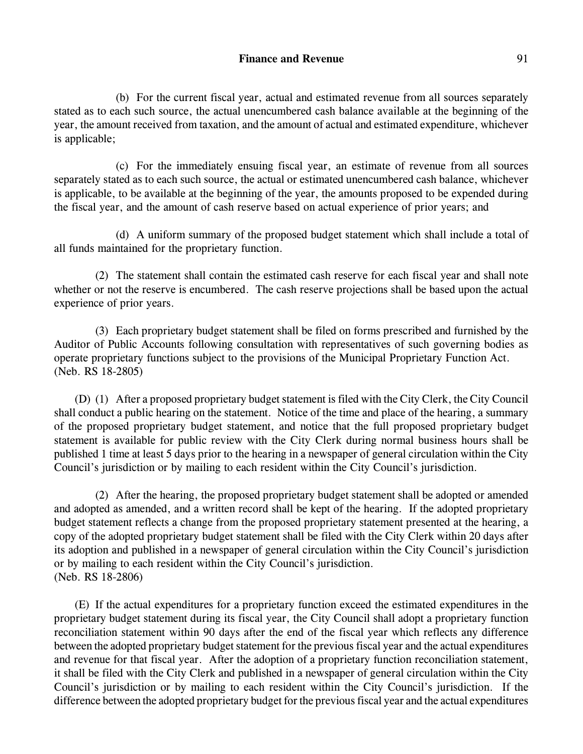(b) For the current fiscal year, actual and estimated revenue from all sources separately stated as to each such source, the actual unencumbered cash balance available at the beginning of the year, the amount received from taxation, and the amount of actual and estimated expenditure, whichever is applicable;

(c) For the immediately ensuing fiscal year, an estimate of revenue from all sources separately stated as to each such source, the actual or estimated unencumbered cash balance, whichever is applicable, to be available at the beginning of the year, the amounts proposed to be expended during the fiscal year, and the amount of cash reserve based on actual experience of prior years; and

(d) A uniform summary of the proposed budget statement which shall include a total of all funds maintained for the proprietary function.

(2) The statement shall contain the estimated cash reserve for each fiscal year and shall note whether or not the reserve is encumbered. The cash reserve projections shall be based upon the actual experience of prior years.

(3) Each proprietary budget statement shall be filed on forms prescribed and furnished by the Auditor of Public Accounts following consultation with representatives of such governing bodies as operate proprietary functions subject to the provisions of the Municipal Proprietary Function Act.
(Neb. RS 18-2805)

(D) (1) After a proposed proprietary budget statement is filed with the City Clerk, the City Council shall conduct a public hearing on the statement. Notice of the time and place of the hearing, a summary of the proposed proprietary budget statement, and notice that the full proposed proprietary budget statement is available for public review with the City Clerk during normal business hours shall be published 1 time at least 5 days prior to the hearing in a newspaper of general circulation within the City Council's jurisdiction or by mailing to each resident within the City Council's jurisdiction.

(2) After the hearing, the proposed proprietary budget statement shall be adopted or amended and adopted as amended, and a written record shall be kept of the hearing. If the adopted proprietary budget statement reflects a change from the proposed proprietary statement presented at the hearing, a copy of the adopted proprietary budget statement shall be filed with the City Clerk within 20 days after its adoption and published in a newspaper of general circulation within the City Council's jurisdiction or by mailing to each resident within the City Council's jurisdiction.
(Neb. RS 18-2806)

(E) If the actual expenditures for a proprietary function exceed the estimated expenditures in the proprietary budget statement during its fiscal year, the City Council shall adopt a proprietary function reconciliation statement within 90 days after the end of the fiscal year which reflects any difference between the adopted proprietary budget statement for the previous fiscal year and the actual expenditures and revenue for that fiscal year. After the adoption of a proprietary function reconciliation statement, it shall be filed with the City Clerk and published in a newspaper of general circulation within the City Council's jurisdiction or by mailing to each resident within the City Council's jurisdiction. If the difference between the adopted proprietary budget for the previous fiscal year and the actual expenditures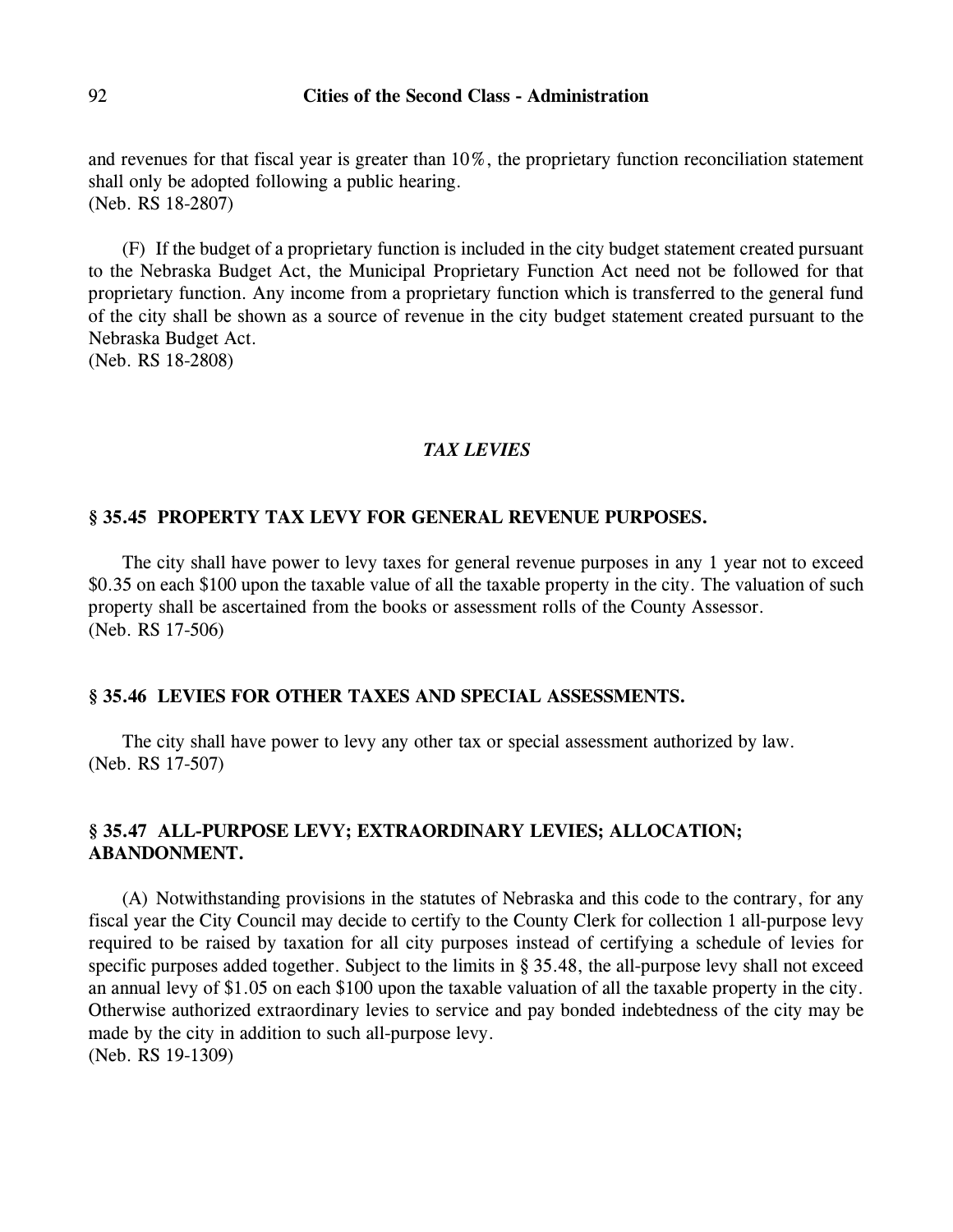and revenues for that fiscal year is greater than 10%, the proprietary function reconciliation statement shall only be adopted following a public hearing.
(Neb. RS 18-2807)

(F) If the budget of a proprietary function is included in the city budget statement created pursuant to the Nebraska Budget Act, the Municipal Proprietary Function Act need not be followed for that proprietary function. Any income from a proprietary function which is transferred to the general fund of the city shall be shown as a source of revenue in the city budget statement created pursuant to the Nebraska Budget Act.
(Neb. RS 18-2808)

## *TAX LEVIES*

### § 35.45 PROPERTY TAX LEVY FOR GENERAL REVENUE PURPOSES.

The city shall have power to levy taxes for general revenue purposes in any 1 year not to exceed $0.35 on each $100 upon the taxable value of all the taxable property in the city. The valuation of such property shall be ascertained from the books or assessment rolls of the County Assessor.
(Neb. RS 17-506)

### § 35.46 LEVIES FOR OTHER TAXES AND SPECIAL ASSESSMENTS.

The city shall have power to levy any other tax or special assessment authorized by law.
(Neb. RS 17-507)

### § 35.47 ALL-PURPOSE LEVY; EXTRAORDINARY LEVIES; ALLOCATION; ABANDONMENT.

(A) Notwithstanding provisions in the statutes of Nebraska and this code to the contrary, for any fiscal year the City Council may decide to certify to the County Clerk for collection 1 all-purpose levy required to be raised by taxation for all city purposes instead of certifying a schedule of levies for specific purposes added together. Subject to the limits in § 35.48, the all-purpose levy shall not exceed an annual levy of $1.05 on each $100 upon the taxable valuation of all the taxable property in the city. Otherwise authorized extraordinary levies to service and pay bonded indebtedness of the city may be made by the city in addition to such all-purpose levy.
(Neb. RS 19-1309)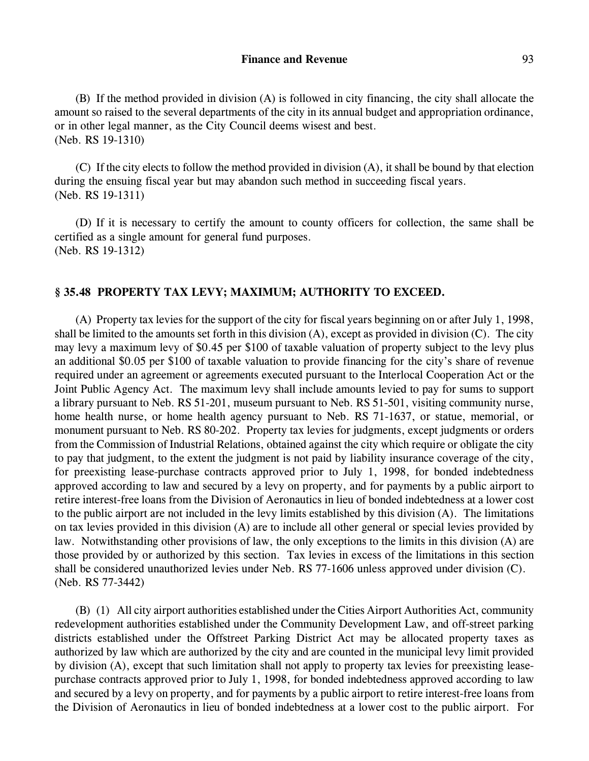(B) If the method provided in division (A) is followed in city financing, the city shall allocate the amount so raised to the several departments of the city in its annual budget and appropriation ordinance, or in other legal manner, as the City Council deems wisest and best.
(Neb. RS 19-1310)

(C) If the city elects to follow the method provided in division (A), it shall be bound by that election during the ensuing fiscal year but may abandon such method in succeeding fiscal years.
(Neb. RS 19-1311)

(D) If it is necessary to certify the amount to county officers for collection, the same shall be certified as a single amount for general fund purposes.
(Neb. RS 19-1312)

## § 35.48 PROPERTY TAX LEVY; MAXIMUM; AUTHORITY TO EXCEED.

(A) Property tax levies for the support of the city for fiscal years beginning on or after July 1, 1998, shall be limited to the amounts set forth in this division (A), except as provided in division (C). The city may levy a maximum levy of $0.45 per $100 of taxable valuation of property subject to the levy plus an additional $0.05 per $100 of taxable valuation to provide financing for the city's share of revenue required under an agreement or agreements executed pursuant to the Interlocal Cooperation Act or the Joint Public Agency Act. The maximum levy shall include amounts levied to pay for sums to support a library pursuant to Neb. RS 51-201, museum pursuant to Neb. RS 51-501, visiting community nurse, home health nurse, or home health agency pursuant to Neb. RS 71-1637, or statue, memorial, or monument pursuant to Neb. RS 80-202. Property tax levies for judgments, except judgments or orders from the Commission of Industrial Relations, obtained against the city which require or obligate the city to pay that judgment, to the extent the judgment is not paid by liability insurance coverage of the city, for preexisting lease-purchase contracts approved prior to July 1, 1998, for bonded indebtedness approved according to law and secured by a levy on property, and for payments by a public airport to retire interest-free loans from the Division of Aeronautics in lieu of bonded indebtedness at a lower cost to the public airport are not included in the levy limits established by this division (A). The limitations on tax levies provided in this division (A) are to include all other general or special levies provided by law. Notwithstanding other provisions of law, the only exceptions to the limits in this division (A) are those provided by or authorized by this section. Tax levies in excess of the limitations in this section shall be considered unauthorized levies under Neb. RS 77-1606 unless approved under division (C).
(Neb. RS 77-3442)

(B) (1) All city airport authorities established under the Cities Airport Authorities Act, community redevelopment authorities established under the Community Development Law, and off-street parking districts established under the Offstreet Parking District Act may be allocated property taxes as authorized by law which are authorized by the city and are counted in the municipal levy limit provided by division (A), except that such limitation shall not apply to property tax levies for preexisting lease-purchase contracts approved prior to July 1, 1998, for bonded indebtedness approved according to law and secured by a levy on property, and for payments by a public airport to retire interest-free loans from the Division of Aeronautics in lieu of bonded indebtedness at a lower cost to the public airport. For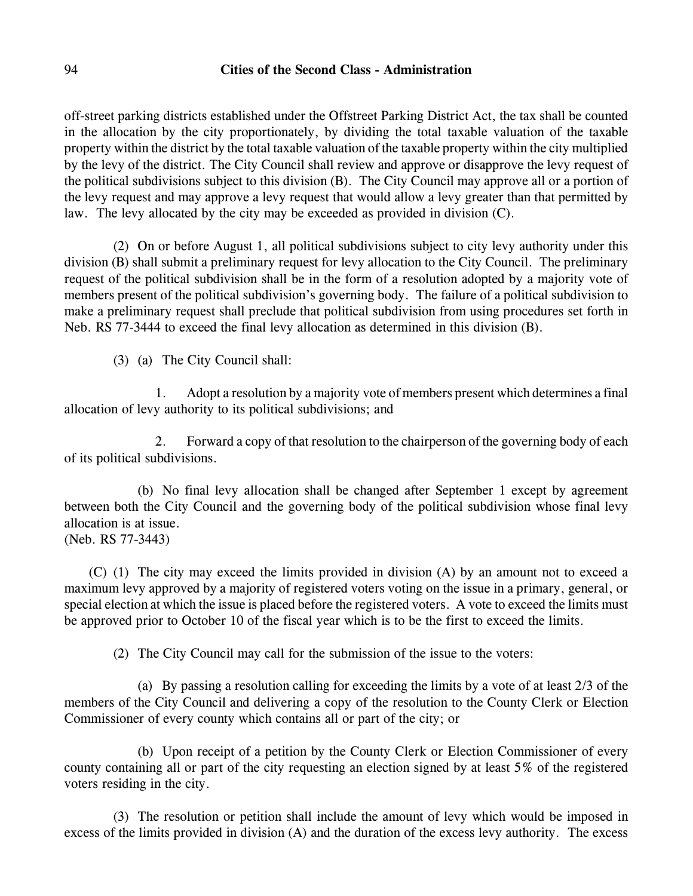off-street parking districts established under the Offstreet Parking District Act, the tax shall be counted in the allocation by the city proportionately, by dividing the total taxable valuation of the taxable property within the district by the total taxable valuation of the taxable property within the city multiplied by the levy of the district. The City Council shall review and approve or disapprove the levy request of the political subdivisions subject to this division (B). The City Council may approve all or a portion of the levy request and may approve a levy request that would allow a levy greater than that permitted by law. The levy allocated by the city may be exceeded as provided in division (C).

(2) On or before August 1, all political subdivisions subject to city levy authority under this division (B) shall submit a preliminary request for levy allocation to the City Council. The preliminary request of the political subdivision shall be in the form of a resolution adopted by a majority vote of members present of the political subdivision's governing body. The failure of a political subdivision to make a preliminary request shall preclude that political subdivision from using procedures set forth in Neb. RS 77-3444 to exceed the final levy allocation as determined in this division (B).

(3) (a) The City Council shall:

1. Adopt a resolution by a majority vote of members present which determines a final allocation of levy authority to its political subdivisions; and

2. Forward a copy of that resolution to the chairperson of the governing body of each of its political subdivisions.

(b) No final levy allocation shall be changed after September 1 except by agreement between both the City Council and the governing body of the political subdivision whose final levy allocation is at issue.
(Neb. RS 77-3443)

(C) (1) The city may exceed the limits provided in division (A) by an amount not to exceed a maximum levy approved by a majority of registered voters voting on the issue in a primary, general, or special election at which the issue is placed before the registered voters. A vote to exceed the limits must be approved prior to October 10 of the fiscal year which is to be the first to exceed the limits.

(2) The City Council may call for the submission of the issue to the voters:

(a) By passing a resolution calling for exceeding the limits by a vote of at least 2/3 of the members of the City Council and delivering a copy of the resolution to the County Clerk or Election Commissioner of every county which contains all or part of the city; or

(b) Upon receipt of a petition by the County Clerk or Election Commissioner of every county containing all or part of the city requesting an election signed by at least 5% of the registered voters residing in the city.

(3) The resolution or petition shall include the amount of levy which would be imposed in excess of the limits provided in division (A) and the duration of the excess levy authority. The excess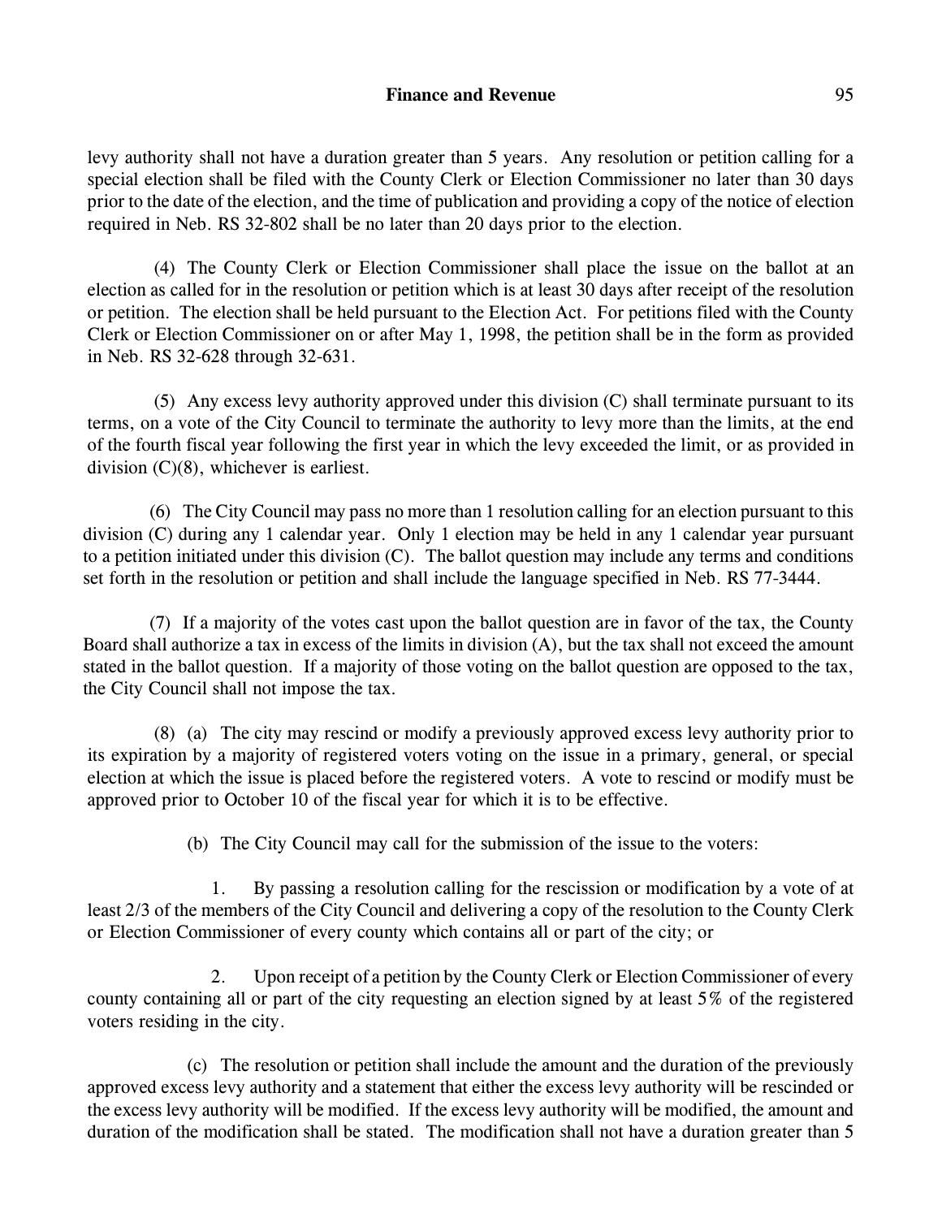levy authority shall not have a duration greater than 5 years. Any resolution or petition calling for a special election shall be filed with the County Clerk or Election Commissioner no later than 30 days prior to the date of the election, and the time of publication and providing a copy of the notice of election required in Neb. RS 32-802 shall be no later than 20 days prior to the election.

(4) The County Clerk or Election Commissioner shall place the issue on the ballot at an election as called for in the resolution or petition which is at least 30 days after receipt of the resolution or petition. The election shall be held pursuant to the Election Act. For petitions filed with the County Clerk or Election Commissioner on or after May 1, 1998, the petition shall be in the form as provided in Neb. RS 32-628 through 32-631.

(5) Any excess levy authority approved under this division (C) shall terminate pursuant to its terms, on a vote of the City Council to terminate the authority to levy more than the limits, at the end of the fourth fiscal year following the first year in which the levy exceeded the limit, or as provided in division (C)(8), whichever is earliest.

(6) The City Council may pass no more than 1 resolution calling for an election pursuant to this division (C) during any 1 calendar year. Only 1 election may be held in any 1 calendar year pursuant to a petition initiated under this division (C). The ballot question may include any terms and conditions set forth in the resolution or petition and shall include the language specified in Neb. RS 77-3444.

(7) If a majority of the votes cast upon the ballot question are in favor of the tax, the County Board shall authorize a tax in excess of the limits in division (A), but the tax shall not exceed the amount stated in the ballot question. If a majority of those voting on the ballot question are opposed to the tax, the City Council shall not impose the tax.

(8) (a) The city may rescind or modify a previously approved excess levy authority prior to its expiration by a majority of registered voters voting on the issue in a primary, general, or special election at which the issue is placed before the registered voters. A vote to rescind or modify must be approved prior to October 10 of the fiscal year for which it is to be effective.

(b) The City Council may call for the submission of the issue to the voters:

1. By passing a resolution calling for the rescission or modification by a vote of at least 2/3 of the members of the City Council and delivering a copy of the resolution to the County Clerk or Election Commissioner of every county which contains all or part of the city; or

2. Upon receipt of a petition by the County Clerk or Election Commissioner of every county containing all or part of the city requesting an election signed by at least 5% of the registered voters residing in the city.

(c) The resolution or petition shall include the amount and the duration of the previously approved excess levy authority and a statement that either the excess levy authority will be rescinded or the excess levy authority will be modified. If the excess levy authority will be modified, the amount and duration of the modification shall be stated. The modification shall not have a duration greater than 5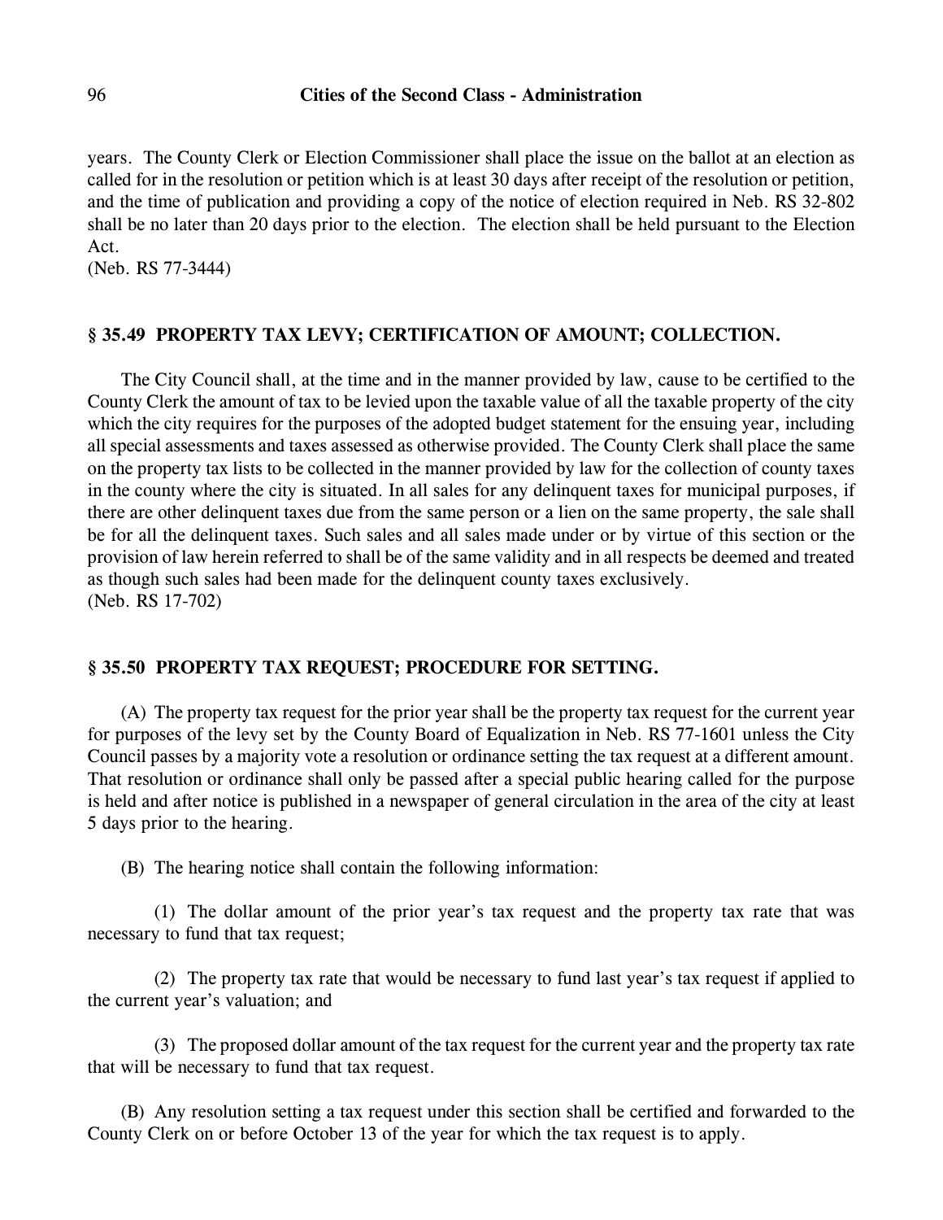years. The County Clerk or Election Commissioner shall place the issue on the ballot at an election as called for in the resolution or petition which is at least 30 days after receipt of the resolution or petition, and the time of publication and providing a copy of the notice of election required in Neb. RS 32-802 shall be no later than 20 days prior to the election. The election shall be held pursuant to the Election Act.
(Neb. RS 77-3444)

## § 35.49 PROPERTY TAX LEVY; CERTIFICATION OF AMOUNT; COLLECTION.

The City Council shall, at the time and in the manner provided by law, cause to be certified to the County Clerk the amount of tax to be levied upon the taxable value of all the taxable property of the city which the city requires for the purposes of the adopted budget statement for the ensuing year, including all special assessments and taxes assessed as otherwise provided. The County Clerk shall place the same on the property tax lists to be collected in the manner provided by law for the collection of county taxes in the county where the city is situated. In all sales for any delinquent taxes for municipal purposes, if there are other delinquent taxes due from the same person or a lien on the same property, the sale shall be for all the delinquent taxes. Such sales and all sales made under or by virtue of this section or the provision of law herein referred to shall be of the same validity and in all respects be deemed and treated as though such sales had been made for the delinquent county taxes exclusively.
(Neb. RS 17-702)

## § 35.50 PROPERTY TAX REQUEST; PROCEDURE FOR SETTING.

(A) The property tax request for the prior year shall be the property tax request for the current year for purposes of the levy set by the County Board of Equalization in Neb. RS 77-1601 unless the City Council passes by a majority vote a resolution or ordinance setting the tax request at a different amount. That resolution or ordinance shall only be passed after a special public hearing called for the purpose is held and after notice is published in a newspaper of general circulation in the area of the city at least 5 days prior to the hearing.

(B) The hearing notice shall contain the following information:

(1) The dollar amount of the prior year's tax request and the property tax rate that was necessary to fund that tax request;

(2) The property tax rate that would be necessary to fund last year's tax request if applied to the current year's valuation; and

(3) The proposed dollar amount of the tax request for the current year and the property tax rate that will be necessary to fund that tax request.

(B) Any resolution setting a tax request under this section shall be certified and forwarded to the County Clerk on or before October 13 of the year for which the tax request is to apply.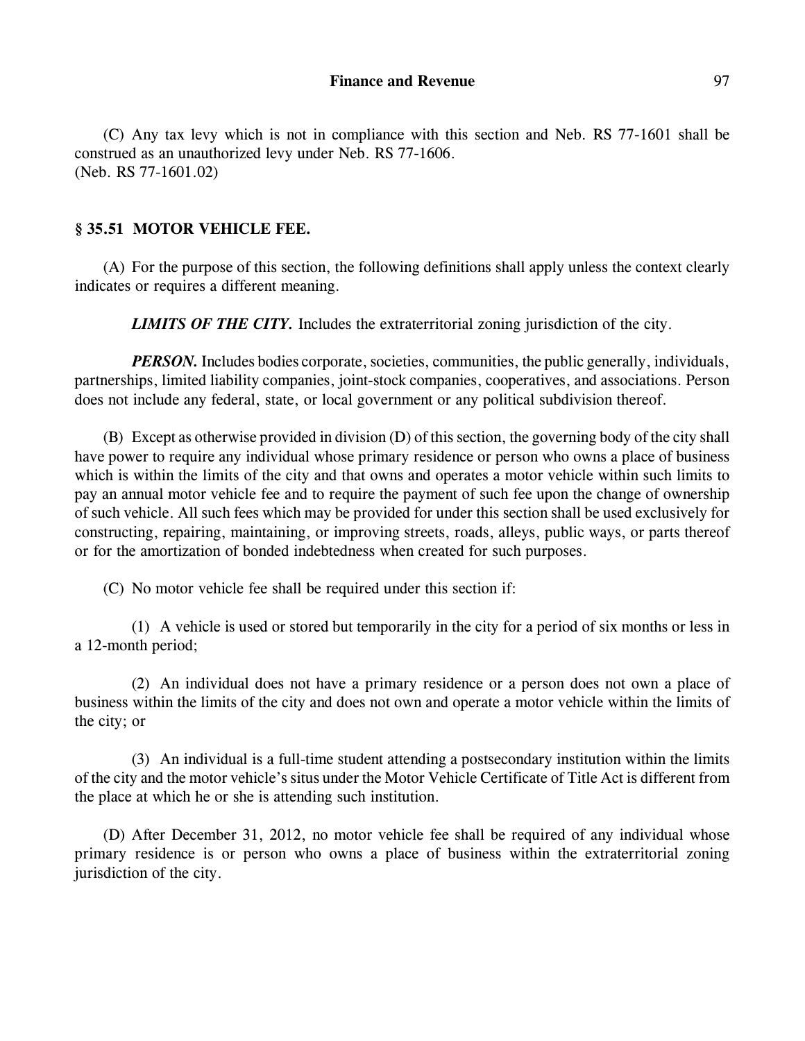(C) Any tax levy which is not in compliance with this section and Neb. RS 77-1601 shall be construed as an unauthorized levy under Neb. RS 77-1606.
(Neb. RS 77-1601.02)

## § 35.51 MOTOR VEHICLE FEE.

(A) For the purpose of this section, the following definitions shall apply unless the context clearly indicates or requires a different meaning.

***LIMITS OF THE CITY.*** Includes the extraterritorial zoning jurisdiction of the city.

***PERSON.*** Includes bodies corporate, societies, communities, the public generally, individuals, partnerships, limited liability companies, joint-stock companies, cooperatives, and associations. Person does not include any federal, state, or local government or any political subdivision thereof.

(B) Except as otherwise provided in division (D) of this section, the governing body of the city shall have power to require any individual whose primary residence or person who owns a place of business which is within the limits of the city and that owns and operates a motor vehicle within such limits to pay an annual motor vehicle fee and to require the payment of such fee upon the change of ownership of such vehicle. All such fees which may be provided for under this section shall be used exclusively for constructing, repairing, maintaining, or improving streets, roads, alleys, public ways, or parts thereof or for the amortization of bonded indebtedness when created for such purposes.

(C) No motor vehicle fee shall be required under this section if:

(1) A vehicle is used or stored but temporarily in the city for a period of six months or less in a 12-month period;

(2) An individual does not have a primary residence or a person does not own a place of business within the limits of the city and does not own and operate a motor vehicle within the limits of the city; or

(3) An individual is a full-time student attending a postsecondary institution within the limits of the city and the motor vehicle's situs under the Motor Vehicle Certificate of Title Act is different from the place at which he or she is attending such institution.

(D) After December 31, 2012, no motor vehicle fee shall be required of any individual whose primary residence is or person who owns a place of business within the extraterritorial zoning jurisdiction of the city.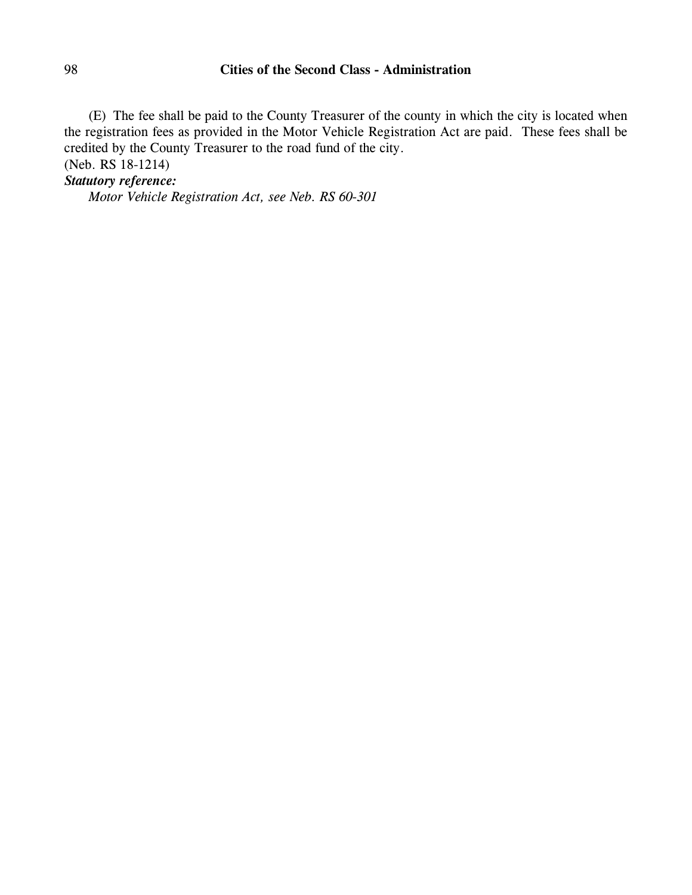(E) The fee shall be paid to the County Treasurer of the county in which the city is located when the registration fees as provided in the Motor Vehicle Registration Act are paid. These fees shall be credited by the County Treasurer to the road fund of the city.
(Neb. RS 18-1214)

***Statutory reference:***

*Motor Vehicle Registration Act, see Neb. RS 60-301*